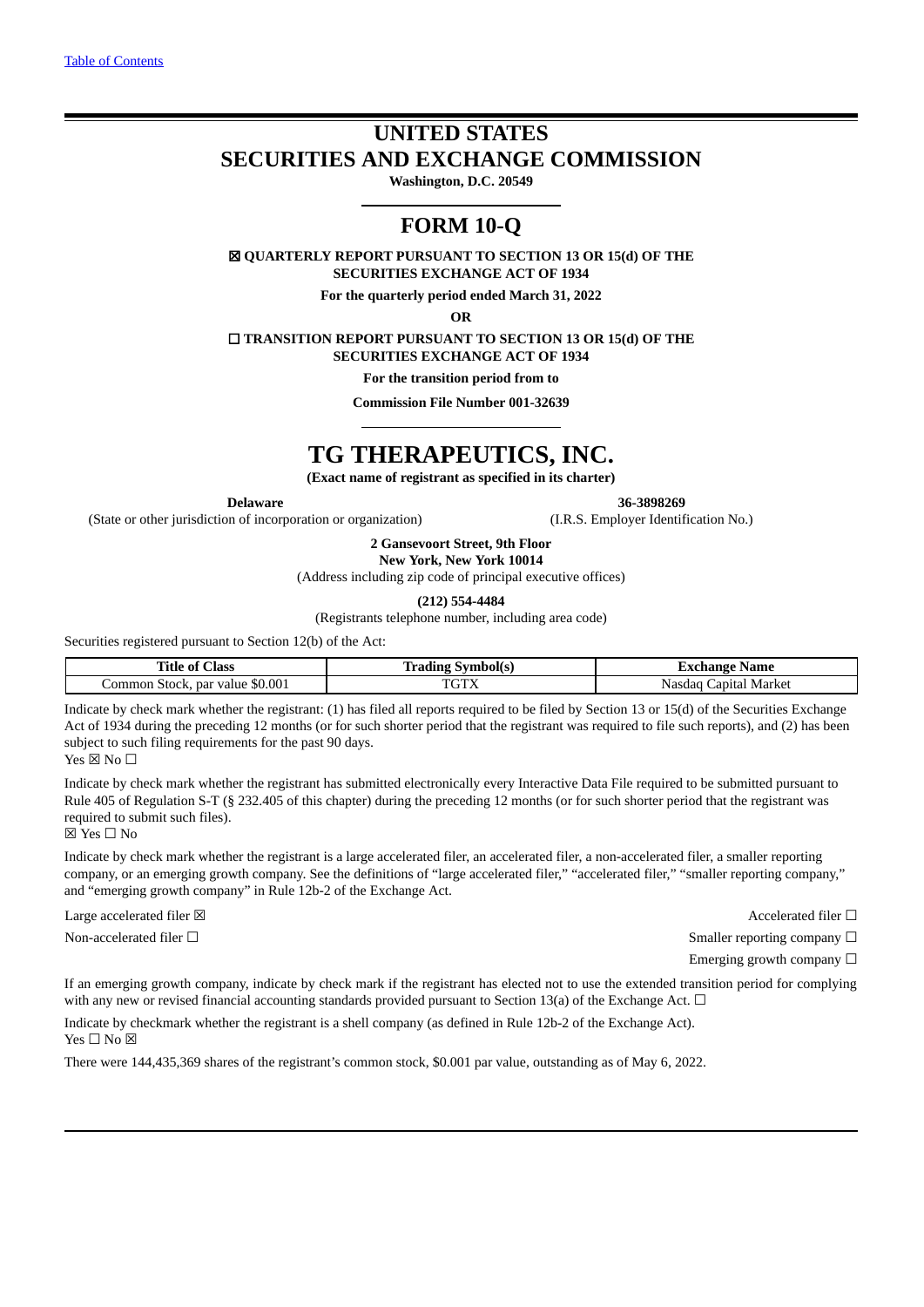[Table of Contents]

# UNITED STATES
# SECURITIES AND EXCHANGE COMMISSION

**Washington, D.C. 20549**

# FORM 10-Q

**☒ QUARTERLY REPORT PURSUANT TO SECTION 13 OR 15(d) OF THE SECURITIES EXCHANGE ACT OF 1934**

**For the quarterly period ended March 31, 2022**

**OR**

**☐ TRANSITION REPORT PURSUANT TO SECTION 13 OR 15(d) OF THE SECURITIES EXCHANGE ACT OF 1934**

**For the transition period from to**

**Commission File Number 001-32639**

# TG THERAPEUTICS, INC.

**(Exact name of registrant as specified in its charter)**

| **Delaware** | **36-3898269** |
|---|---|
| (State or other jurisdiction of incorporation or organization) | (I.R.S. Employer Identification No.) |

**2 Gansevoort Street, 9th Floor**
**New York, New York 10014**
(Address including zip code of principal executive offices)

**(212) 554-4484**
(Registrants telephone number, including area code)

Securities registered pursuant to Section 12(b) of the Act:

| Title of Class | Trading Symbol(s) | Exchange Name |
|---|---|---|
| Common Stock, par value $0.001 | TGTX | Nasdaq Capital Market |

Indicate by check mark whether the registrant: (1) has filed all reports required to be filed by Section 13 or 15(d) of the Securities Exchange Act of 1934 during the preceding 12 months (or for such shorter period that the registrant was required to file such reports), and (2) has been subject to such filing requirements for the past 90 days.
Yes ☒ No ☐

Indicate by check mark whether the registrant has submitted electronically every Interactive Data File required to be submitted pursuant to Rule 405 of Regulation S-T (§ 232.405 of this chapter) during the preceding 12 months (or for such shorter period that the registrant was required to submit such files).
☒ Yes ☐ No

Indicate by check mark whether the registrant is a large accelerated filer, an accelerated filer, a non-accelerated filer, a smaller reporting company, or an emerging growth company. See the definitions of "large accelerated filer," "accelerated filer," "smaller reporting company," and "emerging growth company" in Rule 12b-2 of the Exchange Act.

| | |
|---|---|
| Large accelerated filer ☒ | Accelerated filer ☐ |
| Non-accelerated filer ☐ | Smaller reporting company ☐ |
| | Emerging growth company ☐ |

If an emerging growth company, indicate by check mark if the registrant has elected not to use the extended transition period for complying with any new or revised financial accounting standards provided pursuant to Section 13(a) of the Exchange Act. ☐

Indicate by checkmark whether the registrant is a shell company (as defined in Rule 12b-2 of the Exchange Act).
Yes ☐ No ☒

There were 144,435,369 shares of the registrant's common stock, $0.001 par value, outstanding as of May 6, 2022.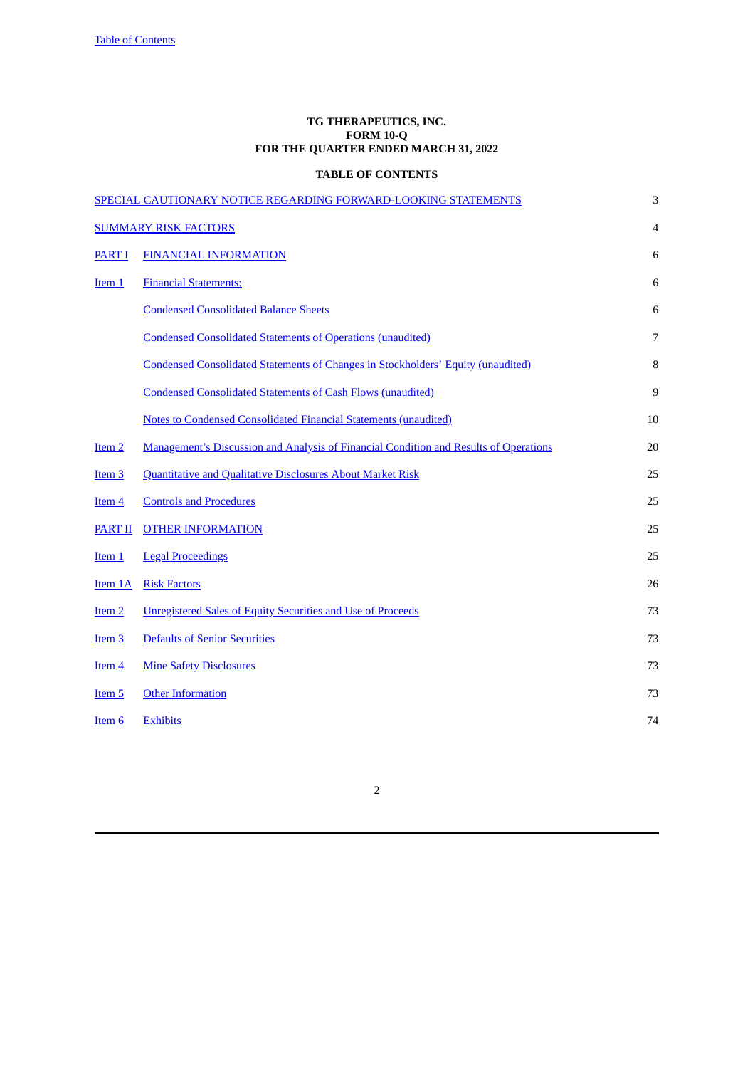**TG THERAPEUTICS, INC.**
**FORM 10-Q**
**FOR THE QUARTER ENDED MARCH 31, 2022**

**TABLE OF CONTENTS**

| | | |
|---|---|---|
| SPECIAL CAUTIONARY NOTICE REGARDING FORWARD-LOOKING STATEMENTS | | 3 |
| SUMMARY RISK FACTORS | | 4 |
| PART I | FINANCIAL INFORMATION | 6 |
| Item 1 | Financial Statements: | 6 |
| | Condensed Consolidated Balance Sheets | 6 |
| | Condensed Consolidated Statements of Operations (unaudited) | 7 |
| | Condensed Consolidated Statements of Changes in Stockholders' Equity (unaudited) | 8 |
| | Condensed Consolidated Statements of Cash Flows (unaudited) | 9 |
| | Notes to Condensed Consolidated Financial Statements (unaudited) | 10 |
| Item 2 | Management's Discussion and Analysis of Financial Condition and Results of Operations | 20 |
| Item 3 | Quantitative and Qualitative Disclosures About Market Risk | 25 |
| Item 4 | Controls and Procedures | 25 |
| PART II | OTHER INFORMATION | 25 |
| Item 1 | Legal Proceedings | 25 |
| Item 1A | Risk Factors | 26 |
| Item 2 | Unregistered Sales of Equity Securities and Use of Proceeds | 73 |
| Item 3 | Defaults of Senior Securities | 73 |
| Item 4 | Mine Safety Disclosures | 73 |
| Item 5 | Other Information | 73 |
| Item 6 | Exhibits | 74 |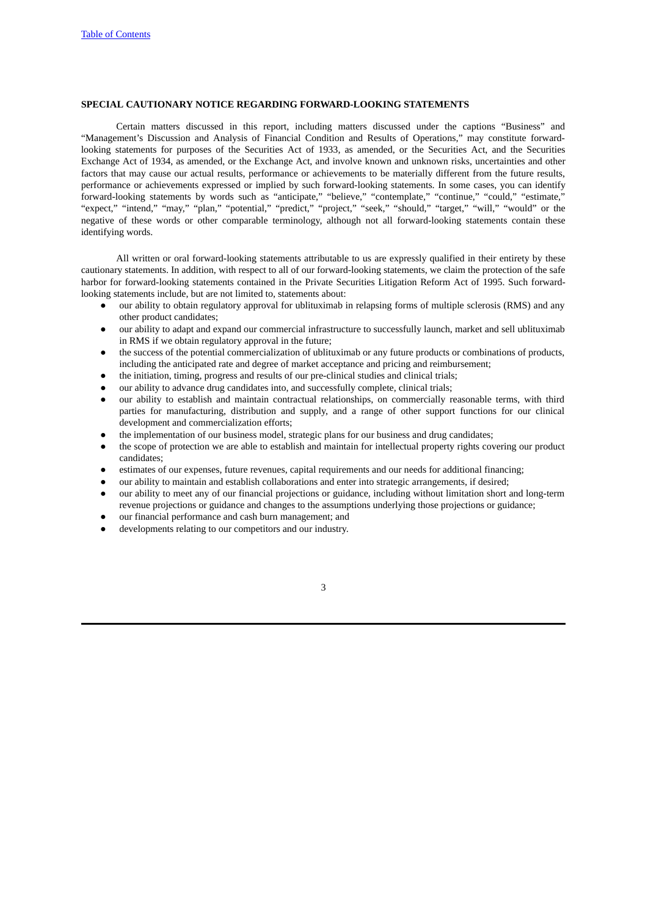## SPECIAL CAUTIONARY NOTICE REGARDING FORWARD-LOOKING STATEMENTS

Certain matters discussed in this report, including matters discussed under the captions "Business" and "Management's Discussion and Analysis of Financial Condition and Results of Operations," may constitute forward-looking statements for purposes of the Securities Act of 1933, as amended, or the Securities Act, and the Securities Exchange Act of 1934, as amended, or the Exchange Act, and involve known and unknown risks, uncertainties and other factors that may cause our actual results, performance or achievements to be materially different from the future results, performance or achievements expressed or implied by such forward-looking statements. In some cases, you can identify forward-looking statements by words such as "anticipate," "believe," "contemplate," "continue," "could," "estimate," "expect," "intend," "may," "plan," "potential," "predict," "project," "seek," "should," "target," "will," "would" or the negative of these words or other comparable terminology, although not all forward-looking statements contain these identifying words.

All written or oral forward-looking statements attributable to us are expressly qualified in their entirety by these cautionary statements. In addition, with respect to all of our forward-looking statements, we claim the protection of the safe harbor for forward-looking statements contained in the Private Securities Litigation Reform Act of 1995. Such forward-looking statements include, but are not limited to, statements about:

- our ability to obtain regulatory approval for ublituximab in relapsing forms of multiple sclerosis (RMS) and any other product candidates;
- our ability to adapt and expand our commercial infrastructure to successfully launch, market and sell ublituximab in RMS if we obtain regulatory approval in the future;
- the success of the potential commercialization of ublituximab or any future products or combinations of products, including the anticipated rate and degree of market acceptance and pricing and reimbursement;
- the initiation, timing, progress and results of our pre-clinical studies and clinical trials;
- our ability to advance drug candidates into, and successfully complete, clinical trials;
- our ability to establish and maintain contractual relationships, on commercially reasonable terms, with third parties for manufacturing, distribution and supply, and a range of other support functions for our clinical development and commercialization efforts;
- the implementation of our business model, strategic plans for our business and drug candidates;
- the scope of protection we are able to establish and maintain for intellectual property rights covering our product candidates;
- estimates of our expenses, future revenues, capital requirements and our needs for additional financing;
- our ability to maintain and establish collaborations and enter into strategic arrangements, if desired;
- our ability to meet any of our financial projections or guidance, including without limitation short and long-term revenue projections or guidance and changes to the assumptions underlying those projections or guidance;
- our financial performance and cash burn management; and
- developments relating to our competitors and our industry.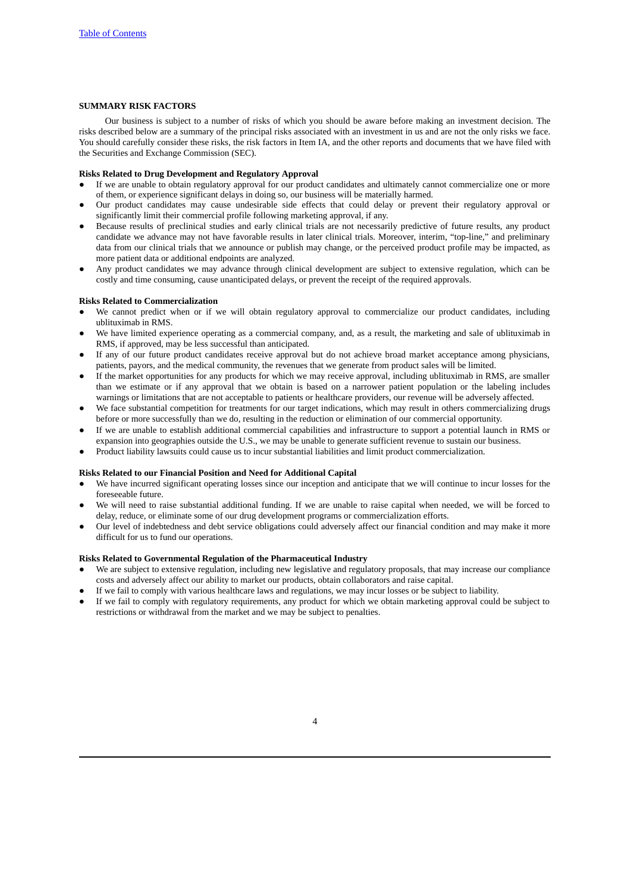## SUMMARY RISK FACTORS

Our business is subject to a number of risks of which you should be aware before making an investment decision. The risks described below are a summary of the principal risks associated with an investment in us and are not the only risks we face. You should carefully consider these risks, the risk factors in Item IA, and the other reports and documents that we have filed with the Securities and Exchange Commission (SEC).

**Risks Related to Drug Development and Regulatory Approval**

- If we are unable to obtain regulatory approval for our product candidates and ultimately cannot commercialize one or more of them, or experience significant delays in doing so, our business will be materially harmed.
- Our product candidates may cause undesirable side effects that could delay or prevent their regulatory approval or significantly limit their commercial profile following marketing approval, if any.
- Because results of preclinical studies and early clinical trials are not necessarily predictive of future results, any product candidate we advance may not have favorable results in later clinical trials. Moreover, interim, "top-line," and preliminary data from our clinical trials that we announce or publish may change, or the perceived product profile may be impacted, as more patient data or additional endpoints are analyzed.
- Any product candidates we may advance through clinical development are subject to extensive regulation, which can be costly and time consuming, cause unanticipated delays, or prevent the receipt of the required approvals.

**Risks Related to Commercialization**

- We cannot predict when or if we will obtain regulatory approval to commercialize our product candidates, including ublituximab in RMS.
- We have limited experience operating as a commercial company, and, as a result, the marketing and sale of ublituximab in RMS, if approved, may be less successful than anticipated.
- If any of our future product candidates receive approval but do not achieve broad market acceptance among physicians, patients, payors, and the medical community, the revenues that we generate from product sales will be limited.
- If the market opportunities for any products for which we may receive approval, including ublituximab in RMS, are smaller than we estimate or if any approval that we obtain is based on a narrower patient population or the labeling includes warnings or limitations that are not acceptable to patients or healthcare providers, our revenue will be adversely affected.
- We face substantial competition for treatments for our target indications, which may result in others commercializing drugs before or more successfully than we do, resulting in the reduction or elimination of our commercial opportunity.
- If we are unable to establish additional commercial capabilities and infrastructure to support a potential launch in RMS or expansion into geographies outside the U.S., we may be unable to generate sufficient revenue to sustain our business.
- Product liability lawsuits could cause us to incur substantial liabilities and limit product commercialization.

**Risks Related to our Financial Position and Need for Additional Capital**

- We have incurred significant operating losses since our inception and anticipate that we will continue to incur losses for the foreseeable future.
- We will need to raise substantial additional funding. If we are unable to raise capital when needed, we will be forced to delay, reduce, or eliminate some of our drug development programs or commercialization efforts.
- Our level of indebtedness and debt service obligations could adversely affect our financial condition and may make it more difficult for us to fund our operations.

**Risks Related to Governmental Regulation of the Pharmaceutical Industry**

- We are subject to extensive regulation, including new legislative and regulatory proposals, that may increase our compliance costs and adversely affect our ability to market our products, obtain collaborators and raise capital.
- If we fail to comply with various healthcare laws and regulations, we may incur losses or be subject to liability.
- If we fail to comply with regulatory requirements, any product for which we obtain marketing approval could be subject to restrictions or withdrawal from the market and we may be subject to penalties.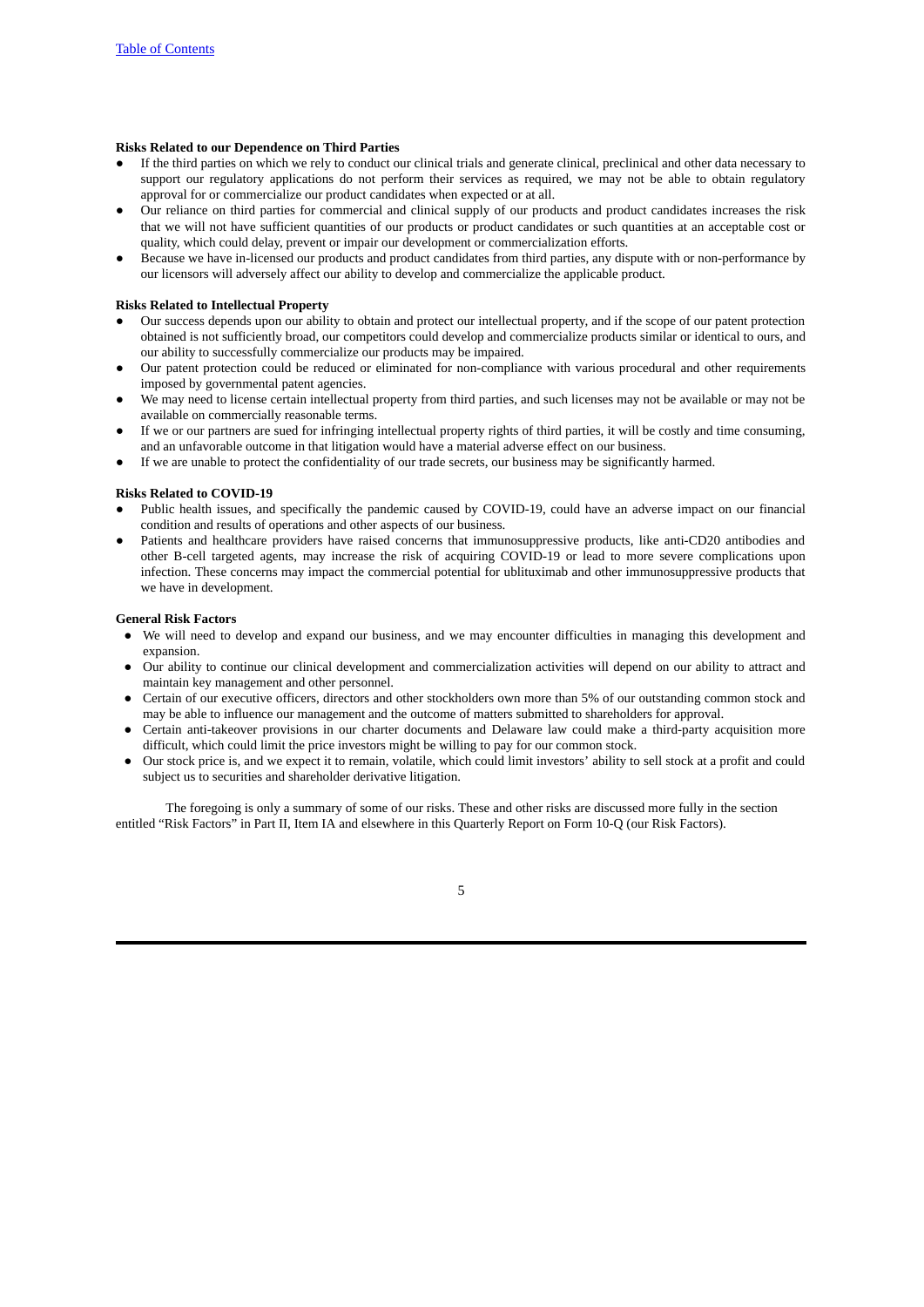**Risks Related to our Dependence on Third Parties**

- If the third parties on which we rely to conduct our clinical trials and generate clinical, preclinical and other data necessary to support our regulatory applications do not perform their services as required, we may not be able to obtain regulatory approval for or commercialize our product candidates when expected or at all.
- Our reliance on third parties for commercial and clinical supply of our products and product candidates increases the risk that we will not have sufficient quantities of our products or product candidates or such quantities at an acceptable cost or quality, which could delay, prevent or impair our development or commercialization efforts.
- Because we have in-licensed our products and product candidates from third parties, any dispute with or non-performance by our licensors will adversely affect our ability to develop and commercialize the applicable product.

**Risks Related to Intellectual Property**

- Our success depends upon our ability to obtain and protect our intellectual property, and if the scope of our patent protection obtained is not sufficiently broad, our competitors could develop and commercialize products similar or identical to ours, and our ability to successfully commercialize our products may be impaired.
- Our patent protection could be reduced or eliminated for non-compliance with various procedural and other requirements imposed by governmental patent agencies.
- We may need to license certain intellectual property from third parties, and such licenses may not be available or may not be available on commercially reasonable terms.
- If we or our partners are sued for infringing intellectual property rights of third parties, it will be costly and time consuming, and an unfavorable outcome in that litigation would have a material adverse effect on our business.
- If we are unable to protect the confidentiality of our trade secrets, our business may be significantly harmed.

**Risks Related to COVID-19**

- Public health issues, and specifically the pandemic caused by COVID-19, could have an adverse impact on our financial condition and results of operations and other aspects of our business.
- Patients and healthcare providers have raised concerns that immunosuppressive products, like anti-CD20 antibodies and other B-cell targeted agents, may increase the risk of acquiring COVID-19 or lead to more severe complications upon infection. These concerns may impact the commercial potential for ublituximab and other immunosuppressive products that we have in development.

**General Risk Factors**

- We will need to develop and expand our business, and we may encounter difficulties in managing this development and expansion.
- Our ability to continue our clinical development and commercialization activities will depend on our ability to attract and maintain key management and other personnel.
- Certain of our executive officers, directors and other stockholders own more than 5% of our outstanding common stock and may be able to influence our management and the outcome of matters submitted to shareholders for approval.
- Certain anti-takeover provisions in our charter documents and Delaware law could make a third-party acquisition more difficult, which could limit the price investors might be willing to pay for our common stock.
- Our stock price is, and we expect it to remain, volatile, which could limit investors' ability to sell stock at a profit and could subject us to securities and shareholder derivative litigation.

The foregoing is only a summary of some of our risks. These and other risks are discussed more fully in the section entitled "Risk Factors" in Part II, Item IA and elsewhere in this Quarterly Report on Form 10-Q (our Risk Factors).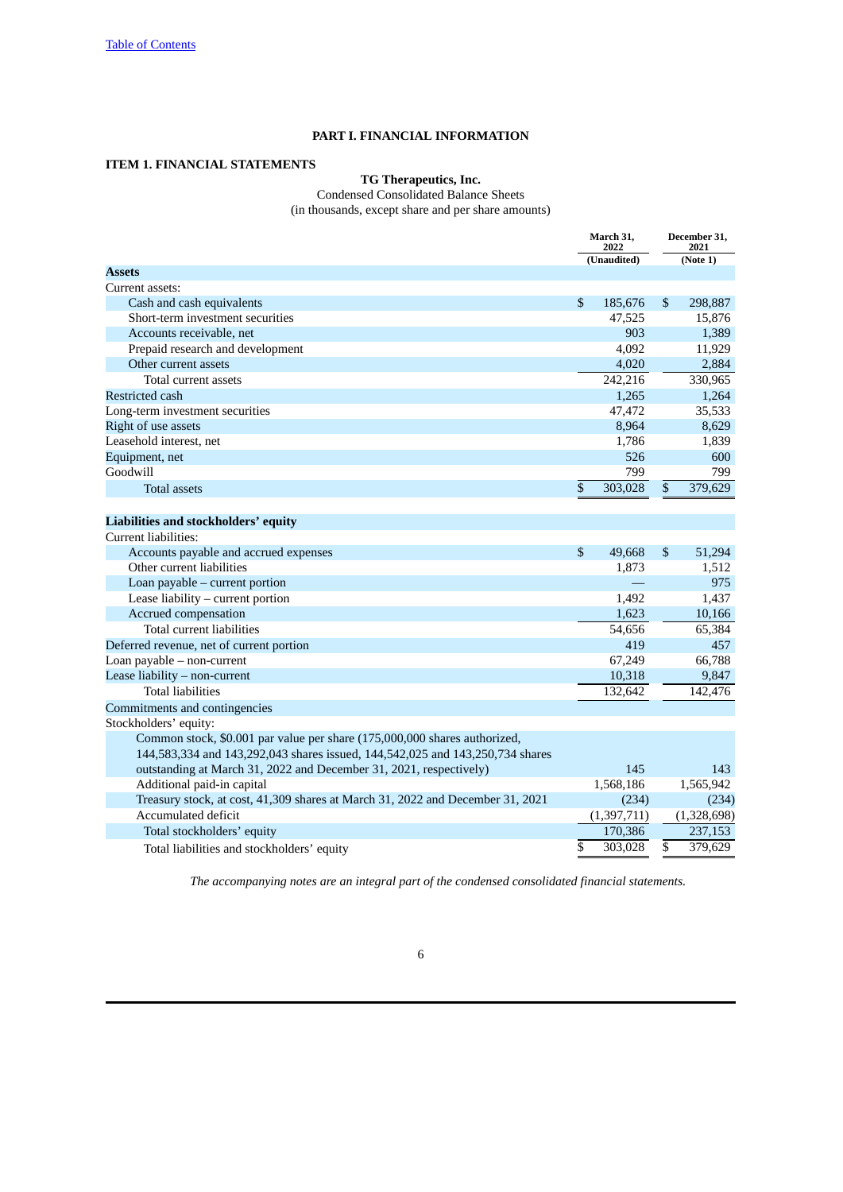"Table of Contents" link at top — it's a running header; omit.

# PART I. FINANCIAL INFORMATION

## ITEM 1. FINANCIAL STATEMENTS

**TG Therapeutics, Inc.**
Condensed Consolidated Balance Sheets
(in thousands, except share and per share amounts)

| | March 31, 2022 (Unaudited) | December 31, 2021 (Note 1) |
|---|---|---|
| **Assets** | | |
| Current assets: | | |
| Cash and cash equivalents | $ 185,676 | $ 298,887 |
| Short-term investment securities | 47,525 | 15,876 |
| Accounts receivable, net | 903 | 1,389 |
| Prepaid research and development | 4,092 | 11,929 |
| Other current assets | 4,020 | 2,884 |
| Total current assets | 242,216 | 330,965 |
| Restricted cash | 1,265 | 1,264 |
| Long-term investment securities | 47,472 | 35,533 |
| Right of use assets | 8,964 | 8,629 |
| Leasehold interest, net | 1,786 | 1,839 |
| Equipment, net | 526 | 600 |
| Goodwill | 799 | 799 |
| Total assets | $ 303,028 | $ 379,629 |
| | | |
| **Liabilities and stockholders' equity** | | |
| Current liabilities: | | |
| Accounts payable and accrued expenses | $ 49,668 | $ 51,294 |
| Other current liabilities | 1,873 | 1,512 |
| Loan payable – current portion | — | 975 |
| Lease liability – current portion | 1,492 | 1,437 |
| Accrued compensation | 1,623 | 10,166 |
| Total current liabilities | 54,656 | 65,384 |
| Deferred revenue, net of current portion | 419 | 457 |
| Loan payable – non-current | 67,249 | 66,788 |
| Lease liability – non-current | 10,318 | 9,847 |
| Total liabilities | 132,642 | 142,476 |
| Commitments and contingencies | | |
| Stockholders' equity: | | |
| Common stock, $0.001 par value per share (175,000,000 shares authorized, 144,583,334 and 143,292,043 shares issued, 144,542,025 and 143,250,734 shares outstanding at March 31, 2022 and December 31, 2021, respectively) | 145 | 143 |
| Additional paid-in capital | 1,568,186 | 1,565,942 |
| Treasury stock, at cost, 41,309 shares at March 31, 2022 and December 31, 2021 | (234) | (234) |
| Accumulated deficit | (1,397,711) | (1,328,698) |
| Total stockholders' equity | 170,386 | 237,153 |
| Total liabilities and stockholders' equity | $ 303,028 | $ 379,629 |

*The accompanying notes are an integral part of the condensed consolidated financial statements.*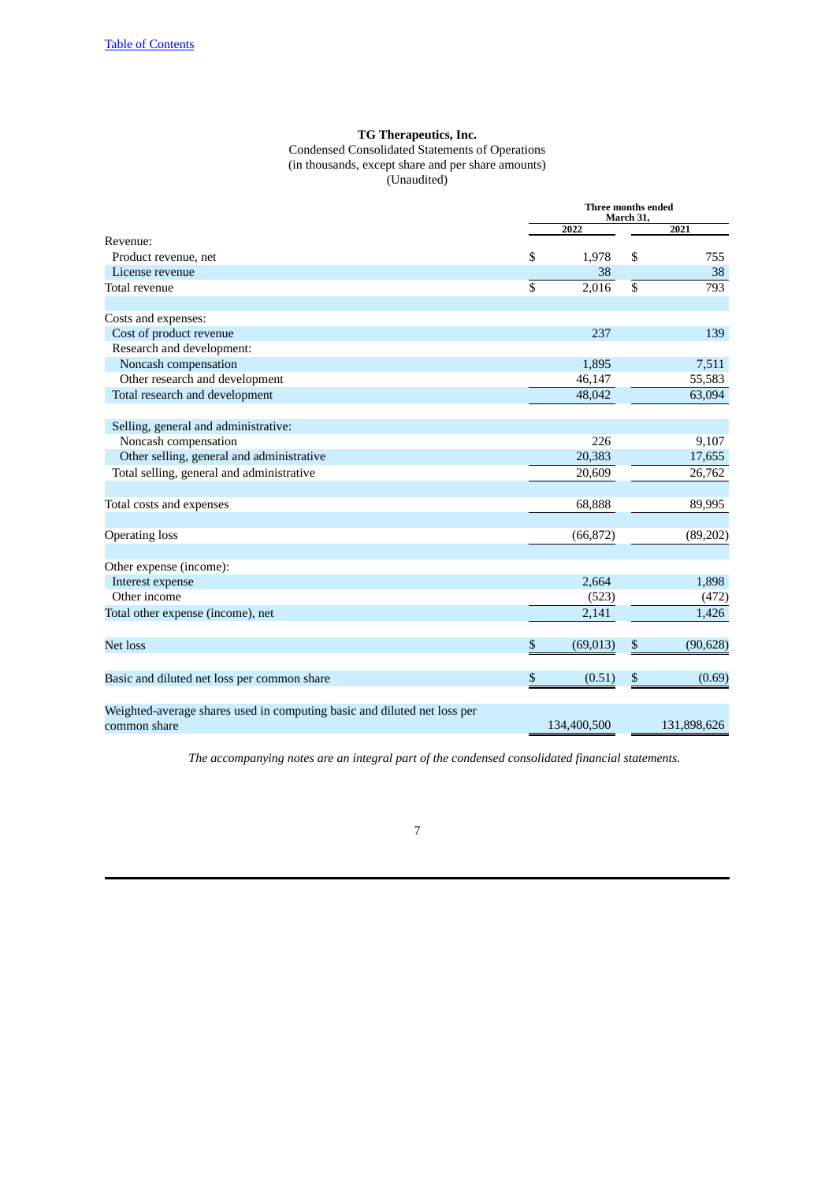[Table of Contents](#)

**TG Therapeutics, Inc.**

Condensed Consolidated Statements of Operations

(in thousands, except share and per share amounts)

(Unaudited)

| | Three months ended March 31, | |
|---|---|---|
| | 2022 | 2021 |
| Revenue: | | |
| Product revenue, net | $ 1,978 | $ 755 |
| License revenue | 38 | 38 |
| Total revenue | $ 2,016 | $ 793 |
| | | |
| Costs and expenses: | | |
| Cost of product revenue | 237 | 139 |
| Research and development: | | |
| Noncash compensation | 1,895 | 7,511 |
| Other research and development | 46,147 | 55,583 |
| Total research and development | 48,042 | 63,094 |
| | | |
| Selling, general and administrative: | | |
| Noncash compensation | 226 | 9,107 |
| Other selling, general and administrative | 20,383 | 17,655 |
| Total selling, general and administrative | 20,609 | 26,762 |
| | | |
| Total costs and expenses | 68,888 | 89,995 |
| | | |
| Operating loss | (66,872) | (89,202) |
| | | |
| Other expense (income): | | |
| Interest expense | 2,664 | 1,898 |
| Other income | (523) | (472) |
| Total other expense (income), net | 2,141 | 1,426 |
| | | |
| Net loss | $ (69,013) | $ (90,628) |
| | | |
| Basic and diluted net loss per common share | $ (0.51) | $ (0.69) |
| | | |
| Weighted-average shares used in computing basic and diluted net loss per common share | 134,400,500 | 131,898,626 |

*The accompanying notes are an integral part of the condensed consolidated financial statements.*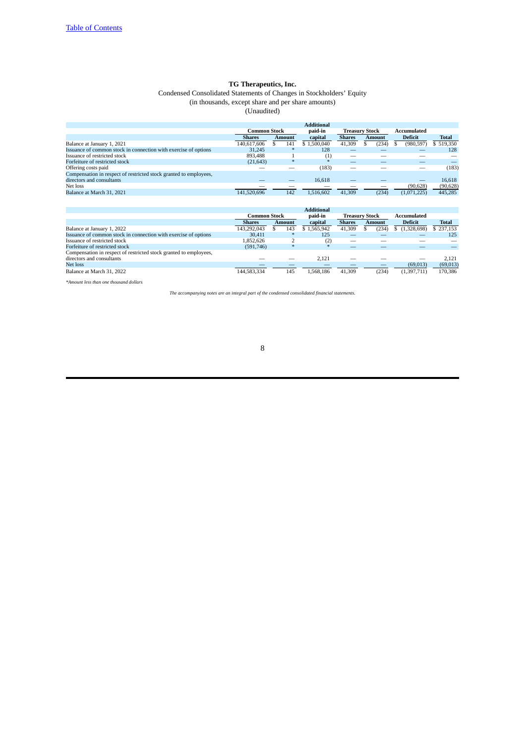[Table of Contents](#)

**TG Therapeutics, Inc.**

Condensed Consolidated Statements of Changes in Stockholders' Equity

(in thousands, except share and per share amounts)

(Unaudited)

| | Common Stock | | Additional paid-in | Treasury Stock | | Accumulated | |
|---|---|---|---|---|---|---|---|
| | Shares | Amount | capital | Shares | Amount | Deficit | Total |
| Balance at January 1, 2021 | 140,617,606 | $ 141 | $ 1,500,040 | 41,309 | $ (234) | $ (980,597) | $ 519,350 |
| Issuance of common stock in connection with exercise of options | 31,245 | * | 128 | — | — | — | 128 |
| Issuance of restricted stock | 893,488 | 1 | (1) | — | — | — | — |
| Forfeiture of restricted stock | (21,643) | * | * | — | — | — | — |
| Offering costs paid | — | — | (183) | — | — | — | (183) |
| Compensation in respect of restricted stock granted to employees, directors and consultants | — | — | 16,618 | — | — | — | 16,618 |
| Net loss | — | — | — | — | — | (90,628) | (90,628) |
| Balance at March 31, 2021 | 141,520,696 | 142 | 1,516,602 | 41,309 | (234) | (1,071,225) | 445,285 |

| | Common Stock | | Additional paid-in | Treasury Stock | | Accumulated | |
|---|---|---|---|---|---|---|---|
| | Shares | Amount | capital | Shares | Amount | Deficit | Total |
| Balance at January 1, 2022 | 143,292,043 | $ 143 | $ 1,565,942 | 41,309 | $ (234) | $ (1,328,698) | $ 237,153 |
| Issuance of common stock in connection with exercise of options | 30,411 | * | 125 | — | — | — | 125 |
| Issuance of restricted stock | 1,852,626 | 2 | (2) | — | — | — | — |
| Forfeiture of restricted stock | (591,746) | * | * | — | — | — | — |
| Compensation in respect of restricted stock granted to employees, directors and consultants | — | — | 2,121 | — | — | — | 2,121 |
| Net loss | — | — | — | — | — | (69,013) | (69,013) |
| Balance at March 31, 2022 | 144,583,334 | 145 | 1,568,186 | 41,309 | (234) | (1,397,711) | 170,386 |

*\*Amount less than one thousand dollars*

*The accompanying notes are an integral part of the condensed consolidated financial statements.*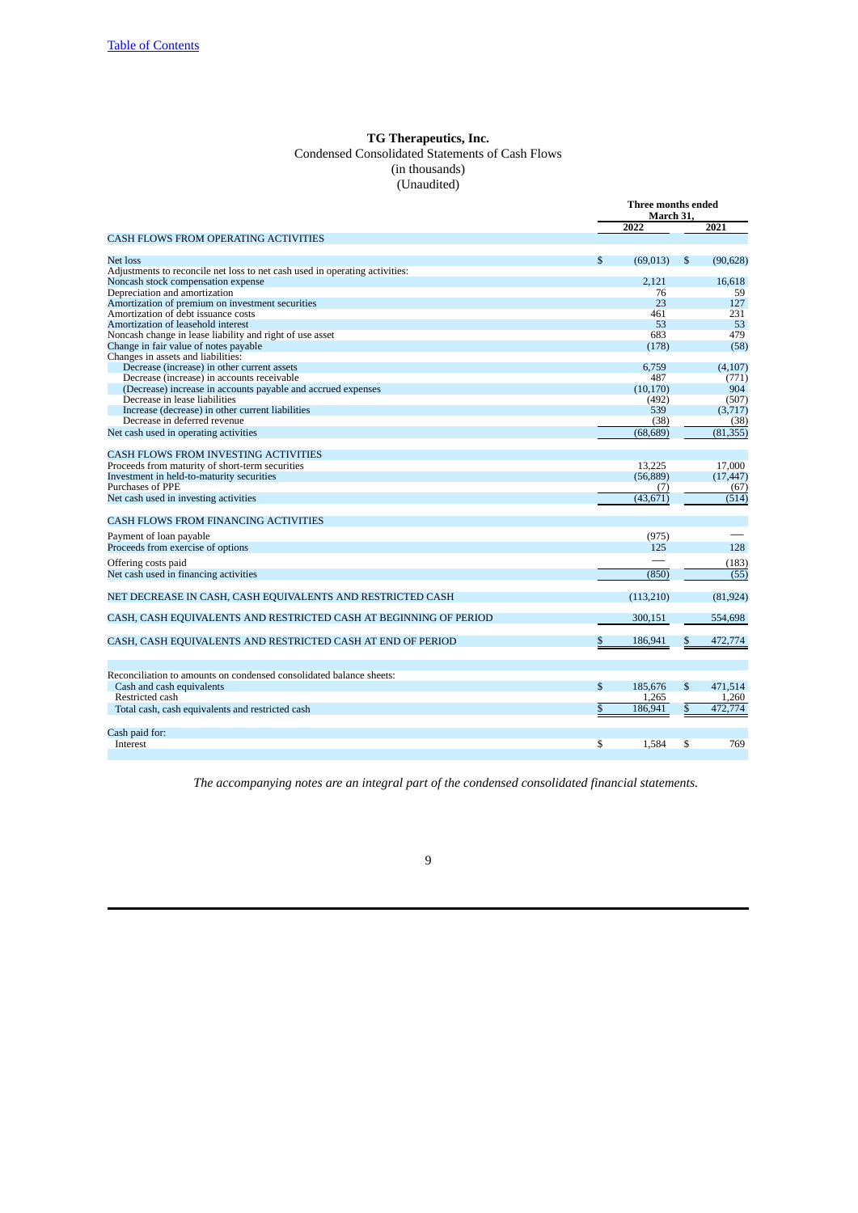**TG Therapeutics, Inc.**
Condensed Consolidated Statements of Cash Flows
(in thousands)
(Unaudited)

| | Three months ended March 31, | |
|---|---|---|
| | 2022 | 2021 |
| CASH FLOWS FROM OPERATING ACTIVITIES | | |
| Net loss | $ (69,013) | $ (90,628) |
| Adjustments to reconcile net loss to net cash used in operating activities: | | |
| Noncash stock compensation expense | 2,121 | 16,618 |
| Depreciation and amortization | 76 | 59 |
| Amortization of premium on investment securities | 23 | 127 |
| Amortization of debt issuance costs | 461 | 231 |
| Amortization of leasehold interest | 53 | 53 |
| Noncash change in lease liability and right of use asset | 683 | 479 |
| Change in fair value of notes payable | (178) | (58) |
| Changes in assets and liabilities: | | |
| Decrease (increase) in other current assets | 6,759 | (4,107) |
| Decrease (increase) in accounts receivable | 487 | (771) |
| (Decrease) increase in accounts payable and accrued expenses | (10,170) | 904 |
| Decrease in lease liabilities | (492) | (507) |
| Increase (decrease) in other current liabilities | 539 | (3,717) |
| Decrease in deferred revenue | (38) | (38) |
| Net cash used in operating activities | (68,689) | (81,355) |
| CASH FLOWS FROM INVESTING ACTIVITIES | | |
| Proceeds from maturity of short-term securities | 13,225 | 17,000 |
| Investment in held-to-maturity securities | (56,889) | (17,447) |
| Purchases of PPE | (7) | (67) |
| Net cash used in investing activities | (43,671) | (514) |
| CASH FLOWS FROM FINANCING ACTIVITIES | | |
| Payment of loan payable | (975) | — |
| Proceeds from exercise of options | 125 | 128 |
| Offering costs paid | — | (183) |
| Net cash used in financing activities | (850) | (55) |
| NET DECREASE IN CASH, CASH EQUIVALENTS AND RESTRICTED CASH | (113,210) | (81,924) |
| CASH, CASH EQUIVALENTS AND RESTRICTED CASH AT BEGINNING OF PERIOD | 300,151 | 554,698 |
| CASH, CASH EQUIVALENTS AND RESTRICTED CASH AT END OF PERIOD | $ 186,941 | $ 472,774 |
| | | |
| Reconciliation to amounts on condensed consolidated balance sheets: | | |
| Cash and cash equivalents | $ 185,676 | $ 471,514 |
| Restricted cash | 1,265 | 1,260 |
| Total cash, cash equivalents and restricted cash | $ 186,941 | $ 472,774 |
| | | |
| Cash paid for: | | |
| Interest | $ 1,584 | $ 769 |

*The accompanying notes are an integral part of the condensed consolidated financial statements.*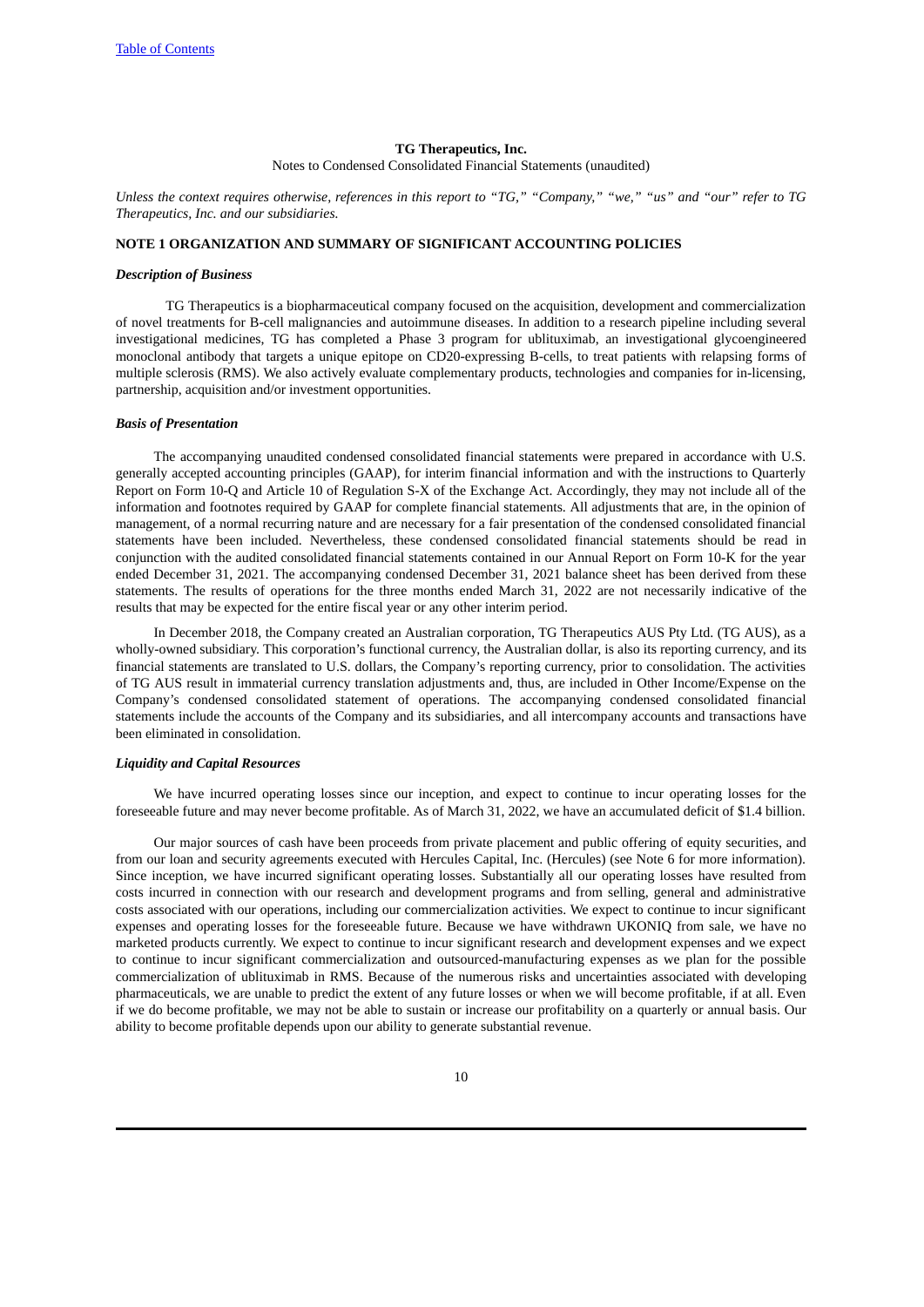**TG Therapeutics, Inc.**

Notes to Condensed Consolidated Financial Statements (unaudited)

*Unless the context requires otherwise, references in this report to "TG," "Company," "we," "us" and "our" refer to TG Therapeutics, Inc. and our subsidiaries.*

**NOTE 1 ORGANIZATION AND SUMMARY OF SIGNIFICANT ACCOUNTING POLICIES**

***Description of Business***

TG Therapeutics is a biopharmaceutical company focused on the acquisition, development and commercialization of novel treatments for B-cell malignancies and autoimmune diseases. In addition to a research pipeline including several investigational medicines, TG has completed a Phase 3 program for ublituximab, an investigational glycoengineered monoclonal antibody that targets a unique epitope on CD20-expressing B-cells, to treat patients with relapsing forms of multiple sclerosis (RMS). We also actively evaluate complementary products, technologies and companies for in-licensing, partnership, acquisition and/or investment opportunities.

***Basis of Presentation***

The accompanying unaudited condensed consolidated financial statements were prepared in accordance with U.S. generally accepted accounting principles (GAAP), for interim financial information and with the instructions to Quarterly Report on Form 10-Q and Article 10 of Regulation S-X of the Exchange Act. Accordingly, they may not include all of the information and footnotes required by GAAP for complete financial statements. All adjustments that are, in the opinion of management, of a normal recurring nature and are necessary for a fair presentation of the condensed consolidated financial statements have been included. Nevertheless, these condensed consolidated financial statements should be read in conjunction with the audited consolidated financial statements contained in our Annual Report on Form 10-K for the year ended December 31, 2021. The accompanying condensed December 31, 2021 balance sheet has been derived from these statements. The results of operations for the three months ended March 31, 2022 are not necessarily indicative of the results that may be expected for the entire fiscal year or any other interim period.

In December 2018, the Company created an Australian corporation, TG Therapeutics AUS Pty Ltd. (TG AUS), as a wholly-owned subsidiary. This corporation's functional currency, the Australian dollar, is also its reporting currency, and its financial statements are translated to U.S. dollars, the Company's reporting currency, prior to consolidation. The activities of TG AUS result in immaterial currency translation adjustments and, thus, are included in Other Income/Expense on the Company's condensed consolidated statement of operations. The accompanying condensed consolidated financial statements include the accounts of the Company and its subsidiaries, and all intercompany accounts and transactions have been eliminated in consolidation.

***Liquidity and Capital Resources***

We have incurred operating losses since our inception, and expect to continue to incur operating losses for the foreseeable future and may never become profitable. As of March 31, 2022, we have an accumulated deficit of $1.4 billion.

Our major sources of cash have been proceeds from private placement and public offering of equity securities, and from our loan and security agreements executed with Hercules Capital, Inc. (Hercules) (see Note 6 for more information). Since inception, we have incurred significant operating losses. Substantially all our operating losses have resulted from costs incurred in connection with our research and development programs and from selling, general and administrative costs associated with our operations, including our commercialization activities. We expect to continue to incur significant expenses and operating losses for the foreseeable future. Because we have withdrawn UKONIQ from sale, we have no marketed products currently. We expect to continue to incur significant research and development expenses and we expect to continue to incur significant commercialization and outsourced-manufacturing expenses as we plan for the possible commercialization of ublituximab in RMS. Because of the numerous risks and uncertainties associated with developing pharmaceuticals, we are unable to predict the extent of any future losses or when we will become profitable, if at all. Even if we do become profitable, we may not be able to sustain or increase our profitability on a quarterly or annual basis. Our ability to become profitable depends upon our ability to generate substantial revenue.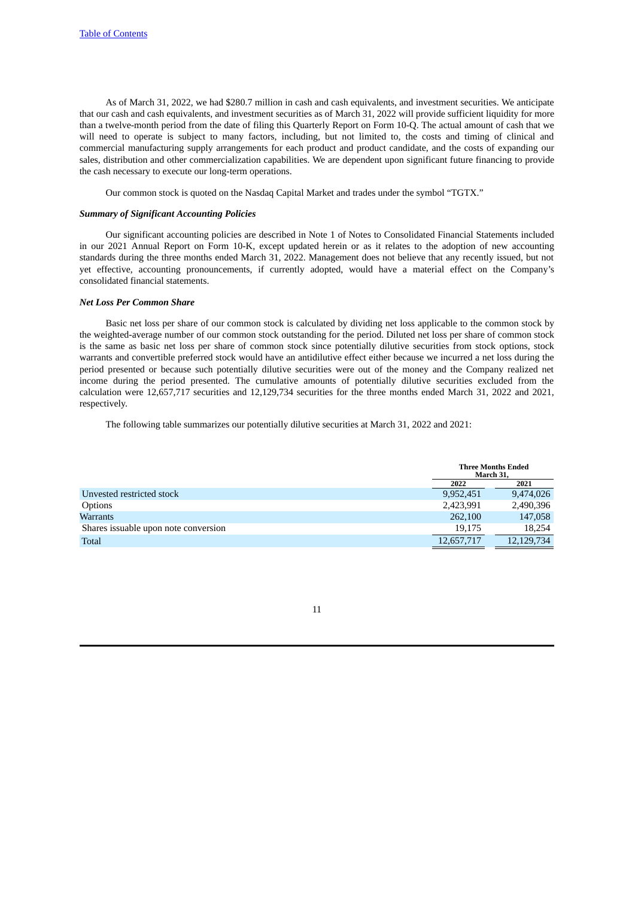As of March 31, 2022, we had $280.7 million in cash and cash equivalents, and investment securities. We anticipate that our cash and cash equivalents, and investment securities as of March 31, 2022 will provide sufficient liquidity for more than a twelve-month period from the date of filing this Quarterly Report on Form 10-Q. The actual amount of cash that we will need to operate is subject to many factors, including, but not limited to, the costs and timing of clinical and commercial manufacturing supply arrangements for each product and product candidate, and the costs of expanding our sales, distribution and other commercialization capabilities. We are dependent upon significant future financing to provide the cash necessary to execute our long-term operations.

Our common stock is quoted on the Nasdaq Capital Market and trades under the symbol "TGTX."

***Summary of Significant Accounting Policies***

Our significant accounting policies are described in Note 1 of Notes to Consolidated Financial Statements included in our 2021 Annual Report on Form 10-K, except updated herein or as it relates to the adoption of new accounting standards during the three months ended March 31, 2022. Management does not believe that any recently issued, but not yet effective, accounting pronouncements, if currently adopted, would have a material effect on the Company's consolidated financial statements.

***Net Loss Per Common Share***

Basic net loss per share of our common stock is calculated by dividing net loss applicable to the common stock by the weighted-average number of our common stock outstanding for the period. Diluted net loss per share of common stock is the same as basic net loss per share of common stock since potentially dilutive securities from stock options, stock warrants and convertible preferred stock would have an antidilutive effect either because we incurred a net loss during the period presented or because such potentially dilutive securities were out of the money and the Company realized net income during the period presented. The cumulative amounts of potentially dilutive securities excluded from the calculation were 12,657,717 securities and 12,129,734 securities for the three months ended March 31, 2022 and 2021, respectively.

The following table summarizes our potentially dilutive securities at March 31, 2022 and 2021:

| | Three Months Ended March 31, | |
|---|---|---|
| | 2022 | 2021 |
| Unvested restricted stock | 9,952,451 | 9,474,026 |
| Options | 2,423,991 | 2,490,396 |
| Warrants | 262,100 | 147,058 |
| Shares issuable upon note conversion | 19,175 | 18,254 |
| Total | 12,657,717 | 12,129,734 |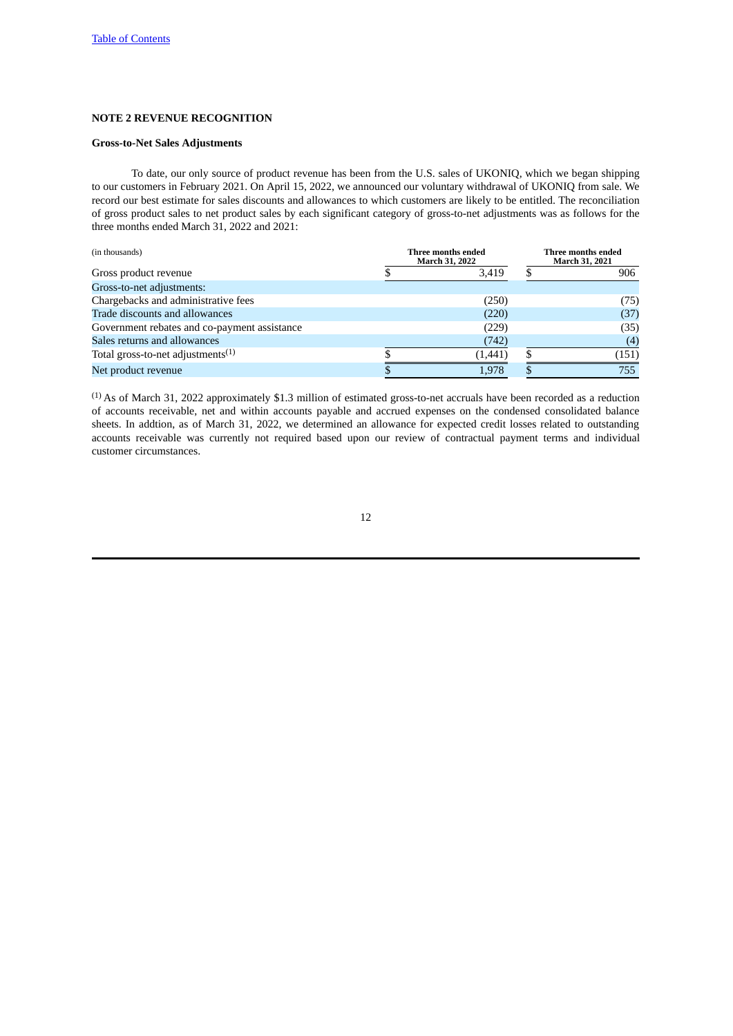## NOTE 2 REVENUE RECOGNITION

### Gross-to-Net Sales Adjustments

To date, our only source of product revenue has been from the U.S. sales of UKONIQ, which we began shipping to our customers in February 2021. On April 15, 2022, we announced our voluntary withdrawal of UKONIQ from sale. We record our best estimate for sales discounts and allowances to which customers are likely to be entitled. The reconciliation of gross product sales to net product sales by each significant category of gross-to-net adjustments was as follows for the three months ended March 31, 2022 and 2021:

| (in thousands) | Three months ended March 31, 2022 | Three months ended March 31, 2021 |
|---|---|---|
| Gross product revenue | $ 3,419 | $ 906 |
| Gross-to-net adjustments: | | |
| Chargebacks and administrative fees | (250) | (75) |
| Trade discounts and allowances | (220) | (37) |
| Government rebates and co-payment assistance | (229) | (35) |
| Sales returns and allowances | (742) | (4) |
| Total gross-to-net adjustments[(1)] | $ (1,441) | $ (151) |
| Net product revenue | $ 1,978 | $ 755 |

[(1)] As of March 31, 2022 approximately $1.3 million of estimated gross-to-net accruals have been recorded as a reduction of accounts receivable, net and within accounts payable and accrued expenses on the condensed consolidated balance sheets. In addtion, as of March 31, 2022, we determined an allowance for expected credit losses related to outstanding accounts receivable was currently not required based upon our review of contractual payment terms and individual customer circumstances.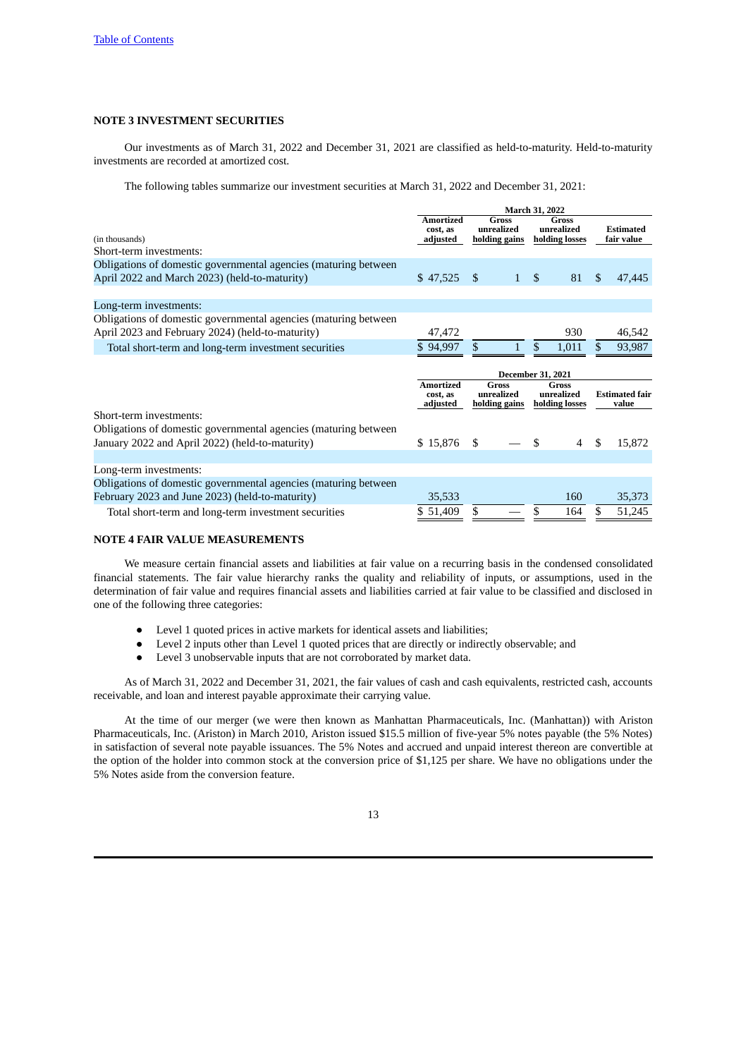## NOTE 3 INVESTMENT SECURITIES

Our investments as of March 31, 2022 and December 31, 2021 are classified as held-to-maturity. Held-to-maturity investments are recorded at amortized cost.

The following tables summarize our investment securities at March 31, 2022 and December 31, 2021:

| | March 31, 2022 | | | |
|---|---|---|---|---|
| (in thousands) | Amortized cost, as adjusted | Gross unrealized holding gains | Gross unrealized holding losses | Estimated fair value |
| Short-term investments: | | | | |
| Obligations of domestic governmental agencies (maturing between April 2022 and March 2023) (held-to-maturity) | $ 47,525 | $ 1 | $ 81 | $ 47,445 |
| Long-term investments: | | | | |
| Obligations of domestic governmental agencies (maturing between April 2023 and February 2024) (held-to-maturity) | 47,472 | | 930 | 46,542 |
| Total short-term and long-term investment securities | $ 94,997 | $ 1 | $ 1,011 | $ 93,987 |

| | December 31, 2021 | | | |
|---|---|---|---|---|
| | Amortized cost, as adjusted | Gross unrealized holding gains | Gross unrealized holding losses | Estimated fair value |
| Short-term investments: | | | | |
| Obligations of domestic governmental agencies (maturing between January 2022 and April 2022) (held-to-maturity) | $ 15,876 | $ — | $ 4 | $ 15,872 |
| Long-term investments: | | | | |
| Obligations of domestic governmental agencies (maturing between February 2023 and June 2023) (held-to-maturity) | 35,533 | | 160 | 35,373 |
| Total short-term and long-term investment securities | $ 51,409 | $ — | $ 164 | $ 51,245 |

## NOTE 4 FAIR VALUE MEASUREMENTS

We measure certain financial assets and liabilities at fair value on a recurring basis in the condensed consolidated financial statements. The fair value hierarchy ranks the quality and reliability of inputs, or assumptions, used in the determination of fair value and requires financial assets and liabilities carried at fair value to be classified and disclosed in one of the following three categories:

- Level 1 quoted prices in active markets for identical assets and liabilities;
- Level 2 inputs other than Level 1 quoted prices that are directly or indirectly observable; and
- Level 3 unobservable inputs that are not corroborated by market data.

As of March 31, 2022 and December 31, 2021, the fair values of cash and cash equivalents, restricted cash, accounts receivable, and loan and interest payable approximate their carrying value.

At the time of our merger (we were then known as Manhattan Pharmaceuticals, Inc. (Manhattan)) with Ariston Pharmaceuticals, Inc. (Ariston) in March 2010, Ariston issued $15.5 million of five-year 5% notes payable (the 5% Notes) in satisfaction of several note payable issuances. The 5% Notes and accrued and unpaid interest thereon are convertible at the option of the holder into common stock at the conversion price of $1,125 per share. We have no obligations under the 5% Notes aside from the conversion feature.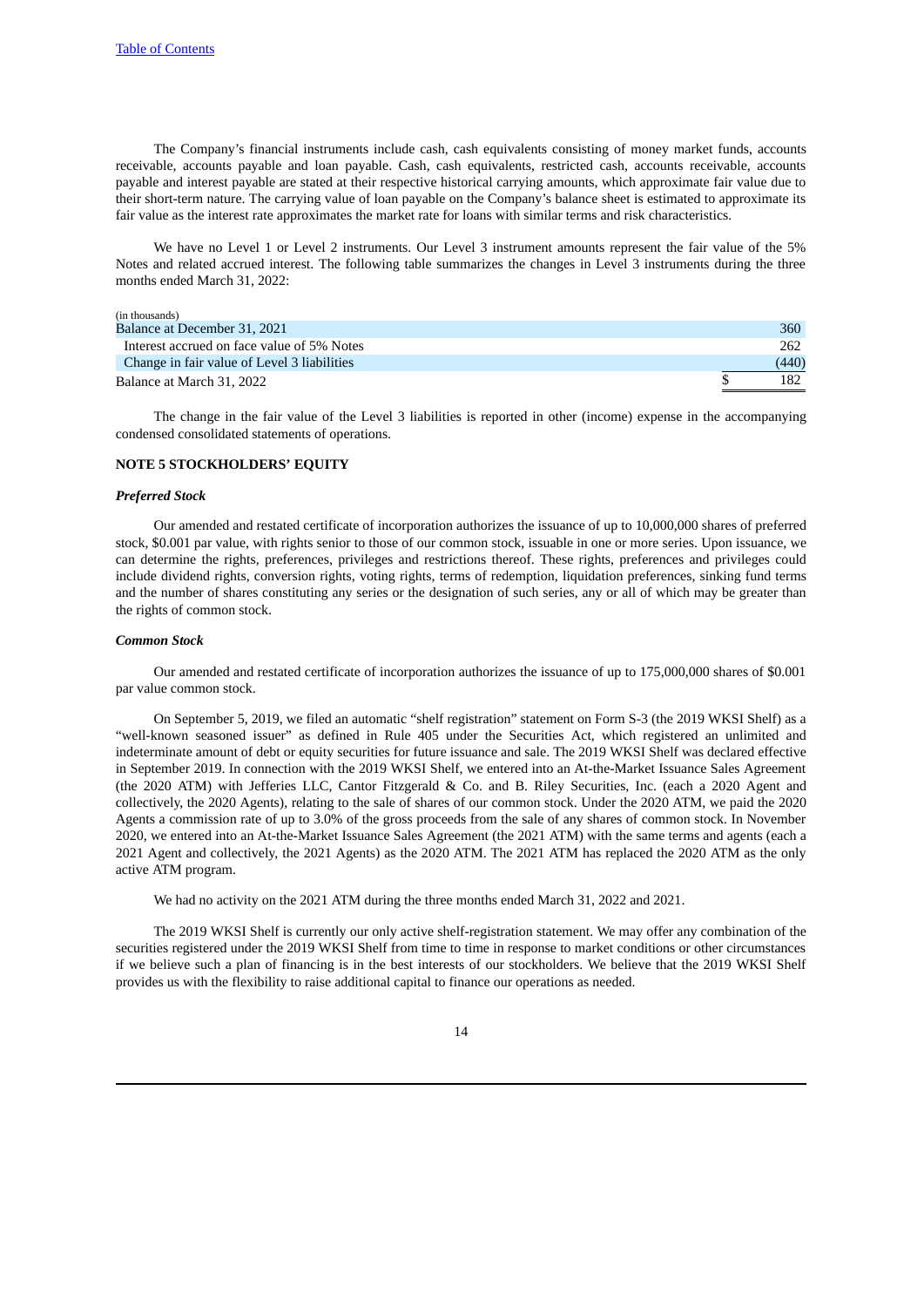The Company's financial instruments include cash, cash equivalents consisting of money market funds, accounts receivable, accounts payable and loan payable. Cash, cash equivalents, restricted cash, accounts receivable, accounts payable and interest payable are stated at their respective historical carrying amounts, which approximate fair value due to their short-term nature. The carrying value of loan payable on the Company's balance sheet is estimated to approximate its fair value as the interest rate approximates the market rate for loans with similar terms and risk characteristics.

We have no Level 1 or Level 2 instruments. Our Level 3 instrument amounts represent the fair value of the 5% Notes and related accrued interest. The following table summarizes the changes in Level 3 instruments during the three months ended March 31, 2022:

| (in thousands) | |
|---|---|
| Balance at December 31, 2021 | 360 |
| Interest accrued on face value of 5% Notes | 262 |
| Change in fair value of Level 3 liabilities | (440) |
| Balance at March 31, 2022 | $ 182 |

The change in the fair value of the Level 3 liabilities is reported in other (income) expense in the accompanying condensed consolidated statements of operations.

## NOTE 5 STOCKHOLDERS' EQUITY

### *Preferred Stock*

Our amended and restated certificate of incorporation authorizes the issuance of up to 10,000,000 shares of preferred stock, $0.001 par value, with rights senior to those of our common stock, issuable in one or more series. Upon issuance, we can determine the rights, preferences, privileges and restrictions thereof. These rights, preferences and privileges could include dividend rights, conversion rights, voting rights, terms of redemption, liquidation preferences, sinking fund terms and the number of shares constituting any series or the designation of such series, any or all of which may be greater than the rights of common stock.

### *Common Stock*

Our amended and restated certificate of incorporation authorizes the issuance of up to 175,000,000 shares of $0.001 par value common stock.

On September 5, 2019, we filed an automatic "shelf registration" statement on Form S-3 (the 2019 WKSI Shelf) as a "well-known seasoned issuer" as defined in Rule 405 under the Securities Act, which registered an unlimited and indeterminate amount of debt or equity securities for future issuance and sale. The 2019 WKSI Shelf was declared effective in September 2019. In connection with the 2019 WKSI Shelf, we entered into an At-the-Market Issuance Sales Agreement (the 2020 ATM) with Jefferies LLC, Cantor Fitzgerald & Co. and B. Riley Securities, Inc. (each a 2020 Agent and collectively, the 2020 Agents), relating to the sale of shares of our common stock. Under the 2020 ATM, we paid the 2020 Agents a commission rate of up to 3.0% of the gross proceeds from the sale of any shares of common stock. In November 2020, we entered into an At-the-Market Issuance Sales Agreement (the 2021 ATM) with the same terms and agents (each a 2021 Agent and collectively, the 2021 Agents) as the 2020 ATM. The 2021 ATM has replaced the 2020 ATM as the only active ATM program.

We had no activity on the 2021 ATM during the three months ended March 31, 2022 and 2021.

The 2019 WKSI Shelf is currently our only active shelf-registration statement. We may offer any combination of the securities registered under the 2019 WKSI Shelf from time to time in response to market conditions or other circumstances if we believe such a plan of financing is in the best interests of our stockholders. We believe that the 2019 WKSI Shelf provides us with the flexibility to raise additional capital to finance our operations as needed.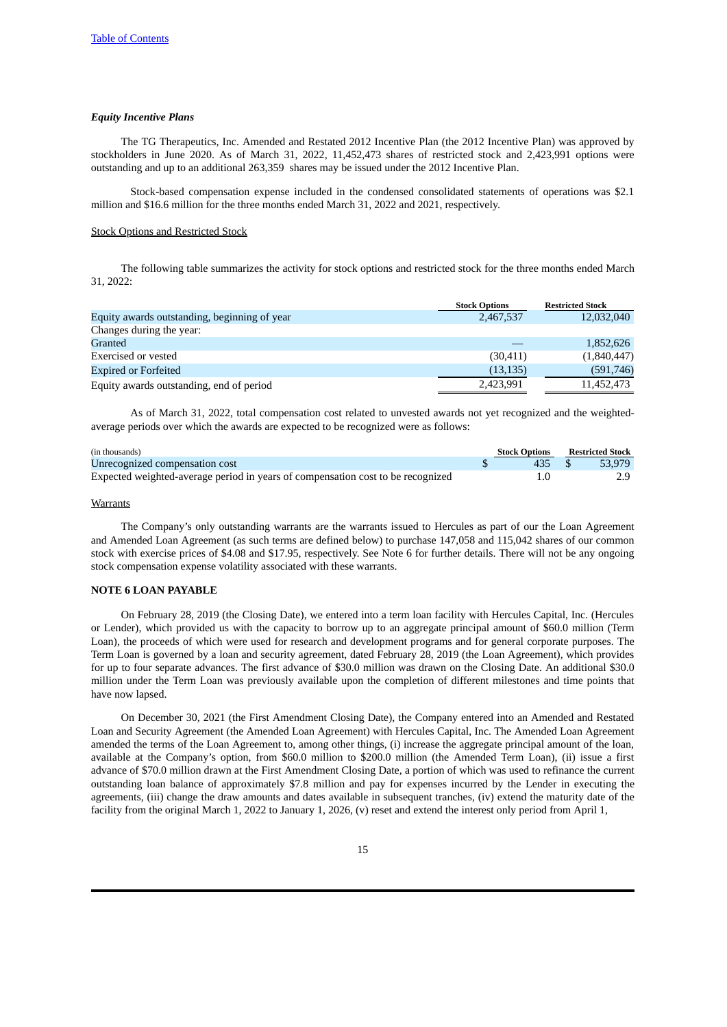### *Equity Incentive Plans*

The TG Therapeutics, Inc. Amended and Restated 2012 Incentive Plan (the 2012 Incentive Plan) was approved by stockholders in June 2020. As of March 31, 2022, 11,452,473 shares of restricted stock and 2,423,991 options were outstanding and up to an additional 263,359 shares may be issued under the 2012 Incentive Plan.

Stock-based compensation expense included in the condensed consolidated statements of operations was $2.1 million and $16.6 million for the three months ended March 31, 2022 and 2021, respectively.

Stock Options and Restricted Stock

The following table summarizes the activity for stock options and restricted stock for the three months ended March 31, 2022:

| | Stock Options | Restricted Stock |
|---|---|---|
| Equity awards outstanding, beginning of year | 2,467,537 | 12,032,040 |
| Changes during the year: | | |
| Granted | — | 1,852,626 |
| Exercised or vested | (30,411) | (1,840,447) |
| Expired or Forfeited | (13,135) | (591,746) |
| Equity awards outstanding, end of period | 2,423,991 | 11,452,473 |

As of March 31, 2022, total compensation cost related to unvested awards not yet recognized and the weighted-average periods over which the awards are expected to be recognized were as follows:

| (in thousands) | Stock Options | Restricted Stock |
|---|---|---|
| Unrecognized compensation cost | $ 435 | $ 53,979 |
| Expected weighted-average period in years of compensation cost to be recognized | 1.0 | 2.9 |

Warrants

The Company's only outstanding warrants are the warrants issued to Hercules as part of our the Loan Agreement and Amended Loan Agreement (as such terms are defined below) to purchase 147,058 and 115,042 shares of our common stock with exercise prices of $4.08 and $17.95, respectively. See Note 6 for further details. There will not be any ongoing stock compensation expense volatility associated with these warrants.

### NOTE 6 LOAN PAYABLE

On February 28, 2019 (the Closing Date), we entered into a term loan facility with Hercules Capital, Inc. (Hercules or Lender), which provided us with the capacity to borrow up to an aggregate principal amount of $60.0 million (Term Loan), the proceeds of which were used for research and development programs and for general corporate purposes. The Term Loan is governed by a loan and security agreement, dated February 28, 2019 (the Loan Agreement), which provides for up to four separate advances. The first advance of $30.0 million was drawn on the Closing Date. An additional $30.0 million under the Term Loan was previously available upon the completion of different milestones and time points that have now lapsed.

On December 30, 2021 (the First Amendment Closing Date), the Company entered into an Amended and Restated Loan and Security Agreement (the Amended Loan Agreement) with Hercules Capital, Inc. The Amended Loan Agreement amended the terms of the Loan Agreement to, among other things, (i) increase the aggregate principal amount of the loan, available at the Company's option, from $60.0 million to $200.0 million (the Amended Term Loan), (ii) issue a first advance of $70.0 million drawn at the First Amendment Closing Date, a portion of which was used to refinance the current outstanding loan balance of approximately $7.8 million and pay for expenses incurred by the Lender in executing the agreements, (iii) change the draw amounts and dates available in subsequent tranches, (iv) extend the maturity date of the facility from the original March 1, 2022 to January 1, 2026, (v) reset and extend the interest only period from April 1,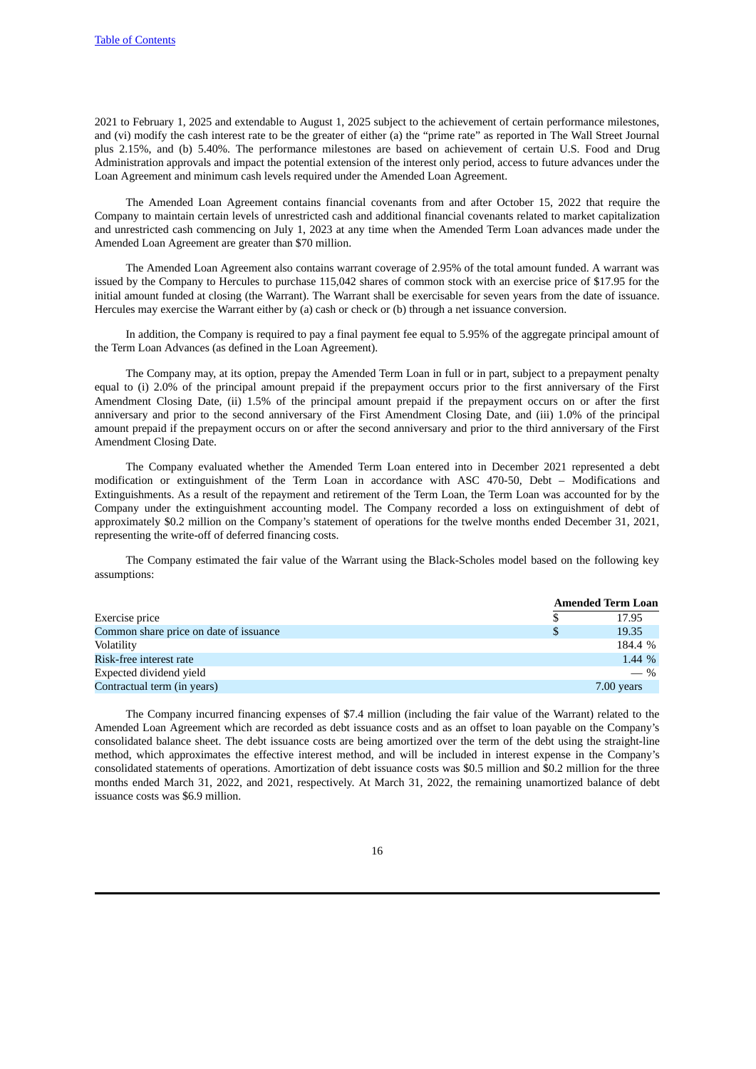2021 to February 1, 2025 and extendable to August 1, 2025 subject to the achievement of certain performance milestones, and (vi) modify the cash interest rate to be the greater of either (a) the "prime rate" as reported in The Wall Street Journal plus 2.15%, and (b) 5.40%. The performance milestones are based on achievement of certain U.S. Food and Drug Administration approvals and impact the potential extension of the interest only period, access to future advances under the Loan Agreement and minimum cash levels required under the Amended Loan Agreement.

The Amended Loan Agreement contains financial covenants from and after October 15, 2022 that require the Company to maintain certain levels of unrestricted cash and additional financial covenants related to market capitalization and unrestricted cash commencing on July 1, 2023 at any time when the Amended Term Loan advances made under the Amended Loan Agreement are greater than $70 million.

The Amended Loan Agreement also contains warrant coverage of 2.95% of the total amount funded. A warrant was issued by the Company to Hercules to purchase 115,042 shares of common stock with an exercise price of $17.95 for the initial amount funded at closing (the Warrant). The Warrant shall be exercisable for seven years from the date of issuance. Hercules may exercise the Warrant either by (a) cash or check or (b) through a net issuance conversion.

In addition, the Company is required to pay a final payment fee equal to 5.95% of the aggregate principal amount of the Term Loan Advances (as defined in the Loan Agreement).

The Company may, at its option, prepay the Amended Term Loan in full or in part, subject to a prepayment penalty equal to (i) 2.0% of the principal amount prepaid if the prepayment occurs prior to the first anniversary of the First Amendment Closing Date, (ii) 1.5% of the principal amount prepaid if the prepayment occurs on or after the first anniversary and prior to the second anniversary of the First Amendment Closing Date, and (iii) 1.0% of the principal amount prepaid if the prepayment occurs on or after the second anniversary and prior to the third anniversary of the First Amendment Closing Date.

The Company evaluated whether the Amended Term Loan entered into in December 2021 represented a debt modification or extinguishment of the Term Loan in accordance with ASC 470-50, Debt – Modifications and Extinguishments. As a result of the repayment and retirement of the Term Loan, the Term Loan was accounted for by the Company under the extinguishment accounting model. The Company recorded a loss on extinguishment of debt of approximately $0.2 million on the Company's statement of operations for the twelve months ended December 31, 2021, representing the write-off of deferred financing costs.

The Company estimated the fair value of the Warrant using the Black-Scholes model based on the following key assumptions:

| | Amended Term Loan |
|---|---|
| Exercise price | $ 17.95 |
| Common share price on date of issuance | $ 19.35 |
| Volatility | 184.4 % |
| Risk-free interest rate | 1.44 % |
| Expected dividend yield | — % |
| Contractual term (in years) | 7.00 years |

The Company incurred financing expenses of $7.4 million (including the fair value of the Warrant) related to the Amended Loan Agreement which are recorded as debt issuance costs and as an offset to loan payable on the Company's consolidated balance sheet. The debt issuance costs are being amortized over the term of the debt using the straight-line method, which approximates the effective interest method, and will be included in interest expense in the Company's consolidated statements of operations. Amortization of debt issuance costs was $0.5 million and $0.2 million for the three months ended March 31, 2022, and 2021, respectively. At March 31, 2022, the remaining unamortized balance of debt issuance costs was $6.9 million.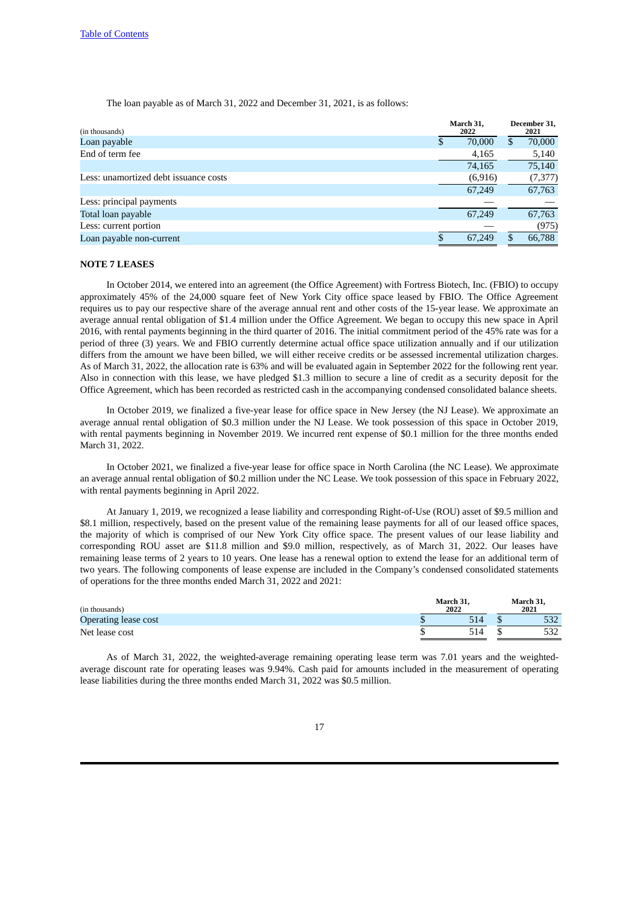The loan payable as of March 31, 2022 and December 31, 2021, is as follows:

| (in thousands) | March 31, 2022 | December 31, 2021 |
|---|---|---|
| Loan payable | $ 70,000 | $ 70,000 |
| End of term fee | 4,165 | 5,140 |
| | 74,165 | 75,140 |
| Less: unamortized debt issuance costs | (6,916) | (7,377) |
| | 67,249 | 67,763 |
| Less: principal payments | — | — |
| Total loan payable | 67,249 | 67,763 |
| Less: current portion | — | (975) |
| Loan payable non-current | $ 67,249 | $ 66,788 |

**NOTE 7 LEASES**

In October 2014, we entered into an agreement (the Office Agreement) with Fortress Biotech, Inc. (FBIO) to occupy approximately 45% of the 24,000 square feet of New York City office space leased by FBIO. The Office Agreement requires us to pay our respective share of the average annual rent and other costs of the 15-year lease. We approximate an average annual rental obligation of $1.4 million under the Office Agreement. We began to occupy this new space in April 2016, with rental payments beginning in the third quarter of 2016. The initial commitment period of the 45% rate was for a period of three (3) years. We and FBIO currently determine actual office space utilization annually and if our utilization differs from the amount we have been billed, we will either receive credits or be assessed incremental utilization charges. As of March 31, 2022, the allocation rate is 63% and will be evaluated again in September 2022 for the following rent year. Also in connection with this lease, we have pledged $1.3 million to secure a line of credit as a security deposit for the Office Agreement, which has been recorded as restricted cash in the accompanying condensed consolidated balance sheets.

In October 2019, we finalized a five-year lease for office space in New Jersey (the NJ Lease). We approximate an average annual rental obligation of $0.3 million under the NJ Lease. We took possession of this space in October 2019, with rental payments beginning in November 2019. We incurred rent expense of $0.1 million for the three months ended March 31, 2022.

In October 2021, we finalized a five-year lease for office space in North Carolina (the NC Lease). We approximate an average annual rental obligation of $0.2 million under the NC Lease. We took possession of this space in February 2022, with rental payments beginning in April 2022.

At January 1, 2019, we recognized a lease liability and corresponding Right-of-Use (ROU) asset of $9.5 million and $8.1 million, respectively, based on the present value of the remaining lease payments for all of our leased office spaces, the majority of which is comprised of our New York City office space. The present values of our lease liability and corresponding ROU asset are $11.8 million and $9.0 million, respectively, as of March 31, 2022. Our leases have remaining lease terms of 2 years to 10 years. One lease has a renewal option to extend the lease for an additional term of two years. The following components of lease expense are included in the Company's condensed consolidated statements of operations for the three months ended March 31, 2022 and 2021:

| (in thousands) | March 31, 2022 | March 31, 2021 |
|---|---|---|
| Operating lease cost | $ 514 | $ 532 |
| Net lease cost | $ 514 | $ 532 |

As of March 31, 2022, the weighted-average remaining operating lease term was 7.01 years and the weighted-average discount rate for operating leases was 9.94%. Cash paid for amounts included in the measurement of operating lease liabilities during the three months ended March 31, 2022 was $0.5 million.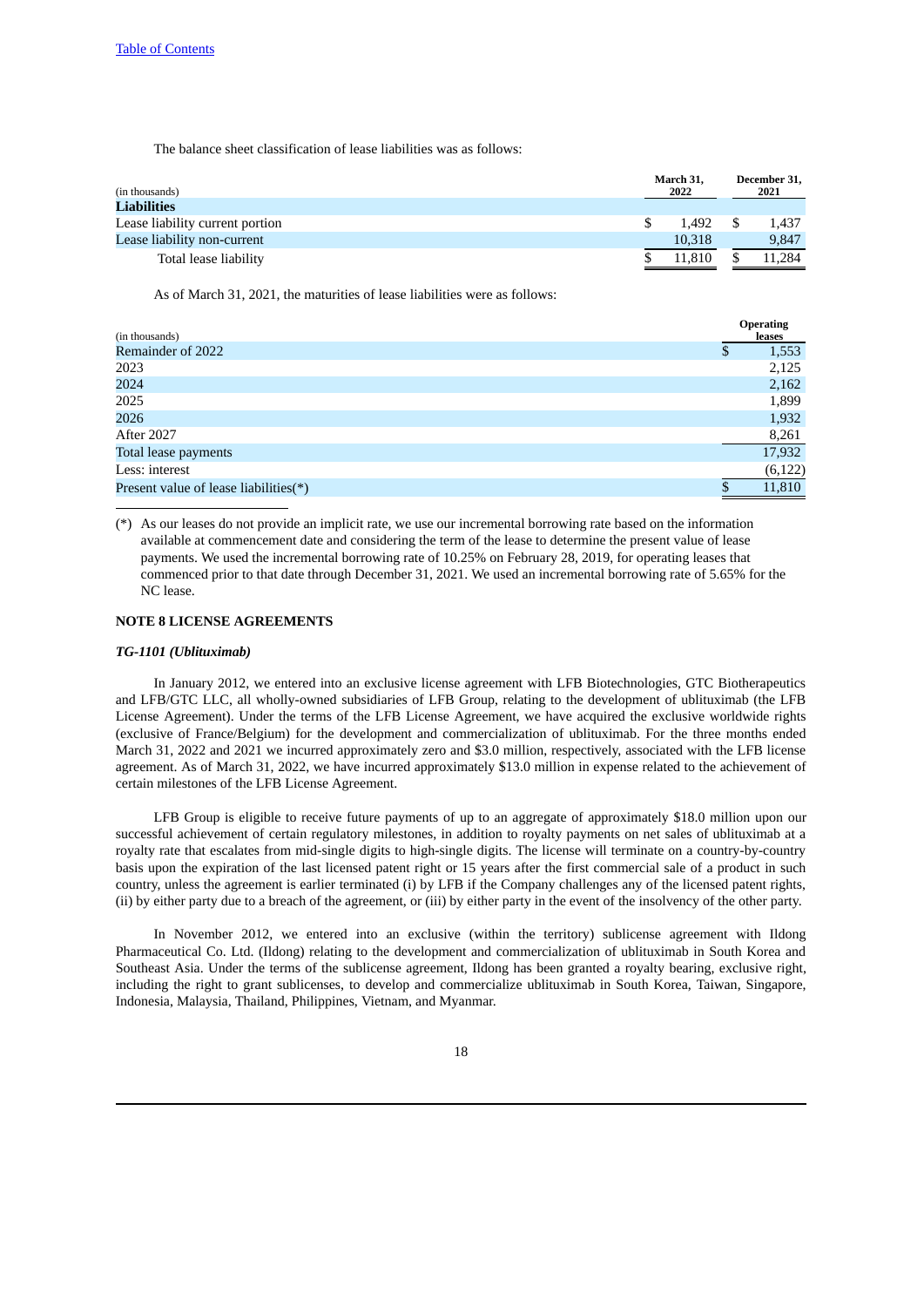The balance sheet classification of lease liabilities was as follows:

| (in thousands) | March 31, 2022 | December 31, 2021 |
|---|---|---|
| **Liabilities** | | |
| Lease liability current portion | $ 1,492 | $ 1,437 |
| Lease liability non-current | 10,318 | 9,847 |
| Total lease liability | $ 11,810 | $ 11,284 |

As of March 31, 2021, the maturities of lease liabilities were as follows:

| (in thousands) | Operating leases |
|---|---|
| Remainder of 2022 | $ 1,553 |
| 2023 | 2,125 |
| 2024 | 2,162 |
| 2025 | 1,899 |
| 2026 | 1,932 |
| After 2027 | 8,261 |
| Total lease payments | 17,932 |
| Less: interest | (6,122) |
| Present value of lease liabilities(*) | $ 11,810 |

(*) As our leases do not provide an implicit rate, we use our incremental borrowing rate based on the information available at commencement date and considering the term of the lease to determine the present value of lease payments. We used the incremental borrowing rate of 10.25% on February 28, 2019, for operating leases that commenced prior to that date through December 31, 2021. We used an incremental borrowing rate of 5.65% for the NC lease.

## NOTE 8 LICENSE AGREEMENTS

### *TG-1101 (Ublituximab)*

In January 2012, we entered into an exclusive license agreement with LFB Biotechnologies, GTC Biotherapeutics and LFB/GTC LLC, all wholly-owned subsidiaries of LFB Group, relating to the development of ublituximab (the LFB License Agreement). Under the terms of the LFB License Agreement, we have acquired the exclusive worldwide rights (exclusive of France/Belgium) for the development and commercialization of ublituximab. For the three months ended March 31, 2022 and 2021 we incurred approximately zero and $3.0 million, respectively, associated with the LFB license agreement. As of March 31, 2022, we have incurred approximately $13.0 million in expense related to the achievement of certain milestones of the LFB License Agreement.

LFB Group is eligible to receive future payments of up to an aggregate of approximately $18.0 million upon our successful achievement of certain regulatory milestones, in addition to royalty payments on net sales of ublituximab at a royalty rate that escalates from mid-single digits to high-single digits. The license will terminate on a country-by-country basis upon the expiration of the last licensed patent right or 15 years after the first commercial sale of a product in such country, unless the agreement is earlier terminated (i) by LFB if the Company challenges any of the licensed patent rights, (ii) by either party due to a breach of the agreement, or (iii) by either party in the event of the insolvency of the other party.

In November 2012, we entered into an exclusive (within the territory) sublicense agreement with Ildong Pharmaceutical Co. Ltd. (Ildong) relating to the development and commercialization of ublituximab in South Korea and Southeast Asia. Under the terms of the sublicense agreement, Ildong has been granted a royalty bearing, exclusive right, including the right to grant sublicenses, to develop and commercialize ublituximab in South Korea, Taiwan, Singapore, Indonesia, Malaysia, Thailand, Philippines, Vietnam, and Myanmar.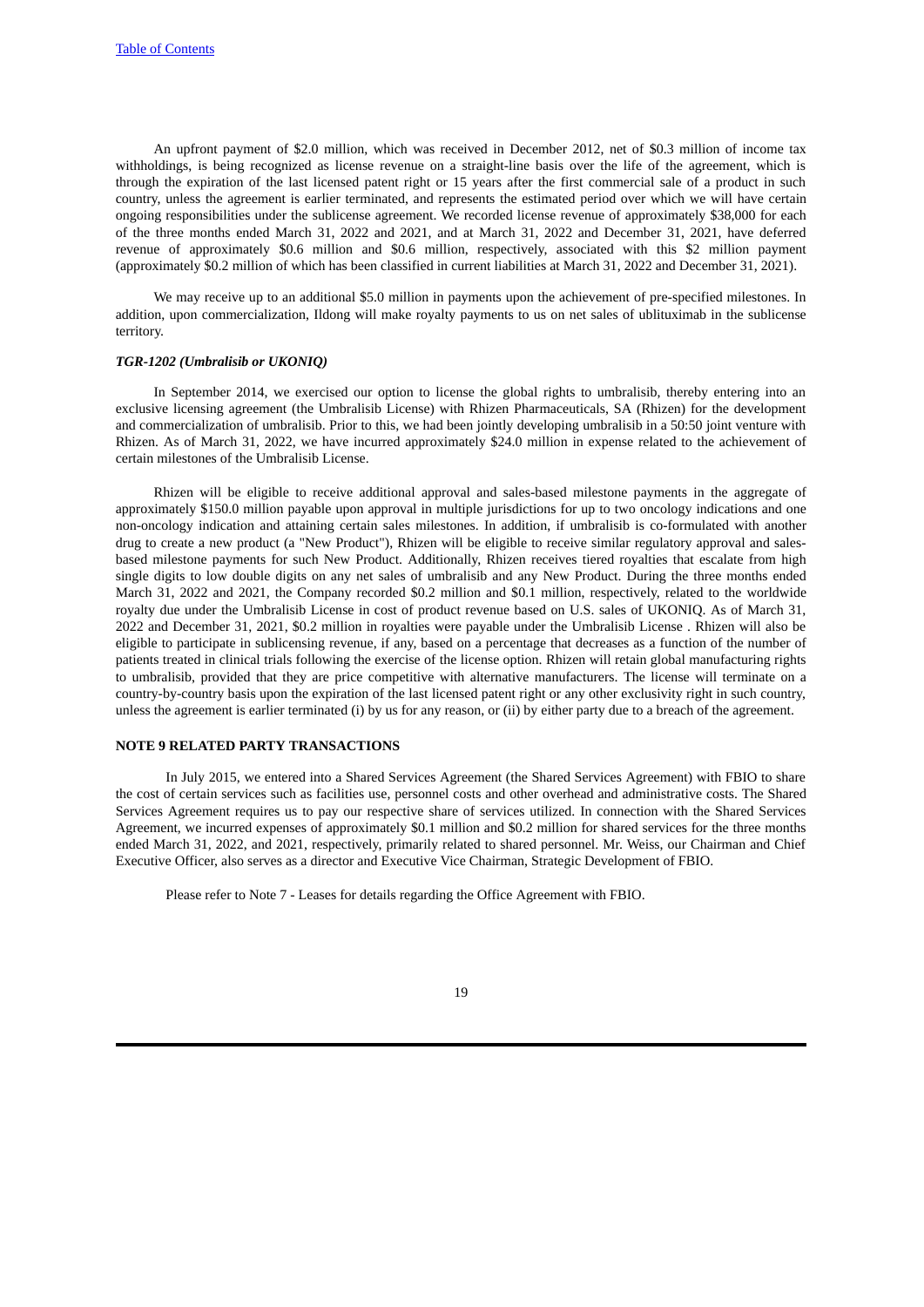An upfront payment of $2.0 million, which was received in December 2012, net of $0.3 million of income tax withholdings, is being recognized as license revenue on a straight-line basis over the life of the agreement, which is through the expiration of the last licensed patent right or 15 years after the first commercial sale of a product in such country, unless the agreement is earlier terminated, and represents the estimated period over which we will have certain ongoing responsibilities under the sublicense agreement. We recorded license revenue of approximately $38,000 for each of the three months ended March 31, 2022 and 2021, and at March 31, 2022 and December 31, 2021, have deferred revenue of approximately $0.6 million and $0.6 million, respectively, associated with this $2 million payment (approximately $0.2 million of which has been classified in current liabilities at March 31, 2022 and December 31, 2021).

We may receive up to an additional $5.0 million in payments upon the achievement of pre-specified milestones. In addition, upon commercialization, Ildong will make royalty payments to us on net sales of ublituximab in the sublicense territory.

***TGR-1202 (Umbralisib or UKONIQ)***

In September 2014, we exercised our option to license the global rights to umbralisib, thereby entering into an exclusive licensing agreement (the Umbralisib License) with Rhizen Pharmaceuticals, SA (Rhizen) for the development and commercialization of umbralisib. Prior to this, we had been jointly developing umbralisib in a 50:50 joint venture with Rhizen. As of March 31, 2022, we have incurred approximately $24.0 million in expense related to the achievement of certain milestones of the Umbralisib License.

Rhizen will be eligible to receive additional approval and sales-based milestone payments in the aggregate of approximately $150.0 million payable upon approval in multiple jurisdictions for up to two oncology indications and one non-oncology indication and attaining certain sales milestones. In addition, if umbralisib is co-formulated with another drug to create a new product (a "New Product"), Rhizen will be eligible to receive similar regulatory approval and sales-based milestone payments for such New Product. Additionally, Rhizen receives tiered royalties that escalate from high single digits to low double digits on any net sales of umbralisib and any New Product. During the three months ended March 31, 2022 and 2021, the Company recorded $0.2 million and $0.1 million, respectively, related to the worldwide royalty due under the Umbralisib License in cost of product revenue based on U.S. sales of UKONIQ. As of March 31, 2022 and December 31, 2021, $0.2 million in royalties were payable under the Umbralisib License . Rhizen will also be eligible to participate in sublicensing revenue, if any, based on a percentage that decreases as a function of the number of patients treated in clinical trials following the exercise of the license option. Rhizen will retain global manufacturing rights to umbralisib, provided that they are price competitive with alternative manufacturers. The license will terminate on a country-by-country basis upon the expiration of the last licensed patent right or any other exclusivity right in such country, unless the agreement is earlier terminated (i) by us for any reason, or (ii) by either party due to a breach of the agreement.

**NOTE 9 RELATED PARTY TRANSACTIONS**

In July 2015, we entered into a Shared Services Agreement (the Shared Services Agreement) with FBIO to share the cost of certain services such as facilities use, personnel costs and other overhead and administrative costs. The Shared Services Agreement requires us to pay our respective share of services utilized. In connection with the Shared Services Agreement, we incurred expenses of approximately $0.1 million and $0.2 million for shared services for the three months ended March 31, 2022, and 2021, respectively, primarily related to shared personnel. Mr. Weiss, our Chairman and Chief Executive Officer, also serves as a director and Executive Vice Chairman, Strategic Development of FBIO.

Please refer to Note 7 - Leases for details regarding the Office Agreement with FBIO.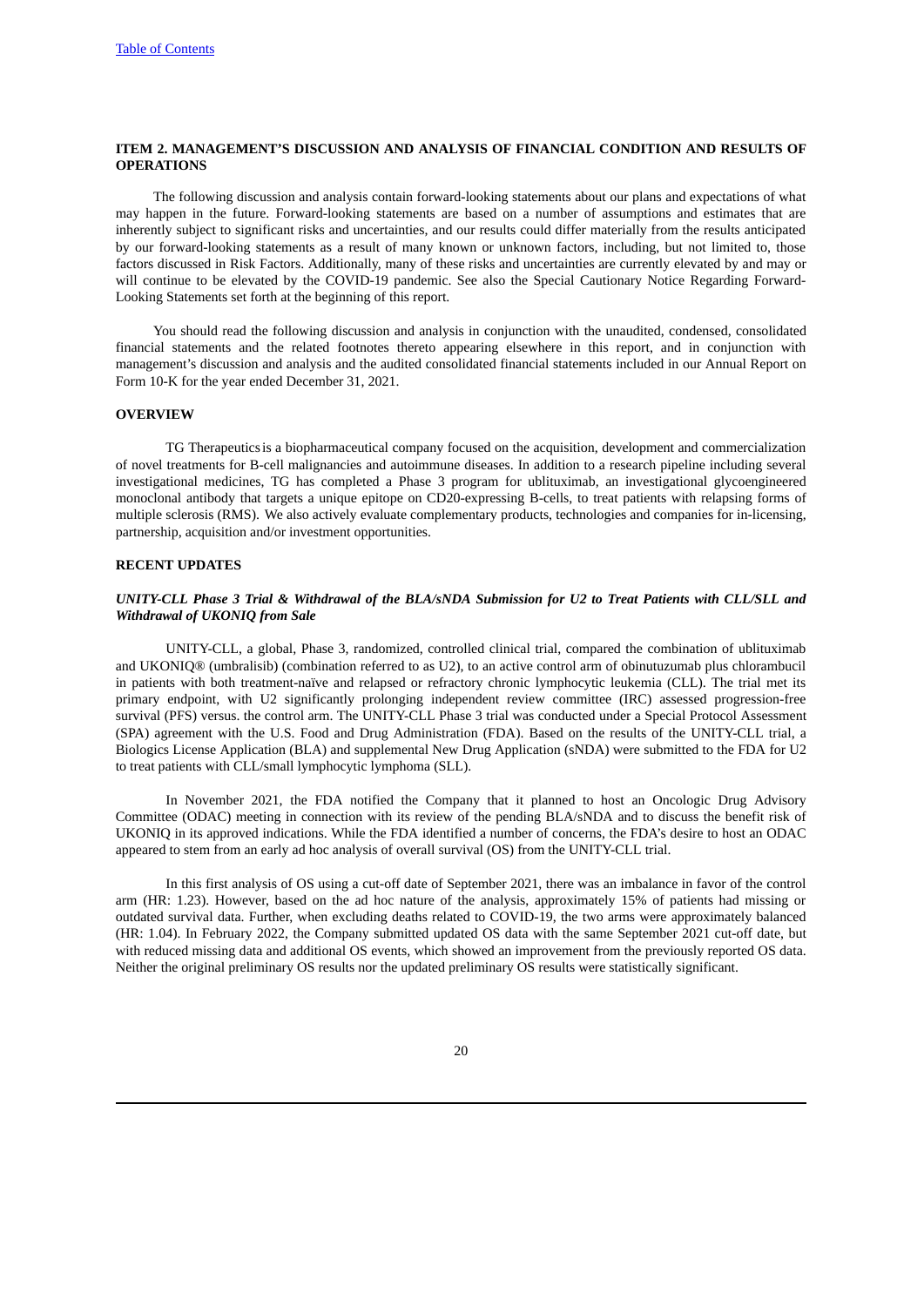## ITEM 2. MANAGEMENT'S DISCUSSION AND ANALYSIS OF FINANCIAL CONDITION AND RESULTS OF OPERATIONS

The following discussion and analysis contain forward-looking statements about our plans and expectations of what may happen in the future. Forward-looking statements are based on a number of assumptions and estimates that are inherently subject to significant risks and uncertainties, and our results could differ materially from the results anticipated by our forward-looking statements as a result of many known or unknown factors, including, but not limited to, those factors discussed in Risk Factors. Additionally, many of these risks and uncertainties are currently elevated by and may or will continue to be elevated by the COVID-19 pandemic. See also the Special Cautionary Notice Regarding Forward-Looking Statements set forth at the beginning of this report.

You should read the following discussion and analysis in conjunction with the unaudited, condensed, consolidated financial statements and the related footnotes thereto appearing elsewhere in this report, and in conjunction with management's discussion and analysis and the audited consolidated financial statements included in our Annual Report on Form 10-K for the year ended December 31, 2021.

### OVERVIEW

TG Therapeutics is a biopharmaceutical company focused on the acquisition, development and commercialization of novel treatments for B-cell malignancies and autoimmune diseases. In addition to a research pipeline including several investigational medicines, TG has completed a Phase 3 program for ublituximab, an investigational glycoengineered monoclonal antibody that targets a unique epitope on CD20-expressing B-cells, to treat patients with relapsing forms of multiple sclerosis (RMS). We also actively evaluate complementary products, technologies and companies for in-licensing, partnership, acquisition and/or investment opportunities.

### RECENT UPDATES

***UNITY-CLL Phase 3 Trial & Withdrawal of the BLA/sNDA Submission for U2 to Treat Patients with CLL/SLL and Withdrawal of UKONIQ from Sale***

UNITY-CLL, a global, Phase 3, randomized, controlled clinical trial, compared the combination of ublituximab and UKONIQ® (umbralisib) (combination referred to as U2), to an active control arm of obinutuzumab plus chlorambucil in patients with both treatment-naïve and relapsed or refractory chronic lymphocytic leukemia (CLL). The trial met its primary endpoint, with U2 significantly prolonging independent review committee (IRC) assessed progression-free survival (PFS) versus. the control arm. The UNITY-CLL Phase 3 trial was conducted under a Special Protocol Assessment (SPA) agreement with the U.S. Food and Drug Administration (FDA). Based on the results of the UNITY-CLL trial, a Biologics License Application (BLA) and supplemental New Drug Application (sNDA) were submitted to the FDA for U2 to treat patients with CLL/small lymphocytic lymphoma (SLL).

In November 2021, the FDA notified the Company that it planned to host an Oncologic Drug Advisory Committee (ODAC) meeting in connection with its review of the pending BLA/sNDA and to discuss the benefit risk of UKONIQ in its approved indications. While the FDA identified a number of concerns, the FDA's desire to host an ODAC appeared to stem from an early ad hoc analysis of overall survival (OS) from the UNITY-CLL trial.

In this first analysis of OS using a cut-off date of September 2021, there was an imbalance in favor of the control arm (HR: 1.23). However, based on the ad hoc nature of the analysis, approximately 15% of patients had missing or outdated survival data. Further, when excluding deaths related to COVID-19, the two arms were approximately balanced (HR: 1.04). In February 2022, the Company submitted updated OS data with the same September 2021 cut-off date, but with reduced missing data and additional OS events, which showed an improvement from the previously reported OS data. Neither the original preliminary OS results nor the updated preliminary OS results were statistically significant.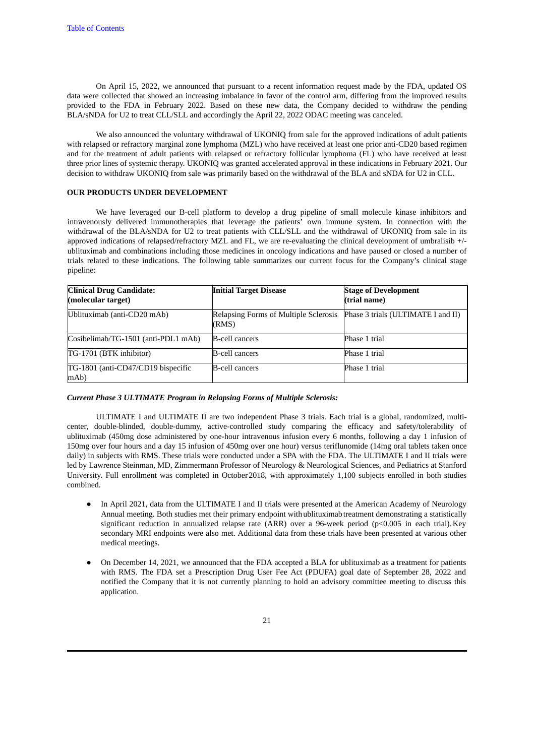[Table of Contents](#)

On April 15, 2022, we announced that pursuant to a recent information request made by the FDA, updated OS data were collected that showed an increasing imbalance in favor of the control arm, differing from the improved results provided to the FDA in February 2022. Based on these new data, the Company decided to withdraw the pending BLA/sNDA for U2 to treat CLL/SLL and accordingly the April 22, 2022 ODAC meeting was canceled.

We also announced the voluntary withdrawal of UKONIQ from sale for the approved indications of adult patients with relapsed or refractory marginal zone lymphoma (MZL) who have received at least one prior anti-CD20 based regimen and for the treatment of adult patients with relapsed or refractory follicular lymphoma (FL) who have received at least three prior lines of systemic therapy. UKONIQ was granted accelerated approval in these indications in February 2021. Our decision to withdraw UKONIQ from sale was primarily based on the withdrawal of the BLA and sNDA for U2 in CLL.

**OUR PRODUCTS UNDER DEVELOPMENT**

We have leveraged our B-cell platform to develop a drug pipeline of small molecule kinase inhibitors and intravenously delivered immunotherapies that leverage the patients' own immune system. In connection with the withdrawal of the BLA/sNDA for U2 to treat patients with CLL/SLL and the withdrawal of UKONIQ from sale in its approved indications of relapsed/refractory MZL and FL, we are re-evaluating the clinical development of umbralisib +/- ublituximab and combinations including those medicines in oncology indications and have paused or closed a number of trials related to these indications. The following table summarizes our current focus for the Company's clinical stage pipeline:

| **Clinical Drug Candidate: (molecular target)** | **Initial Target Disease** | **Stage of Development (trial name)** |
|---|---|---|
| Ublituximab (anti-CD20 mAb) | Relapsing Forms of Multiple Sclerosis (RMS) | Phase 3 trials (ULTIMATE I and II) |
| Cosibelimab/TG-1501 (anti-PDL1 mAb) | B-cell cancers | Phase 1 trial |
| TG-1701 (BTK inhibitor) | B-cell cancers | Phase 1 trial |
| TG-1801 (anti-CD47/CD19 bispecific mAb) | B-cell cancers | Phase 1 trial |

***Current Phase 3 ULTIMATE Program in Relapsing Forms of Multiple Sclerosis:***

ULTIMATE I and ULTIMATE II are two independent Phase 3 trials. Each trial is a global, randomized, multi-center, double-blinded, double-dummy, active-controlled study comparing the efficacy and safety/tolerability of ublituximab (450mg dose administered by one-hour intravenous infusion every 6 months, following a day 1 infusion of 150mg over four hours and a day 15 infusion of 450mg over one hour) versus teriflunomide (14mg oral tablets taken once daily) in subjects with RMS. These trials were conducted under a SPA with the FDA. The ULTIMATE I and II trials were led by Lawrence Steinman, MD, Zimmermann Professor of Neurology & Neurological Sciences, and Pediatrics at Stanford University. Full enrollment was completed in October 2018, with approximately 1,100 subjects enrolled in both studies combined.

- In April 2021, data from the ULTIMATE I and II trials were presented at the American Academy of Neurology Annual meeting. Both studies met their primary endpoint with ublituximab treatment demonstrating a statistically significant reduction in annualized relapse rate (ARR) over a 96-week period ($p<0.005$ in each trial). Key secondary MRI endpoints were also met. Additional data from these trials have been presented at various other medical meetings.
- On December 14, 2021, we announced that the FDA accepted a BLA for ublituximab as a treatment for patients with RMS. The FDA set a Prescription Drug User Fee Act (PDUFA) goal date of September 28, 2022 and notified the Company that it is not currently planning to hold an advisory committee meeting to discuss this application.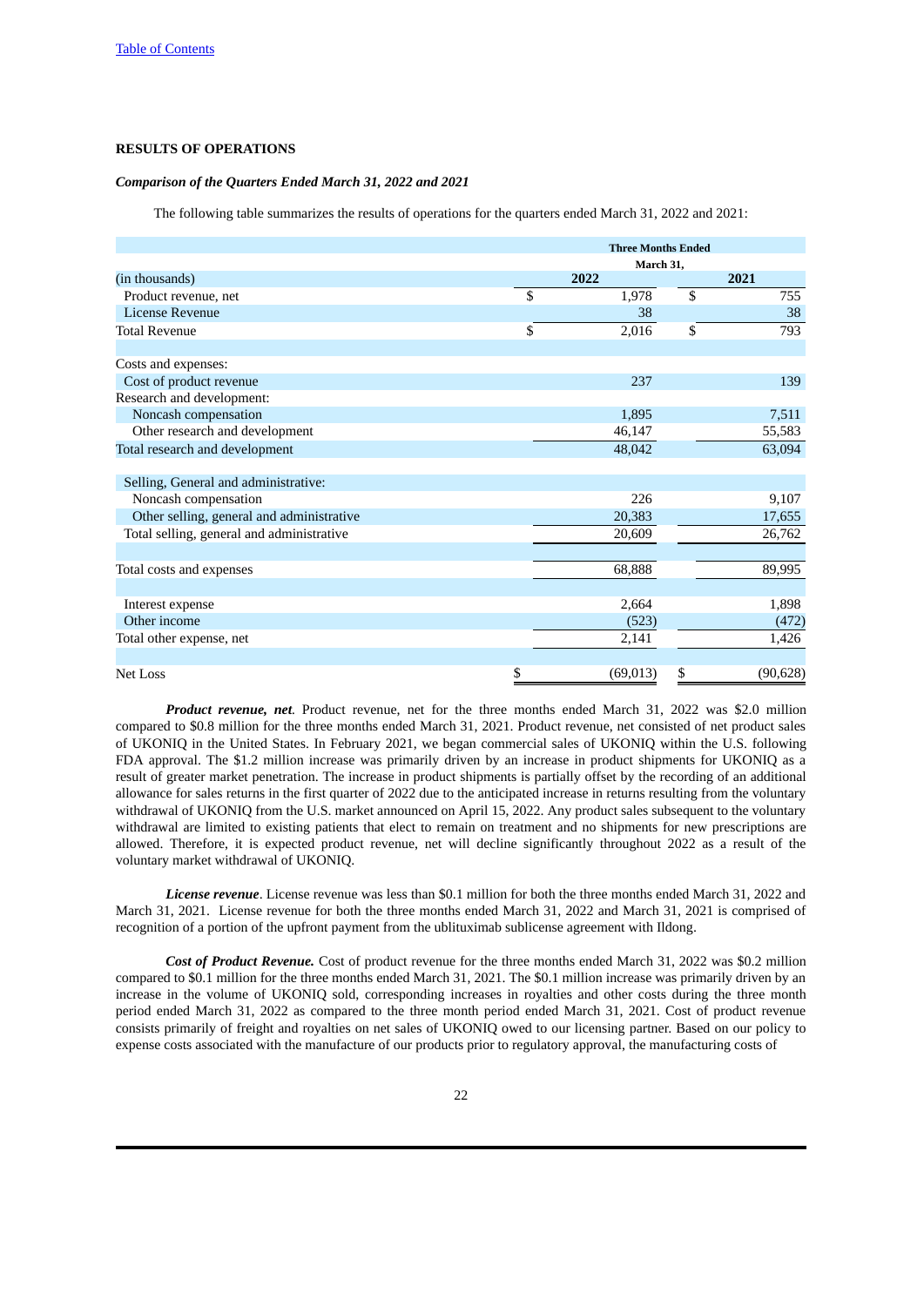## RESULTS OF OPERATIONS

### *Comparison of the Quarters Ended March 31, 2022 and 2021*

The following table summarizes the results of operations for the quarters ended March 31, 2022 and 2021:

| (in thousands) | Three Months Ended March 31, 2022 | Three Months Ended March 31, 2021 |
|---|---|---|
| Product revenue, net | $ 1,978 | $ 755 |
| License Revenue | 38 | 38 |
| Total Revenue | $ 2,016 | $ 793 |
| | | |
| Costs and expenses: | | |
| Cost of product revenue | 237 | 139 |
| Research and development: | | |
| Noncash compensation | 1,895 | 7,511 |
| Other research and development | 46,147 | 55,583 |
| Total research and development | 48,042 | 63,094 |
| | | |
| Selling, General and administrative: | | |
| Noncash compensation | 226 | 9,107 |
| Other selling, general and administrative | 20,383 | 17,655 |
| Total selling, general and administrative | 20,609 | 26,762 |
| | | |
| Total costs and expenses | 68,888 | 89,995 |
| | | |
| Interest expense | 2,664 | 1,898 |
| Other income | (523) | (472) |
| Total other expense, net | 2,141 | 1,426 |
| | | |
| Net Loss | $ (69,013) | $ (90,628) |

***Product revenue, net***. Product revenue, net for the three months ended March 31, 2022 was $2.0 million compared to $0.8 million for the three months ended March 31, 2021. Product revenue, net consisted of net product sales of UKONIQ in the United States. In February 2021, we began commercial sales of UKONIQ within the U.S. following FDA approval. The $1.2 million increase was primarily driven by an increase in product shipments for UKONIQ as a result of greater market penetration. The increase in product shipments is partially offset by the recording of an additional allowance for sales returns in the first quarter of 2022 due to the anticipated increase in returns resulting from the voluntary withdrawal of UKONIQ from the U.S. market announced on April 15, 2022. Any product sales subsequent to the voluntary withdrawal are limited to existing patients that elect to remain on treatment and no shipments for new prescriptions are allowed. Therefore, it is expected product revenue, net will decline significantly throughout 2022 as a result of the voluntary market withdrawal of UKONIQ.

***License revenue***. License revenue was less than $0.1 million for both the three months ended March 31, 2022 and March 31, 2021. License revenue for both the three months ended March 31, 2022 and March 31, 2021 is comprised of recognition of a portion of the upfront payment from the ublituximab sublicense agreement with Ildong.

***Cost of Product Revenue.*** Cost of product revenue for the three months ended March 31, 2022 was $0.2 million compared to $0.1 million for the three months ended March 31, 2021. The $0.1 million increase was primarily driven by an increase in the volume of UKONIQ sold, corresponding increases in royalties and other costs during the three month period ended March 31, 2022 as compared to the three month period ended March 31, 2021. Cost of product revenue consists primarily of freight and royalties on net sales of UKONIQ owed to our licensing partner. Based on our policy to expense costs associated with the manufacture of our products prior to regulatory approval, the manufacturing costs of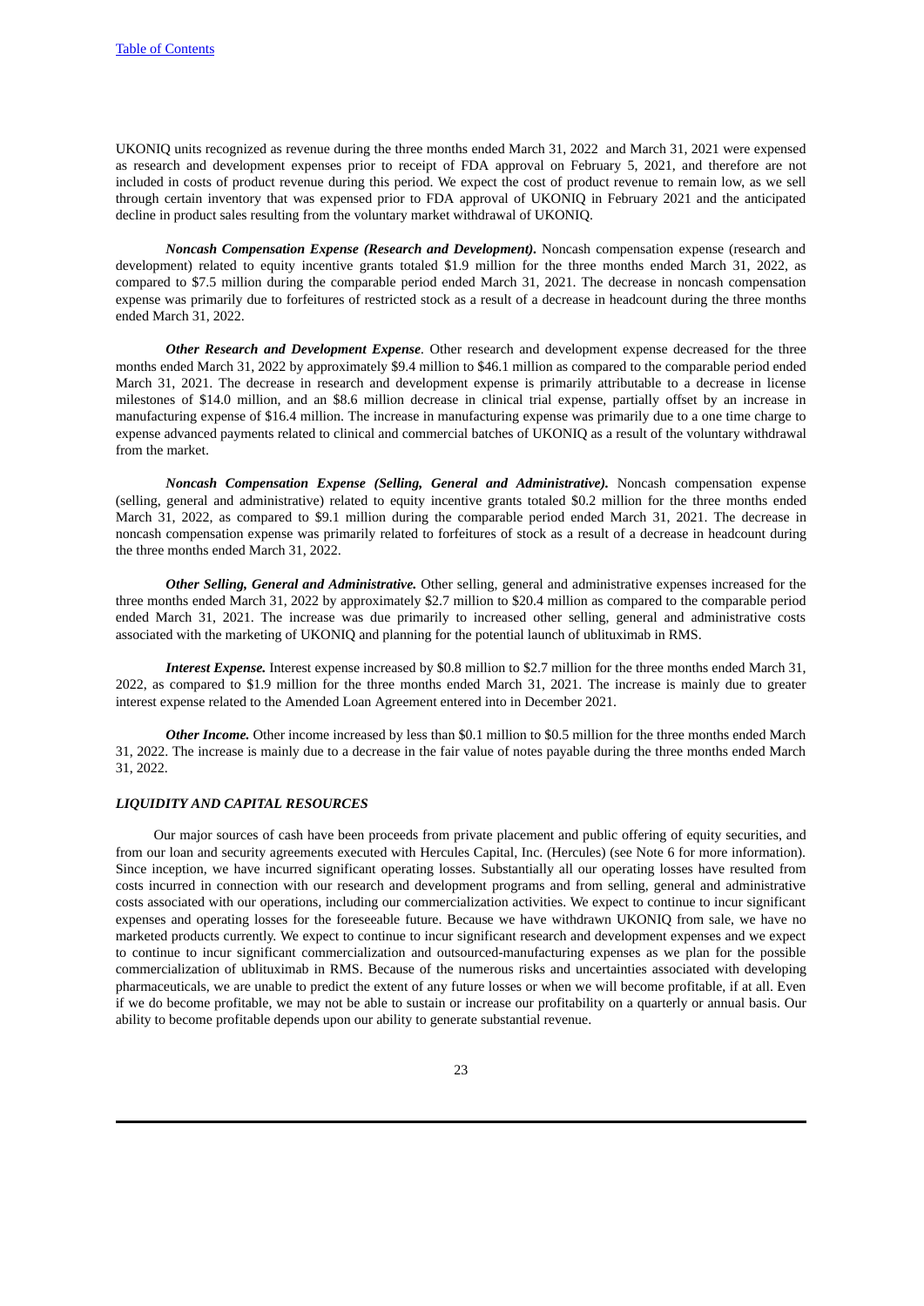UKONIQ units recognized as revenue during the three months ended March 31, 2022 and March 31, 2021 were expensed as research and development expenses prior to receipt of FDA approval on February 5, 2021, and therefore are not included in costs of product revenue during this period. We expect the cost of product revenue to remain low, as we sell through certain inventory that was expensed prior to FDA approval of UKONIQ in February 2021 and the anticipated decline in product sales resulting from the voluntary market withdrawal of UKONIQ.

***Noncash Compensation Expense (Research and Development).*** Noncash compensation expense (research and development) related to equity incentive grants totaled $1.9 million for the three months ended March 31, 2022, as compared to $7.5 million during the comparable period ended March 31, 2021. The decrease in noncash compensation expense was primarily due to forfeitures of restricted stock as a result of a decrease in headcount during the three months ended March 31, 2022.

***Other Research and Development Expense***. Other research and development expense decreased for the three months ended March 31, 2022 by approximately $9.4 million to $46.1 million as compared to the comparable period ended March 31, 2021. The decrease in research and development expense is primarily attributable to a decrease in license milestones of $14.0 million, and an $8.6 million decrease in clinical trial expense, partially offset by an increase in manufacturing expense of $16.4 million. The increase in manufacturing expense was primarily due to a one time charge to expense advanced payments related to clinical and commercial batches of UKONIQ as a result of the voluntary withdrawal from the market.

***Noncash Compensation Expense (Selling, General and Administrative).*** Noncash compensation expense (selling, general and administrative) related to equity incentive grants totaled $0.2 million for the three months ended March 31, 2022, as compared to $9.1 million during the comparable period ended March 31, 2021. The decrease in noncash compensation expense was primarily related to forfeitures of stock as a result of a decrease in headcount during the three months ended March 31, 2022.

***Other Selling, General and Administrative.*** Other selling, general and administrative expenses increased for the three months ended March 31, 2022 by approximately $2.7 million to $20.4 million as compared to the comparable period ended March 31, 2021. The increase was due primarily to increased other selling, general and administrative costs associated with the marketing of UKONIQ and planning for the potential launch of ublituximab in RMS.

***Interest Expense.*** Interest expense increased by $0.8 million to $2.7 million for the three months ended March 31, 2022, as compared to $1.9 million for the three months ended March 31, 2021. The increase is mainly due to greater interest expense related to the Amended Loan Agreement entered into in December 2021.

***Other Income.*** Other income increased by less than $0.1 million to $0.5 million for the three months ended March 31, 2022. The increase is mainly due to a decrease in the fair value of notes payable during the three months ended March 31, 2022.

### *LIQUIDITY AND CAPITAL RESOURCES*

Our major sources of cash have been proceeds from private placement and public offering of equity securities, and from our loan and security agreements executed with Hercules Capital, Inc. (Hercules) (see Note 6 for more information). Since inception, we have incurred significant operating losses. Substantially all our operating losses have resulted from costs incurred in connection with our research and development programs and from selling, general and administrative costs associated with our operations, including our commercialization activities. We expect to continue to incur significant expenses and operating losses for the foreseeable future. Because we have withdrawn UKONIQ from sale, we have no marketed products currently. We expect to continue to incur significant research and development expenses and we expect to continue to incur significant commercialization and outsourced-manufacturing expenses as we plan for the possible commercialization of ublituximab in RMS. Because of the numerous risks and uncertainties associated with developing pharmaceuticals, we are unable to predict the extent of any future losses or when we will become profitable, if at all. Even if we do become profitable, we may not be able to sustain or increase our profitability on a quarterly or annual basis. Our ability to become profitable depends upon our ability to generate substantial revenue.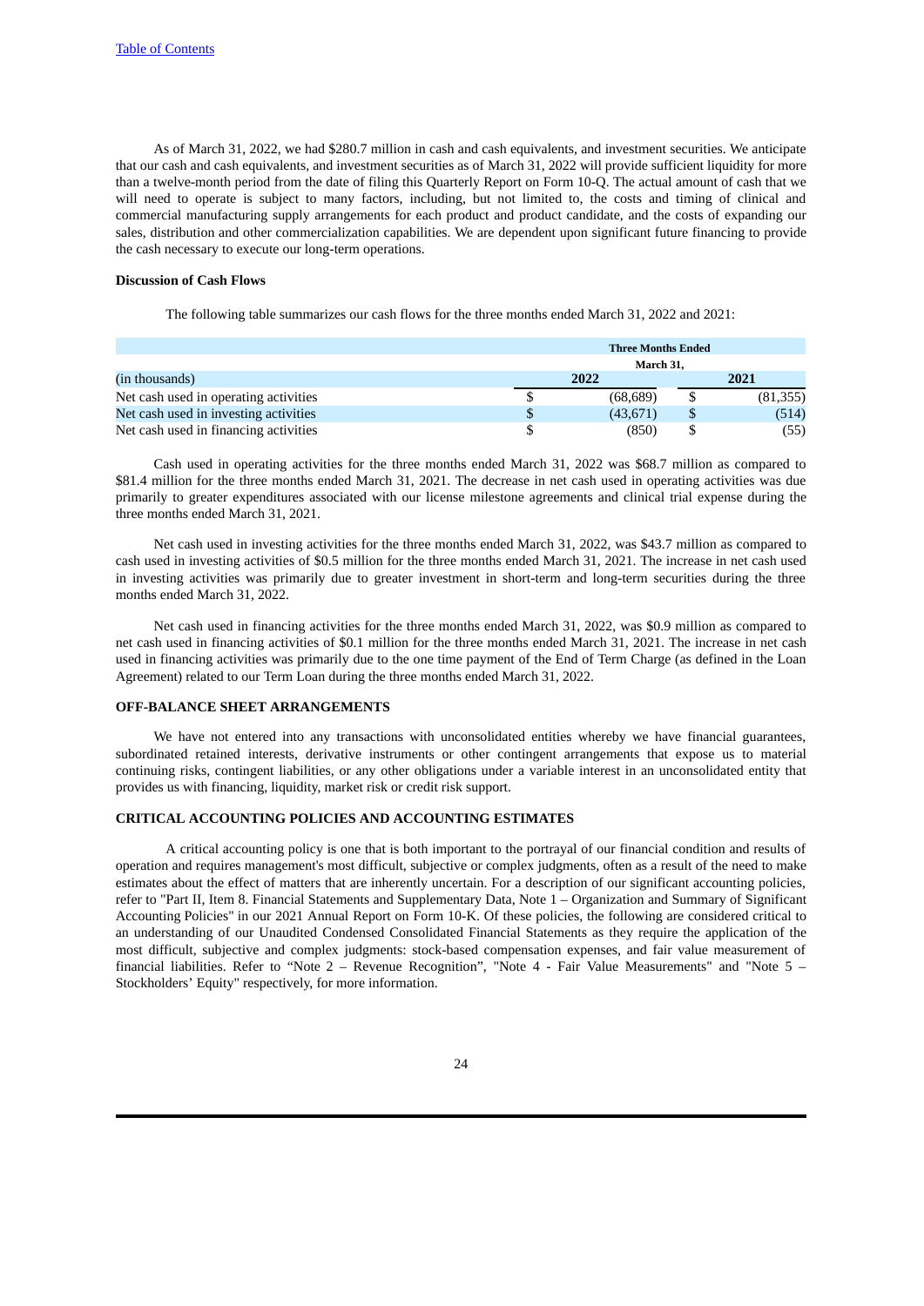As of March 31, 2022, we had $280.7 million in cash and cash equivalents, and investment securities. We anticipate that our cash and cash equivalents, and investment securities as of March 31, 2022 will provide sufficient liquidity for more than a twelve-month period from the date of filing this Quarterly Report on Form 10-Q. The actual amount of cash that we will need to operate is subject to many factors, including, but not limited to, the costs and timing of clinical and commercial manufacturing supply arrangements for each product and product candidate, and the costs of expanding our sales, distribution and other commercialization capabilities. We are dependent upon significant future financing to provide the cash necessary to execute our long-term operations.

**Discussion of Cash Flows**

The following table summarizes our cash flows for the three months ended March 31, 2022 and 2021:

| | Three Months Ended March 31, | |
|---|---|---|
| (in thousands) | 2022 | 2021 |
| Net cash used in operating activities | $ (68,689) | $ (81,355) |
| Net cash used in investing activities | $ (43,671) | $ (514) |
| Net cash used in financing activities | $ (850) | $ (55) |

Cash used in operating activities for the three months ended March 31, 2022 was $68.7 million as compared to $81.4 million for the three months ended March 31, 2021. The decrease in net cash used in operating activities was due primarily to greater expenditures associated with our license milestone agreements and clinical trial expense during the three months ended March 31, 2021.

Net cash used in investing activities for the three months ended March 31, 2022, was $43.7 million as compared to cash used in investing activities of $0.5 million for the three months ended March 31, 2021. The increase in net cash used in investing activities was primarily due to greater investment in short-term and long-term securities during the three months ended March 31, 2022.

Net cash used in financing activities for the three months ended March 31, 2022, was $0.9 million as compared to net cash used in financing activities of $0.1 million for the three months ended March 31, 2021. The increase in net cash used in financing activities was primarily due to the one time payment of the End of Term Charge (as defined in the Loan Agreement) related to our Term Loan during the three months ended March 31, 2022.

## OFF-BALANCE SHEET ARRANGEMENTS

We have not entered into any transactions with unconsolidated entities whereby we have financial guarantees, subordinated retained interests, derivative instruments or other contingent arrangements that expose us to material continuing risks, contingent liabilities, or any other obligations under a variable interest in an unconsolidated entity that provides us with financing, liquidity, market risk or credit risk support.

## CRITICAL ACCOUNTING POLICIES AND ACCOUNTING ESTIMATES

A critical accounting policy is one that is both important to the portrayal of our financial condition and results of operation and requires management's most difficult, subjective or complex judgments, often as a result of the need to make estimates about the effect of matters that are inherently uncertain. For a description of our significant accounting policies, refer to "Part II, Item 8. Financial Statements and Supplementary Data, Note 1 – Organization and Summary of Significant Accounting Policies" in our 2021 Annual Report on Form 10-K. Of these policies, the following are considered critical to an understanding of our Unaudited Condensed Consolidated Financial Statements as they require the application of the most difficult, subjective and complex judgments: stock-based compensation expenses, and fair value measurement of financial liabilities. Refer to "Note 2 – Revenue Recognition", "Note 4 - Fair Value Measurements" and "Note 5 – Stockholders' Equity" respectively, for more information.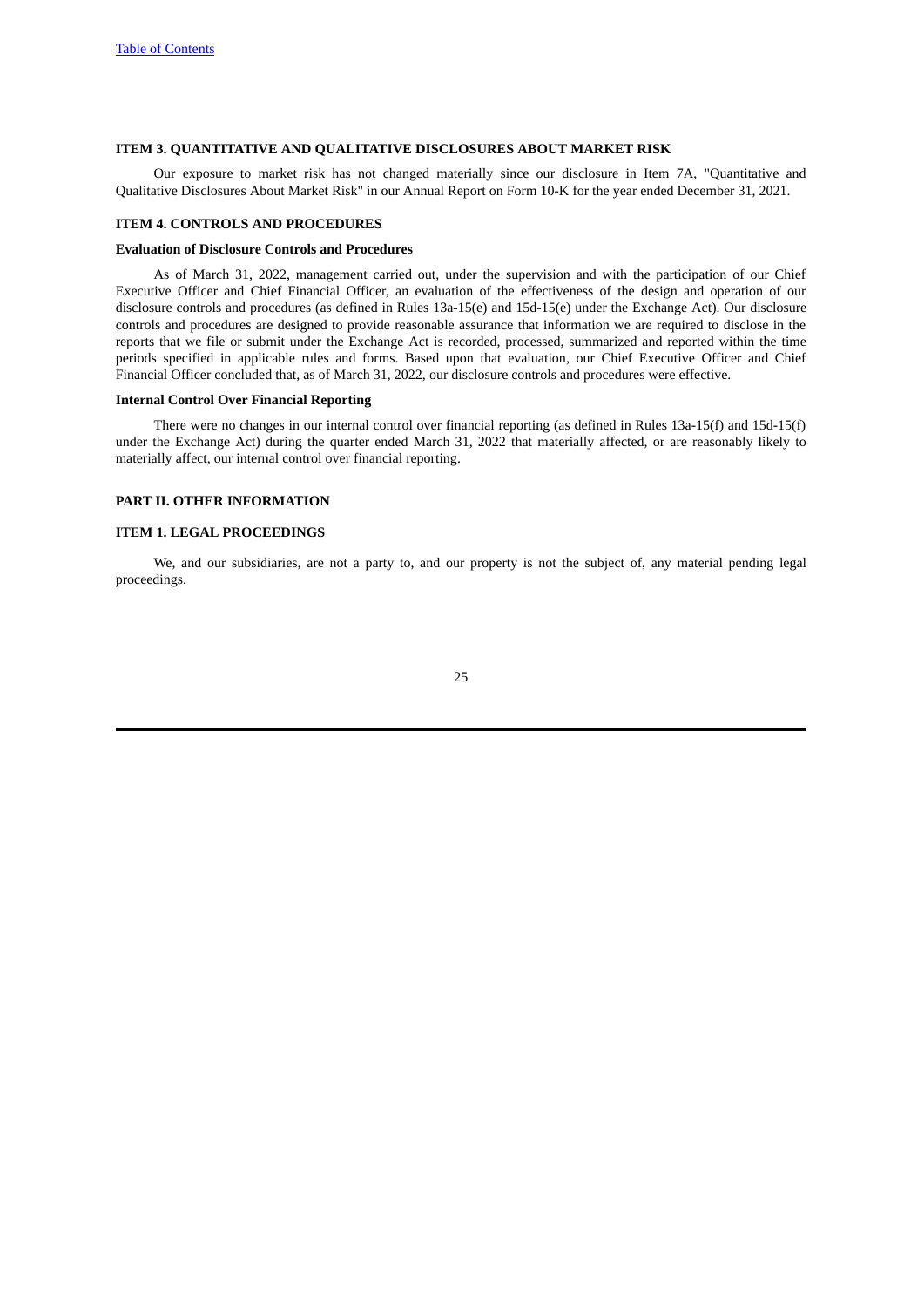## ITEM 3. QUANTITATIVE AND QUALITATIVE DISCLOSURES ABOUT MARKET RISK

Our exposure to market risk has not changed materially since our disclosure in Item 7A, "Quantitative and Qualitative Disclosures About Market Risk" in our Annual Report on Form 10-K for the year ended December 31, 2021.

## ITEM 4. CONTROLS AND PROCEDURES

### Evaluation of Disclosure Controls and Procedures

As of March 31, 2022, management carried out, under the supervision and with the participation of our Chief Executive Officer and Chief Financial Officer, an evaluation of the effectiveness of the design and operation of our disclosure controls and procedures (as defined in Rules 13a-15(e) and 15d-15(e) under the Exchange Act). Our disclosure controls and procedures are designed to provide reasonable assurance that information we are required to disclose in the reports that we file or submit under the Exchange Act is recorded, processed, summarized and reported within the time periods specified in applicable rules and forms. Based upon that evaluation, our Chief Executive Officer and Chief Financial Officer concluded that, as of March 31, 2022, our disclosure controls and procedures were effective.

### Internal Control Over Financial Reporting

There were no changes in our internal control over financial reporting (as defined in Rules 13a-15(f) and 15d-15(f) under the Exchange Act) during the quarter ended March 31, 2022 that materially affected, or are reasonably likely to materially affect, our internal control over financial reporting.

# PART II. OTHER INFORMATION

## ITEM 1. LEGAL PROCEEDINGS

We, and our subsidiaries, are not a party to, and our property is not the subject of, any material pending legal proceedings.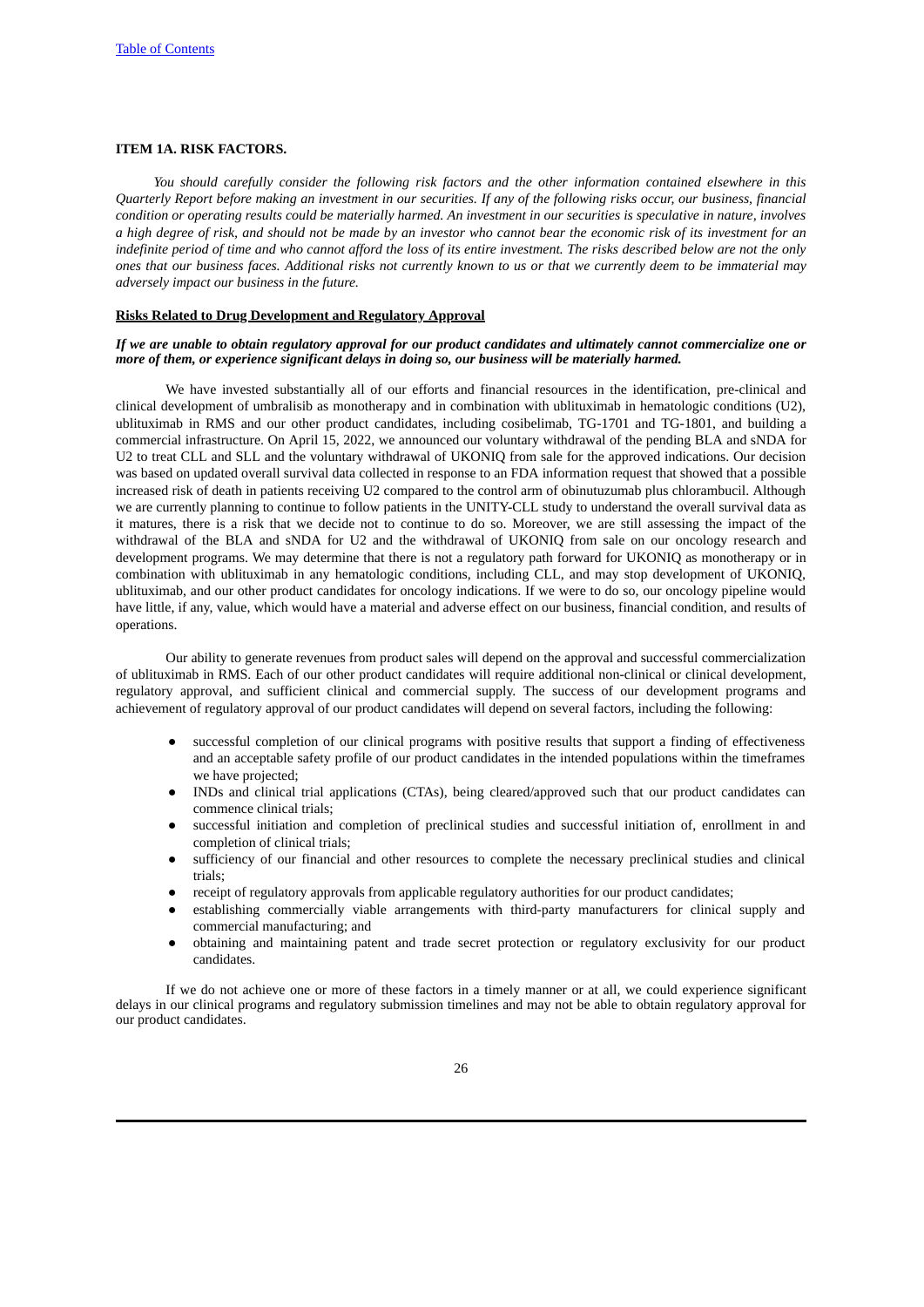## ITEM 1A. RISK FACTORS.

*You should carefully consider the following risk factors and the other information contained elsewhere in this Quarterly Report before making an investment in our securities. If any of the following risks occur, our business, financial condition or operating results could be materially harmed. An investment in our securities is speculative in nature, involves a high degree of risk, and should not be made by an investor who cannot bear the economic risk of its investment for an indefinite period of time and who cannot afford the loss of its entire investment. The risks described below are not the only ones that our business faces. Additional risks not currently known to us or that we currently deem to be immaterial may adversely impact our business in the future.*

### Risks Related to Drug Development and Regulatory Approval

***If we are unable to obtain regulatory approval for our product candidates and ultimately cannot commercialize one or more of them, or experience significant delays in doing so, our business will be materially harmed.***

We have invested substantially all of our efforts and financial resources in the identification, pre-clinical and clinical development of umbralisib as monotherapy and in combination with ublituximab in hematologic conditions (U2), ublituximab in RMS and our other product candidates, including cosibelimab, TG-1701 and TG-1801, and building a commercial infrastructure. On April 15, 2022, we announced our voluntary withdrawal of the pending BLA and sNDA for U2 to treat CLL and SLL and the voluntary withdrawal of UKONIQ from sale for the approved indications. Our decision was based on updated overall survival data collected in response to an FDA information request that showed that a possible increased risk of death in patients receiving U2 compared to the control arm of obinutuzumab plus chlorambucil. Although we are currently planning to continue to follow patients in the UNITY-CLL study to understand the overall survival data as it matures, there is a risk that we decide not to continue to do so. Moreover, we are still assessing the impact of the withdrawal of the BLA and sNDA for U2 and the withdrawal of UKONIQ from sale on our oncology research and development programs. We may determine that there is not a regulatory path forward for UKONIQ as monotherapy or in combination with ublituximab in any hematologic conditions, including CLL, and may stop development of UKONIQ, ublituximab, and our other product candidates for oncology indications. If we were to do so, our oncology pipeline would have little, if any, value, which would have a material and adverse effect on our business, financial condition, and results of operations.

Our ability to generate revenues from product sales will depend on the approval and successful commercialization of ublituximab in RMS. Each of our other product candidates will require additional non-clinical or clinical development, regulatory approval, and sufficient clinical and commercial supply. The success of our development programs and achievement of regulatory approval of our product candidates will depend on several factors, including the following:

- successful completion of our clinical programs with positive results that support a finding of effectiveness and an acceptable safety profile of our product candidates in the intended populations within the timeframes we have projected;
- INDs and clinical trial applications (CTAs), being cleared/approved such that our product candidates can commence clinical trials;
- successful initiation and completion of preclinical studies and successful initiation of, enrollment in and completion of clinical trials;
- sufficiency of our financial and other resources to complete the necessary preclinical studies and clinical trials;
- receipt of regulatory approvals from applicable regulatory authorities for our product candidates;
- establishing commercially viable arrangements with third-party manufacturers for clinical supply and commercial manufacturing; and
- obtaining and maintaining patent and trade secret protection or regulatory exclusivity for our product candidates.

If we do not achieve one or more of these factors in a timely manner or at all, we could experience significant delays in our clinical programs and regulatory submission timelines and may not be able to obtain regulatory approval for our product candidates.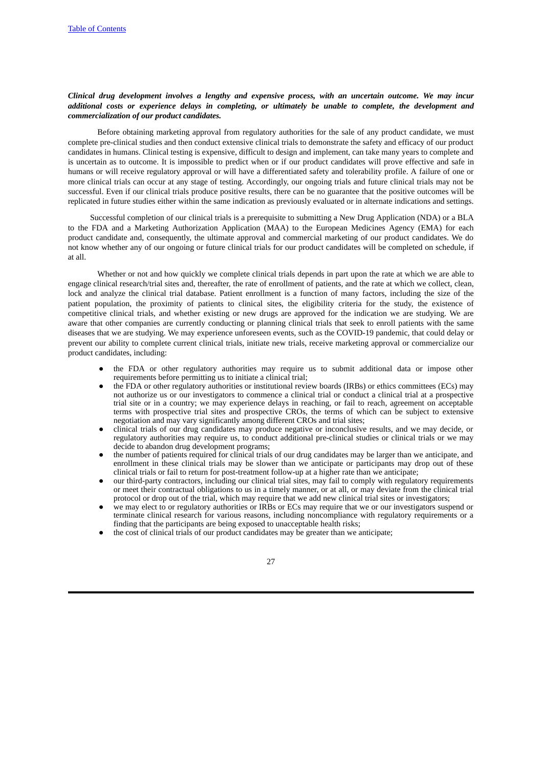***Clinical drug development involves a lengthy and expensive process, with an uncertain outcome. We may incur additional costs or experience delays in completing, or ultimately be unable to complete, the development and commercialization of our product candidates.***

Before obtaining marketing approval from regulatory authorities for the sale of any product candidate, we must complete pre-clinical studies and then conduct extensive clinical trials to demonstrate the safety and efficacy of our product candidates in humans. Clinical testing is expensive, difficult to design and implement, can take many years to complete and is uncertain as to outcome. It is impossible to predict when or if our product candidates will prove effective and safe in humans or will receive regulatory approval or will have a differentiated safety and tolerability profile. A failure of one or more clinical trials can occur at any stage of testing. Accordingly, our ongoing trials and future clinical trials may not be successful. Even if our clinical trials produce positive results, there can be no guarantee that the positive outcomes will be replicated in future studies either within the same indication as previously evaluated or in alternate indications and settings.

Successful completion of our clinical trials is a prerequisite to submitting a New Drug Application (NDA) or a BLA to the FDA and a Marketing Authorization Application (MAA) to the European Medicines Agency (EMA) for each product candidate and, consequently, the ultimate approval and commercial marketing of our product candidates. We do not know whether any of our ongoing or future clinical trials for our product candidates will be completed on schedule, if at all.

Whether or not and how quickly we complete clinical trials depends in part upon the rate at which we are able to engage clinical research/trial sites and, thereafter, the rate of enrollment of patients, and the rate at which we collect, clean, lock and analyze the clinical trial database. Patient enrollment is a function of many factors, including the size of the patient population, the proximity of patients to clinical sites, the eligibility criteria for the study, the existence of competitive clinical trials, and whether existing or new drugs are approved for the indication we are studying. We are aware that other companies are currently conducting or planning clinical trials that seek to enroll patients with the same diseases that we are studying. We may experience unforeseen events, such as the COVID-19 pandemic, that could delay or prevent our ability to complete current clinical trials, initiate new trials, receive marketing approval or commercialize our product candidates, including:

- the FDA or other regulatory authorities may require us to submit additional data or impose other requirements before permitting us to initiate a clinical trial;
- the FDA or other regulatory authorities or institutional review boards (IRBs) or ethics committees (ECs) may not authorize us or our investigators to commence a clinical trial or conduct a clinical trial at a prospective trial site or in a country; we may experience delays in reaching, or fail to reach, agreement on acceptable terms with prospective trial sites and prospective CROs, the terms of which can be subject to extensive negotiation and may vary significantly among different CROs and trial sites;
- clinical trials of our drug candidates may produce negative or inconclusive results, and we may decide, or regulatory authorities may require us, to conduct additional pre-clinical studies or clinical trials or we may decide to abandon drug development programs;
- the number of patients required for clinical trials of our drug candidates may be larger than we anticipate, and enrollment in these clinical trials may be slower than we anticipate or participants may drop out of these clinical trials or fail to return for post-treatment follow-up at a higher rate than we anticipate;
- our third-party contractors, including our clinical trial sites, may fail to comply with regulatory requirements or meet their contractual obligations to us in a timely manner, or at all, or may deviate from the clinical trial protocol or drop out of the trial, which may require that we add new clinical trial sites or investigators;
- we may elect to or regulatory authorities or IRBs or ECs may require that we or our investigators suspend or terminate clinical research for various reasons, including noncompliance with regulatory requirements or a finding that the participants are being exposed to unacceptable health risks;
- the cost of clinical trials of our product candidates may be greater than we anticipate;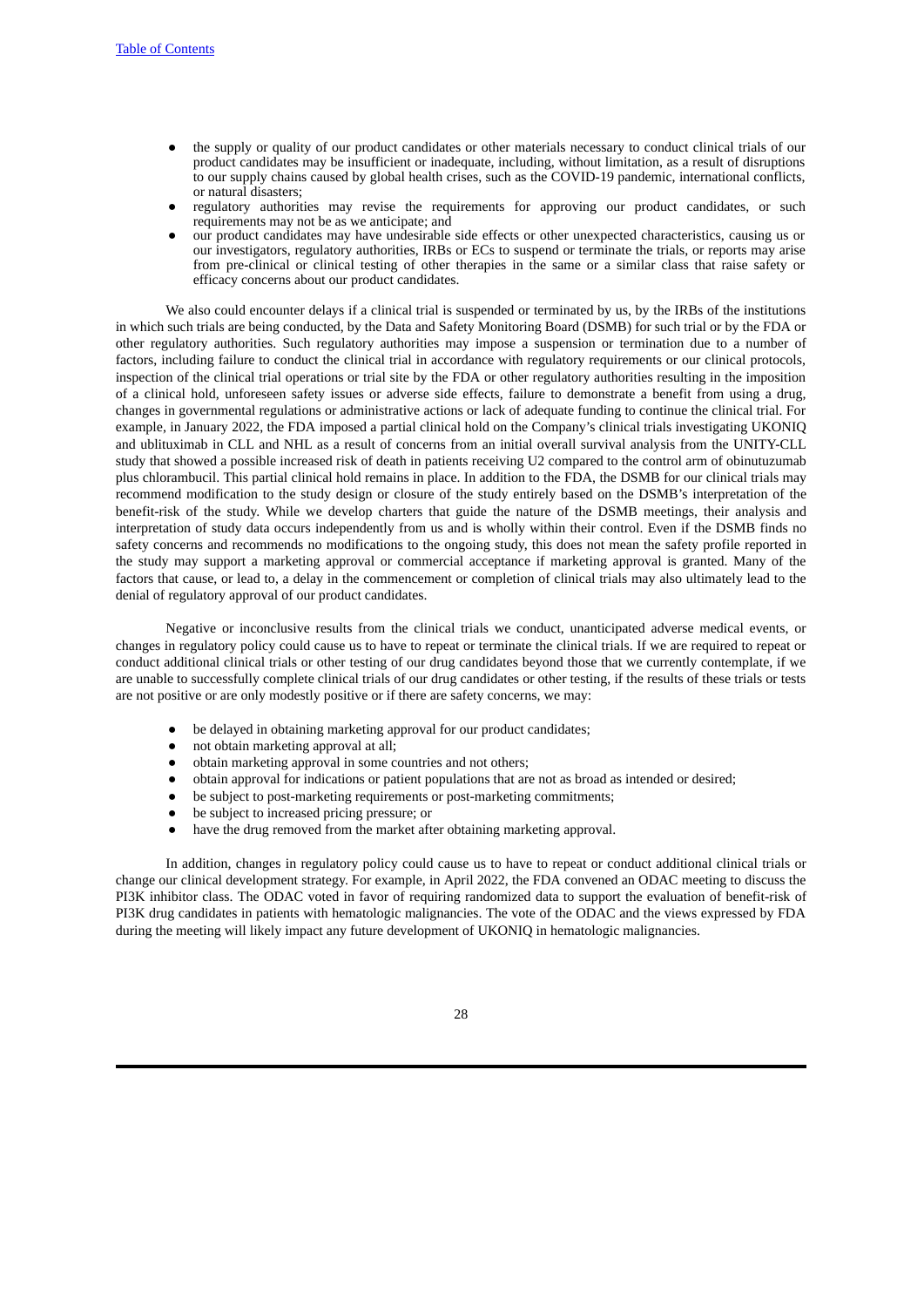- the supply or quality of our product candidates or other materials necessary to conduct clinical trials of our product candidates may be insufficient or inadequate, including, without limitation, as a result of disruptions to our supply chains caused by global health crises, such as the COVID-19 pandemic, international conflicts, or natural disasters;
- regulatory authorities may revise the requirements for approving our product candidates, or such requirements may not be as we anticipate; and
- our product candidates may have undesirable side effects or other unexpected characteristics, causing us or our investigators, regulatory authorities, IRBs or ECs to suspend or terminate the trials, or reports may arise from pre-clinical or clinical testing of other therapies in the same or a similar class that raise safety or efficacy concerns about our product candidates.

We also could encounter delays if a clinical trial is suspended or terminated by us, by the IRBs of the institutions in which such trials are being conducted, by the Data and Safety Monitoring Board (DSMB) for such trial or by the FDA or other regulatory authorities. Such regulatory authorities may impose a suspension or termination due to a number of factors, including failure to conduct the clinical trial in accordance with regulatory requirements or our clinical protocols, inspection of the clinical trial operations or trial site by the FDA or other regulatory authorities resulting in the imposition of a clinical hold, unforeseen safety issues or adverse side effects, failure to demonstrate a benefit from using a drug, changes in governmental regulations or administrative actions or lack of adequate funding to continue the clinical trial. For example, in January 2022, the FDA imposed a partial clinical hold on the Company's clinical trials investigating UKONIQ and ublituximab in CLL and NHL as a result of concerns from an initial overall survival analysis from the UNITY-CLL study that showed a possible increased risk of death in patients receiving U2 compared to the control arm of obinutuzumab plus chlorambucil. This partial clinical hold remains in place. In addition to the FDA, the DSMB for our clinical trials may recommend modification to the study design or closure of the study entirely based on the DSMB's interpretation of the benefit-risk of the study. While we develop charters that guide the nature of the DSMB meetings, their analysis and interpretation of study data occurs independently from us and is wholly within their control. Even if the DSMB finds no safety concerns and recommends no modifications to the ongoing study, this does not mean the safety profile reported in the study may support a marketing approval or commercial acceptance if marketing approval is granted. Many of the factors that cause, or lead to, a delay in the commencement or completion of clinical trials may also ultimately lead to the denial of regulatory approval of our product candidates.

Negative or inconclusive results from the clinical trials we conduct, unanticipated adverse medical events, or changes in regulatory policy could cause us to have to repeat or terminate the clinical trials. If we are required to repeat or conduct additional clinical trials or other testing of our drug candidates beyond those that we currently contemplate, if we are unable to successfully complete clinical trials of our drug candidates or other testing, if the results of these trials or tests are not positive or are only modestly positive or if there are safety concerns, we may:

- be delayed in obtaining marketing approval for our product candidates;
- not obtain marketing approval at all;
- obtain marketing approval in some countries and not others;
- obtain approval for indications or patient populations that are not as broad as intended or desired;
- be subject to post-marketing requirements or post-marketing commitments;
- be subject to increased pricing pressure; or
- have the drug removed from the market after obtaining marketing approval.

In addition, changes in regulatory policy could cause us to have to repeat or conduct additional clinical trials or change our clinical development strategy. For example, in April 2022, the FDA convened an ODAC meeting to discuss the PI3K inhibitor class. The ODAC voted in favor of requiring randomized data to support the evaluation of benefit-risk of PI3K drug candidates in patients with hematologic malignancies. The vote of the ODAC and the views expressed by FDA during the meeting will likely impact any future development of UKONIQ in hematologic malignancies.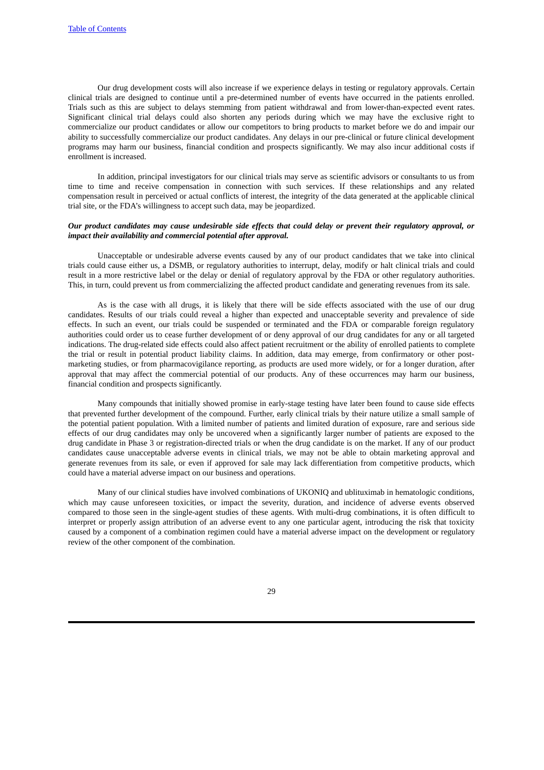Our drug development costs will also increase if we experience delays in testing or regulatory approvals. Certain clinical trials are designed to continue until a pre-determined number of events have occurred in the patients enrolled. Trials such as this are subject to delays stemming from patient withdrawal and from lower-than-expected event rates. Significant clinical trial delays could also shorten any periods during which we may have the exclusive right to commercialize our product candidates or allow our competitors to bring products to market before we do and impair our ability to successfully commercialize our product candidates. Any delays in our pre-clinical or future clinical development programs may harm our business, financial condition and prospects significantly. We may also incur additional costs if enrollment is increased.

In addition, principal investigators for our clinical trials may serve as scientific advisors or consultants to us from time to time and receive compensation in connection with such services. If these relationships and any related compensation result in perceived or actual conflicts of interest, the integrity of the data generated at the applicable clinical trial site, or the FDA's willingness to accept such data, may be jeopardized.

***Our product candidates may cause undesirable side effects that could delay or prevent their regulatory approval, or impact their availability and commercial potential after approval.***

Unacceptable or undesirable adverse events caused by any of our product candidates that we take into clinical trials could cause either us, a DSMB, or regulatory authorities to interrupt, delay, modify or halt clinical trials and could result in a more restrictive label or the delay or denial of regulatory approval by the FDA or other regulatory authorities. This, in turn, could prevent us from commercializing the affected product candidate and generating revenues from its sale.

As is the case with all drugs, it is likely that there will be side effects associated with the use of our drug candidates. Results of our trials could reveal a higher than expected and unacceptable severity and prevalence of side effects. In such an event, our trials could be suspended or terminated and the FDA or comparable foreign regulatory authorities could order us to cease further development of or deny approval of our drug candidates for any or all targeted indications. The drug-related side effects could also affect patient recruitment or the ability of enrolled patients to complete the trial or result in potential product liability claims. In addition, data may emerge, from confirmatory or other post-marketing studies, or from pharmacovigilance reporting, as products are used more widely, or for a longer duration, after approval that may affect the commercial potential of our products. Any of these occurrences may harm our business, financial condition and prospects significantly.

Many compounds that initially showed promise in early-stage testing have later been found to cause side effects that prevented further development of the compound. Further, early clinical trials by their nature utilize a small sample of the potential patient population. With a limited number of patients and limited duration of exposure, rare and serious side effects of our drug candidates may only be uncovered when a significantly larger number of patients are exposed to the drug candidate in Phase 3 or registration-directed trials or when the drug candidate is on the market. If any of our product candidates cause unacceptable adverse events in clinical trials, we may not be able to obtain marketing approval and generate revenues from its sale, or even if approved for sale may lack differentiation from competitive products, which could have a material adverse impact on our business and operations.

Many of our clinical studies have involved combinations of UKONIQ and ublituximab in hematologic conditions, which may cause unforeseen toxicities, or impact the severity, duration, and incidence of adverse events observed compared to those seen in the single-agent studies of these agents. With multi-drug combinations, it is often difficult to interpret or properly assign attribution of an adverse event to any one particular agent, introducing the risk that toxicity caused by a component of a combination regimen could have a material adverse impact on the development or regulatory review of the other component of the combination.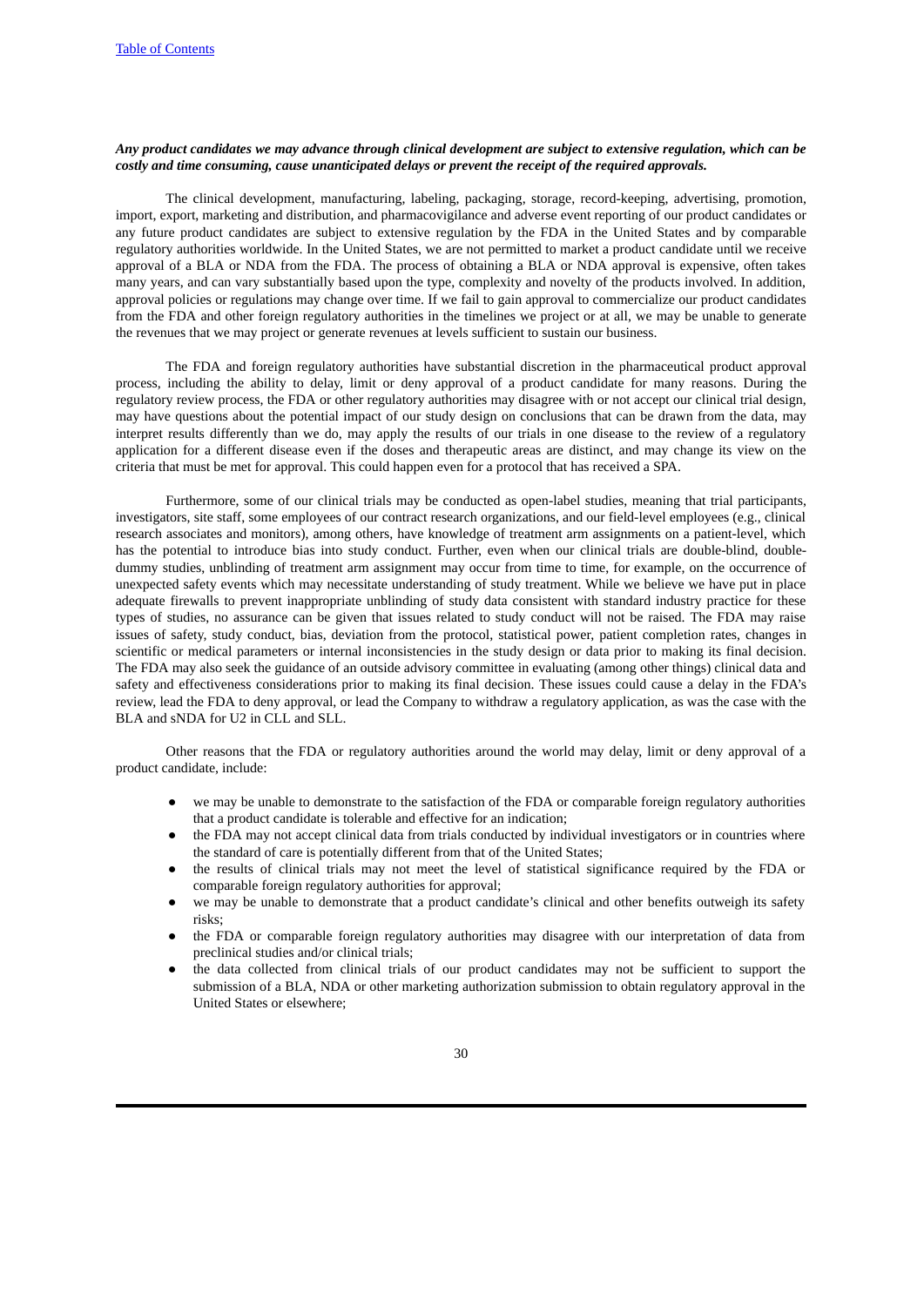***Any product candidates we may advance through clinical development are subject to extensive regulation, which can be costly and time consuming, cause unanticipated delays or prevent the receipt of the required approvals.***

The clinical development, manufacturing, labeling, packaging, storage, record-keeping, advertising, promotion, import, export, marketing and distribution, and pharmacovigilance and adverse event reporting of our product candidates or any future product candidates are subject to extensive regulation by the FDA in the United States and by comparable regulatory authorities worldwide. In the United States, we are not permitted to market a product candidate until we receive approval of a BLA or NDA from the FDA. The process of obtaining a BLA or NDA approval is expensive, often takes many years, and can vary substantially based upon the type, complexity and novelty of the products involved. In addition, approval policies or regulations may change over time. If we fail to gain approval to commercialize our product candidates from the FDA and other foreign regulatory authorities in the timelines we project or at all, we may be unable to generate the revenues that we may project or generate revenues at levels sufficient to sustain our business.

The FDA and foreign regulatory authorities have substantial discretion in the pharmaceutical product approval process, including the ability to delay, limit or deny approval of a product candidate for many reasons. During the regulatory review process, the FDA or other regulatory authorities may disagree with or not accept our clinical trial design, may have questions about the potential impact of our study design on conclusions that can be drawn from the data, may interpret results differently than we do, may apply the results of our trials in one disease to the review of a regulatory application for a different disease even if the doses and therapeutic areas are distinct, and may change its view on the criteria that must be met for approval. This could happen even for a protocol that has received a SPA.

Furthermore, some of our clinical trials may be conducted as open-label studies, meaning that trial participants, investigators, site staff, some employees of our contract research organizations, and our field-level employees (e.g., clinical research associates and monitors), among others, have knowledge of treatment arm assignments on a patient-level, which has the potential to introduce bias into study conduct. Further, even when our clinical trials are double-blind, double-dummy studies, unblinding of treatment arm assignment may occur from time to time, for example, on the occurrence of unexpected safety events which may necessitate understanding of study treatment. While we believe we have put in place adequate firewalls to prevent inappropriate unblinding of study data consistent with standard industry practice for these types of studies, no assurance can be given that issues related to study conduct will not be raised. The FDA may raise issues of safety, study conduct, bias, deviation from the protocol, statistical power, patient completion rates, changes in scientific or medical parameters or internal inconsistencies in the study design or data prior to making its final decision. The FDA may also seek the guidance of an outside advisory committee in evaluating (among other things) clinical data and safety and effectiveness considerations prior to making its final decision. These issues could cause a delay in the FDA's review, lead the FDA to deny approval, or lead the Company to withdraw a regulatory application, as was the case with the BLA and sNDA for U2 in CLL and SLL.

Other reasons that the FDA or regulatory authorities around the world may delay, limit or deny approval of a product candidate, include:

- we may be unable to demonstrate to the satisfaction of the FDA or comparable foreign regulatory authorities that a product candidate is tolerable and effective for an indication;
- the FDA may not accept clinical data from trials conducted by individual investigators or in countries where the standard of care is potentially different from that of the United States;
- the results of clinical trials may not meet the level of statistical significance required by the FDA or comparable foreign regulatory authorities for approval;
- we may be unable to demonstrate that a product candidate's clinical and other benefits outweigh its safety risks;
- the FDA or comparable foreign regulatory authorities may disagree with our interpretation of data from preclinical studies and/or clinical trials;
- the data collected from clinical trials of our product candidates may not be sufficient to support the submission of a BLA, NDA or other marketing authorization submission to obtain regulatory approval in the United States or elsewhere;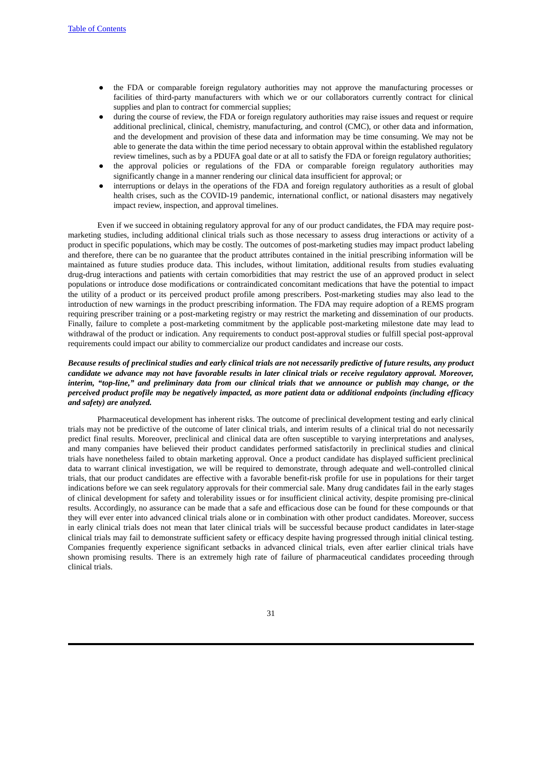- the FDA or comparable foreign regulatory authorities may not approve the manufacturing processes or facilities of third-party manufacturers with which we or our collaborators currently contract for clinical supplies and plan to contract for commercial supplies;
- during the course of review, the FDA or foreign regulatory authorities may raise issues and request or require additional preclinical, clinical, chemistry, manufacturing, and control (CMC), or other data and information, and the development and provision of these data and information may be time consuming. We may not be able to generate the data within the time period necessary to obtain approval within the established regulatory review timelines, such as by a PDUFA goal date or at all to satisfy the FDA or foreign regulatory authorities;
- the approval policies or regulations of the FDA or comparable foreign regulatory authorities may significantly change in a manner rendering our clinical data insufficient for approval; or
- interruptions or delays in the operations of the FDA and foreign regulatory authorities as a result of global health crises, such as the COVID-19 pandemic, international conflict, or national disasters may negatively impact review, inspection, and approval timelines.

Even if we succeed in obtaining regulatory approval for any of our product candidates, the FDA may require post-marketing studies, including additional clinical trials such as those necessary to assess drug interactions or activity of a product in specific populations, which may be costly. The outcomes of post-marketing studies may impact product labeling and therefore, there can be no guarantee that the product attributes contained in the initial prescribing information will be maintained as future studies produce data. This includes, without limitation, additional results from studies evaluating drug-drug interactions and patients with certain comorbidities that may restrict the use of an approved product in select populations or introduce dose modifications or contraindicated concomitant medications that have the potential to impact the utility of a product or its perceived product profile among prescribers. Post-marketing studies may also lead to the introduction of new warnings in the product prescribing information. The FDA may require adoption of a REMS program requiring prescriber training or a post-marketing registry or may restrict the marketing and dissemination of our products. Finally, failure to complete a post-marketing commitment by the applicable post-marketing milestone date may lead to withdrawal of the product or indication. Any requirements to conduct post-approval studies or fulfill special post-approval requirements could impact our ability to commercialize our product candidates and increase our costs.

***Because results of preclinical studies and early clinical trials are not necessarily predictive of future results, any product candidate we advance may not have favorable results in later clinical trials or receive regulatory approval. Moreover, interim, "top-line," and preliminary data from our clinical trials that we announce or publish may change, or the perceived product profile may be negatively impacted, as more patient data or additional endpoints (including efficacy and safety) are analyzed.***

Pharmaceutical development has inherent risks. The outcome of preclinical development testing and early clinical trials may not be predictive of the outcome of later clinical trials, and interim results of a clinical trial do not necessarily predict final results. Moreover, preclinical and clinical data are often susceptible to varying interpretations and analyses, and many companies have believed their product candidates performed satisfactorily in preclinical studies and clinical trials have nonetheless failed to obtain marketing approval. Once a product candidate has displayed sufficient preclinical data to warrant clinical investigation, we will be required to demonstrate, through adequate and well-controlled clinical trials, that our product candidates are effective with a favorable benefit-risk profile for use in populations for their target indications before we can seek regulatory approvals for their commercial sale. Many drug candidates fail in the early stages of clinical development for safety and tolerability issues or for insufficient clinical activity, despite promising pre-clinical results. Accordingly, no assurance can be made that a safe and efficacious dose can be found for these compounds or that they will ever enter into advanced clinical trials alone or in combination with other product candidates. Moreover, success in early clinical trials does not mean that later clinical trials will be successful because product candidates in later-stage clinical trials may fail to demonstrate sufficient safety or efficacy despite having progressed through initial clinical testing. Companies frequently experience significant setbacks in advanced clinical trials, even after earlier clinical trials have shown promising results. There is an extremely high rate of failure of pharmaceutical candidates proceeding through clinical trials.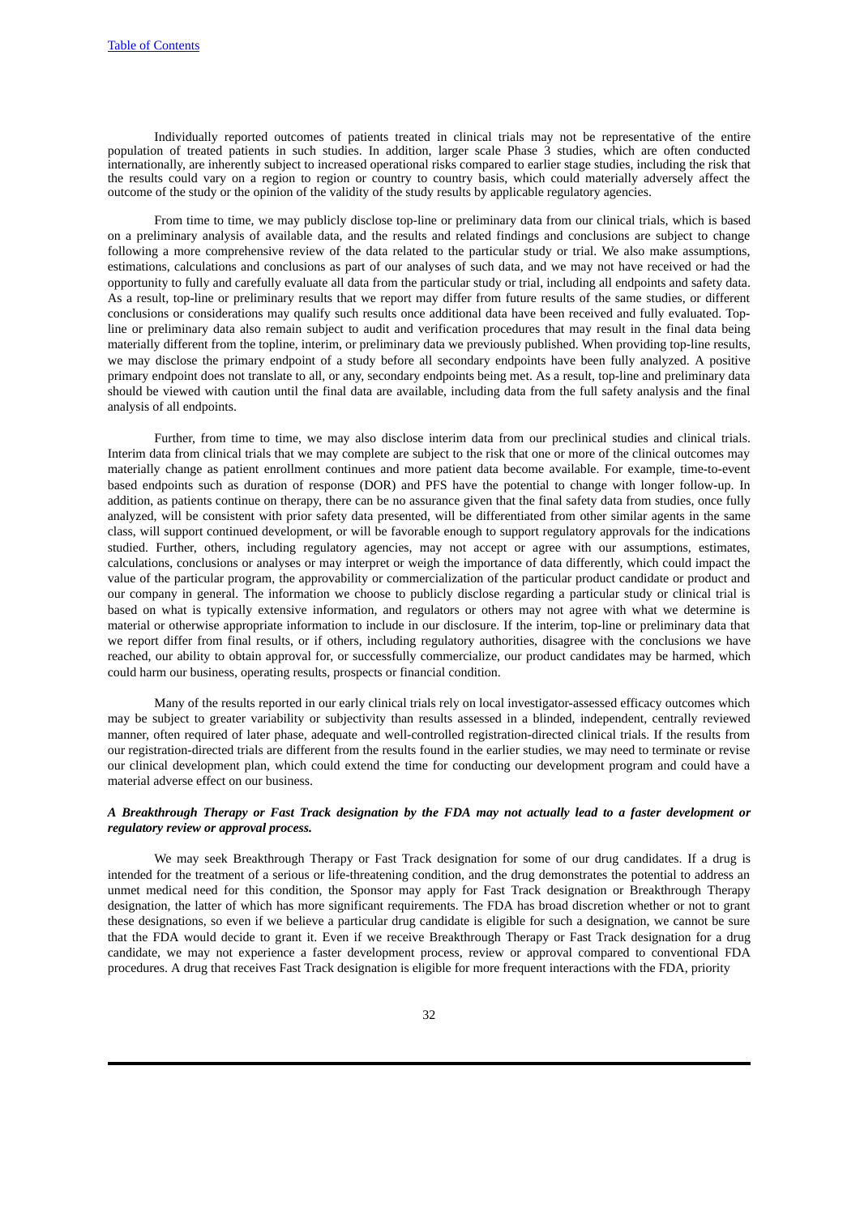Individually reported outcomes of patients treated in clinical trials may not be representative of the entire population of treated patients in such studies. In addition, larger scale Phase 3 studies, which are often conducted internationally, are inherently subject to increased operational risks compared to earlier stage studies, including the risk that the results could vary on a region to region or country to country basis, which could materially adversely affect the outcome of the study or the opinion of the validity of the study results by applicable regulatory agencies.

From time to time, we may publicly disclose top-line or preliminary data from our clinical trials, which is based on a preliminary analysis of available data, and the results and related findings and conclusions are subject to change following a more comprehensive review of the data related to the particular study or trial. We also make assumptions, estimations, calculations and conclusions as part of our analyses of such data, and we may not have received or had the opportunity to fully and carefully evaluate all data from the particular study or trial, including all endpoints and safety data. As a result, top-line or preliminary results that we report may differ from future results of the same studies, or different conclusions or considerations may qualify such results once additional data have been received and fully evaluated. Top-line or preliminary data also remain subject to audit and verification procedures that may result in the final data being materially different from the topline, interim, or preliminary data we previously published. When providing top-line results, we may disclose the primary endpoint of a study before all secondary endpoints have been fully analyzed. A positive primary endpoint does not translate to all, or any, secondary endpoints being met. As a result, top-line and preliminary data should be viewed with caution until the final data are available, including data from the full safety analysis and the final analysis of all endpoints.

Further, from time to time, we may also disclose interim data from our preclinical studies and clinical trials. Interim data from clinical trials that we may complete are subject to the risk that one or more of the clinical outcomes may materially change as patient enrollment continues and more patient data become available. For example, time-to-event based endpoints such as duration of response (DOR) and PFS have the potential to change with longer follow-up. In addition, as patients continue on therapy, there can be no assurance given that the final safety data from studies, once fully analyzed, will be consistent with prior safety data presented, will be differentiated from other similar agents in the same class, will support continued development, or will be favorable enough to support regulatory approvals for the indications studied. Further, others, including regulatory agencies, may not accept or agree with our assumptions, estimates, calculations, conclusions or analyses or may interpret or weigh the importance of data differently, which could impact the value of the particular program, the approvability or commercialization of the particular product candidate or product and our company in general. The information we choose to publicly disclose regarding a particular study or clinical trial is based on what is typically extensive information, and regulators or others may not agree with what we determine is material or otherwise appropriate information to include in our disclosure. If the interim, top-line or preliminary data that we report differ from final results, or if others, including regulatory authorities, disagree with the conclusions we have reached, our ability to obtain approval for, or successfully commercialize, our product candidates may be harmed, which could harm our business, operating results, prospects or financial condition.

Many of the results reported in our early clinical trials rely on local investigator-assessed efficacy outcomes which may be subject to greater variability or subjectivity than results assessed in a blinded, independent, centrally reviewed manner, often required of later phase, adequate and well-controlled registration-directed clinical trials. If the results from our registration-directed trials are different from the results found in the earlier studies, we may need to terminate or revise our clinical development plan, which could extend the time for conducting our development program and could have a material adverse effect on our business.

***A Breakthrough Therapy or Fast Track designation by the FDA may not actually lead to a faster development or regulatory review or approval process.***

We may seek Breakthrough Therapy or Fast Track designation for some of our drug candidates. If a drug is intended for the treatment of a serious or life-threatening condition, and the drug demonstrates the potential to address an unmet medical need for this condition, the Sponsor may apply for Fast Track designation or Breakthrough Therapy designation, the latter of which has more significant requirements. The FDA has broad discretion whether or not to grant these designations, so even if we believe a particular drug candidate is eligible for such a designation, we cannot be sure that the FDA would decide to grant it. Even if we receive Breakthrough Therapy or Fast Track designation for a drug candidate, we may not experience a faster development process, review or approval compared to conventional FDA procedures. A drug that receives Fast Track designation is eligible for more frequent interactions with the FDA, priority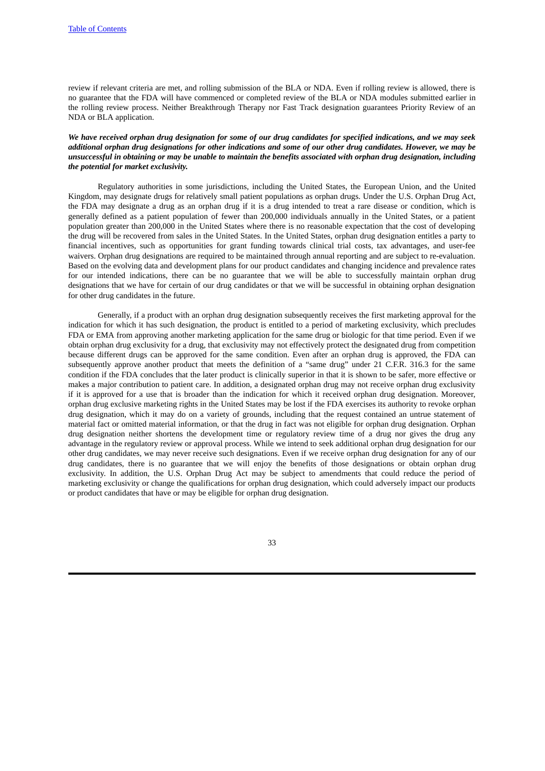review if relevant criteria are met, and rolling submission of the BLA or NDA. Even if rolling review is allowed, there is no guarantee that the FDA will have commenced or completed review of the BLA or NDA modules submitted earlier in the rolling review process. Neither Breakthrough Therapy nor Fast Track designation guarantees Priority Review of an NDA or BLA application.

***We have received orphan drug designation for some of our drug candidates for specified indications, and we may seek additional orphan drug designations for other indications and some of our other drug candidates. However, we may be unsuccessful in obtaining or may be unable to maintain the benefits associated with orphan drug designation, including the potential for market exclusivity.***

Regulatory authorities in some jurisdictions, including the United States, the European Union, and the United Kingdom, may designate drugs for relatively small patient populations as orphan drugs. Under the U.S. Orphan Drug Act, the FDA may designate a drug as an orphan drug if it is a drug intended to treat a rare disease or condition, which is generally defined as a patient population of fewer than 200,000 individuals annually in the United States, or a patient population greater than 200,000 in the United States where there is no reasonable expectation that the cost of developing the drug will be recovered from sales in the United States. In the United States, orphan drug designation entitles a party to financial incentives, such as opportunities for grant funding towards clinical trial costs, tax advantages, and user-fee waivers. Orphan drug designations are required to be maintained through annual reporting and are subject to re-evaluation. Based on the evolving data and development plans for our product candidates and changing incidence and prevalence rates for our intended indications, there can be no guarantee that we will be able to successfully maintain orphan drug designations that we have for certain of our drug candidates or that we will be successful in obtaining orphan designation for other drug candidates in the future.

Generally, if a product with an orphan drug designation subsequently receives the first marketing approval for the indication for which it has such designation, the product is entitled to a period of marketing exclusivity, which precludes FDA or EMA from approving another marketing application for the same drug or biologic for that time period. Even if we obtain orphan drug exclusivity for a drug, that exclusivity may not effectively protect the designated drug from competition because different drugs can be approved for the same condition. Even after an orphan drug is approved, the FDA can subsequently approve another product that meets the definition of a "same drug" under 21 C.F.R. 316.3 for the same condition if the FDA concludes that the later product is clinically superior in that it is shown to be safer, more effective or makes a major contribution to patient care. In addition, a designated orphan drug may not receive orphan drug exclusivity if it is approved for a use that is broader than the indication for which it received orphan drug designation. Moreover, orphan drug exclusive marketing rights in the United States may be lost if the FDA exercises its authority to revoke orphan drug designation, which it may do on a variety of grounds, including that the request contained an untrue statement of material fact or omitted material information, or that the drug in fact was not eligible for orphan drug designation. Orphan drug designation neither shortens the development time or regulatory review time of a drug nor gives the drug any advantage in the regulatory review or approval process. While we intend to seek additional orphan drug designation for our other drug candidates, we may never receive such designations. Even if we receive orphan drug designation for any of our drug candidates, there is no guarantee that we will enjoy the benefits of those designations or obtain orphan drug exclusivity. In addition, the U.S. Orphan Drug Act may be subject to amendments that could reduce the period of marketing exclusivity or change the qualifications for orphan drug designation, which could adversely impact our products or product candidates that have or may be eligible for orphan drug designation.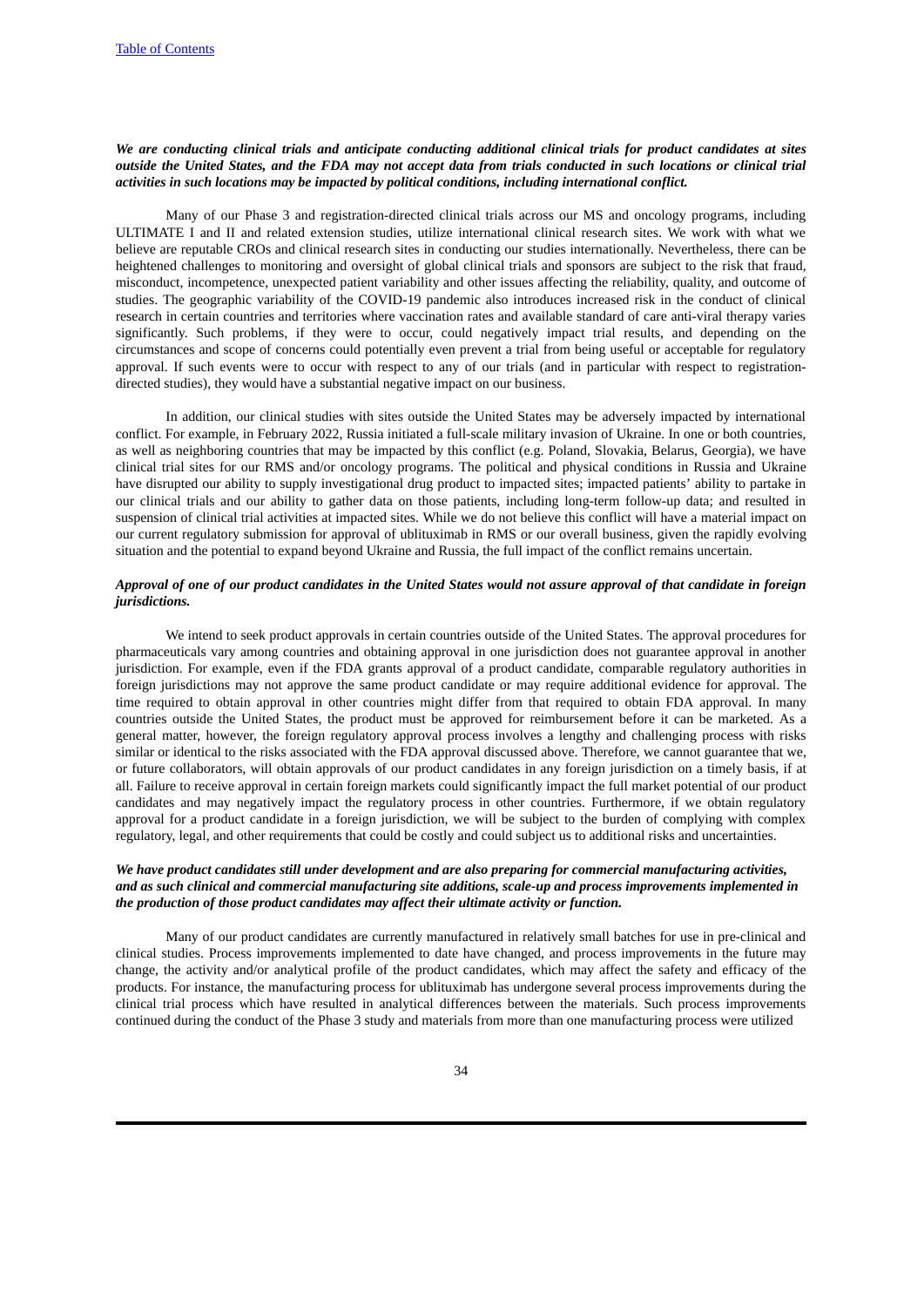***We are conducting clinical trials and anticipate conducting additional clinical trials for product candidates at sites outside the United States, and the FDA may not accept data from trials conducted in such locations or clinical trial activities in such locations may be impacted by political conditions, including international conflict.***

Many of our Phase 3 and registration-directed clinical trials across our MS and oncology programs, including ULTIMATE I and II and related extension studies, utilize international clinical research sites. We work with what we believe are reputable CROs and clinical research sites in conducting our studies internationally. Nevertheless, there can be heightened challenges to monitoring and oversight of global clinical trials and sponsors are subject to the risk that fraud, misconduct, incompetence, unexpected patient variability and other issues affecting the reliability, quality, and outcome of studies. The geographic variability of the COVID-19 pandemic also introduces increased risk in the conduct of clinical research in certain countries and territories where vaccination rates and available standard of care anti-viral therapy varies significantly. Such problems, if they were to occur, could negatively impact trial results, and depending on the circumstances and scope of concerns could potentially even prevent a trial from being useful or acceptable for regulatory approval. If such events were to occur with respect to any of our trials (and in particular with respect to registration-directed studies), they would have a substantial negative impact on our business.

In addition, our clinical studies with sites outside the United States may be adversely impacted by international conflict. For example, in February 2022, Russia initiated a full-scale military invasion of Ukraine. In one or both countries, as well as neighboring countries that may be impacted by this conflict (e.g. Poland, Slovakia, Belarus, Georgia), we have clinical trial sites for our RMS and/or oncology programs. The political and physical conditions in Russia and Ukraine have disrupted our ability to supply investigational drug product to impacted sites; impacted patients' ability to partake in our clinical trials and our ability to gather data on those patients, including long-term follow-up data; and resulted in suspension of clinical trial activities at impacted sites. While we do not believe this conflict will have a material impact on our current regulatory submission for approval of ublituximab in RMS or our overall business, given the rapidly evolving situation and the potential to expand beyond Ukraine and Russia, the full impact of the conflict remains uncertain.

***Approval of one of our product candidates in the United States would not assure approval of that candidate in foreign jurisdictions.***

We intend to seek product approvals in certain countries outside of the United States. The approval procedures for pharmaceuticals vary among countries and obtaining approval in one jurisdiction does not guarantee approval in another jurisdiction. For example, even if the FDA grants approval of a product candidate, comparable regulatory authorities in foreign jurisdictions may not approve the same product candidate or may require additional evidence for approval. The time required to obtain approval in other countries might differ from that required to obtain FDA approval. In many countries outside the United States, the product must be approved for reimbursement before it can be marketed. As a general matter, however, the foreign regulatory approval process involves a lengthy and challenging process with risks similar or identical to the risks associated with the FDA approval discussed above. Therefore, we cannot guarantee that we, or future collaborators, will obtain approvals of our product candidates in any foreign jurisdiction on a timely basis, if at all. Failure to receive approval in certain foreign markets could significantly impact the full market potential of our product candidates and may negatively impact the regulatory process in other countries. Furthermore, if we obtain regulatory approval for a product candidate in a foreign jurisdiction, we will be subject to the burden of complying with complex regulatory, legal, and other requirements that could be costly and could subject us to additional risks and uncertainties.

***We have product candidates still under development and are also preparing for commercial manufacturing activities, and as such clinical and commercial manufacturing site additions, scale-up and process improvements implemented in the production of those product candidates may affect their ultimate activity or function.***

Many of our product candidates are currently manufactured in relatively small batches for use in pre-clinical and clinical studies. Process improvements implemented to date have changed, and process improvements in the future may change, the activity and/or analytical profile of the product candidates, which may affect the safety and efficacy of the products. For instance, the manufacturing process for ublituximab has undergone several process improvements during the clinical trial process which have resulted in analytical differences between the materials. Such process improvements continued during the conduct of the Phase 3 study and materials from more than one manufacturing process were utilized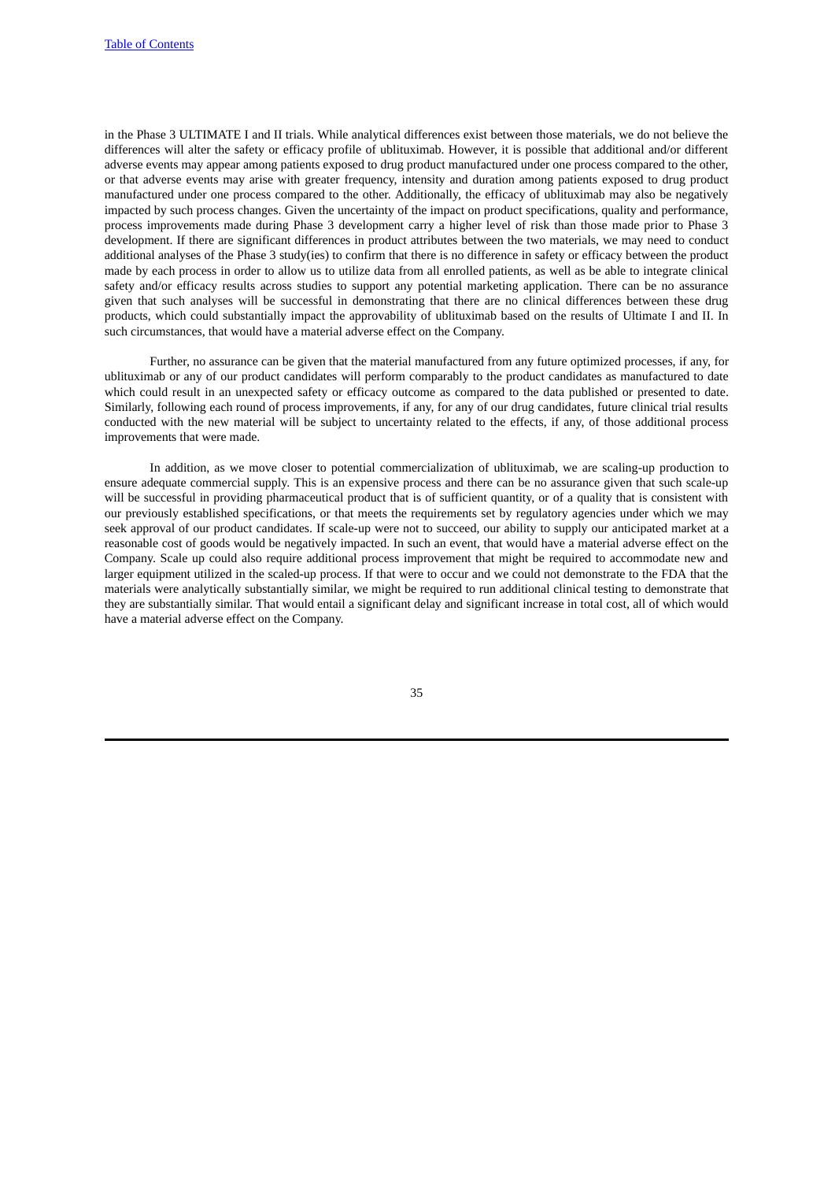in the Phase 3 ULTIMATE I and II trials. While analytical differences exist between those materials, we do not believe the differences will alter the safety or efficacy profile of ublituximab. However, it is possible that additional and/or different adverse events may appear among patients exposed to drug product manufactured under one process compared to the other, or that adverse events may arise with greater frequency, intensity and duration among patients exposed to drug product manufactured under one process compared to the other. Additionally, the efficacy of ublituximab may also be negatively impacted by such process changes. Given the uncertainty of the impact on product specifications, quality and performance, process improvements made during Phase 3 development carry a higher level of risk than those made prior to Phase 3 development. If there are significant differences in product attributes between the two materials, we may need to conduct additional analyses of the Phase 3 study(ies) to confirm that there is no difference in safety or efficacy between the product made by each process in order to allow us to utilize data from all enrolled patients, as well as be able to integrate clinical safety and/or efficacy results across studies to support any potential marketing application. There can be no assurance given that such analyses will be successful in demonstrating that there are no clinical differences between these drug products, which could substantially impact the approvability of ublituximab based on the results of Ultimate I and II. In such circumstances, that would have a material adverse effect on the Company.

Further, no assurance can be given that the material manufactured from any future optimized processes, if any, for ublituximab or any of our product candidates will perform comparably to the product candidates as manufactured to date which could result in an unexpected safety or efficacy outcome as compared to the data published or presented to date. Similarly, following each round of process improvements, if any, for any of our drug candidates, future clinical trial results conducted with the new material will be subject to uncertainty related to the effects, if any, of those additional process improvements that were made.

In addition, as we move closer to potential commercialization of ublituximab, we are scaling-up production to ensure adequate commercial supply. This is an expensive process and there can be no assurance given that such scale-up will be successful in providing pharmaceutical product that is of sufficient quantity, or of a quality that is consistent with our previously established specifications, or that meets the requirements set by regulatory agencies under which we may seek approval of our product candidates. If scale-up were not to succeed, our ability to supply our anticipated market at a reasonable cost of goods would be negatively impacted. In such an event, that would have a material adverse effect on the Company. Scale up could also require additional process improvement that might be required to accommodate new and larger equipment utilized in the scaled-up process. If that were to occur and we could not demonstrate to the FDA that the materials were analytically substantially similar, we might be required to run additional clinical testing to demonstrate that they are substantially similar. That would entail a significant delay and significant increase in total cost, all of which would have a material adverse effect on the Company.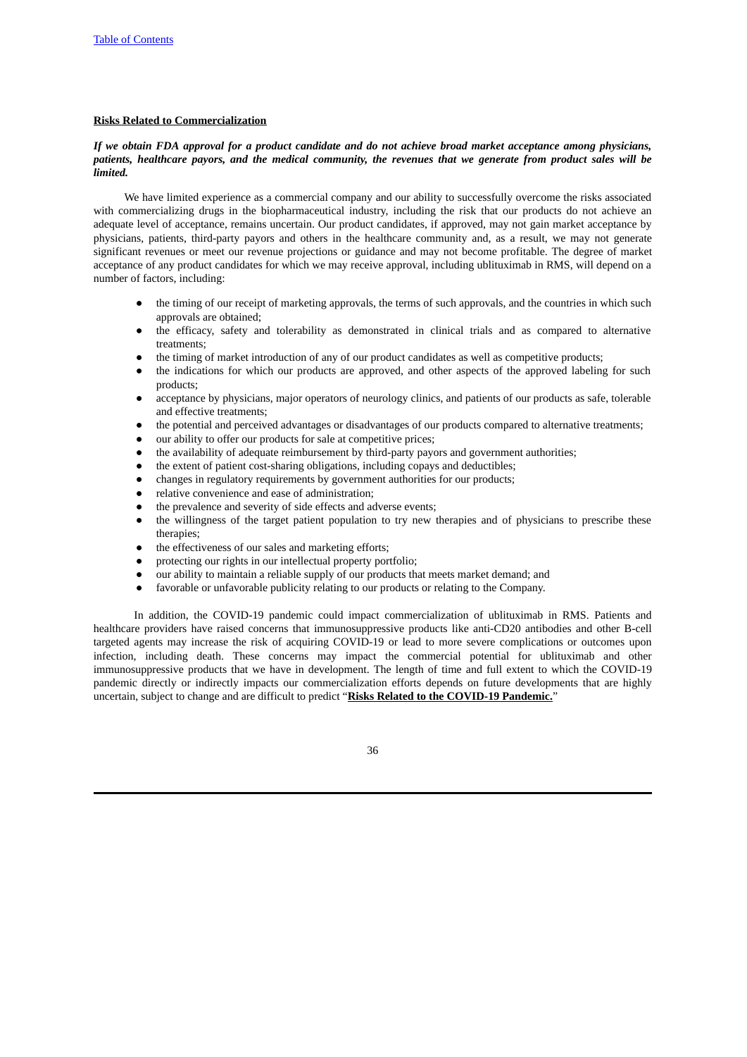**Risks Related to Commercialization**

***If we obtain FDA approval for a product candidate and do not achieve broad market acceptance among physicians, patients, healthcare payors, and the medical community, the revenues that we generate from product sales will be limited.***

We have limited experience as a commercial company and our ability to successfully overcome the risks associated with commercializing drugs in the biopharmaceutical industry, including the risk that our products do not achieve an adequate level of acceptance, remains uncertain. Our product candidates, if approved, may not gain market acceptance by physicians, patients, third-party payors and others in the healthcare community and, as a result, we may not generate significant revenues or meet our revenue projections or guidance and may not become profitable. The degree of market acceptance of any product candidates for which we may receive approval, including ublituximab in RMS, will depend on a number of factors, including:

- the timing of our receipt of marketing approvals, the terms of such approvals, and the countries in which such approvals are obtained;
- the efficacy, safety and tolerability as demonstrated in clinical trials and as compared to alternative treatments;
- the timing of market introduction of any of our product candidates as well as competitive products;
- the indications for which our products are approved, and other aspects of the approved labeling for such products;
- acceptance by physicians, major operators of neurology clinics, and patients of our products as safe, tolerable and effective treatments;
- the potential and perceived advantages or disadvantages of our products compared to alternative treatments;
- our ability to offer our products for sale at competitive prices;
- the availability of adequate reimbursement by third-party payors and government authorities;
- the extent of patient cost-sharing obligations, including copays and deductibles;
- changes in regulatory requirements by government authorities for our products;
- relative convenience and ease of administration;
- the prevalence and severity of side effects and adverse events;
- the willingness of the target patient population to try new therapies and of physicians to prescribe these therapies;
- the effectiveness of our sales and marketing efforts;
- protecting our rights in our intellectual property portfolio;
- our ability to maintain a reliable supply of our products that meets market demand; and
- favorable or unfavorable publicity relating to our products or relating to the Company.

In addition, the COVID-19 pandemic could impact commercialization of ublituximab in RMS. Patients and healthcare providers have raised concerns that immunosuppressive products like anti-CD20 antibodies and other B-cell targeted agents may increase the risk of acquiring COVID-19 or lead to more severe complications or outcomes upon infection, including death. These concerns may impact the commercial potential for ublituximab and other immunosuppressive products that we have in development. The length of time and full extent to which the COVID-19 pandemic directly or indirectly impacts our commercialization efforts depends on future developments that are highly uncertain, subject to change and are difficult to predict "**Risks Related to the COVID-19 Pandemic.**"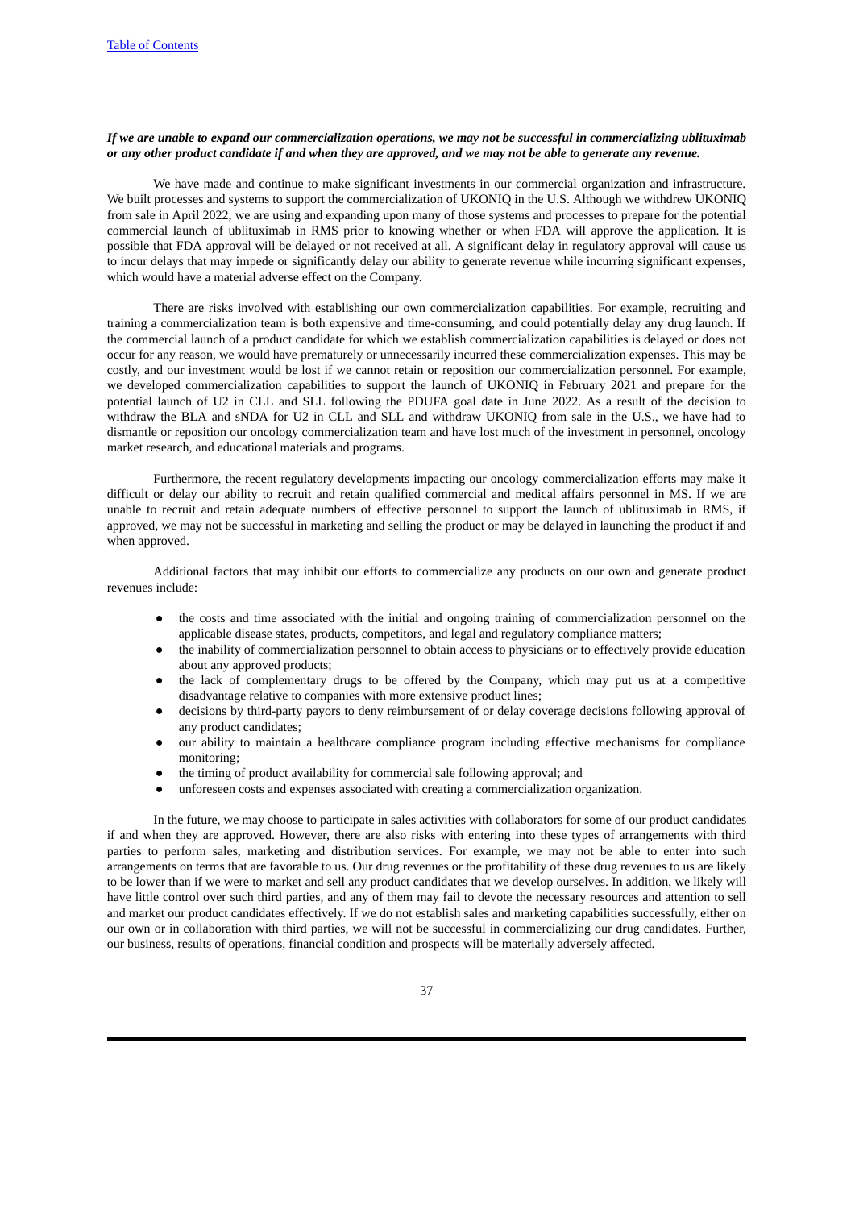***If we are unable to expand our commercialization operations, we may not be successful in commercializing ublituximab or any other product candidate if and when they are approved, and we may not be able to generate any revenue.***

We have made and continue to make significant investments in our commercial organization and infrastructure. We built processes and systems to support the commercialization of UKONIQ in the U.S. Although we withdrew UKONIQ from sale in April 2022, we are using and expanding upon many of those systems and processes to prepare for the potential commercial launch of ublituximab in RMS prior to knowing whether or when FDA will approve the application. It is possible that FDA approval will be delayed or not received at all. A significant delay in regulatory approval will cause us to incur delays that may impede or significantly delay our ability to generate revenue while incurring significant expenses, which would have a material adverse effect on the Company.

There are risks involved with establishing our own commercialization capabilities. For example, recruiting and training a commercialization team is both expensive and time-consuming, and could potentially delay any drug launch. If the commercial launch of a product candidate for which we establish commercialization capabilities is delayed or does not occur for any reason, we would have prematurely or unnecessarily incurred these commercialization expenses. This may be costly, and our investment would be lost if we cannot retain or reposition our commercialization personnel. For example, we developed commercialization capabilities to support the launch of UKONIQ in February 2021 and prepare for the potential launch of U2 in CLL and SLL following the PDUFA goal date in June 2022. As a result of the decision to withdraw the BLA and sNDA for U2 in CLL and SLL and withdraw UKONIQ from sale in the U.S., we have had to dismantle or reposition our oncology commercialization team and have lost much of the investment in personnel, oncology market research, and educational materials and programs.

Furthermore, the recent regulatory developments impacting our oncology commercialization efforts may make it difficult or delay our ability to recruit and retain qualified commercial and medical affairs personnel in MS. If we are unable to recruit and retain adequate numbers of effective personnel to support the launch of ublituximab in RMS, if approved, we may not be successful in marketing and selling the product or may be delayed in launching the product if and when approved.

Additional factors that may inhibit our efforts to commercialize any products on our own and generate product revenues include:

- the costs and time associated with the initial and ongoing training of commercialization personnel on the applicable disease states, products, competitors, and legal and regulatory compliance matters;
- the inability of commercialization personnel to obtain access to physicians or to effectively provide education about any approved products;
- the lack of complementary drugs to be offered by the Company, which may put us at a competitive disadvantage relative to companies with more extensive product lines;
- decisions by third-party payors to deny reimbursement of or delay coverage decisions following approval of any product candidates;
- our ability to maintain a healthcare compliance program including effective mechanisms for compliance monitoring;
- the timing of product availability for commercial sale following approval; and
- unforeseen costs and expenses associated with creating a commercialization organization.

In the future, we may choose to participate in sales activities with collaborators for some of our product candidates if and when they are approved. However, there are also risks with entering into these types of arrangements with third parties to perform sales, marketing and distribution services. For example, we may not be able to enter into such arrangements on terms that are favorable to us. Our drug revenues or the profitability of these drug revenues to us are likely to be lower than if we were to market and sell any product candidates that we develop ourselves. In addition, we likely will have little control over such third parties, and any of them may fail to devote the necessary resources and attention to sell and market our product candidates effectively. If we do not establish sales and marketing capabilities successfully, either on our own or in collaboration with third parties, we will not be successful in commercializing our drug candidates. Further, our business, results of operations, financial condition and prospects will be materially adversely affected.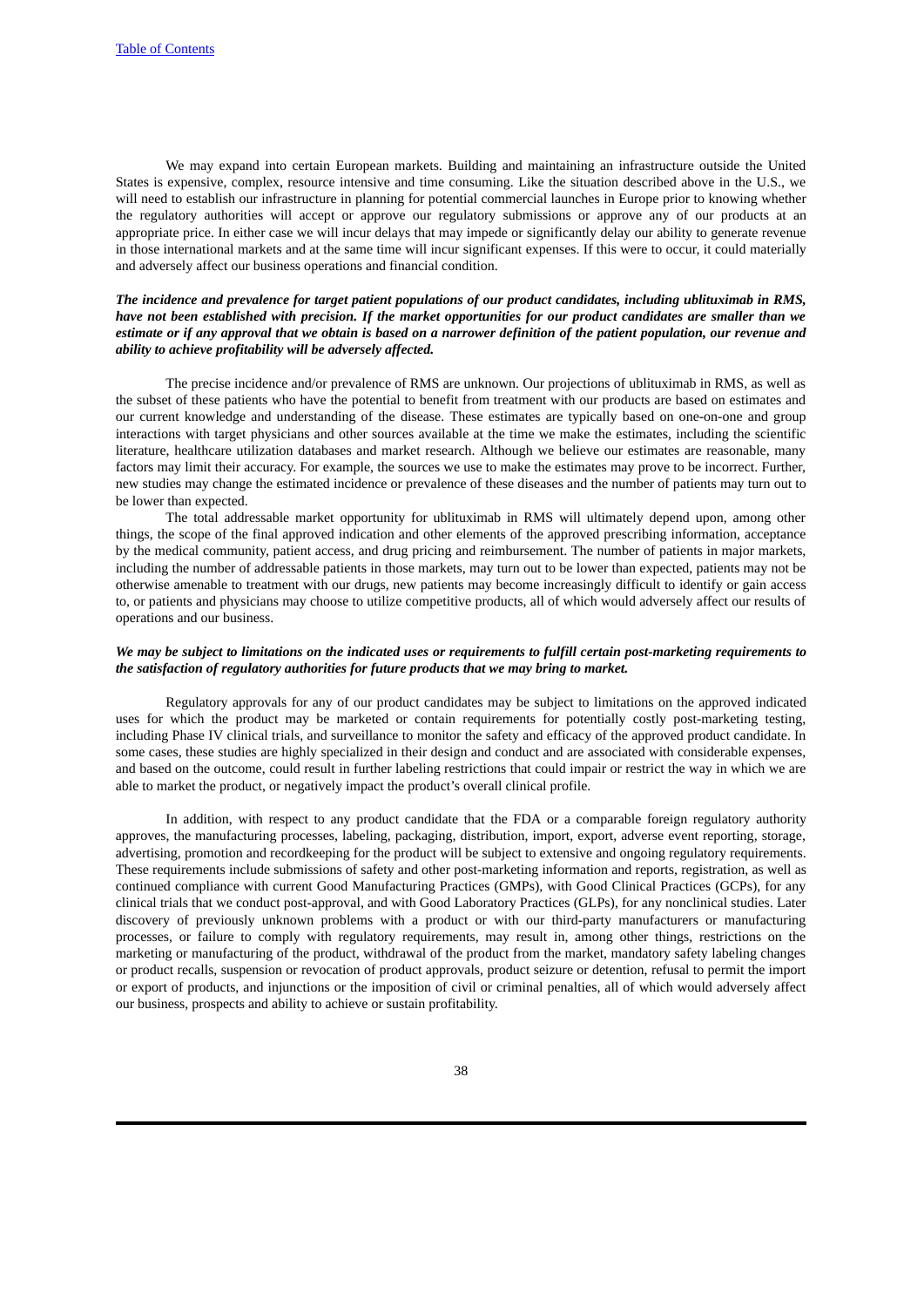We may expand into certain European markets. Building and maintaining an infrastructure outside the United States is expensive, complex, resource intensive and time consuming. Like the situation described above in the U.S., we will need to establish our infrastructure in planning for potential commercial launches in Europe prior to knowing whether the regulatory authorities will accept or approve our regulatory submissions or approve any of our products at an appropriate price. In either case we will incur delays that may impede or significantly delay our ability to generate revenue in those international markets and at the same time will incur significant expenses. If this were to occur, it could materially and adversely affect our business operations and financial condition.

***The incidence and prevalence for target patient populations of our product candidates, including ublituximab in RMS, have not been established with precision. If the market opportunities for our product candidates are smaller than we estimate or if any approval that we obtain is based on a narrower definition of the patient population, our revenue and ability to achieve profitability will be adversely affected.***

The precise incidence and/or prevalence of RMS are unknown. Our projections of ublituximab in RMS, as well as the subset of these patients who have the potential to benefit from treatment with our products are based on estimates and our current knowledge and understanding of the disease. These estimates are typically based on one-on-one and group interactions with target physicians and other sources available at the time we make the estimates, including the scientific literature, healthcare utilization databases and market research. Although we believe our estimates are reasonable, many factors may limit their accuracy. For example, the sources we use to make the estimates may prove to be incorrect. Further, new studies may change the estimated incidence or prevalence of these diseases and the number of patients may turn out to be lower than expected.

The total addressable market opportunity for ublituximab in RMS will ultimately depend upon, among other things, the scope of the final approved indication and other elements of the approved prescribing information, acceptance by the medical community, patient access, and drug pricing and reimbursement. The number of patients in major markets, including the number of addressable patients in those markets, may turn out to be lower than expected, patients may not be otherwise amenable to treatment with our drugs, new patients may become increasingly difficult to identify or gain access to, or patients and physicians may choose to utilize competitive products, all of which would adversely affect our results of operations and our business.

***We may be subject to limitations on the indicated uses or requirements to fulfill certain post-marketing requirements to the satisfaction of regulatory authorities for future products that we may bring to market.***

Regulatory approvals for any of our product candidates may be subject to limitations on the approved indicated uses for which the product may be marketed or contain requirements for potentially costly post-marketing testing, including Phase IV clinical trials, and surveillance to monitor the safety and efficacy of the approved product candidate. In some cases, these studies are highly specialized in their design and conduct and are associated with considerable expenses, and based on the outcome, could result in further labeling restrictions that could impair or restrict the way in which we are able to market the product, or negatively impact the product's overall clinical profile.

In addition, with respect to any product candidate that the FDA or a comparable foreign regulatory authority approves, the manufacturing processes, labeling, packaging, distribution, import, export, adverse event reporting, storage, advertising, promotion and recordkeeping for the product will be subject to extensive and ongoing regulatory requirements. These requirements include submissions of safety and other post-marketing information and reports, registration, as well as continued compliance with current Good Manufacturing Practices (GMPs), with Good Clinical Practices (GCPs), for any clinical trials that we conduct post-approval, and with Good Laboratory Practices (GLPs), for any nonclinical studies. Later discovery of previously unknown problems with a product or with our third-party manufacturers or manufacturing processes, or failure to comply with regulatory requirements, may result in, among other things, restrictions on the marketing or manufacturing of the product, withdrawal of the product from the market, mandatory safety labeling changes or product recalls, suspension or revocation of product approvals, product seizure or detention, refusal to permit the import or export of products, and injunctions or the imposition of civil or criminal penalties, all of which would adversely affect our business, prospects and ability to achieve or sustain profitability.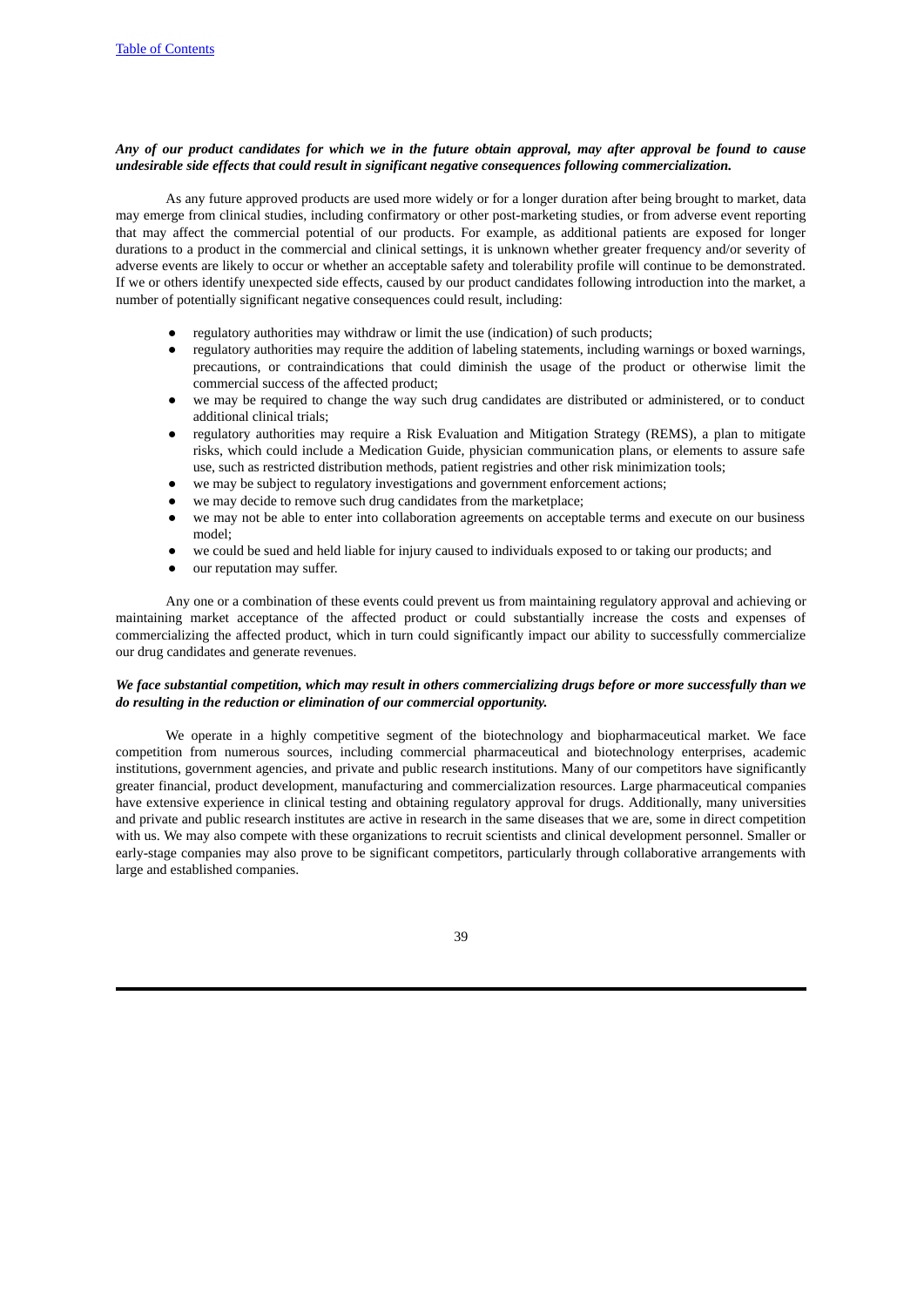***Any of our product candidates for which we in the future obtain approval, may after approval be found to cause undesirable side effects that could result in significant negative consequences following commercialization.***

As any future approved products are used more widely or for a longer duration after being brought to market, data may emerge from clinical studies, including confirmatory or other post-marketing studies, or from adverse event reporting that may affect the commercial potential of our products. For example, as additional patients are exposed for longer durations to a product in the commercial and clinical settings, it is unknown whether greater frequency and/or severity of adverse events are likely to occur or whether an acceptable safety and tolerability profile will continue to be demonstrated. If we or others identify unexpected side effects, caused by our product candidates following introduction into the market, a number of potentially significant negative consequences could result, including:

- regulatory authorities may withdraw or limit the use (indication) of such products;
- regulatory authorities may require the addition of labeling statements, including warnings or boxed warnings, precautions, or contraindications that could diminish the usage of the product or otherwise limit the commercial success of the affected product;
- we may be required to change the way such drug candidates are distributed or administered, or to conduct additional clinical trials;
- regulatory authorities may require a Risk Evaluation and Mitigation Strategy (REMS), a plan to mitigate risks, which could include a Medication Guide, physician communication plans, or elements to assure safe use, such as restricted distribution methods, patient registries and other risk minimization tools;
- we may be subject to regulatory investigations and government enforcement actions;
- we may decide to remove such drug candidates from the marketplace;
- we may not be able to enter into collaboration agreements on acceptable terms and execute on our business model;
- we could be sued and held liable for injury caused to individuals exposed to or taking our products; and
- our reputation may suffer.

Any one or a combination of these events could prevent us from maintaining regulatory approval and achieving or maintaining market acceptance of the affected product or could substantially increase the costs and expenses of commercializing the affected product, which in turn could significantly impact our ability to successfully commercialize our drug candidates and generate revenues.

***We face substantial competition, which may result in others commercializing drugs before or more successfully than we do resulting in the reduction or elimination of our commercial opportunity.***

We operate in a highly competitive segment of the biotechnology and biopharmaceutical market. We face competition from numerous sources, including commercial pharmaceutical and biotechnology enterprises, academic institutions, government agencies, and private and public research institutions. Many of our competitors have significantly greater financial, product development, manufacturing and commercialization resources. Large pharmaceutical companies have extensive experience in clinical testing and obtaining regulatory approval for drugs. Additionally, many universities and private and public research institutes are active in research in the same diseases that we are, some in direct competition with us. We may also compete with these organizations to recruit scientists and clinical development personnel. Smaller or early-stage companies may also prove to be significant competitors, particularly through collaborative arrangements with large and established companies.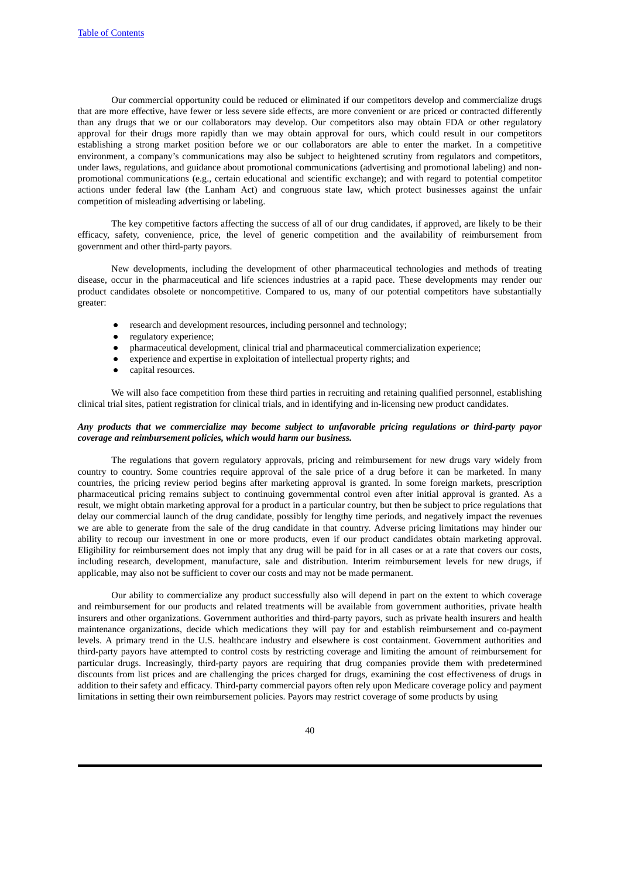Our commercial opportunity could be reduced or eliminated if our competitors develop and commercialize drugs that are more effective, have fewer or less severe side effects, are more convenient or are priced or contracted differently than any drugs that we or our collaborators may develop. Our competitors also may obtain FDA or other regulatory approval for their drugs more rapidly than we may obtain approval for ours, which could result in our competitors establishing a strong market position before we or our collaborators are able to enter the market. In a competitive environment, a company's communications may also be subject to heightened scrutiny from regulators and competitors, under laws, regulations, and guidance about promotional communications (advertising and promotional labeling) and non-promotional communications (e.g., certain educational and scientific exchange); and with regard to potential competitor actions under federal law (the Lanham Act) and congruous state law, which protect businesses against the unfair competition of misleading advertising or labeling.

The key competitive factors affecting the success of all of our drug candidates, if approved, are likely to be their efficacy, safety, convenience, price, the level of generic competition and the availability of reimbursement from government and other third-party payors.

New developments, including the development of other pharmaceutical technologies and methods of treating disease, occur in the pharmaceutical and life sciences industries at a rapid pace. These developments may render our product candidates obsolete or noncompetitive. Compared to us, many of our potential competitors have substantially greater:

- research and development resources, including personnel and technology;
- regulatory experience;
- pharmaceutical development, clinical trial and pharmaceutical commercialization experience;
- experience and expertise in exploitation of intellectual property rights; and
- capital resources.

We will also face competition from these third parties in recruiting and retaining qualified personnel, establishing clinical trial sites, patient registration for clinical trials, and in identifying and in-licensing new product candidates.

***Any products that we commercialize may become subject to unfavorable pricing regulations or third-party payor coverage and reimbursement policies, which would harm our business.***

The regulations that govern regulatory approvals, pricing and reimbursement for new drugs vary widely from country to country. Some countries require approval of the sale price of a drug before it can be marketed. In many countries, the pricing review period begins after marketing approval is granted. In some foreign markets, prescription pharmaceutical pricing remains subject to continuing governmental control even after initial approval is granted. As a result, we might obtain marketing approval for a product in a particular country, but then be subject to price regulations that delay our commercial launch of the drug candidate, possibly for lengthy time periods, and negatively impact the revenues we are able to generate from the sale of the drug candidate in that country. Adverse pricing limitations may hinder our ability to recoup our investment in one or more products, even if our product candidates obtain marketing approval. Eligibility for reimbursement does not imply that any drug will be paid for in all cases or at a rate that covers our costs, including research, development, manufacture, sale and distribution. Interim reimbursement levels for new drugs, if applicable, may also not be sufficient to cover our costs and may not be made permanent.

Our ability to commercialize any product successfully also will depend in part on the extent to which coverage and reimbursement for our products and related treatments will be available from government authorities, private health insurers and other organizations. Government authorities and third-party payors, such as private health insurers and health maintenance organizations, decide which medications they will pay for and establish reimbursement and co-payment levels. A primary trend in the U.S. healthcare industry and elsewhere is cost containment. Government authorities and third-party payors have attempted to control costs by restricting coverage and limiting the amount of reimbursement for particular drugs. Increasingly, third-party payors are requiring that drug companies provide them with predetermined discounts from list prices and are challenging the prices charged for drugs, examining the cost effectiveness of drugs in addition to their safety and efficacy. Third-party commercial payors often rely upon Medicare coverage policy and payment limitations in setting their own reimbursement policies. Payors may restrict coverage of some products by using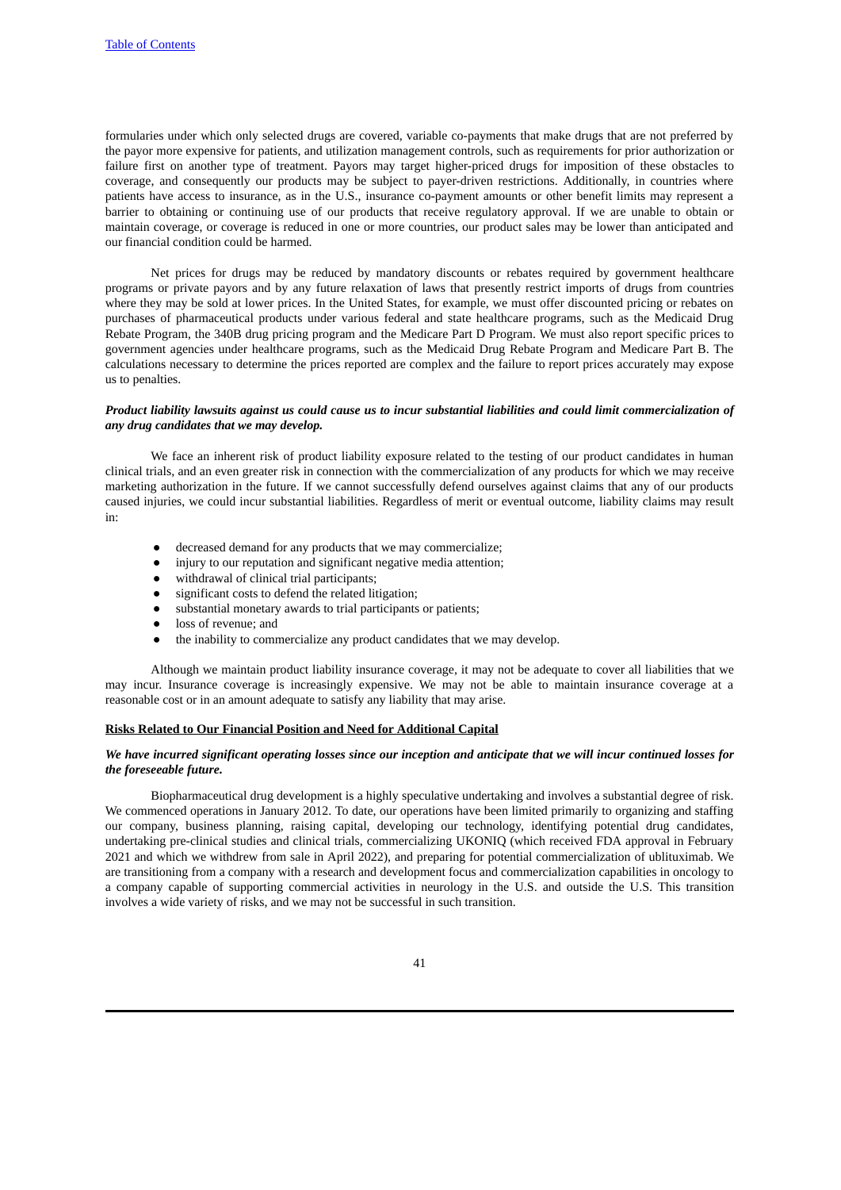formularies under which only selected drugs are covered, variable co-payments that make drugs that are not preferred by the payor more expensive for patients, and utilization management controls, such as requirements for prior authorization or failure first on another type of treatment. Payors may target higher-priced drugs for imposition of these obstacles to coverage, and consequently our products may be subject to payer-driven restrictions. Additionally, in countries where patients have access to insurance, as in the U.S., insurance co-payment amounts or other benefit limits may represent a barrier to obtaining or continuing use of our products that receive regulatory approval. If we are unable to obtain or maintain coverage, or coverage is reduced in one or more countries, our product sales may be lower than anticipated and our financial condition could be harmed.

Net prices for drugs may be reduced by mandatory discounts or rebates required by government healthcare programs or private payors and by any future relaxation of laws that presently restrict imports of drugs from countries where they may be sold at lower prices. In the United States, for example, we must offer discounted pricing or rebates on purchases of pharmaceutical products under various federal and state healthcare programs, such as the Medicaid Drug Rebate Program, the 340B drug pricing program and the Medicare Part D Program. We must also report specific prices to government agencies under healthcare programs, such as the Medicaid Drug Rebate Program and Medicare Part B. The calculations necessary to determine the prices reported are complex and the failure to report prices accurately may expose us to penalties.

***Product liability lawsuits against us could cause us to incur substantial liabilities and could limit commercialization of any drug candidates that we may develop.***

We face an inherent risk of product liability exposure related to the testing of our product candidates in human clinical trials, and an even greater risk in connection with the commercialization of any products for which we may receive marketing authorization in the future. If we cannot successfully defend ourselves against claims that any of our products caused injuries, we could incur substantial liabilities. Regardless of merit or eventual outcome, liability claims may result in:

- decreased demand for any products that we may commercialize;
- injury to our reputation and significant negative media attention;
- withdrawal of clinical trial participants;
- significant costs to defend the related litigation;
- substantial monetary awards to trial participants or patients;
- loss of revenue; and
- the inability to commercialize any product candidates that we may develop.

Although we maintain product liability insurance coverage, it may not be adequate to cover all liabilities that we may incur. Insurance coverage is increasingly expensive. We may not be able to maintain insurance coverage at a reasonable cost or in an amount adequate to satisfy any liability that may arise.

**Risks Related to Our Financial Position and Need for Additional Capital**

***We have incurred significant operating losses since our inception and anticipate that we will incur continued losses for the foreseeable future.***

Biopharmaceutical drug development is a highly speculative undertaking and involves a substantial degree of risk. We commenced operations in January 2012. To date, our operations have been limited primarily to organizing and staffing our company, business planning, raising capital, developing our technology, identifying potential drug candidates, undertaking pre-clinical studies and clinical trials, commercializing UKONIQ (which received FDA approval in February 2021 and which we withdrew from sale in April 2022), and preparing for potential commercialization of ublituximab. We are transitioning from a company with a research and development focus and commercialization capabilities in oncology to a company capable of supporting commercial activities in neurology in the U.S. and outside the U.S. This transition involves a wide variety of risks, and we may not be successful in such transition.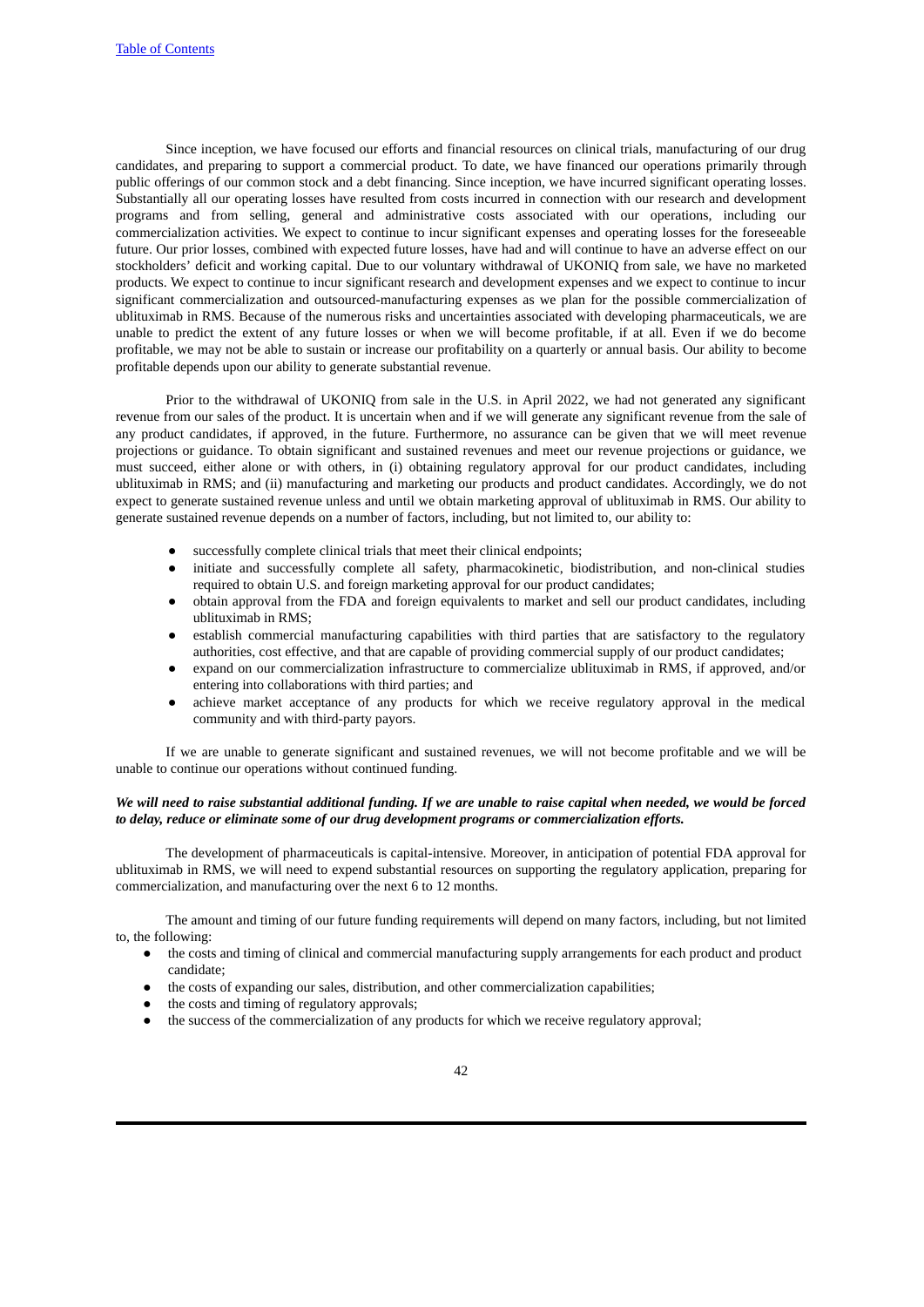Since inception, we have focused our efforts and financial resources on clinical trials, manufacturing of our drug candidates, and preparing to support a commercial product. To date, we have financed our operations primarily through public offerings of our common stock and a debt financing. Since inception, we have incurred significant operating losses. Substantially all our operating losses have resulted from costs incurred in connection with our research and development programs and from selling, general and administrative costs associated with our operations, including our commercialization activities. We expect to continue to incur significant expenses and operating losses for the foreseeable future. Our prior losses, combined with expected future losses, have had and will continue to have an adverse effect on our stockholders' deficit and working capital. Due to our voluntary withdrawal of UKONIQ from sale, we have no marketed products. We expect to continue to incur significant research and development expenses and we expect to continue to incur significant commercialization and outsourced-manufacturing expenses as we plan for the possible commercialization of ublituximab in RMS. Because of the numerous risks and uncertainties associated with developing pharmaceuticals, we are unable to predict the extent of any future losses or when we will become profitable, if at all. Even if we do become profitable, we may not be able to sustain or increase our profitability on a quarterly or annual basis. Our ability to become profitable depends upon our ability to generate substantial revenue.

Prior to the withdrawal of UKONIQ from sale in the U.S. in April 2022, we had not generated any significant revenue from our sales of the product. It is uncertain when and if we will generate any significant revenue from the sale of any product candidates, if approved, in the future. Furthermore, no assurance can be given that we will meet revenue projections or guidance. To obtain significant and sustained revenues and meet our revenue projections or guidance, we must succeed, either alone or with others, in (i) obtaining regulatory approval for our product candidates, including ublituximab in RMS; and (ii) manufacturing and marketing our products and product candidates. Accordingly, we do not expect to generate sustained revenue unless and until we obtain marketing approval of ublituximab in RMS. Our ability to generate sustained revenue depends on a number of factors, including, but not limited to, our ability to:

- successfully complete clinical trials that meet their clinical endpoints;
- initiate and successfully complete all safety, pharmacokinetic, biodistribution, and non-clinical studies required to obtain U.S. and foreign marketing approval for our product candidates;
- obtain approval from the FDA and foreign equivalents to market and sell our product candidates, including ublituximab in RMS;
- establish commercial manufacturing capabilities with third parties that are satisfactory to the regulatory authorities, cost effective, and that are capable of providing commercial supply of our product candidates;
- expand on our commercialization infrastructure to commercialize ublituximab in RMS, if approved, and/or entering into collaborations with third parties; and
- achieve market acceptance of any products for which we receive regulatory approval in the medical community and with third-party payors.

If we are unable to generate significant and sustained revenues, we will not become profitable and we will be unable to continue our operations without continued funding.

***We will need to raise substantial additional funding. If we are unable to raise capital when needed, we would be forced to delay, reduce or eliminate some of our drug development programs or commercialization efforts.***

The development of pharmaceuticals is capital-intensive. Moreover, in anticipation of potential FDA approval for ublituximab in RMS, we will need to expend substantial resources on supporting the regulatory application, preparing for commercialization, and manufacturing over the next 6 to 12 months.

The amount and timing of our future funding requirements will depend on many factors, including, but not limited to, the following:

- the costs and timing of clinical and commercial manufacturing supply arrangements for each product and product candidate;
- the costs of expanding our sales, distribution, and other commercialization capabilities;
- the costs and timing of regulatory approvals;
- the success of the commercialization of any products for which we receive regulatory approval;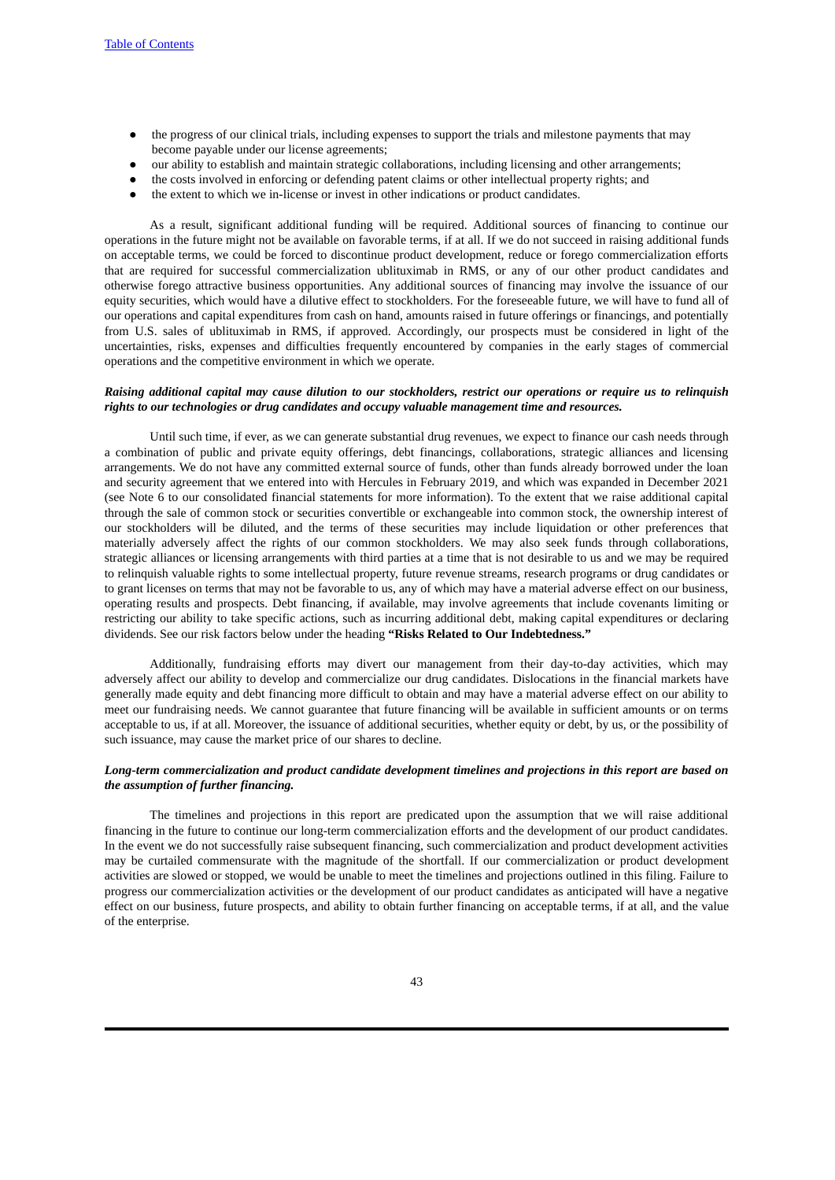- the progress of our clinical trials, including expenses to support the trials and milestone payments that may become payable under our license agreements;
- our ability to establish and maintain strategic collaborations, including licensing and other arrangements;
- the costs involved in enforcing or defending patent claims or other intellectual property rights; and
- the extent to which we in-license or invest in other indications or product candidates.

As a result, significant additional funding will be required. Additional sources of financing to continue our operations in the future might not be available on favorable terms, if at all. If we do not succeed in raising additional funds on acceptable terms, we could be forced to discontinue product development, reduce or forego commercialization efforts that are required for successful commercialization ublituximab in RMS, or any of our other product candidates and otherwise forego attractive business opportunities. Any additional sources of financing may involve the issuance of our equity securities, which would have a dilutive effect to stockholders. For the foreseeable future, we will have to fund all of our operations and capital expenditures from cash on hand, amounts raised in future offerings or financings, and potentially from U.S. sales of ublituximab in RMS, if approved. Accordingly, our prospects must be considered in light of the uncertainties, risks, expenses and difficulties frequently encountered by companies in the early stages of commercial operations and the competitive environment in which we operate.

***Raising additional capital may cause dilution to our stockholders, restrict our operations or require us to relinquish rights to our technologies or drug candidates and occupy valuable management time and resources.***

Until such time, if ever, as we can generate substantial drug revenues, we expect to finance our cash needs through a combination of public and private equity offerings, debt financings, collaborations, strategic alliances and licensing arrangements. We do not have any committed external source of funds, other than funds already borrowed under the loan and security agreement that we entered into with Hercules in February 2019, and which was expanded in December 2021 (see Note 6 to our consolidated financial statements for more information). To the extent that we raise additional capital through the sale of common stock or securities convertible or exchangeable into common stock, the ownership interest of our stockholders will be diluted, and the terms of these securities may include liquidation or other preferences that materially adversely affect the rights of our common stockholders. We may also seek funds through collaborations, strategic alliances or licensing arrangements with third parties at a time that is not desirable to us and we may be required to relinquish valuable rights to some intellectual property, future revenue streams, research programs or drug candidates or to grant licenses on terms that may not be favorable to us, any of which may have a material adverse effect on our business, operating results and prospects. Debt financing, if available, may involve agreements that include covenants limiting or restricting our ability to take specific actions, such as incurring additional debt, making capital expenditures or declaring dividends. See our risk factors below under the heading **"Risks Related to Our Indebtedness."**

Additionally, fundraising efforts may divert our management from their day-to-day activities, which may adversely affect our ability to develop and commercialize our drug candidates. Dislocations in the financial markets have generally made equity and debt financing more difficult to obtain and may have a material adverse effect on our ability to meet our fundraising needs. We cannot guarantee that future financing will be available in sufficient amounts or on terms acceptable to us, if at all. Moreover, the issuance of additional securities, whether equity or debt, by us, or the possibility of such issuance, may cause the market price of our shares to decline.

***Long-term commercialization and product candidate development timelines and projections in this report are based on the assumption of further financing.***

The timelines and projections in this report are predicated upon the assumption that we will raise additional financing in the future to continue our long-term commercialization efforts and the development of our product candidates. In the event we do not successfully raise subsequent financing, such commercialization and product development activities may be curtailed commensurate with the magnitude of the shortfall. If our commercialization or product development activities are slowed or stopped, we would be unable to meet the timelines and projections outlined in this filing. Failure to progress our commercialization activities or the development of our product candidates as anticipated will have a negative effect on our business, future prospects, and ability to obtain further financing on acceptable terms, if at all, and the value of the enterprise.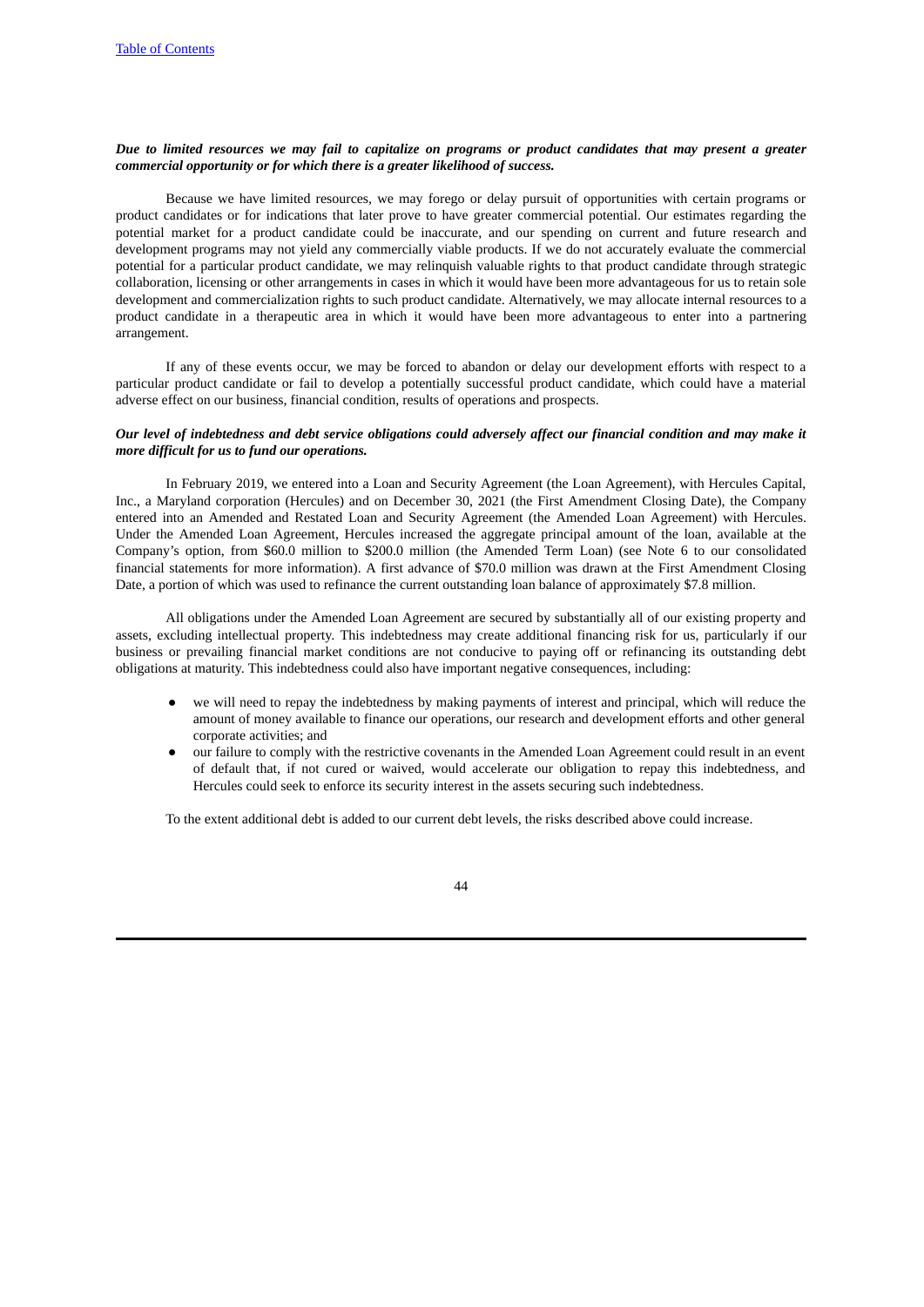***Due to limited resources we may fail to capitalize on programs or product candidates that may present a greater commercial opportunity or for which there is a greater likelihood of success.***

Because we have limited resources, we may forego or delay pursuit of opportunities with certain programs or product candidates or for indications that later prove to have greater commercial potential. Our estimates regarding the potential market for a product candidate could be inaccurate, and our spending on current and future research and development programs may not yield any commercially viable products. If we do not accurately evaluate the commercial potential for a particular product candidate, we may relinquish valuable rights to that product candidate through strategic collaboration, licensing or other arrangements in cases in which it would have been more advantageous for us to retain sole development and commercialization rights to such product candidate. Alternatively, we may allocate internal resources to a product candidate in a therapeutic area in which it would have been more advantageous to enter into a partnering arrangement.

If any of these events occur, we may be forced to abandon or delay our development efforts with respect to a particular product candidate or fail to develop a potentially successful product candidate, which could have a material adverse effect on our business, financial condition, results of operations and prospects.

***Our level of indebtedness and debt service obligations could adversely affect our financial condition and may make it more difficult for us to fund our operations.***

In February 2019, we entered into a Loan and Security Agreement (the Loan Agreement), with Hercules Capital, Inc., a Maryland corporation (Hercules) and on December 30, 2021 (the First Amendment Closing Date), the Company entered into an Amended and Restated Loan and Security Agreement (the Amended Loan Agreement) with Hercules. Under the Amended Loan Agreement, Hercules increased the aggregate principal amount of the loan, available at the Company's option, from $60.0 million to $200.0 million (the Amended Term Loan) (see Note 6 to our consolidated financial statements for more information). A first advance of $70.0 million was drawn at the First Amendment Closing Date, a portion of which was used to refinance the current outstanding loan balance of approximately $7.8 million.

All obligations under the Amended Loan Agreement are secured by substantially all of our existing property and assets, excluding intellectual property. This indebtedness may create additional financing risk for us, particularly if our business or prevailing financial market conditions are not conducive to paying off or refinancing its outstanding debt obligations at maturity. This indebtedness could also have important negative consequences, including:

- we will need to repay the indebtedness by making payments of interest and principal, which will reduce the amount of money available to finance our operations, our research and development efforts and other general corporate activities; and
- our failure to comply with the restrictive covenants in the Amended Loan Agreement could result in an event of default that, if not cured or waived, would accelerate our obligation to repay this indebtedness, and Hercules could seek to enforce its security interest in the assets securing such indebtedness.

To the extent additional debt is added to our current debt levels, the risks described above could increase.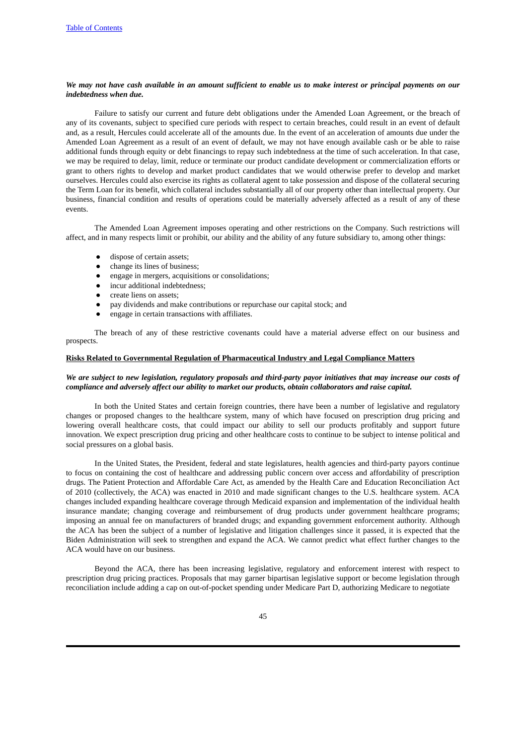***We may not have cash available in an amount sufficient to enable us to make interest or principal payments on our indebtedness when due.***

Failure to satisfy our current and future debt obligations under the Amended Loan Agreement, or the breach of any of its covenants, subject to specified cure periods with respect to certain breaches, could result in an event of default and, as a result, Hercules could accelerate all of the amounts due. In the event of an acceleration of amounts due under the Amended Loan Agreement as a result of an event of default, we may not have enough available cash or be able to raise additional funds through equity or debt financings to repay such indebtedness at the time of such acceleration. In that case, we may be required to delay, limit, reduce or terminate our product candidate development or commercialization efforts or grant to others rights to develop and market product candidates that we would otherwise prefer to develop and market ourselves. Hercules could also exercise its rights as collateral agent to take possession and dispose of the collateral securing the Term Loan for its benefit, which collateral includes substantially all of our property other than intellectual property. Our business, financial condition and results of operations could be materially adversely affected as a result of any of these events.

The Amended Loan Agreement imposes operating and other restrictions on the Company. Such restrictions will affect, and in many respects limit or prohibit, our ability and the ability of any future subsidiary to, among other things:

- dispose of certain assets;
- change its lines of business;
- engage in mergers, acquisitions or consolidations;
- incur additional indebtedness;
- create liens on assets;
- pay dividends and make contributions or repurchase our capital stock; and
- engage in certain transactions with affiliates.

The breach of any of these restrictive covenants could have a material adverse effect on our business and prospects.

## Risks Related to Governmental Regulation of Pharmaceutical Industry and Legal Compliance Matters

***We are subject to new legislation, regulatory proposals and third-party payor initiatives that may increase our costs of compliance and adversely affect our ability to market our products, obtain collaborators and raise capital.***

In both the United States and certain foreign countries, there have been a number of legislative and regulatory changes or proposed changes to the healthcare system, many of which have focused on prescription drug pricing and lowering overall healthcare costs, that could impact our ability to sell our products profitably and support future innovation. We expect prescription drug pricing and other healthcare costs to continue to be subject to intense political and social pressures on a global basis.

In the United States, the President, federal and state legislatures, health agencies and third-party payors continue to focus on containing the cost of healthcare and addressing public concern over access and affordability of prescription drugs. The Patient Protection and Affordable Care Act, as amended by the Health Care and Education Reconciliation Act of 2010 (collectively, the ACA) was enacted in 2010 and made significant changes to the U.S. healthcare system. ACA changes included expanding healthcare coverage through Medicaid expansion and implementation of the individual health insurance mandate; changing coverage and reimbursement of drug products under government healthcare programs; imposing an annual fee on manufacturers of branded drugs; and expanding government enforcement authority. Although the ACA has been the subject of a number of legislative and litigation challenges since it passed, it is expected that the Biden Administration will seek to strengthen and expand the ACA. We cannot predict what effect further changes to the ACA would have on our business.

Beyond the ACA, there has been increasing legislative, regulatory and enforcement interest with respect to prescription drug pricing practices. Proposals that may garner bipartisan legislative support or become legislation through reconciliation include adding a cap on out-of-pocket spending under Medicare Part D, authorizing Medicare to negotiate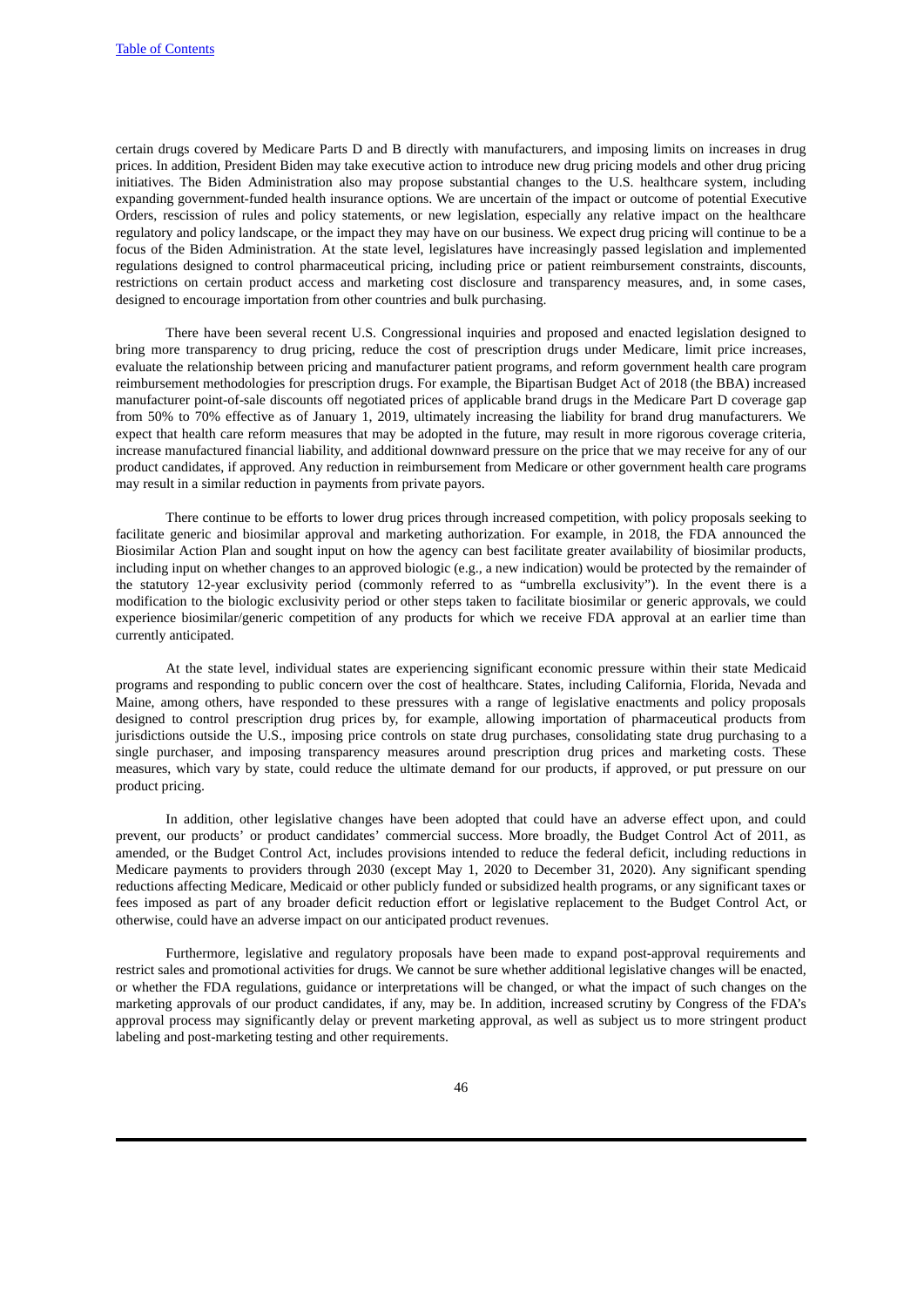certain drugs covered by Medicare Parts D and B directly with manufacturers, and imposing limits on increases in drug prices. In addition, President Biden may take executive action to introduce new drug pricing models and other drug pricing initiatives. The Biden Administration also may propose substantial changes to the U.S. healthcare system, including expanding government-funded health insurance options. We are uncertain of the impact or outcome of potential Executive Orders, rescission of rules and policy statements, or new legislation, especially any relative impact on the healthcare regulatory and policy landscape, or the impact they may have on our business. We expect drug pricing will continue to be a focus of the Biden Administration. At the state level, legislatures have increasingly passed legislation and implemented regulations designed to control pharmaceutical pricing, including price or patient reimbursement constraints, discounts, restrictions on certain product access and marketing cost disclosure and transparency measures, and, in some cases, designed to encourage importation from other countries and bulk purchasing.

There have been several recent U.S. Congressional inquiries and proposed and enacted legislation designed to bring more transparency to drug pricing, reduce the cost of prescription drugs under Medicare, limit price increases, evaluate the relationship between pricing and manufacturer patient programs, and reform government health care program reimbursement methodologies for prescription drugs. For example, the Bipartisan Budget Act of 2018 (the BBA) increased manufacturer point-of-sale discounts off negotiated prices of applicable brand drugs in the Medicare Part D coverage gap from 50% to 70% effective as of January 1, 2019, ultimately increasing the liability for brand drug manufacturers. We expect that health care reform measures that may be adopted in the future, may result in more rigorous coverage criteria, increase manufactured financial liability, and additional downward pressure on the price that we may receive for any of our product candidates, if approved. Any reduction in reimbursement from Medicare or other government health care programs may result in a similar reduction in payments from private payors.

There continue to be efforts to lower drug prices through increased competition, with policy proposals seeking to facilitate generic and biosimilar approval and marketing authorization. For example, in 2018, the FDA announced the Biosimilar Action Plan and sought input on how the agency can best facilitate greater availability of biosimilar products, including input on whether changes to an approved biologic (e.g., a new indication) would be protected by the remainder of the statutory 12-year exclusivity period (commonly referred to as "umbrella exclusivity"). In the event there is a modification to the biologic exclusivity period or other steps taken to facilitate biosimilar or generic approvals, we could experience biosimilar/generic competition of any products for which we receive FDA approval at an earlier time than currently anticipated.

At the state level, individual states are experiencing significant economic pressure within their state Medicaid programs and responding to public concern over the cost of healthcare. States, including California, Florida, Nevada and Maine, among others, have responded to these pressures with a range of legislative enactments and policy proposals designed to control prescription drug prices by, for example, allowing importation of pharmaceutical products from jurisdictions outside the U.S., imposing price controls on state drug purchases, consolidating state drug purchasing to a single purchaser, and imposing transparency measures around prescription drug prices and marketing costs. These measures, which vary by state, could reduce the ultimate demand for our products, if approved, or put pressure on our product pricing.

In addition, other legislative changes have been adopted that could have an adverse effect upon, and could prevent, our products' or product candidates' commercial success. More broadly, the Budget Control Act of 2011, as amended, or the Budget Control Act, includes provisions intended to reduce the federal deficit, including reductions in Medicare payments to providers through 2030 (except May 1, 2020 to December 31, 2020). Any significant spending reductions affecting Medicare, Medicaid or other publicly funded or subsidized health programs, or any significant taxes or fees imposed as part of any broader deficit reduction effort or legislative replacement to the Budget Control Act, or otherwise, could have an adverse impact on our anticipated product revenues.

Furthermore, legislative and regulatory proposals have been made to expand post-approval requirements and restrict sales and promotional activities for drugs. We cannot be sure whether additional legislative changes will be enacted, or whether the FDA regulations, guidance or interpretations will be changed, or what the impact of such changes on the marketing approvals of our product candidates, if any, may be. In addition, increased scrutiny by Congress of the FDA's approval process may significantly delay or prevent marketing approval, as well as subject us to more stringent product labeling and post-marketing testing and other requirements.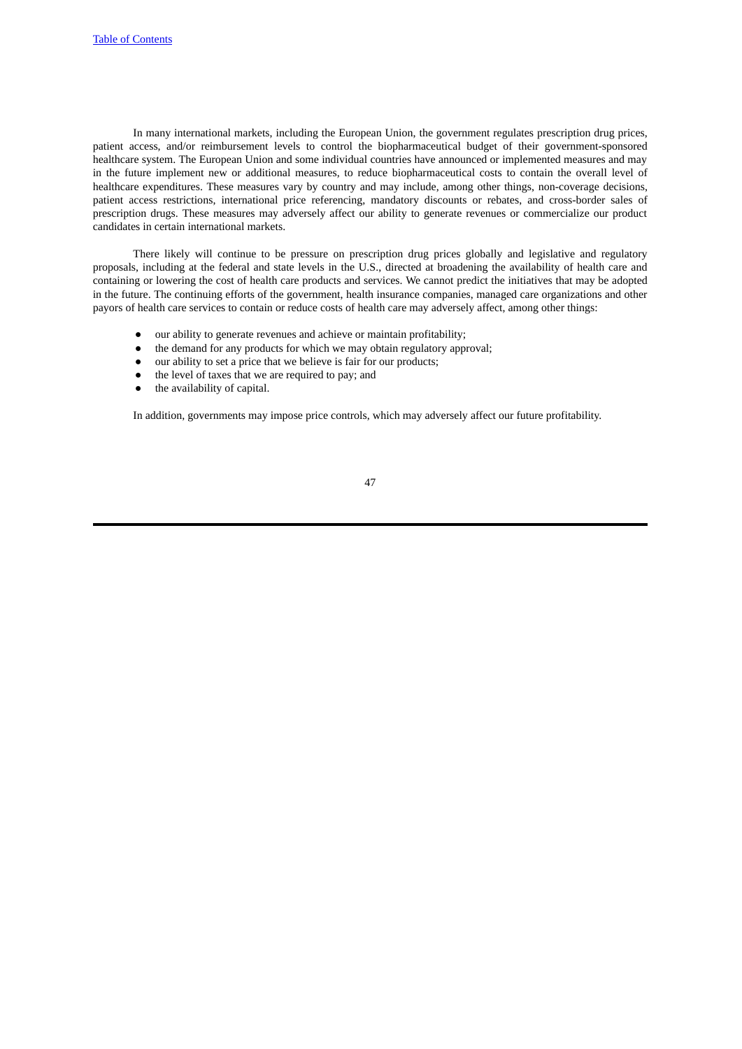In many international markets, including the European Union, the government regulates prescription drug prices, patient access, and/or reimbursement levels to control the biopharmaceutical budget of their government-sponsored healthcare system. The European Union and some individual countries have announced or implemented measures and may in the future implement new or additional measures, to reduce biopharmaceutical costs to contain the overall level of healthcare expenditures. These measures vary by country and may include, among other things, non-coverage decisions, patient access restrictions, international price referencing, mandatory discounts or rebates, and cross-border sales of prescription drugs. These measures may adversely affect our ability to generate revenues or commercialize our product candidates in certain international markets.

There likely will continue to be pressure on prescription drug prices globally and legislative and regulatory proposals, including at the federal and state levels in the U.S., directed at broadening the availability of health care and containing or lowering the cost of health care products and services. We cannot predict the initiatives that may be adopted in the future. The continuing efforts of the government, health insurance companies, managed care organizations and other payors of health care services to contain or reduce costs of health care may adversely affect, among other things:

- our ability to generate revenues and achieve or maintain profitability;
- the demand for any products for which we may obtain regulatory approval;
- our ability to set a price that we believe is fair for our products;
- the level of taxes that we are required to pay; and
- the availability of capital.

In addition, governments may impose price controls, which may adversely affect our future profitability.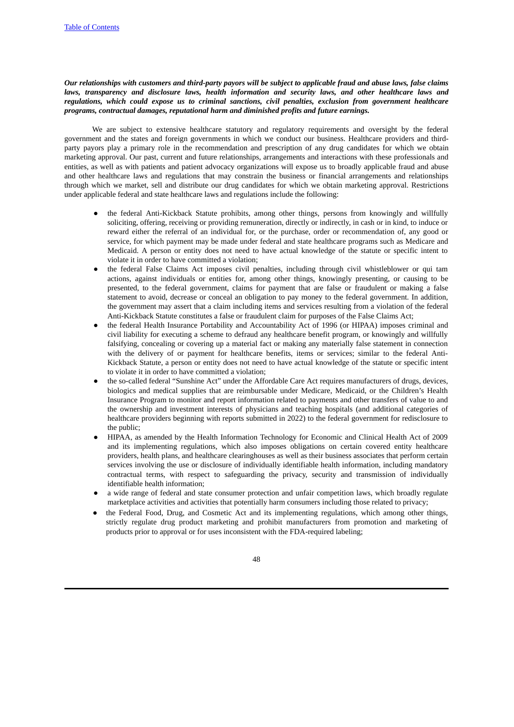***Our relationships with customers and third-party payors will be subject to applicable fraud and abuse laws, false claims laws, transparency and disclosure laws, health information and security laws, and other healthcare laws and regulations, which could expose us to criminal sanctions, civil penalties, exclusion from government healthcare programs, contractual damages, reputational harm and diminished profits and future earnings.***

We are subject to extensive healthcare statutory and regulatory requirements and oversight by the federal government and the states and foreign governments in which we conduct our business. Healthcare providers and third-party payors play a primary role in the recommendation and prescription of any drug candidates for which we obtain marketing approval. Our past, current and future relationships, arrangements and interactions with these professionals and entities, as well as with patients and patient advocacy organizations will expose us to broadly applicable fraud and abuse and other healthcare laws and regulations that may constrain the business or financial arrangements and relationships through which we market, sell and distribute our drug candidates for which we obtain marketing approval. Restrictions under applicable federal and state healthcare laws and regulations include the following:

- the federal Anti-Kickback Statute prohibits, among other things, persons from knowingly and willfully soliciting, offering, receiving or providing remuneration, directly or indirectly, in cash or in kind, to induce or reward either the referral of an individual for, or the purchase, order or recommendation of, any good or service, for which payment may be made under federal and state healthcare programs such as Medicare and Medicaid. A person or entity does not need to have actual knowledge of the statute or specific intent to violate it in order to have committed a violation;
- the federal False Claims Act imposes civil penalties, including through civil whistleblower or qui tam actions, against individuals or entities for, among other things, knowingly presenting, or causing to be presented, to the federal government, claims for payment that are false or fraudulent or making a false statement to avoid, decrease or conceal an obligation to pay money to the federal government. In addition, the government may assert that a claim including items and services resulting from a violation of the federal Anti-Kickback Statute constitutes a false or fraudulent claim for purposes of the False Claims Act;
- the federal Health Insurance Portability and Accountability Act of 1996 (or HIPAA) imposes criminal and civil liability for executing a scheme to defraud any healthcare benefit program, or knowingly and willfully falsifying, concealing or covering up a material fact or making any materially false statement in connection with the delivery of or payment for healthcare benefits, items or services; similar to the federal Anti-Kickback Statute, a person or entity does not need to have actual knowledge of the statute or specific intent to violate it in order to have committed a violation;
- the so-called federal "Sunshine Act" under the Affordable Care Act requires manufacturers of drugs, devices, biologics and medical supplies that are reimbursable under Medicare, Medicaid, or the Children's Health Insurance Program to monitor and report information related to payments and other transfers of value to and the ownership and investment interests of physicians and teaching hospitals (and additional categories of healthcare providers beginning with reports submitted in 2022) to the federal government for redisclosure to the public;
- HIPAA, as amended by the Health Information Technology for Economic and Clinical Health Act of 2009 and its implementing regulations, which also imposes obligations on certain covered entity healthcare providers, health plans, and healthcare clearinghouses as well as their business associates that perform certain services involving the use or disclosure of individually identifiable health information, including mandatory contractual terms, with respect to safeguarding the privacy, security and transmission of individually identifiable health information;
- a wide range of federal and state consumer protection and unfair competition laws, which broadly regulate marketplace activities and activities that potentially harm consumers including those related to privacy;
- the Federal Food, Drug, and Cosmetic Act and its implementing regulations, which among other things, strictly regulate drug product marketing and prohibit manufacturers from promotion and marketing of products prior to approval or for uses inconsistent with the FDA-required labeling;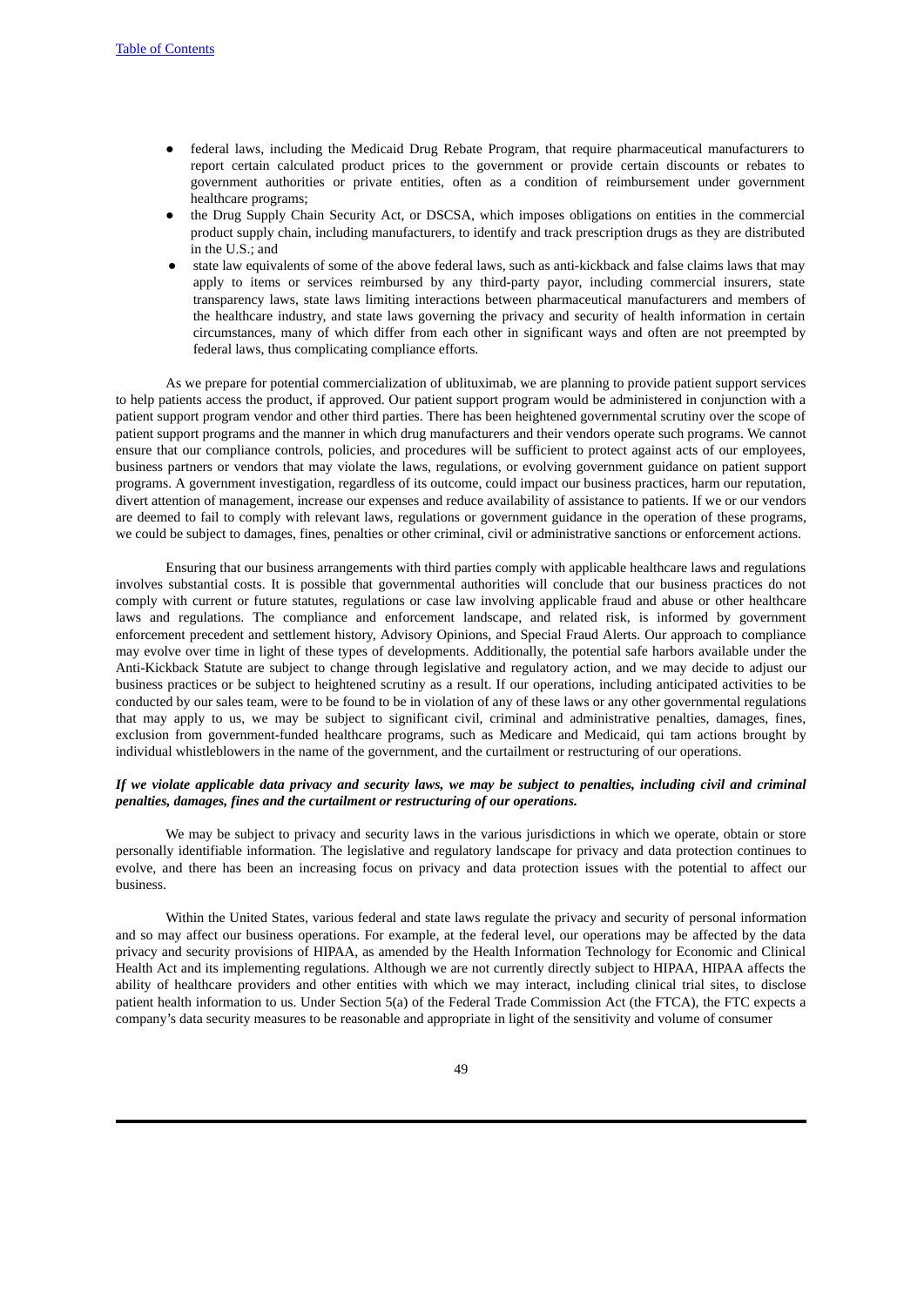- federal laws, including the Medicaid Drug Rebate Program, that require pharmaceutical manufacturers to report certain calculated product prices to the government or provide certain discounts or rebates to government authorities or private entities, often as a condition of reimbursement under government healthcare programs;
- the Drug Supply Chain Security Act, or DSCSA, which imposes obligations on entities in the commercial product supply chain, including manufacturers, to identify and track prescription drugs as they are distributed in the U.S.; and
- state law equivalents of some of the above federal laws, such as anti-kickback and false claims laws that may apply to items or services reimbursed by any third-party payor, including commercial insurers, state transparency laws, state laws limiting interactions between pharmaceutical manufacturers and members of the healthcare industry, and state laws governing the privacy and security of health information in certain circumstances, many of which differ from each other in significant ways and often are not preempted by federal laws, thus complicating compliance efforts.

As we prepare for potential commercialization of ublituximab, we are planning to provide patient support services to help patients access the product, if approved. Our patient support program would be administered in conjunction with a patient support program vendor and other third parties. There has been heightened governmental scrutiny over the scope of patient support programs and the manner in which drug manufacturers and their vendors operate such programs. We cannot ensure that our compliance controls, policies, and procedures will be sufficient to protect against acts of our employees, business partners or vendors that may violate the laws, regulations, or evolving government guidance on patient support programs. A government investigation, regardless of its outcome, could impact our business practices, harm our reputation, divert attention of management, increase our expenses and reduce availability of assistance to patients. If we or our vendors are deemed to fail to comply with relevant laws, regulations or government guidance in the operation of these programs, we could be subject to damages, fines, penalties or other criminal, civil or administrative sanctions or enforcement actions.

Ensuring that our business arrangements with third parties comply with applicable healthcare laws and regulations involves substantial costs. It is possible that governmental authorities will conclude that our business practices do not comply with current or future statutes, regulations or case law involving applicable fraud and abuse or other healthcare laws and regulations. The compliance and enforcement landscape, and related risk, is informed by government enforcement precedent and settlement history, Advisory Opinions, and Special Fraud Alerts. Our approach to compliance may evolve over time in light of these types of developments. Additionally, the potential safe harbors available under the Anti-Kickback Statute are subject to change through legislative and regulatory action, and we may decide to adjust our business practices or be subject to heightened scrutiny as a result. If our operations, including anticipated activities to be conducted by our sales team, were to be found to be in violation of any of these laws or any other governmental regulations that may apply to us, we may be subject to significant civil, criminal and administrative penalties, damages, fines, exclusion from government-funded healthcare programs, such as Medicare and Medicaid, qui tam actions brought by individual whistleblowers in the name of the government, and the curtailment or restructuring of our operations.

***If we violate applicable data privacy and security laws, we may be subject to penalties, including civil and criminal penalties, damages, fines and the curtailment or restructuring of our operations.***

We may be subject to privacy and security laws in the various jurisdictions in which we operate, obtain or store personally identifiable information. The legislative and regulatory landscape for privacy and data protection continues to evolve, and there has been an increasing focus on privacy and data protection issues with the potential to affect our business.

Within the United States, various federal and state laws regulate the privacy and security of personal information and so may affect our business operations. For example, at the federal level, our operations may be affected by the data privacy and security provisions of HIPAA, as amended by the Health Information Technology for Economic and Clinical Health Act and its implementing regulations. Although we are not currently directly subject to HIPAA, HIPAA affects the ability of healthcare providers and other entities with which we may interact, including clinical trial sites, to disclose patient health information to us. Under Section 5(a) of the Federal Trade Commission Act (the FTCA), the FTC expects a company's data security measures to be reasonable and appropriate in light of the sensitivity and volume of consumer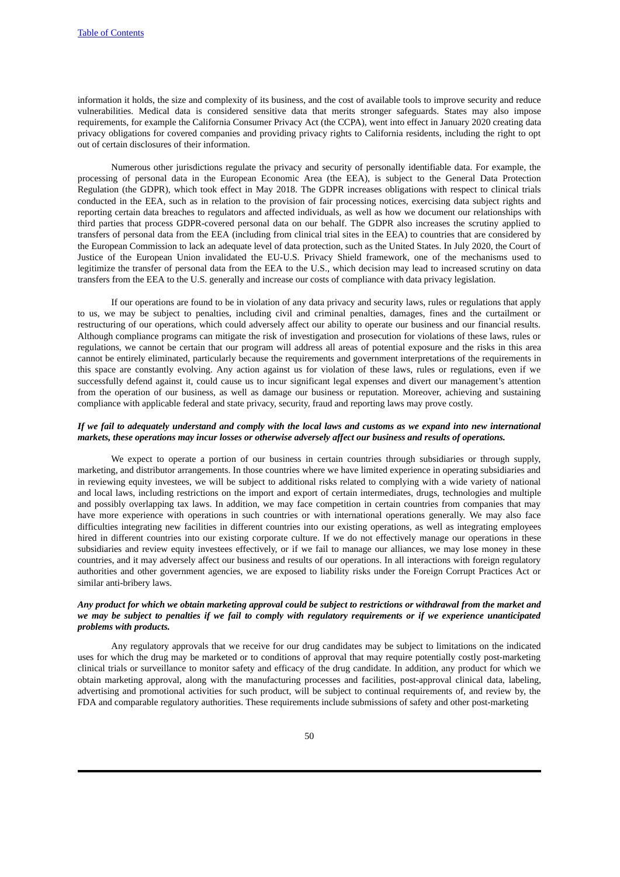information it holds, the size and complexity of its business, and the cost of available tools to improve security and reduce vulnerabilities. Medical data is considered sensitive data that merits stronger safeguards. States may also impose requirements, for example the California Consumer Privacy Act (the CCPA), went into effect in January 2020 creating data privacy obligations for covered companies and providing privacy rights to California residents, including the right to opt out of certain disclosures of their information.

Numerous other jurisdictions regulate the privacy and security of personally identifiable data. For example, the processing of personal data in the European Economic Area (the EEA), is subject to the General Data Protection Regulation (the GDPR), which took effect in May 2018. The GDPR increases obligations with respect to clinical trials conducted in the EEA, such as in relation to the provision of fair processing notices, exercising data subject rights and reporting certain data breaches to regulators and affected individuals, as well as how we document our relationships with third parties that process GDPR-covered personal data on our behalf. The GDPR also increases the scrutiny applied to transfers of personal data from the EEA (including from clinical trial sites in the EEA) to countries that are considered by the European Commission to lack an adequate level of data protection, such as the United States. In July 2020, the Court of Justice of the European Union invalidated the EU-U.S. Privacy Shield framework, one of the mechanisms used to legitimize the transfer of personal data from the EEA to the U.S., which decision may lead to increased scrutiny on data transfers from the EEA to the U.S. generally and increase our costs of compliance with data privacy legislation.

If our operations are found to be in violation of any data privacy and security laws, rules or regulations that apply to us, we may be subject to penalties, including civil and criminal penalties, damages, fines and the curtailment or restructuring of our operations, which could adversely affect our ability to operate our business and our financial results. Although compliance programs can mitigate the risk of investigation and prosecution for violations of these laws, rules or regulations, we cannot be certain that our program will address all areas of potential exposure and the risks in this area cannot be entirely eliminated, particularly because the requirements and government interpretations of the requirements in this space are constantly evolving. Any action against us for violation of these laws, rules or regulations, even if we successfully defend against it, could cause us to incur significant legal expenses and divert our management's attention from the operation of our business, as well as damage our business or reputation. Moreover, achieving and sustaining compliance with applicable federal and state privacy, security, fraud and reporting laws may prove costly.

***If we fail to adequately understand and comply with the local laws and customs as we expand into new international markets, these operations may incur losses or otherwise adversely affect our business and results of operations.***

We expect to operate a portion of our business in certain countries through subsidiaries or through supply, marketing, and distributor arrangements. In those countries where we have limited experience in operating subsidiaries and in reviewing equity investees, we will be subject to additional risks related to complying with a wide variety of national and local laws, including restrictions on the import and export of certain intermediates, drugs, technologies and multiple and possibly overlapping tax laws. In addition, we may face competition in certain countries from companies that may have more experience with operations in such countries or with international operations generally. We may also face difficulties integrating new facilities in different countries into our existing operations, as well as integrating employees hired in different countries into our existing corporate culture. If we do not effectively manage our operations in these subsidiaries and review equity investees effectively, or if we fail to manage our alliances, we may lose money in these countries, and it may adversely affect our business and results of our operations. In all interactions with foreign regulatory authorities and other government agencies, we are exposed to liability risks under the Foreign Corrupt Practices Act or similar anti-bribery laws.

***Any product for which we obtain marketing approval could be subject to restrictions or withdrawal from the market and we may be subject to penalties if we fail to comply with regulatory requirements or if we experience unanticipated problems with products.***

Any regulatory approvals that we receive for our drug candidates may be subject to limitations on the indicated uses for which the drug may be marketed or to conditions of approval that may require potentially costly post-marketing clinical trials or surveillance to monitor safety and efficacy of the drug candidate. In addition, any product for which we obtain marketing approval, along with the manufacturing processes and facilities, post-approval clinical data, labeling, advertising and promotional activities for such product, will be subject to continual requirements of, and review by, the FDA and comparable regulatory authorities. These requirements include submissions of safety and other post-marketing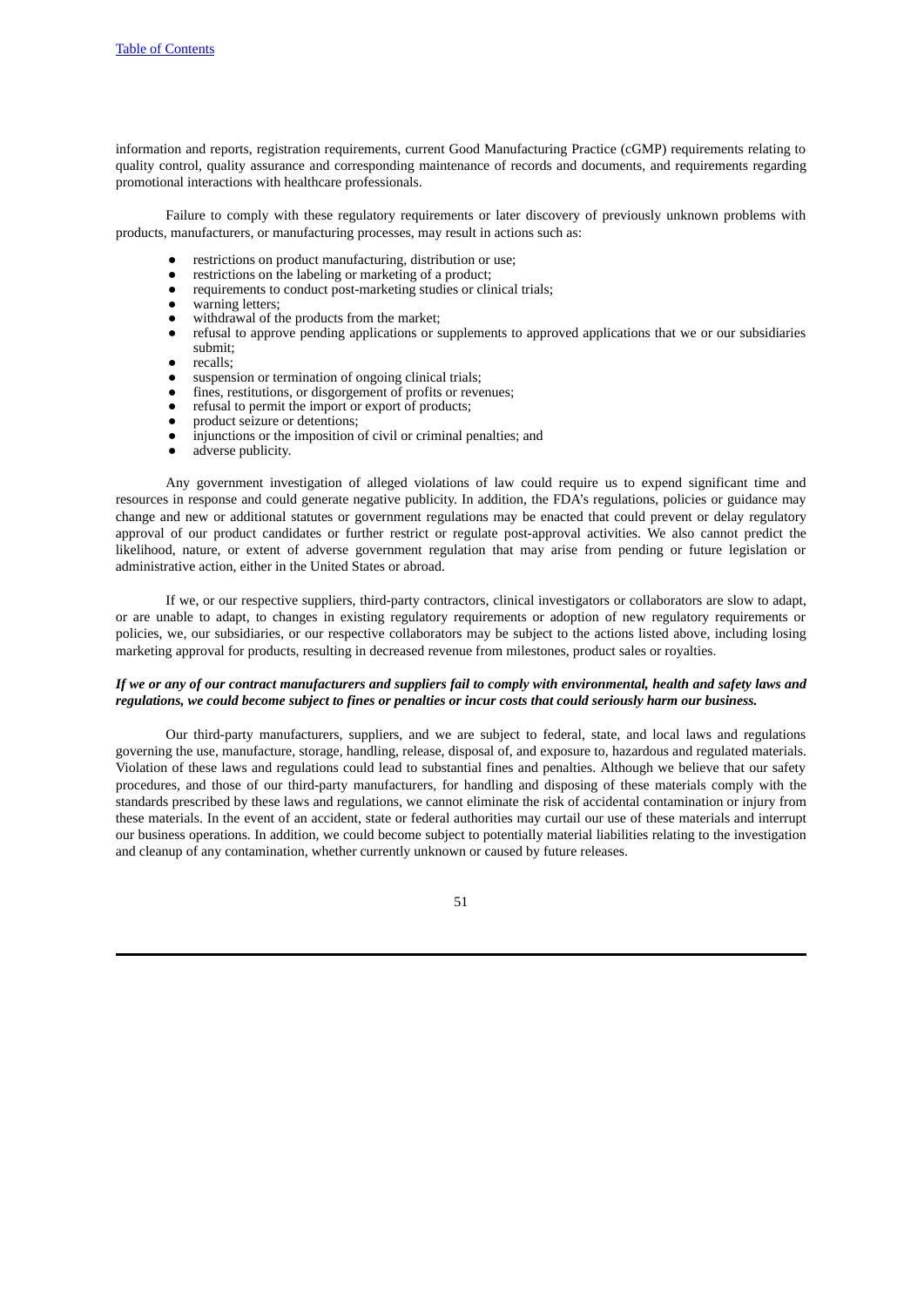information and reports, registration requirements, current Good Manufacturing Practice (cGMP) requirements relating to quality control, quality assurance and corresponding maintenance of records and documents, and requirements regarding promotional interactions with healthcare professionals.

Failure to comply with these regulatory requirements or later discovery of previously unknown problems with products, manufacturers, or manufacturing processes, may result in actions such as:

- restrictions on product manufacturing, distribution or use;
- restrictions on the labeling or marketing of a product;
- requirements to conduct post-marketing studies or clinical trials;
- warning letters;
- withdrawal of the products from the market;
- refusal to approve pending applications or supplements to approved applications that we or our subsidiaries submit;
- recalls;
- suspension or termination of ongoing clinical trials;
- fines, restitutions, or disgorgement of profits or revenues;
- refusal to permit the import or export of products;
- product seizure or detentions;
- injunctions or the imposition of civil or criminal penalties; and
- adverse publicity.

Any government investigation of alleged violations of law could require us to expend significant time and resources in response and could generate negative publicity. In addition, the FDA's regulations, policies or guidance may change and new or additional statutes or government regulations may be enacted that could prevent or delay regulatory approval of our product candidates or further restrict or regulate post-approval activities. We also cannot predict the likelihood, nature, or extent of adverse government regulation that may arise from pending or future legislation or administrative action, either in the United States or abroad.

If we, or our respective suppliers, third-party contractors, clinical investigators or collaborators are slow to adapt, or are unable to adapt, to changes in existing regulatory requirements or adoption of new regulatory requirements or policies, we, our subsidiaries, or our respective collaborators may be subject to the actions listed above, including losing marketing approval for products, resulting in decreased revenue from milestones, product sales or royalties.

***If we or any of our contract manufacturers and suppliers fail to comply with environmental, health and safety laws and regulations, we could become subject to fines or penalties or incur costs that could seriously harm our business.***

Our third-party manufacturers, suppliers, and we are subject to federal, state, and local laws and regulations governing the use, manufacture, storage, handling, release, disposal of, and exposure to, hazardous and regulated materials. Violation of these laws and regulations could lead to substantial fines and penalties. Although we believe that our safety procedures, and those of our third-party manufacturers, for handling and disposing of these materials comply with the standards prescribed by these laws and regulations, we cannot eliminate the risk of accidental contamination or injury from these materials. In the event of an accident, state or federal authorities may curtail our use of these materials and interrupt our business operations. In addition, we could become subject to potentially material liabilities relating to the investigation and cleanup of any contamination, whether currently unknown or caused by future releases.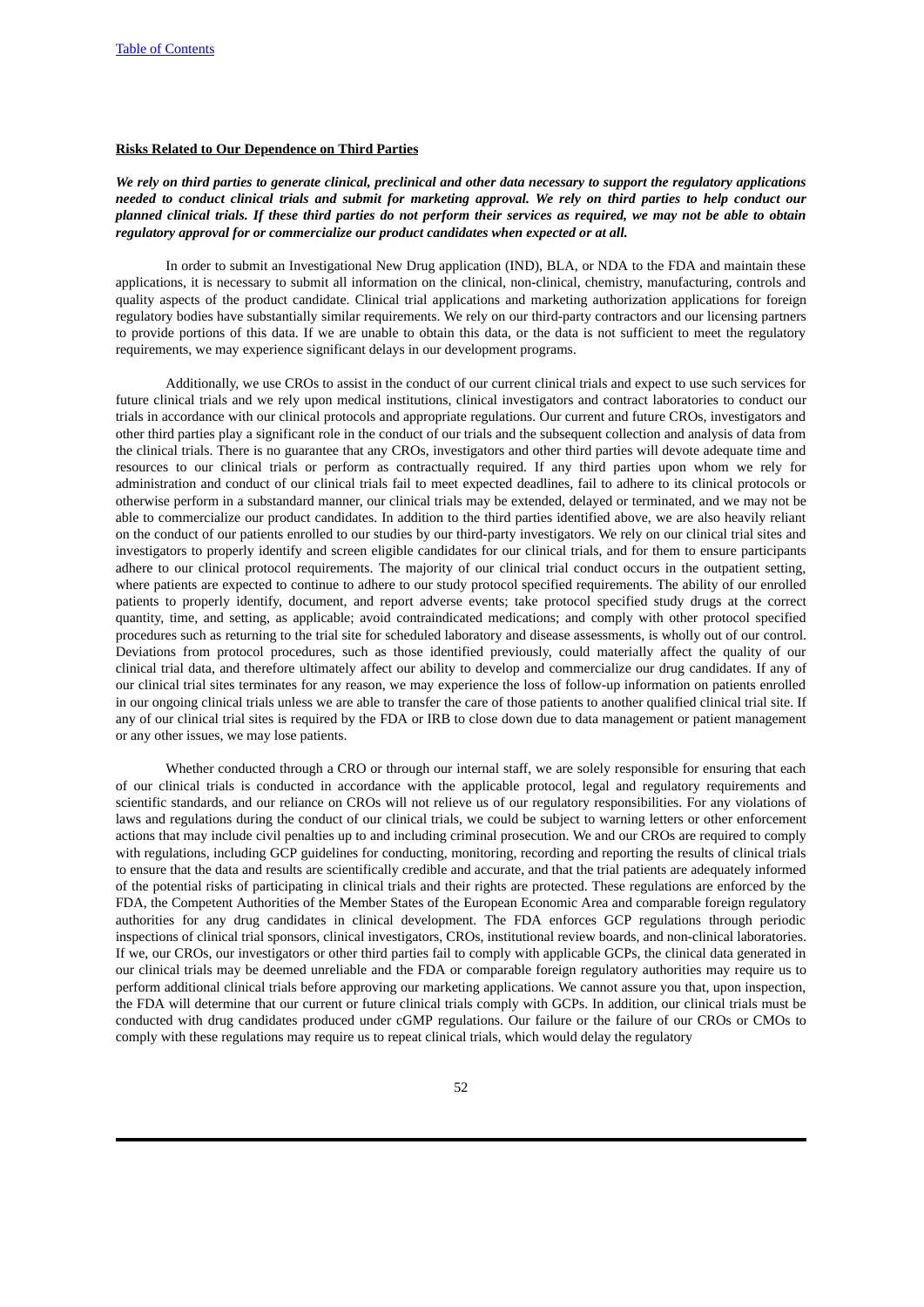**Risks Related to Our Dependence on Third Parties**

***We rely on third parties to generate clinical, preclinical and other data necessary to support the regulatory applications needed to conduct clinical trials and submit for marketing approval. We rely on third parties to help conduct our planned clinical trials. If these third parties do not perform their services as required, we may not be able to obtain regulatory approval for or commercialize our product candidates when expected or at all.***

In order to submit an Investigational New Drug application (IND), BLA, or NDA to the FDA and maintain these applications, it is necessary to submit all information on the clinical, non-clinical, chemistry, manufacturing, controls and quality aspects of the product candidate. Clinical trial applications and marketing authorization applications for foreign regulatory bodies have substantially similar requirements. We rely on our third-party contractors and our licensing partners to provide portions of this data. If we are unable to obtain this data, or the data is not sufficient to meet the regulatory requirements, we may experience significant delays in our development programs.

Additionally, we use CROs to assist in the conduct of our current clinical trials and expect to use such services for future clinical trials and we rely upon medical institutions, clinical investigators and contract laboratories to conduct our trials in accordance with our clinical protocols and appropriate regulations. Our current and future CROs, investigators and other third parties play a significant role in the conduct of our trials and the subsequent collection and analysis of data from the clinical trials. There is no guarantee that any CROs, investigators and other third parties will devote adequate time and resources to our clinical trials or perform as contractually required. If any third parties upon whom we rely for administration and conduct of our clinical trials fail to meet expected deadlines, fail to adhere to its clinical protocols or otherwise perform in a substandard manner, our clinical trials may be extended, delayed or terminated, and we may not be able to commercialize our product candidates. In addition to the third parties identified above, we are also heavily reliant on the conduct of our patients enrolled to our studies by our third-party investigators. We rely on our clinical trial sites and investigators to properly identify and screen eligible candidates for our clinical trials, and for them to ensure participants adhere to our clinical protocol requirements. The majority of our clinical trial conduct occurs in the outpatient setting, where patients are expected to continue to adhere to our study protocol specified requirements. The ability of our enrolled patients to properly identify, document, and report adverse events; take protocol specified study drugs at the correct quantity, time, and setting, as applicable; avoid contraindicated medications; and comply with other protocol specified procedures such as returning to the trial site for scheduled laboratory and disease assessments, is wholly out of our control. Deviations from protocol procedures, such as those identified previously, could materially affect the quality of our clinical trial data, and therefore ultimately affect our ability to develop and commercialize our drug candidates. If any of our clinical trial sites terminates for any reason, we may experience the loss of follow-up information on patients enrolled in our ongoing clinical trials unless we are able to transfer the care of those patients to another qualified clinical trial site. If any of our clinical trial sites is required by the FDA or IRB to close down due to data management or patient management or any other issues, we may lose patients.

Whether conducted through a CRO or through our internal staff, we are solely responsible for ensuring that each of our clinical trials is conducted in accordance with the applicable protocol, legal and regulatory requirements and scientific standards, and our reliance on CROs will not relieve us of our regulatory responsibilities. For any violations of laws and regulations during the conduct of our clinical trials, we could be subject to warning letters or other enforcement actions that may include civil penalties up to and including criminal prosecution. We and our CROs are required to comply with regulations, including GCP guidelines for conducting, monitoring, recording and reporting the results of clinical trials to ensure that the data and results are scientifically credible and accurate, and that the trial patients are adequately informed of the potential risks of participating in clinical trials and their rights are protected. These regulations are enforced by the FDA, the Competent Authorities of the Member States of the European Economic Area and comparable foreign regulatory authorities for any drug candidates in clinical development. The FDA enforces GCP regulations through periodic inspections of clinical trial sponsors, clinical investigators, CROs, institutional review boards, and non-clinical laboratories. If we, our CROs, our investigators or other third parties fail to comply with applicable GCPs, the clinical data generated in our clinical trials may be deemed unreliable and the FDA or comparable foreign regulatory authorities may require us to perform additional clinical trials before approving our marketing applications. We cannot assure you that, upon inspection, the FDA will determine that our current or future clinical trials comply with GCPs. In addition, our clinical trials must be conducted with drug candidates produced under cGMP regulations. Our failure or the failure of our CROs or CMOs to comply with these regulations may require us to repeat clinical trials, which would delay the regulatory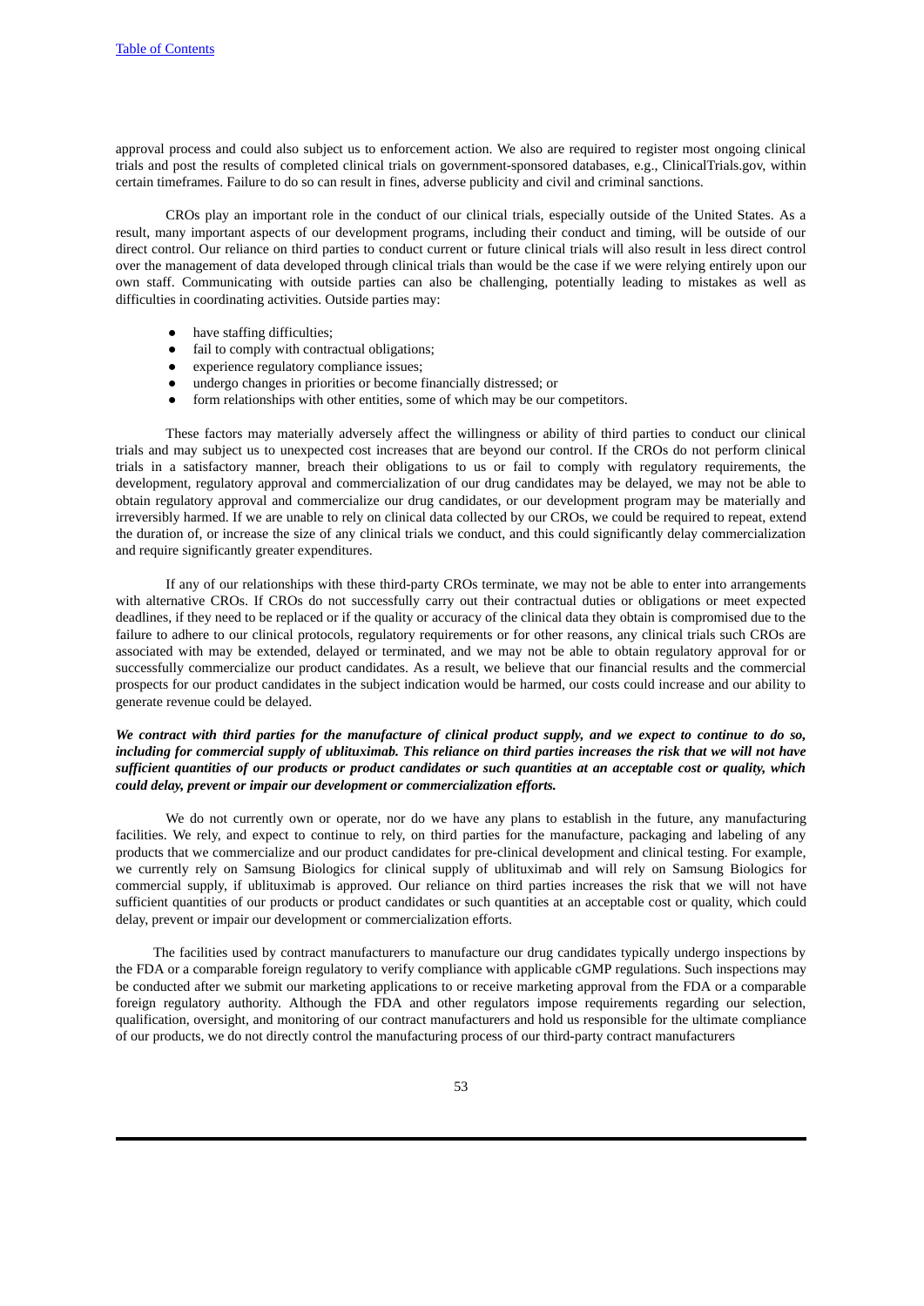approval process and could also subject us to enforcement action. We also are required to register most ongoing clinical trials and post the results of completed clinical trials on government-sponsored databases, e.g., ClinicalTrials.gov, within certain timeframes. Failure to do so can result in fines, adverse publicity and civil and criminal sanctions.

CROs play an important role in the conduct of our clinical trials, especially outside of the United States. As a result, many important aspects of our development programs, including their conduct and timing, will be outside of our direct control. Our reliance on third parties to conduct current or future clinical trials will also result in less direct control over the management of data developed through clinical trials than would be the case if we were relying entirely upon our own staff. Communicating with outside parties can also be challenging, potentially leading to mistakes as well as difficulties in coordinating activities. Outside parties may:

- have staffing difficulties;
- fail to comply with contractual obligations;
- experience regulatory compliance issues;
- undergo changes in priorities or become financially distressed; or
- form relationships with other entities, some of which may be our competitors.

These factors may materially adversely affect the willingness or ability of third parties to conduct our clinical trials and may subject us to unexpected cost increases that are beyond our control. If the CROs do not perform clinical trials in a satisfactory manner, breach their obligations to us or fail to comply with regulatory requirements, the development, regulatory approval and commercialization of our drug candidates may be delayed, we may not be able to obtain regulatory approval and commercialize our drug candidates, or our development program may be materially and irreversibly harmed. If we are unable to rely on clinical data collected by our CROs, we could be required to repeat, extend the duration of, or increase the size of any clinical trials we conduct, and this could significantly delay commercialization and require significantly greater expenditures.

If any of our relationships with these third-party CROs terminate, we may not be able to enter into arrangements with alternative CROs. If CROs do not successfully carry out their contractual duties or obligations or meet expected deadlines, if they need to be replaced or if the quality or accuracy of the clinical data they obtain is compromised due to the failure to adhere to our clinical protocols, regulatory requirements or for other reasons, any clinical trials such CROs are associated with may be extended, delayed or terminated, and we may not be able to obtain regulatory approval for or successfully commercialize our product candidates. As a result, we believe that our financial results and the commercial prospects for our product candidates in the subject indication would be harmed, our costs could increase and our ability to generate revenue could be delayed.

***We contract with third parties for the manufacture of clinical product supply, and we expect to continue to do so, including for commercial supply of ublituximab. This reliance on third parties increases the risk that we will not have sufficient quantities of our products or product candidates or such quantities at an acceptable cost or quality, which could delay, prevent or impair our development or commercialization efforts.***

We do not currently own or operate, nor do we have any plans to establish in the future, any manufacturing facilities. We rely, and expect to continue to rely, on third parties for the manufacture, packaging and labeling of any products that we commercialize and our product candidates for pre-clinical development and clinical testing. For example, we currently rely on Samsung Biologics for clinical supply of ublituximab and will rely on Samsung Biologics for commercial supply, if ublituximab is approved. Our reliance on third parties increases the risk that we will not have sufficient quantities of our products or product candidates or such quantities at an acceptable cost or quality, which could delay, prevent or impair our development or commercialization efforts.

The facilities used by contract manufacturers to manufacture our drug candidates typically undergo inspections by the FDA or a comparable foreign regulatory to verify compliance with applicable cGMP regulations. Such inspections may be conducted after we submit our marketing applications to or receive marketing approval from the FDA or a comparable foreign regulatory authority. Although the FDA and other regulators impose requirements regarding our selection, qualification, oversight, and monitoring of our contract manufacturers and hold us responsible for the ultimate compliance of our products, we do not directly control the manufacturing process of our third-party contract manufacturers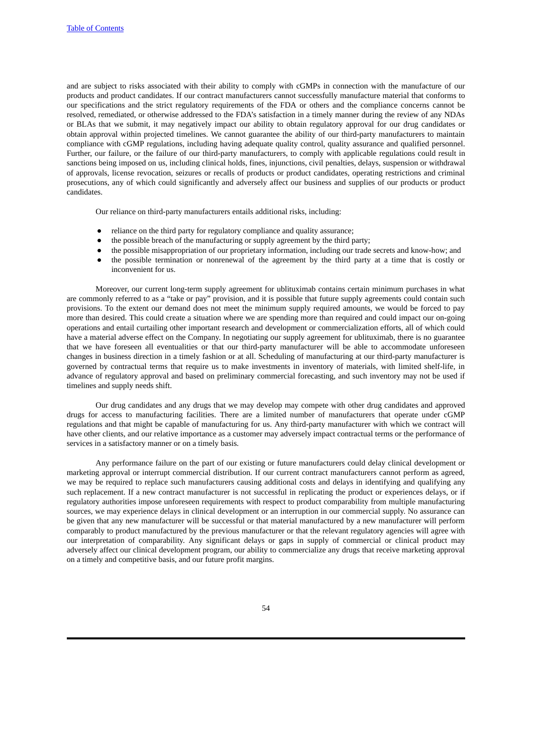and are subject to risks associated with their ability to comply with cGMPs in connection with the manufacture of our products and product candidates. If our contract manufacturers cannot successfully manufacture material that conforms to our specifications and the strict regulatory requirements of the FDA or others and the compliance concerns cannot be resolved, remediated, or otherwise addressed to the FDA's satisfaction in a timely manner during the review of any NDAs or BLAs that we submit, it may negatively impact our ability to obtain regulatory approval for our drug candidates or obtain approval within projected timelines. We cannot guarantee the ability of our third-party manufacturers to maintain compliance with cGMP regulations, including having adequate quality control, quality assurance and qualified personnel. Further, our failure, or the failure of our third-party manufacturers, to comply with applicable regulations could result in sanctions being imposed on us, including clinical holds, fines, injunctions, civil penalties, delays, suspension or withdrawal of approvals, license revocation, seizures or recalls of products or product candidates, operating restrictions and criminal prosecutions, any of which could significantly and adversely affect our business and supplies of our products or product candidates.

Our reliance on third-party manufacturers entails additional risks, including:

- reliance on the third party for regulatory compliance and quality assurance;
- the possible breach of the manufacturing or supply agreement by the third party;
- the possible misappropriation of our proprietary information, including our trade secrets and know-how; and
- the possible termination or nonrenewal of the agreement by the third party at a time that is costly or inconvenient for us.

Moreover, our current long-term supply agreement for ublituximab contains certain minimum purchases in what are commonly referred to as a "take or pay" provision, and it is possible that future supply agreements could contain such provisions. To the extent our demand does not meet the minimum supply required amounts, we would be forced to pay more than desired. This could create a situation where we are spending more than required and could impact our on-going operations and entail curtailing other important research and development or commercialization efforts, all of which could have a material adverse effect on the Company. In negotiating our supply agreement for ublituximab, there is no guarantee that we have foreseen all eventualities or that our third-party manufacturer will be able to accommodate unforeseen changes in business direction in a timely fashion or at all. Scheduling of manufacturing at our third-party manufacturer is governed by contractual terms that require us to make investments in inventory of materials, with limited shelf-life, in advance of regulatory approval and based on preliminary commercial forecasting, and such inventory may not be used if timelines and supply needs shift.

Our drug candidates and any drugs that we may develop may compete with other drug candidates and approved drugs for access to manufacturing facilities. There are a limited number of manufacturers that operate under cGMP regulations and that might be capable of manufacturing for us. Any third-party manufacturer with which we contract will have other clients, and our relative importance as a customer may adversely impact contractual terms or the performance of services in a satisfactory manner or on a timely basis.

Any performance failure on the part of our existing or future manufacturers could delay clinical development or marketing approval or interrupt commercial distribution. If our current contract manufacturers cannot perform as agreed, we may be required to replace such manufacturers causing additional costs and delays in identifying and qualifying any such replacement. If a new contract manufacturer is not successful in replicating the product or experiences delays, or if regulatory authorities impose unforeseen requirements with respect to product comparability from multiple manufacturing sources, we may experience delays in clinical development or an interruption in our commercial supply. No assurance can be given that any new manufacturer will be successful or that material manufactured by a new manufacturer will perform comparably to product manufactured by the previous manufacturer or that the relevant regulatory agencies will agree with our interpretation of comparability. Any significant delays or gaps in supply of commercial or clinical product may adversely affect our clinical development program, our ability to commercialize any drugs that receive marketing approval on a timely and competitive basis, and our future profit margins.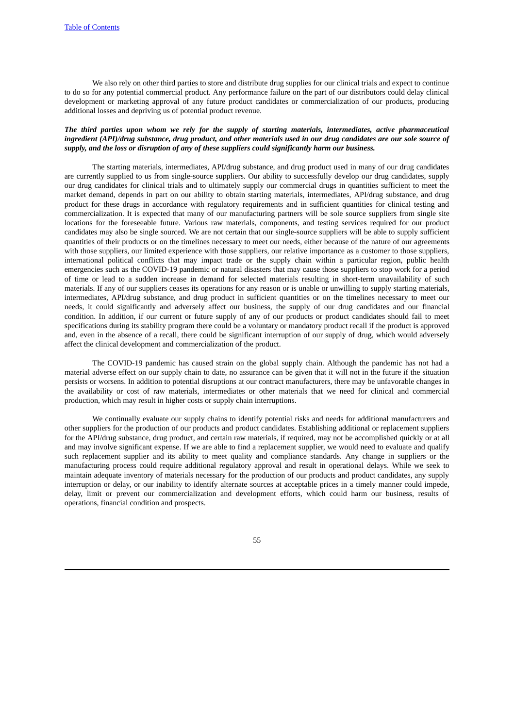We also rely on other third parties to store and distribute drug supplies for our clinical trials and expect to continue to do so for any potential commercial product. Any performance failure on the part of our distributors could delay clinical development or marketing approval of any future product candidates or commercialization of our products, producing additional losses and depriving us of potential product revenue.

***The third parties upon whom we rely for the supply of starting materials, intermediates, active pharmaceutical ingredient (API)/drug substance, drug product, and other materials used in our drug candidates are our sole source of supply, and the loss or disruption of any of these suppliers could significantly harm our business.***

The starting materials, intermediates, API/drug substance, and drug product used in many of our drug candidates are currently supplied to us from single-source suppliers. Our ability to successfully develop our drug candidates, supply our drug candidates for clinical trials and to ultimately supply our commercial drugs in quantities sufficient to meet the market demand, depends in part on our ability to obtain starting materials, intermediates, API/drug substance, and drug product for these drugs in accordance with regulatory requirements and in sufficient quantities for clinical testing and commercialization. It is expected that many of our manufacturing partners will be sole source suppliers from single site locations for the foreseeable future. Various raw materials, components, and testing services required for our product candidates may also be single sourced. We are not certain that our single-source suppliers will be able to supply sufficient quantities of their products or on the timelines necessary to meet our needs, either because of the nature of our agreements with those suppliers, our limited experience with those suppliers, our relative importance as a customer to those suppliers, international political conflicts that may impact trade or the supply chain within a particular region, public health emergencies such as the COVID-19 pandemic or natural disasters that may cause those suppliers to stop work for a period of time or lead to a sudden increase in demand for selected materials resulting in short-term unavailability of such materials. If any of our suppliers ceases its operations for any reason or is unable or unwilling to supply starting materials, intermediates, API/drug substance, and drug product in sufficient quantities or on the timelines necessary to meet our needs, it could significantly and adversely affect our business, the supply of our drug candidates and our financial condition. In addition, if our current or future supply of any of our products or product candidates should fail to meet specifications during its stability program there could be a voluntary or mandatory product recall if the product is approved and, even in the absence of a recall, there could be significant interruption of our supply of drug, which would adversely affect the clinical development and commercialization of the product.

The COVID-19 pandemic has caused strain on the global supply chain. Although the pandemic has not had a material adverse effect on our supply chain to date, no assurance can be given that it will not in the future if the situation persists or worsens. In addition to potential disruptions at our contract manufacturers, there may be unfavorable changes in the availability or cost of raw materials, intermediates or other materials that we need for clinical and commercial production, which may result in higher costs or supply chain interruptions.

We continually evaluate our supply chains to identify potential risks and needs for additional manufacturers and other suppliers for the production of our products and product candidates. Establishing additional or replacement suppliers for the API/drug substance, drug product, and certain raw materials, if required, may not be accomplished quickly or at all and may involve significant expense. If we are able to find a replacement supplier, we would need to evaluate and qualify such replacement supplier and its ability to meet quality and compliance standards. Any change in suppliers or the manufacturing process could require additional regulatory approval and result in operational delays. While we seek to maintain adequate inventory of materials necessary for the production of our products and product candidates, any supply interruption or delay, or our inability to identify alternate sources at acceptable prices in a timely manner could impede, delay, limit or prevent our commercialization and development efforts, which could harm our business, results of operations, financial condition and prospects.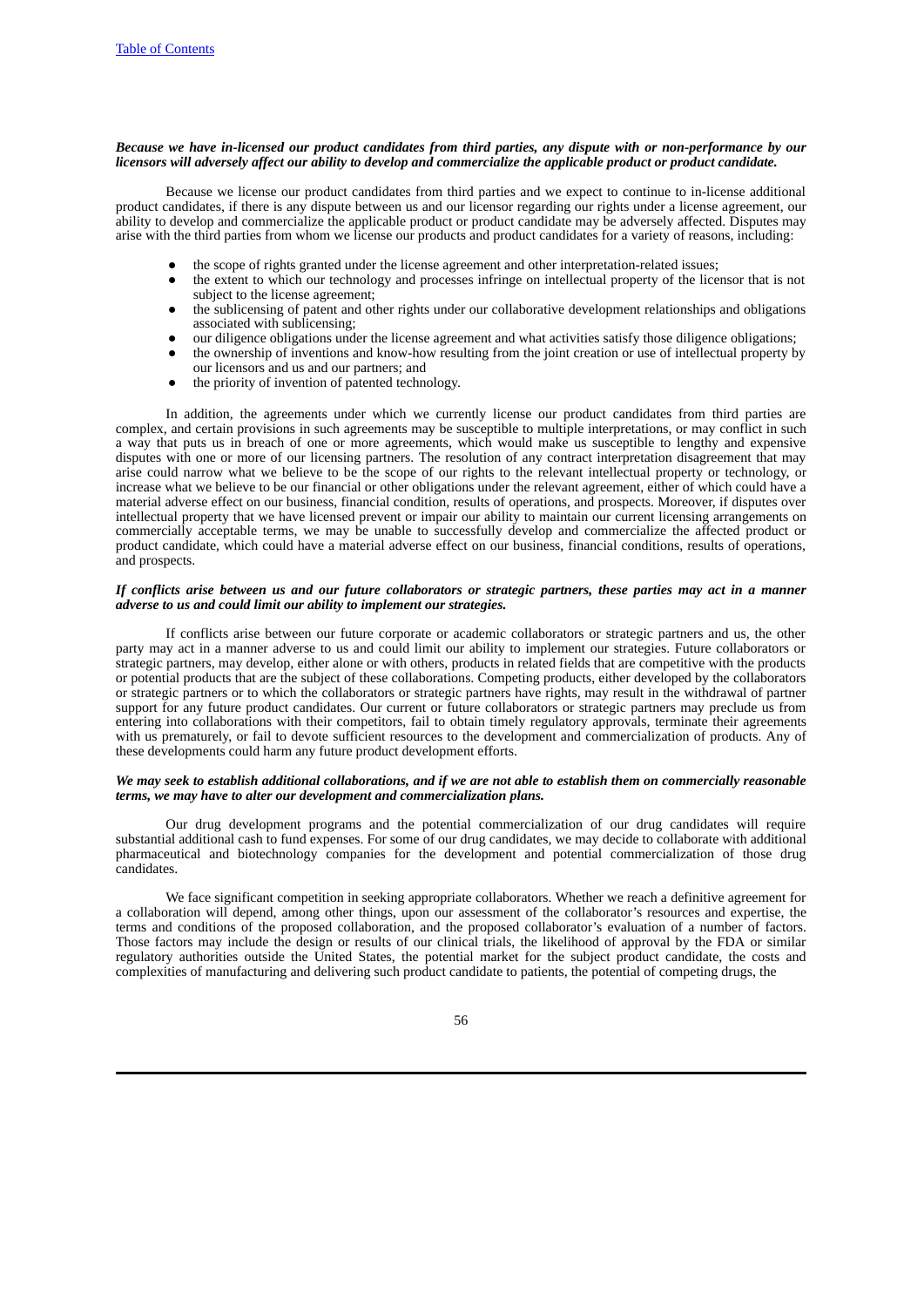***Because we have in-licensed our product candidates from third parties, any dispute with or non-performance by our licensors will adversely affect our ability to develop and commercialize the applicable product or product candidate.***

Because we license our product candidates from third parties and we expect to continue to in-license additional product candidates, if there is any dispute between us and our licensor regarding our rights under a license agreement, our ability to develop and commercialize the applicable product or product candidate may be adversely affected. Disputes may arise with the third parties from whom we license our products and product candidates for a variety of reasons, including:

- the scope of rights granted under the license agreement and other interpretation-related issues;
- the extent to which our technology and processes infringe on intellectual property of the licensor that is not subject to the license agreement;
- the sublicensing of patent and other rights under our collaborative development relationships and obligations associated with sublicensing;
- our diligence obligations under the license agreement and what activities satisfy those diligence obligations;
- the ownership of inventions and know-how resulting from the joint creation or use of intellectual property by our licensors and us and our partners; and
- the priority of invention of patented technology.

In addition, the agreements under which we currently license our product candidates from third parties are complex, and certain provisions in such agreements may be susceptible to multiple interpretations, or may conflict in such a way that puts us in breach of one or more agreements, which would make us susceptible to lengthy and expensive disputes with one or more of our licensing partners. The resolution of any contract interpretation disagreement that may arise could narrow what we believe to be the scope of our rights to the relevant intellectual property or technology, or increase what we believe to be our financial or other obligations under the relevant agreement, either of which could have a material adverse effect on our business, financial condition, results of operations, and prospects. Moreover, if disputes over intellectual property that we have licensed prevent or impair our ability to maintain our current licensing arrangements on commercially acceptable terms, we may be unable to successfully develop and commercialize the affected product or product candidate, which could have a material adverse effect on our business, financial conditions, results of operations, and prospects.

***If conflicts arise between us and our future collaborators or strategic partners, these parties may act in a manner adverse to us and could limit our ability to implement our strategies.***

If conflicts arise between our future corporate or academic collaborators or strategic partners and us, the other party may act in a manner adverse to us and could limit our ability to implement our strategies. Future collaborators or strategic partners, may develop, either alone or with others, products in related fields that are competitive with the products or potential products that are the subject of these collaborations. Competing products, either developed by the collaborators or strategic partners or to which the collaborators or strategic partners have rights, may result in the withdrawal of partner support for any future product candidates. Our current or future collaborators or strategic partners may preclude us from entering into collaborations with their competitors, fail to obtain timely regulatory approvals, terminate their agreements with us prematurely, or fail to devote sufficient resources to the development and commercialization of products. Any of these developments could harm any future product development efforts.

***We may seek to establish additional collaborations, and if we are not able to establish them on commercially reasonable terms, we may have to alter our development and commercialization plans.***

Our drug development programs and the potential commercialization of our drug candidates will require substantial additional cash to fund expenses. For some of our drug candidates, we may decide to collaborate with additional pharmaceutical and biotechnology companies for the development and potential commercialization of those drug candidates.

We face significant competition in seeking appropriate collaborators. Whether we reach a definitive agreement for a collaboration will depend, among other things, upon our assessment of the collaborator's resources and expertise, the terms and conditions of the proposed collaboration, and the proposed collaborator's evaluation of a number of factors. Those factors may include the design or results of our clinical trials, the likelihood of approval by the FDA or similar regulatory authorities outside the United States, the potential market for the subject product candidate, the costs and complexities of manufacturing and delivering such product candidate to patients, the potential of competing drugs, the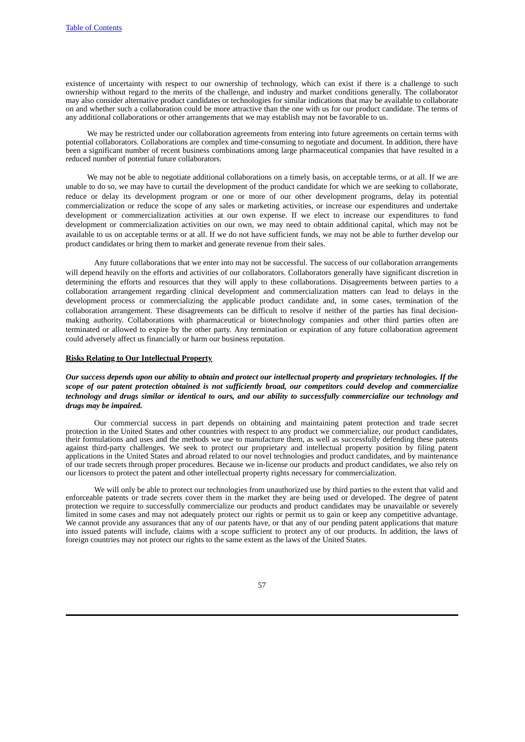existence of uncertainty with respect to our ownership of technology, which can exist if there is a challenge to such ownership without regard to the merits of the challenge, and industry and market conditions generally. The collaborator may also consider alternative product candidates or technologies for similar indications that may be available to collaborate on and whether such a collaboration could be more attractive than the one with us for our product candidate. The terms of any additional collaborations or other arrangements that we may establish may not be favorable to us.

We may be restricted under our collaboration agreements from entering into future agreements on certain terms with potential collaborators. Collaborations are complex and time-consuming to negotiate and document. In addition, there have been a significant number of recent business combinations among large pharmaceutical companies that have resulted in a reduced number of potential future collaborators.

We may not be able to negotiate additional collaborations on a timely basis, on acceptable terms, or at all. If we are unable to do so, we may have to curtail the development of the product candidate for which we are seeking to collaborate, reduce or delay its development program or one or more of our other development programs, delay its potential commercialization or reduce the scope of any sales or marketing activities, or increase our expenditures and undertake development or commercialization activities at our own expense. If we elect to increase our expenditures to fund development or commercialization activities on our own, we may need to obtain additional capital, which may not be available to us on acceptable terms or at all. If we do not have sufficient funds, we may not be able to further develop our product candidates or bring them to market and generate revenue from their sales.

Any future collaborations that we enter into may not be successful. The success of our collaboration arrangements will depend heavily on the efforts and activities of our collaborators. Collaborators generally have significant discretion in determining the efforts and resources that they will apply to these collaborations. Disagreements between parties to a collaboration arrangement regarding clinical development and commercialization matters can lead to delays in the development process or commercializing the applicable product candidate and, in some cases, termination of the collaboration arrangement. These disagreements can be difficult to resolve if neither of the parties has final decision-making authority. Collaborations with pharmaceutical or biotechnology companies and other third parties often are terminated or allowed to expire by the other party. Any termination or expiration of any future collaboration agreement could adversely affect us financially or harm our business reputation.

## Risks Relating to Our Intellectual Property

***Our success depends upon our ability to obtain and protect our intellectual property and proprietary technologies. If the scope of our patent protection obtained is not sufficiently broad, our competitors could develop and commercialize technology and drugs similar or identical to ours, and our ability to successfully commercialize our technology and drugs may be impaired.***

Our commercial success in part depends on obtaining and maintaining patent protection and trade secret protection in the United States and other countries with respect to any product we commercialize, our product candidates, their formulations and uses and the methods we use to manufacture them, as well as successfully defending these patents against third-party challenges. We seek to protect our proprietary and intellectual property position by filing patent applications in the United States and abroad related to our novel technologies and product candidates, and by maintenance of our trade secrets through proper procedures. Because we in-license our products and product candidates, we also rely on our licensors to protect the patent and other intellectual property rights necessary for commercialization.

We will only be able to protect our technologies from unauthorized use by third parties to the extent that valid and enforceable patents or trade secrets cover them in the market they are being used or developed. The degree of patent protection we require to successfully commercialize our products and product candidates may be unavailable or severely limited in some cases and may not adequately protect our rights or permit us to gain or keep any competitive advantage. We cannot provide any assurances that any of our patents have, or that any of our pending patent applications that mature into issued patents will include, claims with a scope sufficient to protect any of our products. In addition, the laws of foreign countries may not protect our rights to the same extent as the laws of the United States.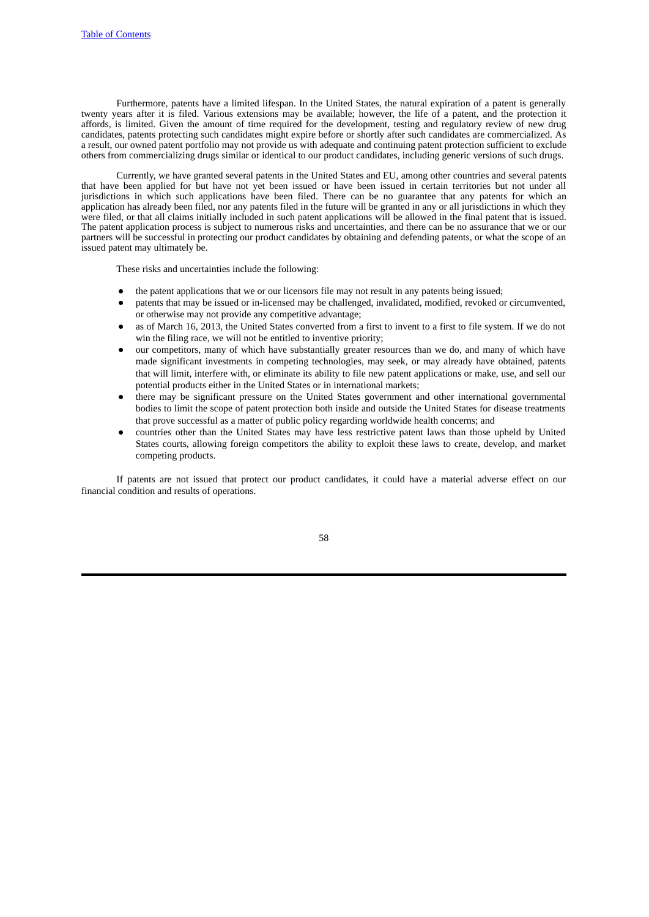Furthermore, patents have a limited lifespan. In the United States, the natural expiration of a patent is generally twenty years after it is filed. Various extensions may be available; however, the life of a patent, and the protection it affords, is limited. Given the amount of time required for the development, testing and regulatory review of new drug candidates, patents protecting such candidates might expire before or shortly after such candidates are commercialized. As a result, our owned patent portfolio may not provide us with adequate and continuing patent protection sufficient to exclude others from commercializing drugs similar or identical to our product candidates, including generic versions of such drugs.

Currently, we have granted several patents in the United States and EU, among other countries and several patents that have been applied for but have not yet been issued or have been issued in certain territories but not under all jurisdictions in which such applications have been filed. There can be no guarantee that any patents for which an application has already been filed, nor any patents filed in the future will be granted in any or all jurisdictions in which they were filed, or that all claims initially included in such patent applications will be allowed in the final patent that is issued. The patent application process is subject to numerous risks and uncertainties, and there can be no assurance that we or our partners will be successful in protecting our product candidates by obtaining and defending patents, or what the scope of an issued patent may ultimately be.

These risks and uncertainties include the following:

- the patent applications that we or our licensors file may not result in any patents being issued;
- patents that may be issued or in-licensed may be challenged, invalidated, modified, revoked or circumvented, or otherwise may not provide any competitive advantage;
- as of March 16, 2013, the United States converted from a first to invent to a first to file system. If we do not win the filing race, we will not be entitled to inventive priority;
- our competitors, many of which have substantially greater resources than we do, and many of which have made significant investments in competing technologies, may seek, or may already have obtained, patents that will limit, interfere with, or eliminate its ability to file new patent applications or make, use, and sell our potential products either in the United States or in international markets;
- there may be significant pressure on the United States government and other international governmental bodies to limit the scope of patent protection both inside and outside the United States for disease treatments that prove successful as a matter of public policy regarding worldwide health concerns; and
- countries other than the United States may have less restrictive patent laws than those upheld by United States courts, allowing foreign competitors the ability to exploit these laws to create, develop, and market competing products.

If patents are not issued that protect our product candidates, it could have a material adverse effect on our financial condition and results of operations.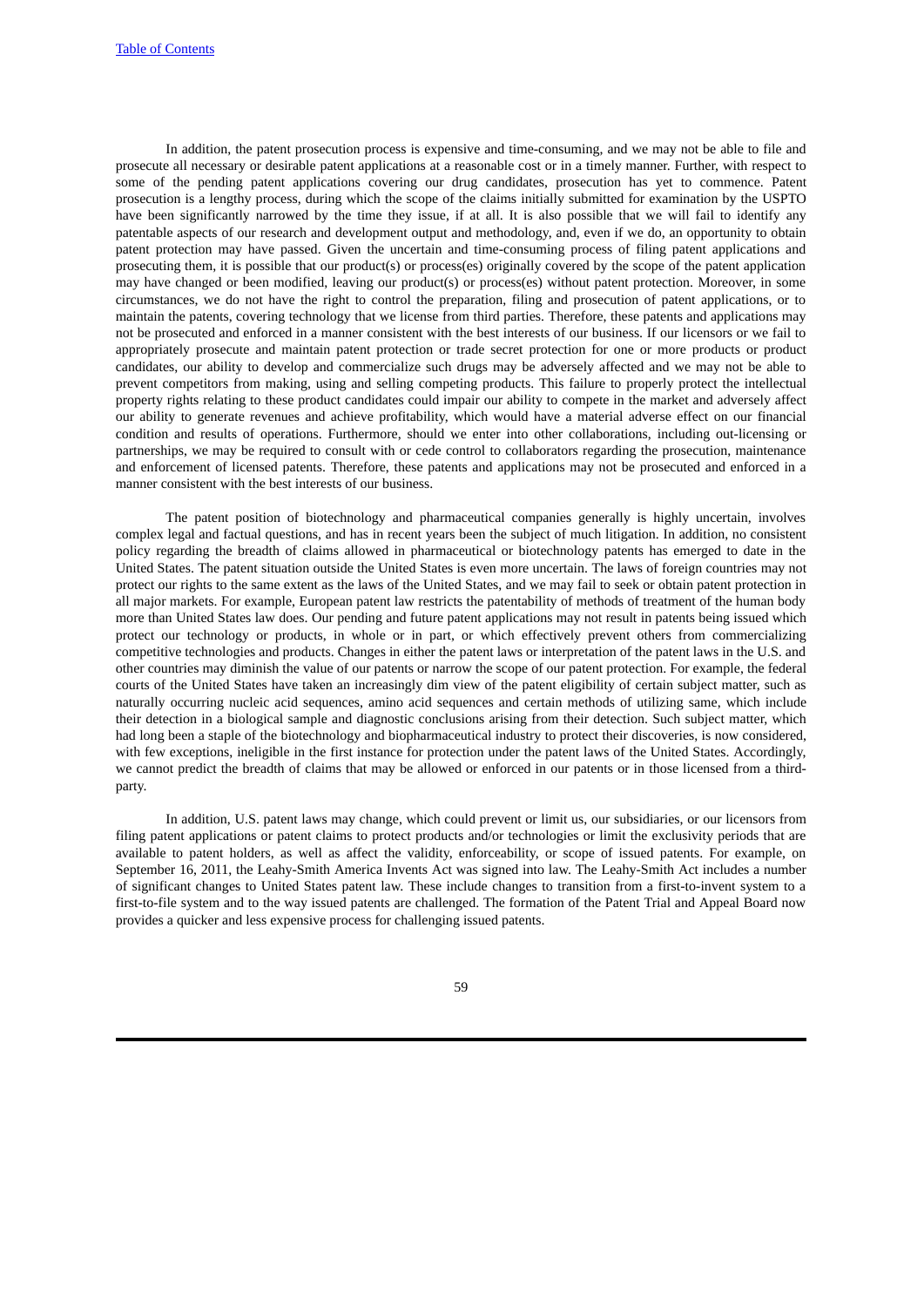In addition, the patent prosecution process is expensive and time-consuming, and we may not be able to file and prosecute all necessary or desirable patent applications at a reasonable cost or in a timely manner. Further, with respect to some of the pending patent applications covering our drug candidates, prosecution has yet to commence. Patent prosecution is a lengthy process, during which the scope of the claims initially submitted for examination by the USPTO have been significantly narrowed by the time they issue, if at all. It is also possible that we will fail to identify any patentable aspects of our research and development output and methodology, and, even if we do, an opportunity to obtain patent protection may have passed. Given the uncertain and time-consuming process of filing patent applications and prosecuting them, it is possible that our product(s) or process(es) originally covered by the scope of the patent application may have changed or been modified, leaving our product(s) or process(es) without patent protection. Moreover, in some circumstances, we do not have the right to control the preparation, filing and prosecution of patent applications, or to maintain the patents, covering technology that we license from third parties. Therefore, these patents and applications may not be prosecuted and enforced in a manner consistent with the best interests of our business. If our licensors or we fail to appropriately prosecute and maintain patent protection or trade secret protection for one or more products or product candidates, our ability to develop and commercialize such drugs may be adversely affected and we may not be able to prevent competitors from making, using and selling competing products. This failure to properly protect the intellectual property rights relating to these product candidates could impair our ability to compete in the market and adversely affect our ability to generate revenues and achieve profitability, which would have a material adverse effect on our financial condition and results of operations. Furthermore, should we enter into other collaborations, including out-licensing or partnerships, we may be required to consult with or cede control to collaborators regarding the prosecution, maintenance and enforcement of licensed patents. Therefore, these patents and applications may not be prosecuted and enforced in a manner consistent with the best interests of our business.

The patent position of biotechnology and pharmaceutical companies generally is highly uncertain, involves complex legal and factual questions, and has in recent years been the subject of much litigation. In addition, no consistent policy regarding the breadth of claims allowed in pharmaceutical or biotechnology patents has emerged to date in the United States. The patent situation outside the United States is even more uncertain. The laws of foreign countries may not protect our rights to the same extent as the laws of the United States, and we may fail to seek or obtain patent protection in all major markets. For example, European patent law restricts the patentability of methods of treatment of the human body more than United States law does. Our pending and future patent applications may not result in patents being issued which protect our technology or products, in whole or in part, or which effectively prevent others from commercializing competitive technologies and products. Changes in either the patent laws or interpretation of the patent laws in the U.S. and other countries may diminish the value of our patents or narrow the scope of our patent protection. For example, the federal courts of the United States have taken an increasingly dim view of the patent eligibility of certain subject matter, such as naturally occurring nucleic acid sequences, amino acid sequences and certain methods of utilizing same, which include their detection in a biological sample and diagnostic conclusions arising from their detection. Such subject matter, which had long been a staple of the biotechnology and biopharmaceutical industry to protect their discoveries, is now considered, with few exceptions, ineligible in the first instance for protection under the patent laws of the United States. Accordingly, we cannot predict the breadth of claims that may be allowed or enforced in our patents or in those licensed from a third-party.

In addition, U.S. patent laws may change, which could prevent or limit us, our subsidiaries, or our licensors from filing patent applications or patent claims to protect products and/or technologies or limit the exclusivity periods that are available to patent holders, as well as affect the validity, enforceability, or scope of issued patents. For example, on September 16, 2011, the Leahy-Smith America Invents Act was signed into law. The Leahy-Smith Act includes a number of significant changes to United States patent law. These include changes to transition from a first-to-invent system to a first-to-file system and to the way issued patents are challenged. The formation of the Patent Trial and Appeal Board now provides a quicker and less expensive process for challenging issued patents.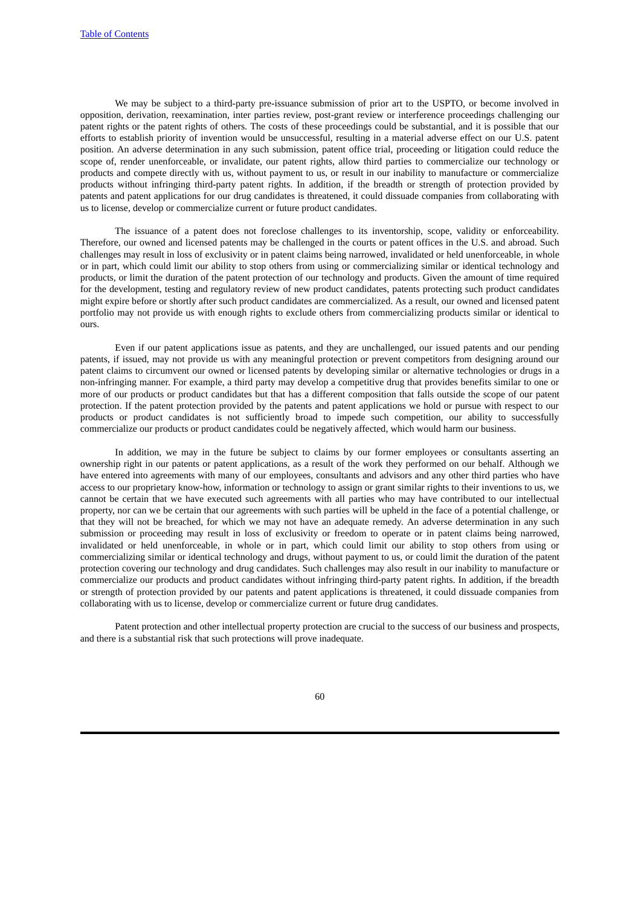We may be subject to a third-party pre-issuance submission of prior art to the USPTO, or become involved in opposition, derivation, reexamination, inter parties review, post-grant review or interference proceedings challenging our patent rights or the patent rights of others. The costs of these proceedings could be substantial, and it is possible that our efforts to establish priority of invention would be unsuccessful, resulting in a material adverse effect on our U.S. patent position. An adverse determination in any such submission, patent office trial, proceeding or litigation could reduce the scope of, render unenforceable, or invalidate, our patent rights, allow third parties to commercialize our technology or products and compete directly with us, without payment to us, or result in our inability to manufacture or commercialize products without infringing third-party patent rights. In addition, if the breadth or strength of protection provided by patents and patent applications for our drug candidates is threatened, it could dissuade companies from collaborating with us to license, develop or commercialize current or future product candidates.

The issuance of a patent does not foreclose challenges to its inventorship, scope, validity or enforceability. Therefore, our owned and licensed patents may be challenged in the courts or patent offices in the U.S. and abroad. Such challenges may result in loss of exclusivity or in patent claims being narrowed, invalidated or held unenforceable, in whole or in part, which could limit our ability to stop others from using or commercializing similar or identical technology and products, or limit the duration of the patent protection of our technology and products. Given the amount of time required for the development, testing and regulatory review of new product candidates, patents protecting such product candidates might expire before or shortly after such product candidates are commercialized. As a result, our owned and licensed patent portfolio may not provide us with enough rights to exclude others from commercializing products similar or identical to ours.

Even if our patent applications issue as patents, and they are unchallenged, our issued patents and our pending patents, if issued, may not provide us with any meaningful protection or prevent competitors from designing around our patent claims to circumvent our owned or licensed patents by developing similar or alternative technologies or drugs in a non-infringing manner. For example, a third party may develop a competitive drug that provides benefits similar to one or more of our products or product candidates but that has a different composition that falls outside the scope of our patent protection. If the patent protection provided by the patents and patent applications we hold or pursue with respect to our products or product candidates is not sufficiently broad to impede such competition, our ability to successfully commercialize our products or product candidates could be negatively affected, which would harm our business.

In addition, we may in the future be subject to claims by our former employees or consultants asserting an ownership right in our patents or patent applications, as a result of the work they performed on our behalf. Although we have entered into agreements with many of our employees, consultants and advisors and any other third parties who have access to our proprietary know-how, information or technology to assign or grant similar rights to their inventions to us, we cannot be certain that we have executed such agreements with all parties who may have contributed to our intellectual property, nor can we be certain that our agreements with such parties will be upheld in the face of a potential challenge, or that they will not be breached, for which we may not have an adequate remedy. An adverse determination in any such submission or proceeding may result in loss of exclusivity or freedom to operate or in patent claims being narrowed, invalidated or held unenforceable, in whole or in part, which could limit our ability to stop others from using or commercializing similar or identical technology and drugs, without payment to us, or could limit the duration of the patent protection covering our technology and drug candidates. Such challenges may also result in our inability to manufacture or commercialize our products and product candidates without infringing third-party patent rights. In addition, if the breadth or strength of protection provided by our patents and patent applications is threatened, it could dissuade companies from collaborating with us to license, develop or commercialize current or future drug candidates.

Patent protection and other intellectual property protection are crucial to the success of our business and prospects, and there is a substantial risk that such protections will prove inadequate.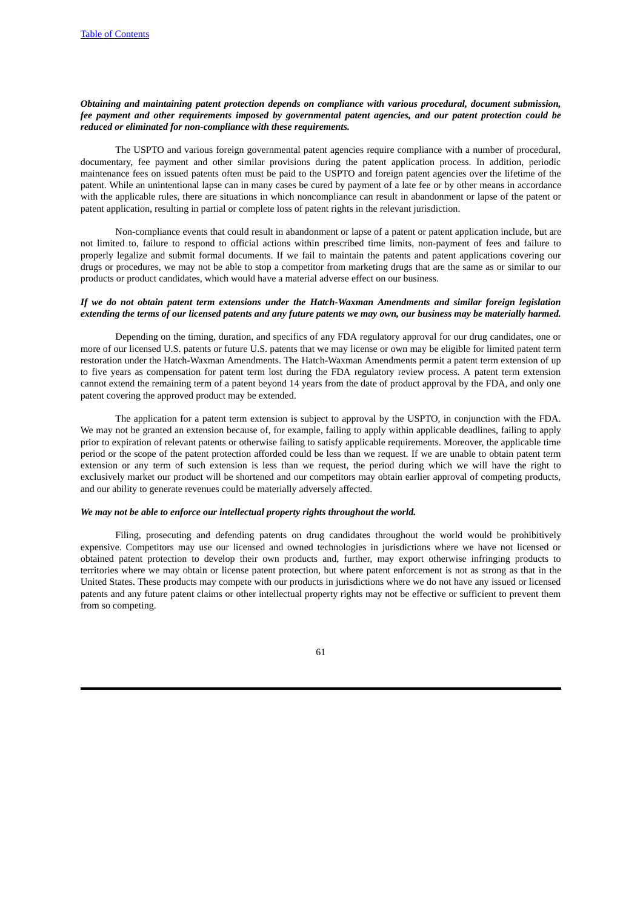***Obtaining and maintaining patent protection depends on compliance with various procedural, document submission, fee payment and other requirements imposed by governmental patent agencies, and our patent protection could be reduced or eliminated for non-compliance with these requirements.***

The USPTO and various foreign governmental patent agencies require compliance with a number of procedural, documentary, fee payment and other similar provisions during the patent application process. In addition, periodic maintenance fees on issued patents often must be paid to the USPTO and foreign patent agencies over the lifetime of the patent. While an unintentional lapse can in many cases be cured by payment of a late fee or by other means in accordance with the applicable rules, there are situations in which noncompliance can result in abandonment or lapse of the patent or patent application, resulting in partial or complete loss of patent rights in the relevant jurisdiction.

Non-compliance events that could result in abandonment or lapse of a patent or patent application include, but are not limited to, failure to respond to official actions within prescribed time limits, non-payment of fees and failure to properly legalize and submit formal documents. If we fail to maintain the patents and patent applications covering our drugs or procedures, we may not be able to stop a competitor from marketing drugs that are the same as or similar to our products or product candidates, which would have a material adverse effect on our business.

***If we do not obtain patent term extensions under the Hatch-Waxman Amendments and similar foreign legislation extending the terms of our licensed patents and any future patents we may own, our business may be materially harmed.***

Depending on the timing, duration, and specifics of any FDA regulatory approval for our drug candidates, one or more of our licensed U.S. patents or future U.S. patents that we may license or own may be eligible for limited patent term restoration under the Hatch-Waxman Amendments. The Hatch-Waxman Amendments permit a patent term extension of up to five years as compensation for patent term lost during the FDA regulatory review process. A patent term extension cannot extend the remaining term of a patent beyond 14 years from the date of product approval by the FDA, and only one patent covering the approved product may be extended.

The application for a patent term extension is subject to approval by the USPTO, in conjunction with the FDA. We may not be granted an extension because of, for example, failing to apply within applicable deadlines, failing to apply prior to expiration of relevant patents or otherwise failing to satisfy applicable requirements. Moreover, the applicable time period or the scope of the patent protection afforded could be less than we request. If we are unable to obtain patent term extension or any term of such extension is less than we request, the period during which we will have the right to exclusively market our product will be shortened and our competitors may obtain earlier approval of competing products, and our ability to generate revenues could be materially adversely affected.

***We may not be able to enforce our intellectual property rights throughout the world.***

Filing, prosecuting and defending patents on drug candidates throughout the world would be prohibitively expensive. Competitors may use our licensed and owned technologies in jurisdictions where we have not licensed or obtained patent protection to develop their own products and, further, may export otherwise infringing products to territories where we may obtain or license patent protection, but where patent enforcement is not as strong as that in the United States. These products may compete with our products in jurisdictions where we do not have any issued or licensed patents and any future patent claims or other intellectual property rights may not be effective or sufficient to prevent them from so competing.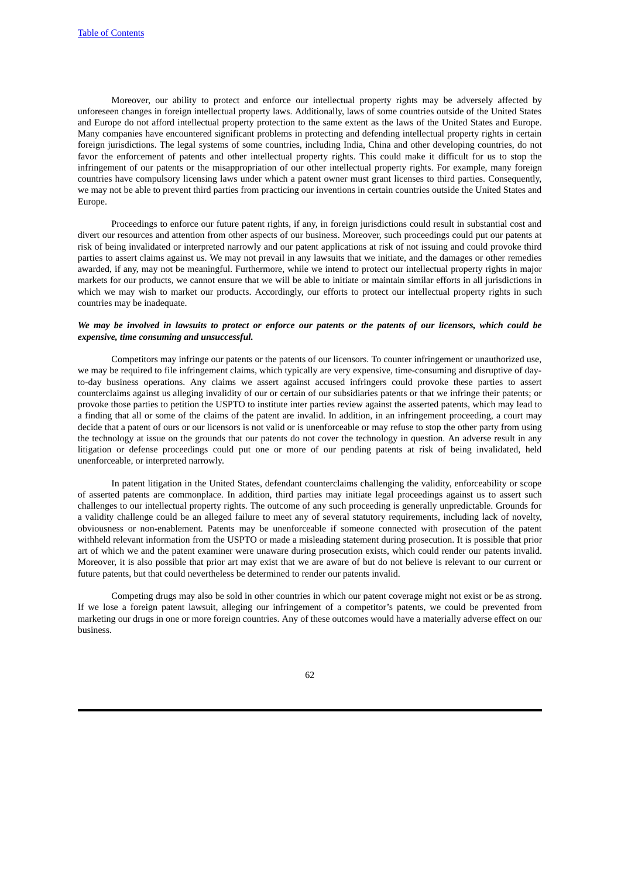Moreover, our ability to protect and enforce our intellectual property rights may be adversely affected by unforeseen changes in foreign intellectual property laws. Additionally, laws of some countries outside of the United States and Europe do not afford intellectual property protection to the same extent as the laws of the United States and Europe. Many companies have encountered significant problems in protecting and defending intellectual property rights in certain foreign jurisdictions. The legal systems of some countries, including India, China and other developing countries, do not favor the enforcement of patents and other intellectual property rights. This could make it difficult for us to stop the infringement of our patents or the misappropriation of our other intellectual property rights. For example, many foreign countries have compulsory licensing laws under which a patent owner must grant licenses to third parties. Consequently, we may not be able to prevent third parties from practicing our inventions in certain countries outside the United States and Europe.

Proceedings to enforce our future patent rights, if any, in foreign jurisdictions could result in substantial cost and divert our resources and attention from other aspects of our business. Moreover, such proceedings could put our patents at risk of being invalidated or interpreted narrowly and our patent applications at risk of not issuing and could provoke third parties to assert claims against us. We may not prevail in any lawsuits that we initiate, and the damages or other remedies awarded, if any, may not be meaningful. Furthermore, while we intend to protect our intellectual property rights in major markets for our products, we cannot ensure that we will be able to initiate or maintain similar efforts in all jurisdictions in which we may wish to market our products. Accordingly, our efforts to protect our intellectual property rights in such countries may be inadequate.

***We may be involved in lawsuits to protect or enforce our patents or the patents of our licensors, which could be expensive, time consuming and unsuccessful.***

Competitors may infringe our patents or the patents of our licensors. To counter infringement or unauthorized use, we may be required to file infringement claims, which typically are very expensive, time-consuming and disruptive of day-to-day business operations. Any claims we assert against accused infringers could provoke these parties to assert counterclaims against us alleging invalidity of our or certain of our subsidiaries patents or that we infringe their patents; or provoke those parties to petition the USPTO to institute inter parties review against the asserted patents, which may lead to a finding that all or some of the claims of the patent are invalid. In addition, in an infringement proceeding, a court may decide that a patent of ours or our licensors is not valid or is unenforceable or may refuse to stop the other party from using the technology at issue on the grounds that our patents do not cover the technology in question. An adverse result in any litigation or defense proceedings could put one or more of our pending patents at risk of being invalidated, held unenforceable, or interpreted narrowly.

In patent litigation in the United States, defendant counterclaims challenging the validity, enforceability or scope of asserted patents are commonplace. In addition, third parties may initiate legal proceedings against us to assert such challenges to our intellectual property rights. The outcome of any such proceeding is generally unpredictable. Grounds for a validity challenge could be an alleged failure to meet any of several statutory requirements, including lack of novelty, obviousness or non-enablement. Patents may be unenforceable if someone connected with prosecution of the patent withheld relevant information from the USPTO or made a misleading statement during prosecution. It is possible that prior art of which we and the patent examiner were unaware during prosecution exists, which could render our patents invalid. Moreover, it is also possible that prior art may exist that we are aware of but do not believe is relevant to our current or future patents, but that could nevertheless be determined to render our patents invalid.

Competing drugs may also be sold in other countries in which our patent coverage might not exist or be as strong. If we lose a foreign patent lawsuit, alleging our infringement of a competitor's patents, we could be prevented from marketing our drugs in one or more foreign countries. Any of these outcomes would have a materially adverse effect on our business.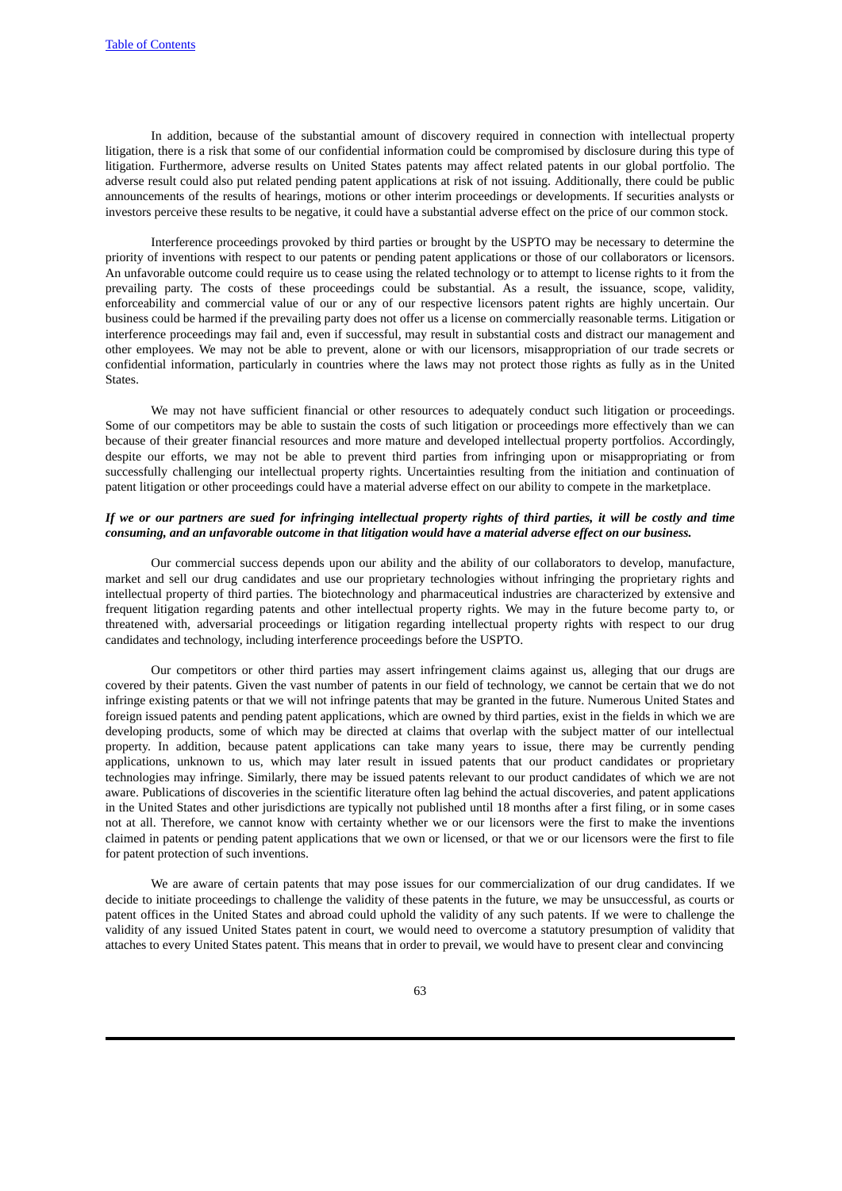In addition, because of the substantial amount of discovery required in connection with intellectual property litigation, there is a risk that some of our confidential information could be compromised by disclosure during this type of litigation. Furthermore, adverse results on United States patents may affect related patents in our global portfolio. The adverse result could also put related pending patent applications at risk of not issuing. Additionally, there could be public announcements of the results of hearings, motions or other interim proceedings or developments. If securities analysts or investors perceive these results to be negative, it could have a substantial adverse effect on the price of our common stock.

Interference proceedings provoked by third parties or brought by the USPTO may be necessary to determine the priority of inventions with respect to our patents or pending patent applications or those of our collaborators or licensors. An unfavorable outcome could require us to cease using the related technology or to attempt to license rights to it from the prevailing party. The costs of these proceedings could be substantial. As a result, the issuance, scope, validity, enforceability and commercial value of our or any of our respective licensors patent rights are highly uncertain. Our business could be harmed if the prevailing party does not offer us a license on commercially reasonable terms. Litigation or interference proceedings may fail and, even if successful, may result in substantial costs and distract our management and other employees. We may not be able to prevent, alone or with our licensors, misappropriation of our trade secrets or confidential information, particularly in countries where the laws may not protect those rights as fully as in the United States.

We may not have sufficient financial or other resources to adequately conduct such litigation or proceedings. Some of our competitors may be able to sustain the costs of such litigation or proceedings more effectively than we can because of their greater financial resources and more mature and developed intellectual property portfolios. Accordingly, despite our efforts, we may not be able to prevent third parties from infringing upon or misappropriating or from successfully challenging our intellectual property rights. Uncertainties resulting from the initiation and continuation of patent litigation or other proceedings could have a material adverse effect on our ability to compete in the marketplace.

***If we or our partners are sued for infringing intellectual property rights of third parties, it will be costly and time consuming, and an unfavorable outcome in that litigation would have a material adverse effect on our business.***

Our commercial success depends upon our ability and the ability of our collaborators to develop, manufacture, market and sell our drug candidates and use our proprietary technologies without infringing the proprietary rights and intellectual property of third parties. The biotechnology and pharmaceutical industries are characterized by extensive and frequent litigation regarding patents and other intellectual property rights. We may in the future become party to, or threatened with, adversarial proceedings or litigation regarding intellectual property rights with respect to our drug candidates and technology, including interference proceedings before the USPTO.

Our competitors or other third parties may assert infringement claims against us, alleging that our drugs are covered by their patents. Given the vast number of patents in our field of technology, we cannot be certain that we do not infringe existing patents or that we will not infringe patents that may be granted in the future. Numerous United States and foreign issued patents and pending patent applications, which are owned by third parties, exist in the fields in which we are developing products, some of which may be directed at claims that overlap with the subject matter of our intellectual property. In addition, because patent applications can take many years to issue, there may be currently pending applications, unknown to us, which may later result in issued patents that our product candidates or proprietary technologies may infringe. Similarly, there may be issued patents relevant to our product candidates of which we are not aware. Publications of discoveries in the scientific literature often lag behind the actual discoveries, and patent applications in the United States and other jurisdictions are typically not published until 18 months after a first filing, or in some cases not at all. Therefore, we cannot know with certainty whether we or our licensors were the first to make the inventions claimed in patents or pending patent applications that we own or licensed, or that we or our licensors were the first to file for patent protection of such inventions.

We are aware of certain patents that may pose issues for our commercialization of our drug candidates. If we decide to initiate proceedings to challenge the validity of these patents in the future, we may be unsuccessful, as courts or patent offices in the United States and abroad could uphold the validity of any such patents. If we were to challenge the validity of any issued United States patent in court, we would need to overcome a statutory presumption of validity that attaches to every United States patent. This means that in order to prevail, we would have to present clear and convincing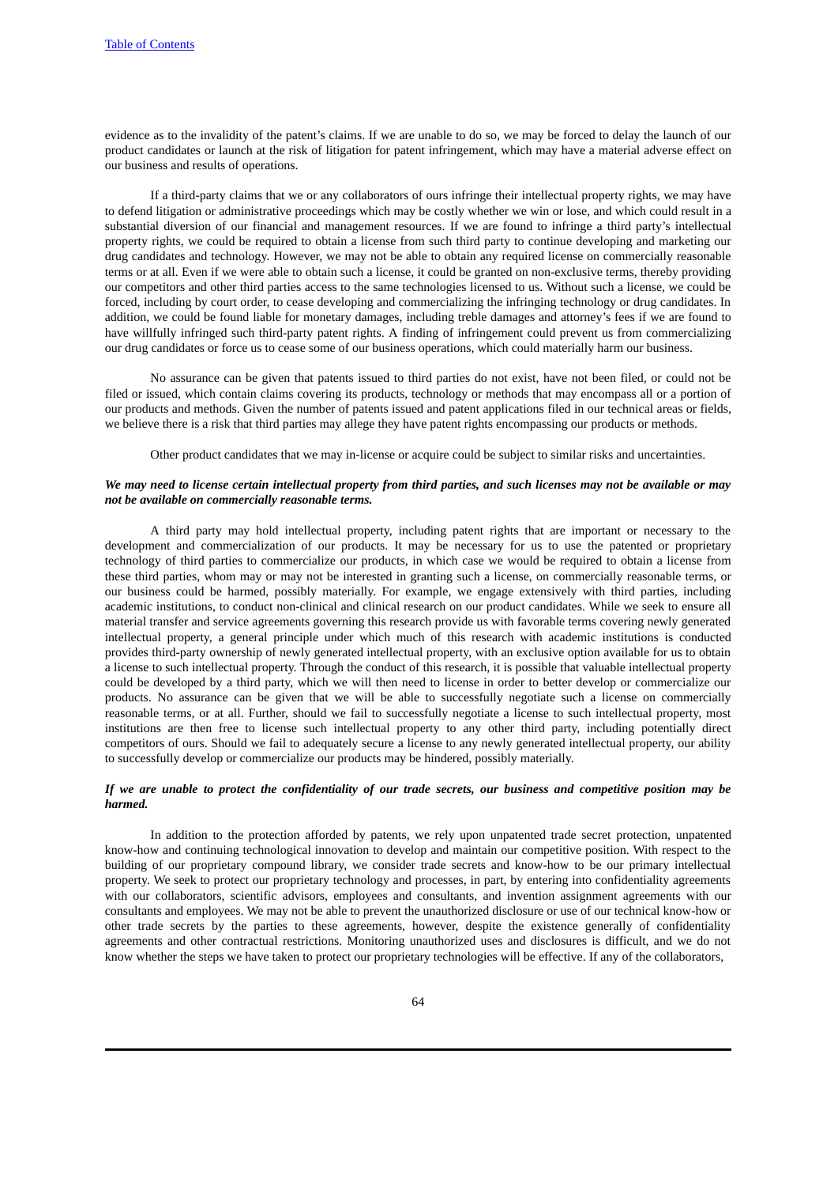evidence as to the invalidity of the patent's claims. If we are unable to do so, we may be forced to delay the launch of our product candidates or launch at the risk of litigation for patent infringement, which may have a material adverse effect on our business and results of operations.

If a third-party claims that we or any collaborators of ours infringe their intellectual property rights, we may have to defend litigation or administrative proceedings which may be costly whether we win or lose, and which could result in a substantial diversion of our financial and management resources. If we are found to infringe a third party's intellectual property rights, we could be required to obtain a license from such third party to continue developing and marketing our drug candidates and technology. However, we may not be able to obtain any required license on commercially reasonable terms or at all. Even if we were able to obtain such a license, it could be granted on non-exclusive terms, thereby providing our competitors and other third parties access to the same technologies licensed to us. Without such a license, we could be forced, including by court order, to cease developing and commercializing the infringing technology or drug candidates. In addition, we could be found liable for monetary damages, including treble damages and attorney's fees if we are found to have willfully infringed such third-party patent rights. A finding of infringement could prevent us from commercializing our drug candidates or force us to cease some of our business operations, which could materially harm our business.

No assurance can be given that patents issued to third parties do not exist, have not been filed, or could not be filed or issued, which contain claims covering its products, technology or methods that may encompass all or a portion of our products and methods. Given the number of patents issued and patent applications filed in our technical areas or fields, we believe there is a risk that third parties may allege they have patent rights encompassing our products or methods.

Other product candidates that we may in-license or acquire could be subject to similar risks and uncertainties.

***We may need to license certain intellectual property from third parties, and such licenses may not be available or may not be available on commercially reasonable terms.***

A third party may hold intellectual property, including patent rights that are important or necessary to the development and commercialization of our products. It may be necessary for us to use the patented or proprietary technology of third parties to commercialize our products, in which case we would be required to obtain a license from these third parties, whom may or may not be interested in granting such a license, on commercially reasonable terms, or our business could be harmed, possibly materially. For example, we engage extensively with third parties, including academic institutions, to conduct non-clinical and clinical research on our product candidates. While we seek to ensure all material transfer and service agreements governing this research provide us with favorable terms covering newly generated intellectual property, a general principle under which much of this research with academic institutions is conducted provides third-party ownership of newly generated intellectual property, with an exclusive option available for us to obtain a license to such intellectual property. Through the conduct of this research, it is possible that valuable intellectual property could be developed by a third party, which we will then need to license in order to better develop or commercialize our products. No assurance can be given that we will be able to successfully negotiate such a license on commercially reasonable terms, or at all. Further, should we fail to successfully negotiate a license to such intellectual property, most institutions are then free to license such intellectual property to any other third party, including potentially direct competitors of ours. Should we fail to adequately secure a license to any newly generated intellectual property, our ability to successfully develop or commercialize our products may be hindered, possibly materially.

***If we are unable to protect the confidentiality of our trade secrets, our business and competitive position may be harmed.***

In addition to the protection afforded by patents, we rely upon unpatented trade secret protection, unpatented know-how and continuing technological innovation to develop and maintain our competitive position. With respect to the building of our proprietary compound library, we consider trade secrets and know-how to be our primary intellectual property. We seek to protect our proprietary technology and processes, in part, by entering into confidentiality agreements with our collaborators, scientific advisors, employees and consultants, and invention assignment agreements with our consultants and employees. We may not be able to prevent the unauthorized disclosure or use of our technical know-how or other trade secrets by the parties to these agreements, however, despite the existence generally of confidentiality agreements and other contractual restrictions. Monitoring unauthorized uses and disclosures is difficult, and we do not know whether the steps we have taken to protect our proprietary technologies will be effective. If any of the collaborators,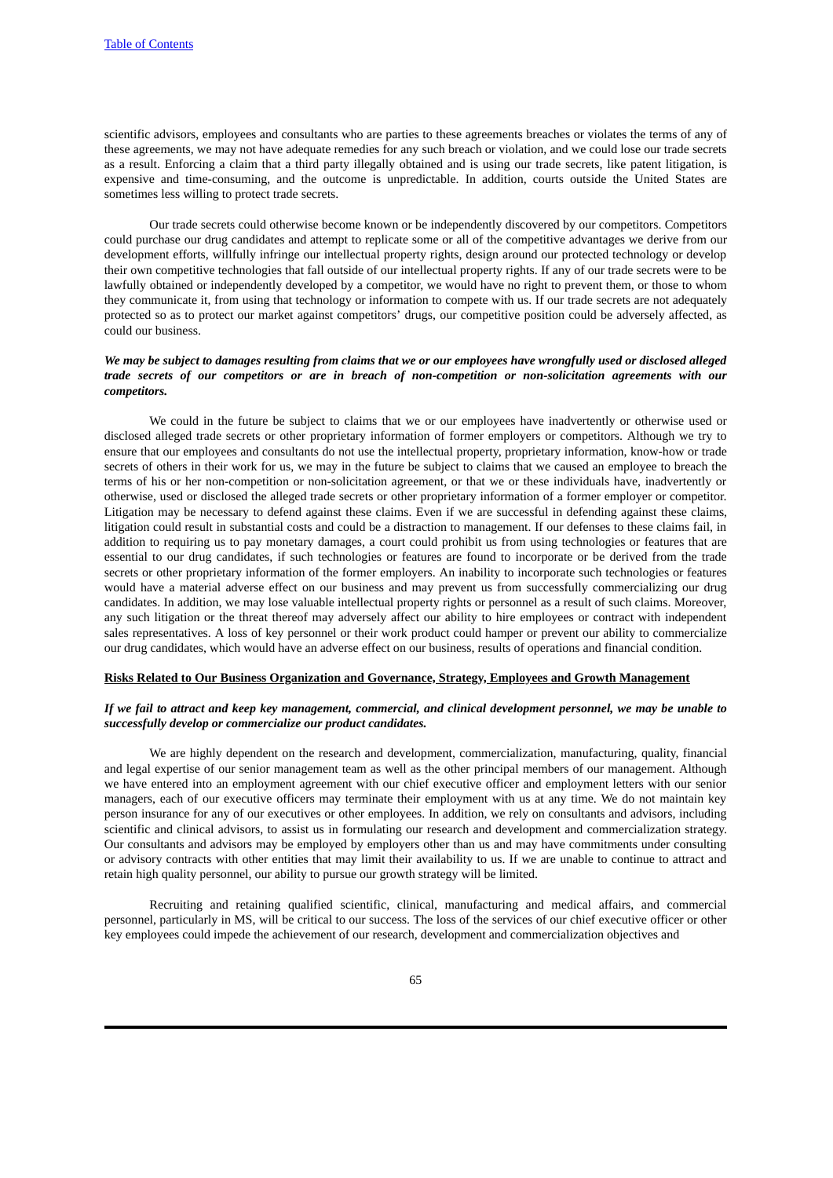scientific advisors, employees and consultants who are parties to these agreements breaches or violates the terms of any of these agreements, we may not have adequate remedies for any such breach or violation, and we could lose our trade secrets as a result. Enforcing a claim that a third party illegally obtained and is using our trade secrets, like patent litigation, is expensive and time-consuming, and the outcome is unpredictable. In addition, courts outside the United States are sometimes less willing to protect trade secrets.

Our trade secrets could otherwise become known or be independently discovered by our competitors. Competitors could purchase our drug candidates and attempt to replicate some or all of the competitive advantages we derive from our development efforts, willfully infringe our intellectual property rights, design around our protected technology or develop their own competitive technologies that fall outside of our intellectual property rights. If any of our trade secrets were to be lawfully obtained or independently developed by a competitor, we would have no right to prevent them, or those to whom they communicate it, from using that technology or information to compete with us. If our trade secrets are not adequately protected so as to protect our market against competitors' drugs, our competitive position could be adversely affected, as could our business.

***We may be subject to damages resulting from claims that we or our employees have wrongfully used or disclosed alleged trade secrets of our competitors or are in breach of non-competition or non-solicitation agreements with our competitors.***

We could in the future be subject to claims that we or our employees have inadvertently or otherwise used or disclosed alleged trade secrets or other proprietary information of former employers or competitors. Although we try to ensure that our employees and consultants do not use the intellectual property, proprietary information, know-how or trade secrets of others in their work for us, we may in the future be subject to claims that we caused an employee to breach the terms of his or her non-competition or non-solicitation agreement, or that we or these individuals have, inadvertently or otherwise, used or disclosed the alleged trade secrets or other proprietary information of a former employer or competitor. Litigation may be necessary to defend against these claims. Even if we are successful in defending against these claims, litigation could result in substantial costs and could be a distraction to management. If our defenses to these claims fail, in addition to requiring us to pay monetary damages, a court could prohibit us from using technologies or features that are essential to our drug candidates, if such technologies or features are found to incorporate or be derived from the trade secrets or other proprietary information of the former employers. An inability to incorporate such technologies or features would have a material adverse effect on our business and may prevent us from successfully commercializing our drug candidates. In addition, we may lose valuable intellectual property rights or personnel as a result of such claims. Moreover, any such litigation or the threat thereof may adversely affect our ability to hire employees or contract with independent sales representatives. A loss of key personnel or their work product could hamper or prevent our ability to commercialize our drug candidates, which would have an adverse effect on our business, results of operations and financial condition.

**Risks Related to Our Business Organization and Governance, Strategy, Employees and Growth Management**

***If we fail to attract and keep key management, commercial, and clinical development personnel, we may be unable to successfully develop or commercialize our product candidates.***

We are highly dependent on the research and development, commercialization, manufacturing, quality, financial and legal expertise of our senior management team as well as the other principal members of our management. Although we have entered into an employment agreement with our chief executive officer and employment letters with our senior managers, each of our executive officers may terminate their employment with us at any time. We do not maintain key person insurance for any of our executives or other employees. In addition, we rely on consultants and advisors, including scientific and clinical advisors, to assist us in formulating our research and development and commercialization strategy. Our consultants and advisors may be employed by employers other than us and may have commitments under consulting or advisory contracts with other entities that may limit their availability to us. If we are unable to continue to attract and retain high quality personnel, our ability to pursue our growth strategy will be limited.

Recruiting and retaining qualified scientific, clinical, manufacturing and medical affairs, and commercial personnel, particularly in MS, will be critical to our success. The loss of the services of our chief executive officer or other key employees could impede the achievement of our research, development and commercialization objectives and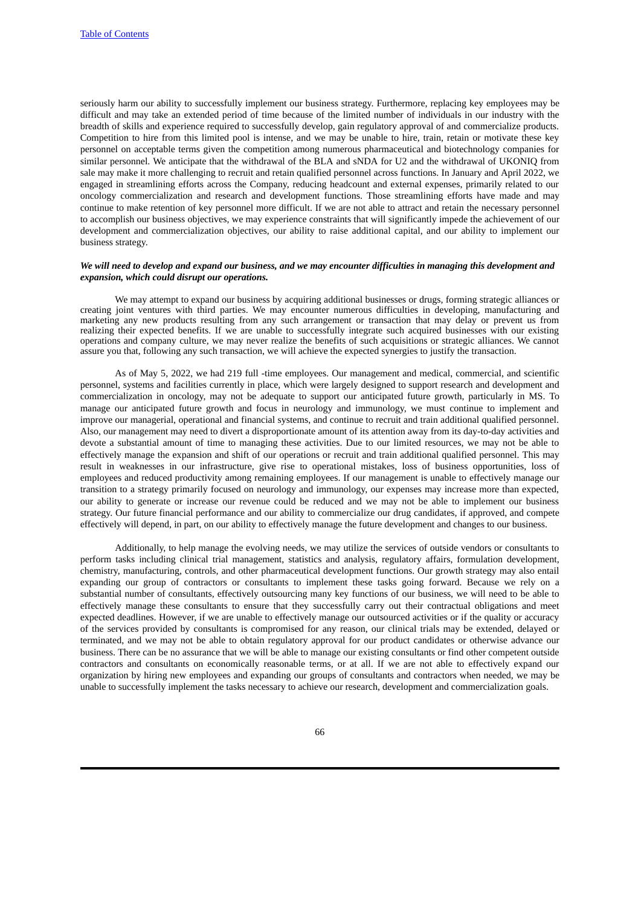seriously harm our ability to successfully implement our business strategy. Furthermore, replacing key employees may be difficult and may take an extended period of time because of the limited number of individuals in our industry with the breadth of skills and experience required to successfully develop, gain regulatory approval of and commercialize products. Competition to hire from this limited pool is intense, and we may be unable to hire, train, retain or motivate these key personnel on acceptable terms given the competition among numerous pharmaceutical and biotechnology companies for similar personnel. We anticipate that the withdrawal of the BLA and sNDA for U2 and the withdrawal of UKONIQ from sale may make it more challenging to recruit and retain qualified personnel across functions. In January and April 2022, we engaged in streamlining efforts across the Company, reducing headcount and external expenses, primarily related to our oncology commercialization and research and development functions. Those streamlining efforts have made and may continue to make retention of key personnel more difficult. If we are not able to attract and retain the necessary personnel to accomplish our business objectives, we may experience constraints that will significantly impede the achievement of our development and commercialization objectives, our ability to raise additional capital, and our ability to implement our business strategy.

***We will need to develop and expand our business, and we may encounter difficulties in managing this development and expansion, which could disrupt our operations.***

We may attempt to expand our business by acquiring additional businesses or drugs, forming strategic alliances or creating joint ventures with third parties. We may encounter numerous difficulties in developing, manufacturing and marketing any new products resulting from any such arrangement or transaction that may delay or prevent us from realizing their expected benefits. If we are unable to successfully integrate such acquired businesses with our existing operations and company culture, we may never realize the benefits of such acquisitions or strategic alliances. We cannot assure you that, following any such transaction, we will achieve the expected synergies to justify the transaction.

As of May 5, 2022, we had 219 full -time employees. Our management and medical, commercial, and scientific personnel, systems and facilities currently in place, which were largely designed to support research and development and commercialization in oncology, may not be adequate to support our anticipated future growth, particularly in MS. To manage our anticipated future growth and focus in neurology and immunology, we must continue to implement and improve our managerial, operational and financial systems, and continue to recruit and train additional qualified personnel. Also, our management may need to divert a disproportionate amount of its attention away from its day-to-day activities and devote a substantial amount of time to managing these activities. Due to our limited resources, we may not be able to effectively manage the expansion and shift of our operations or recruit and train additional qualified personnel. This may result in weaknesses in our infrastructure, give rise to operational mistakes, loss of business opportunities, loss of employees and reduced productivity among remaining employees. If our management is unable to effectively manage our transition to a strategy primarily focused on neurology and immunology, our expenses may increase more than expected, our ability to generate or increase our revenue could be reduced and we may not be able to implement our business strategy. Our future financial performance and our ability to commercialize our drug candidates, if approved, and compete effectively will depend, in part, on our ability to effectively manage the future development and changes to our business.

Additionally, to help manage the evolving needs, we may utilize the services of outside vendors or consultants to perform tasks including clinical trial management, statistics and analysis, regulatory affairs, formulation development, chemistry, manufacturing, controls, and other pharmaceutical development functions. Our growth strategy may also entail expanding our group of contractors or consultants to implement these tasks going forward. Because we rely on a substantial number of consultants, effectively outsourcing many key functions of our business, we will need to be able to effectively manage these consultants to ensure that they successfully carry out their contractual obligations and meet expected deadlines. However, if we are unable to effectively manage our outsourced activities or if the quality or accuracy of the services provided by consultants is compromised for any reason, our clinical trials may be extended, delayed or terminated, and we may not be able to obtain regulatory approval for our product candidates or otherwise advance our business. There can be no assurance that we will be able to manage our existing consultants or find other competent outside contractors and consultants on economically reasonable terms, or at all. If we are not able to effectively expand our organization by hiring new employees and expanding our groups of consultants and contractors when needed, we may be unable to successfully implement the tasks necessary to achieve our research, development and commercialization goals.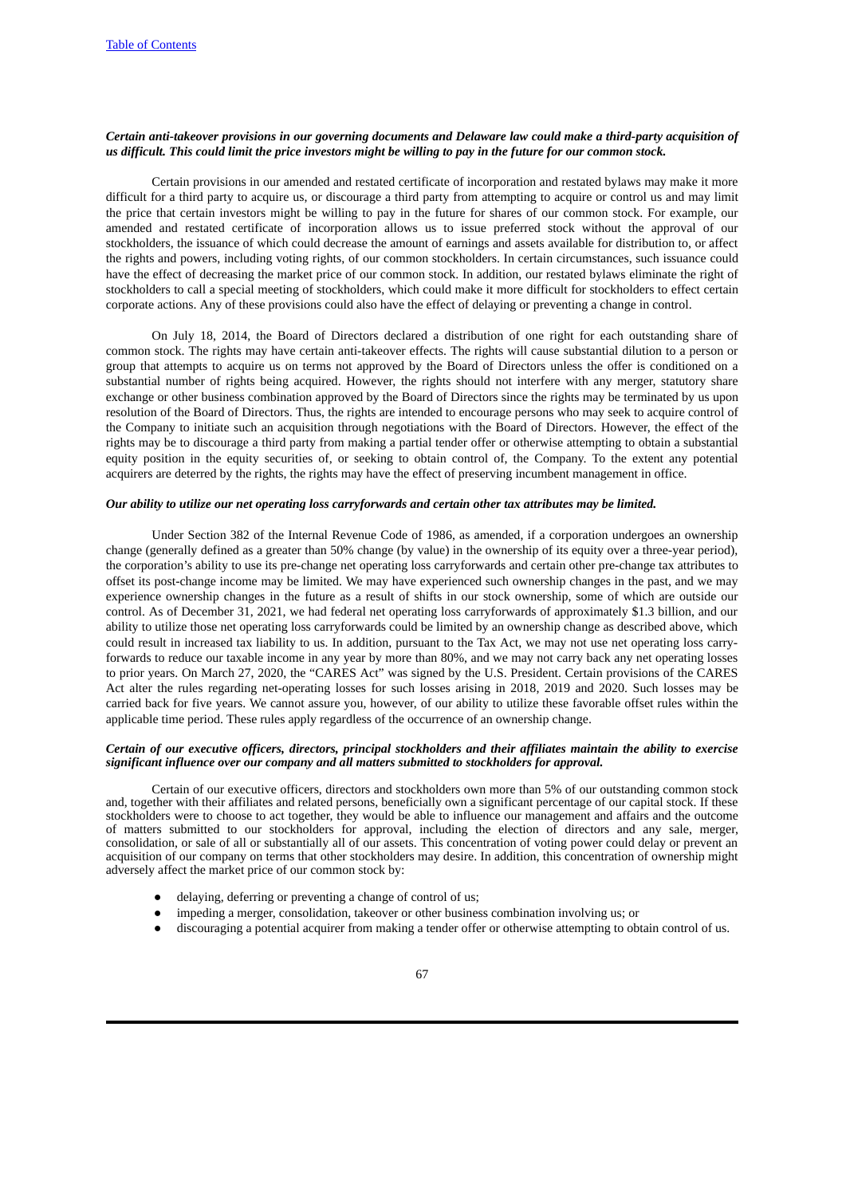***Certain anti-takeover provisions in our governing documents and Delaware law could make a third-party acquisition of us difficult. This could limit the price investors might be willing to pay in the future for our common stock.***

Certain provisions in our amended and restated certificate of incorporation and restated bylaws may make it more difficult for a third party to acquire us, or discourage a third party from attempting to acquire or control us and may limit the price that certain investors might be willing to pay in the future for shares of our common stock. For example, our amended and restated certificate of incorporation allows us to issue preferred stock without the approval of our stockholders, the issuance of which could decrease the amount of earnings and assets available for distribution to, or affect the rights and powers, including voting rights, of our common stockholders. In certain circumstances, such issuance could have the effect of decreasing the market price of our common stock. In addition, our restated bylaws eliminate the right of stockholders to call a special meeting of stockholders, which could make it more difficult for stockholders to effect certain corporate actions. Any of these provisions could also have the effect of delaying or preventing a change in control.

On July 18, 2014, the Board of Directors declared a distribution of one right for each outstanding share of common stock. The rights may have certain anti-takeover effects. The rights will cause substantial dilution to a person or group that attempts to acquire us on terms not approved by the Board of Directors unless the offer is conditioned on a substantial number of rights being acquired. However, the rights should not interfere with any merger, statutory share exchange or other business combination approved by the Board of Directors since the rights may be terminated by us upon resolution of the Board of Directors. Thus, the rights are intended to encourage persons who may seek to acquire control of the Company to initiate such an acquisition through negotiations with the Board of Directors. However, the effect of the rights may be to discourage a third party from making a partial tender offer or otherwise attempting to obtain a substantial equity position in the equity securities of, or seeking to obtain control of, the Company. To the extent any potential acquirers are deterred by the rights, the rights may have the effect of preserving incumbent management in office.

***Our ability to utilize our net operating loss carryforwards and certain other tax attributes may be limited.***

Under Section 382 of the Internal Revenue Code of 1986, as amended, if a corporation undergoes an ownership change (generally defined as a greater than 50% change (by value) in the ownership of its equity over a three-year period), the corporation's ability to use its pre-change net operating loss carryforwards and certain other pre-change tax attributes to offset its post-change income may be limited. We may have experienced such ownership changes in the past, and we may experience ownership changes in the future as a result of shifts in our stock ownership, some of which are outside our control. As of December 31, 2021, we had federal net operating loss carryforwards of approximately $1.3 billion, and our ability to utilize those net operating loss carryforwards could be limited by an ownership change as described above, which could result in increased tax liability to us. In addition, pursuant to the Tax Act, we may not use net operating loss carry-forwards to reduce our taxable income in any year by more than 80%, and we may not carry back any net operating losses to prior years. On March 27, 2020, the "CARES Act" was signed by the U.S. President. Certain provisions of the CARES Act alter the rules regarding net-operating losses for such losses arising in 2018, 2019 and 2020. Such losses may be carried back for five years. We cannot assure you, however, of our ability to utilize these favorable offset rules within the applicable time period. These rules apply regardless of the occurrence of an ownership change.

***Certain of our executive officers, directors, principal stockholders and their affiliates maintain the ability to exercise significant influence over our company and all matters submitted to stockholders for approval.***

Certain of our executive officers, directors and stockholders own more than 5% of our outstanding common stock and, together with their affiliates and related persons, beneficially own a significant percentage of our capital stock. If these stockholders were to choose to act together, they would be able to influence our management and affairs and the outcome of matters submitted to our stockholders for approval, including the election of directors and any sale, merger, consolidation, or sale of all or substantially all of our assets. This concentration of voting power could delay or prevent an acquisition of our company on terms that other stockholders may desire. In addition, this concentration of ownership might adversely affect the market price of our common stock by:

- delaying, deferring or preventing a change of control of us;
- impeding a merger, consolidation, takeover or other business combination involving us; or
- discouraging a potential acquirer from making a tender offer or otherwise attempting to obtain control of us.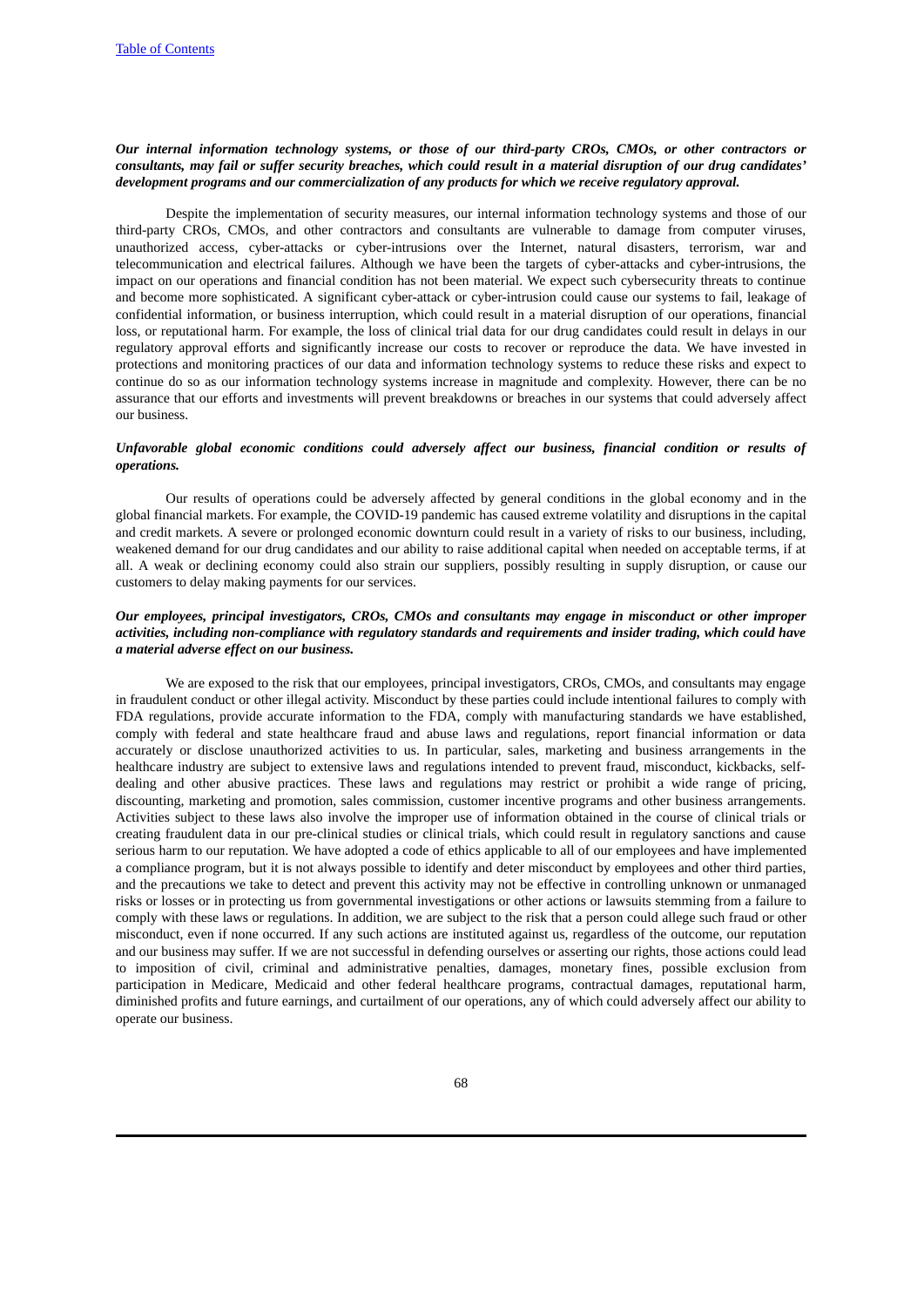***Our internal information technology systems, or those of our third-party CROs, CMOs, or other contractors or consultants, may fail or suffer security breaches, which could result in a material disruption of our drug candidates' development programs and our commercialization of any products for which we receive regulatory approval.***

Despite the implementation of security measures, our internal information technology systems and those of our third-party CROs, CMOs, and other contractors and consultants are vulnerable to damage from computer viruses, unauthorized access, cyber-attacks or cyber-intrusions over the Internet, natural disasters, terrorism, war and telecommunication and electrical failures. Although we have been the targets of cyber-attacks and cyber-intrusions, the impact on our operations and financial condition has not been material. We expect such cybersecurity threats to continue and become more sophisticated. A significant cyber-attack or cyber-intrusion could cause our systems to fail, leakage of confidential information, or business interruption, which could result in a material disruption of our operations, financial loss, or reputational harm. For example, the loss of clinical trial data for our drug candidates could result in delays in our regulatory approval efforts and significantly increase our costs to recover or reproduce the data. We have invested in protections and monitoring practices of our data and information technology systems to reduce these risks and expect to continue do so as our information technology systems increase in magnitude and complexity. However, there can be no assurance that our efforts and investments will prevent breakdowns or breaches in our systems that could adversely affect our business.

***Unfavorable global economic conditions could adversely affect our business, financial condition or results of operations.***

Our results of operations could be adversely affected by general conditions in the global economy and in the global financial markets. For example, the COVID-19 pandemic has caused extreme volatility and disruptions in the capital and credit markets. A severe or prolonged economic downturn could result in a variety of risks to our business, including, weakened demand for our drug candidates and our ability to raise additional capital when needed on acceptable terms, if at all. A weak or declining economy could also strain our suppliers, possibly resulting in supply disruption, or cause our customers to delay making payments for our services.

***Our employees, principal investigators, CROs, CMOs and consultants may engage in misconduct or other improper activities, including non-compliance with regulatory standards and requirements and insider trading, which could have a material adverse effect on our business.***

We are exposed to the risk that our employees, principal investigators, CROs, CMOs, and consultants may engage in fraudulent conduct or other illegal activity. Misconduct by these parties could include intentional failures to comply with FDA regulations, provide accurate information to the FDA, comply with manufacturing standards we have established, comply with federal and state healthcare fraud and abuse laws and regulations, report financial information or data accurately or disclose unauthorized activities to us. In particular, sales, marketing and business arrangements in the healthcare industry are subject to extensive laws and regulations intended to prevent fraud, misconduct, kickbacks, self-dealing and other abusive practices. These laws and regulations may restrict or prohibit a wide range of pricing, discounting, marketing and promotion, sales commission, customer incentive programs and other business arrangements. Activities subject to these laws also involve the improper use of information obtained in the course of clinical trials or creating fraudulent data in our pre-clinical studies or clinical trials, which could result in regulatory sanctions and cause serious harm to our reputation. We have adopted a code of ethics applicable to all of our employees and have implemented a compliance program, but it is not always possible to identify and deter misconduct by employees and other third parties, and the precautions we take to detect and prevent this activity may not be effective in controlling unknown or unmanaged risks or losses or in protecting us from governmental investigations or other actions or lawsuits stemming from a failure to comply with these laws or regulations. In addition, we are subject to the risk that a person could allege such fraud or other misconduct, even if none occurred. If any such actions are instituted against us, regardless of the outcome, our reputation and our business may suffer. If we are not successful in defending ourselves or asserting our rights, those actions could lead to imposition of civil, criminal and administrative penalties, damages, monetary fines, possible exclusion from participation in Medicare, Medicaid and other federal healthcare programs, contractual damages, reputational harm, diminished profits and future earnings, and curtailment of our operations, any of which could adversely affect our ability to operate our business.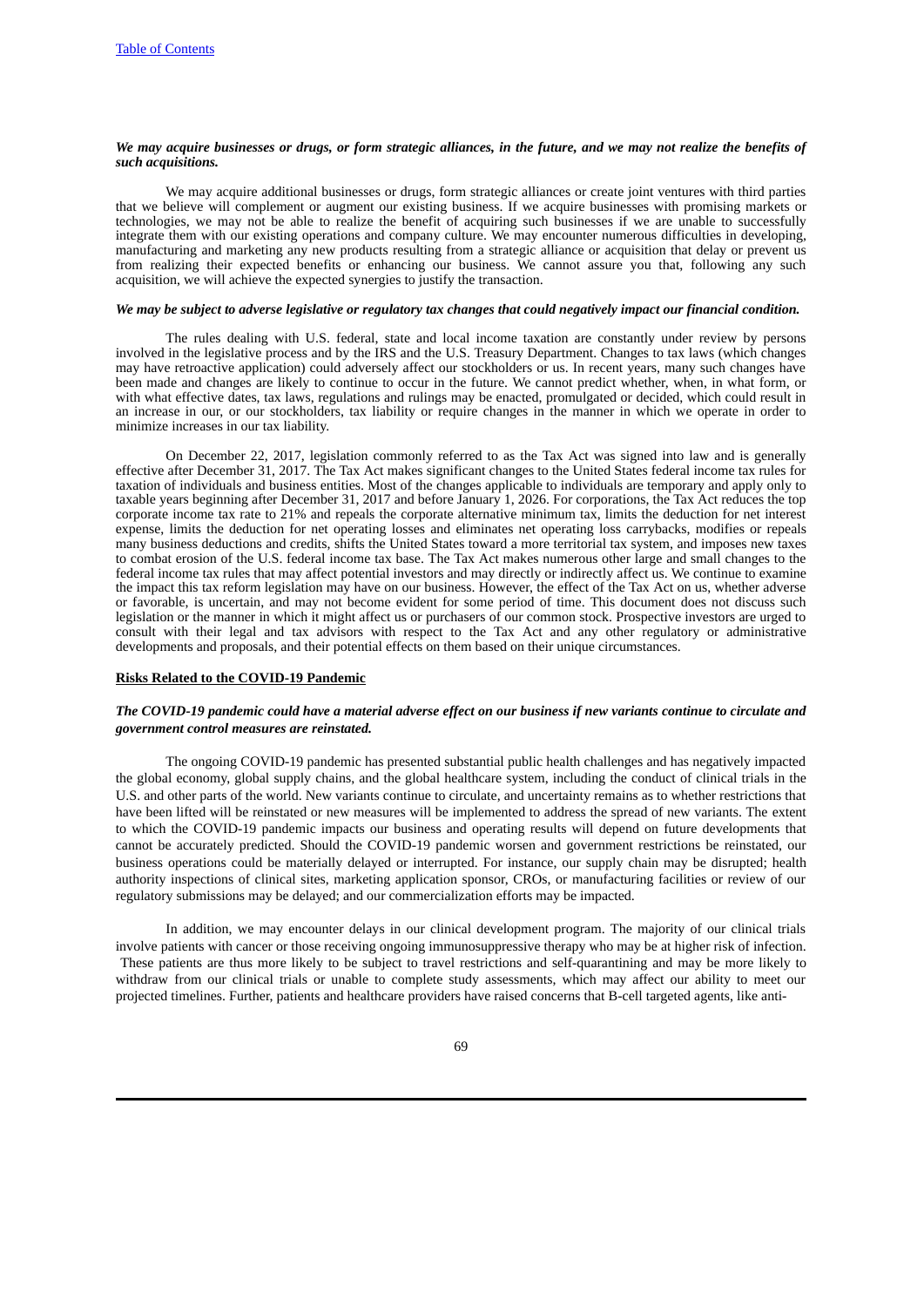***We may acquire businesses or drugs, or form strategic alliances, in the future, and we may not realize the benefits of such acquisitions.***

We may acquire additional businesses or drugs, form strategic alliances or create joint ventures with third parties that we believe will complement or augment our existing business. If we acquire businesses with promising markets or technologies, we may not be able to realize the benefit of acquiring such businesses if we are unable to successfully integrate them with our existing operations and company culture. We may encounter numerous difficulties in developing, manufacturing and marketing any new products resulting from a strategic alliance or acquisition that delay or prevent us from realizing their expected benefits or enhancing our business. We cannot assure you that, following any such acquisition, we will achieve the expected synergies to justify the transaction.

***We may be subject to adverse legislative or regulatory tax changes that could negatively impact our financial condition.***

The rules dealing with U.S. federal, state and local income taxation are constantly under review by persons involved in the legislative process and by the IRS and the U.S. Treasury Department. Changes to tax laws (which changes may have retroactive application) could adversely affect our stockholders or us. In recent years, many such changes have been made and changes are likely to continue to occur in the future. We cannot predict whether, when, in what form, or with what effective dates, tax laws, regulations and rulings may be enacted, promulgated or decided, which could result in an increase in our, or our stockholders, tax liability or require changes in the manner in which we operate in order to minimize increases in our tax liability.

On December 22, 2017, legislation commonly referred to as the Tax Act was signed into law and is generally effective after December 31, 2017. The Tax Act makes significant changes to the United States federal income tax rules for taxation of individuals and business entities. Most of the changes applicable to individuals are temporary and apply only to taxable years beginning after December 31, 2017 and before January 1, 2026. For corporations, the Tax Act reduces the top corporate income tax rate to 21% and repeals the corporate alternative minimum tax, limits the deduction for net interest expense, limits the deduction for net operating losses and eliminates net operating loss carrybacks, modifies or repeals many business deductions and credits, shifts the United States toward a more territorial tax system, and imposes new taxes to combat erosion of the U.S. federal income tax base. The Tax Act makes numerous other large and small changes to the federal income tax rules that may affect potential investors and may directly or indirectly affect us. We continue to examine the impact this tax reform legislation may have on our business. However, the effect of the Tax Act on us, whether adverse or favorable, is uncertain, and may not become evident for some period of time. This document does not discuss such legislation or the manner in which it might affect us or purchasers of our common stock. Prospective investors are urged to consult with their legal and tax advisors with respect to the Tax Act and any other regulatory or administrative developments and proposals, and their potential effects on them based on their unique circumstances.

**Risks Related to the COVID-19 Pandemic**

***The COVID-19 pandemic could have a material adverse effect on our business if new variants continue to circulate and government control measures are reinstated.***

The ongoing COVID-19 pandemic has presented substantial public health challenges and has negatively impacted the global economy, global supply chains, and the global healthcare system, including the conduct of clinical trials in the U.S. and other parts of the world. New variants continue to circulate, and uncertainty remains as to whether restrictions that have been lifted will be reinstated or new measures will be implemented to address the spread of new variants. The extent to which the COVID-19 pandemic impacts our business and operating results will depend on future developments that cannot be accurately predicted. Should the COVID-19 pandemic worsen and government restrictions be reinstated, our business operations could be materially delayed or interrupted. For instance, our supply chain may be disrupted; health authority inspections of clinical sites, marketing application sponsor, CROs, or manufacturing facilities or review of our regulatory submissions may be delayed; and our commercialization efforts may be impacted.

In addition, we may encounter delays in our clinical development program. The majority of our clinical trials involve patients with cancer or those receiving ongoing immunosuppressive therapy who may be at higher risk of infection. These patients are thus more likely to be subject to travel restrictions and self-quarantining and may be more likely to withdraw from our clinical trials or unable to complete study assessments, which may affect our ability to meet our projected timelines. Further, patients and healthcare providers have raised concerns that B-cell targeted agents, like anti-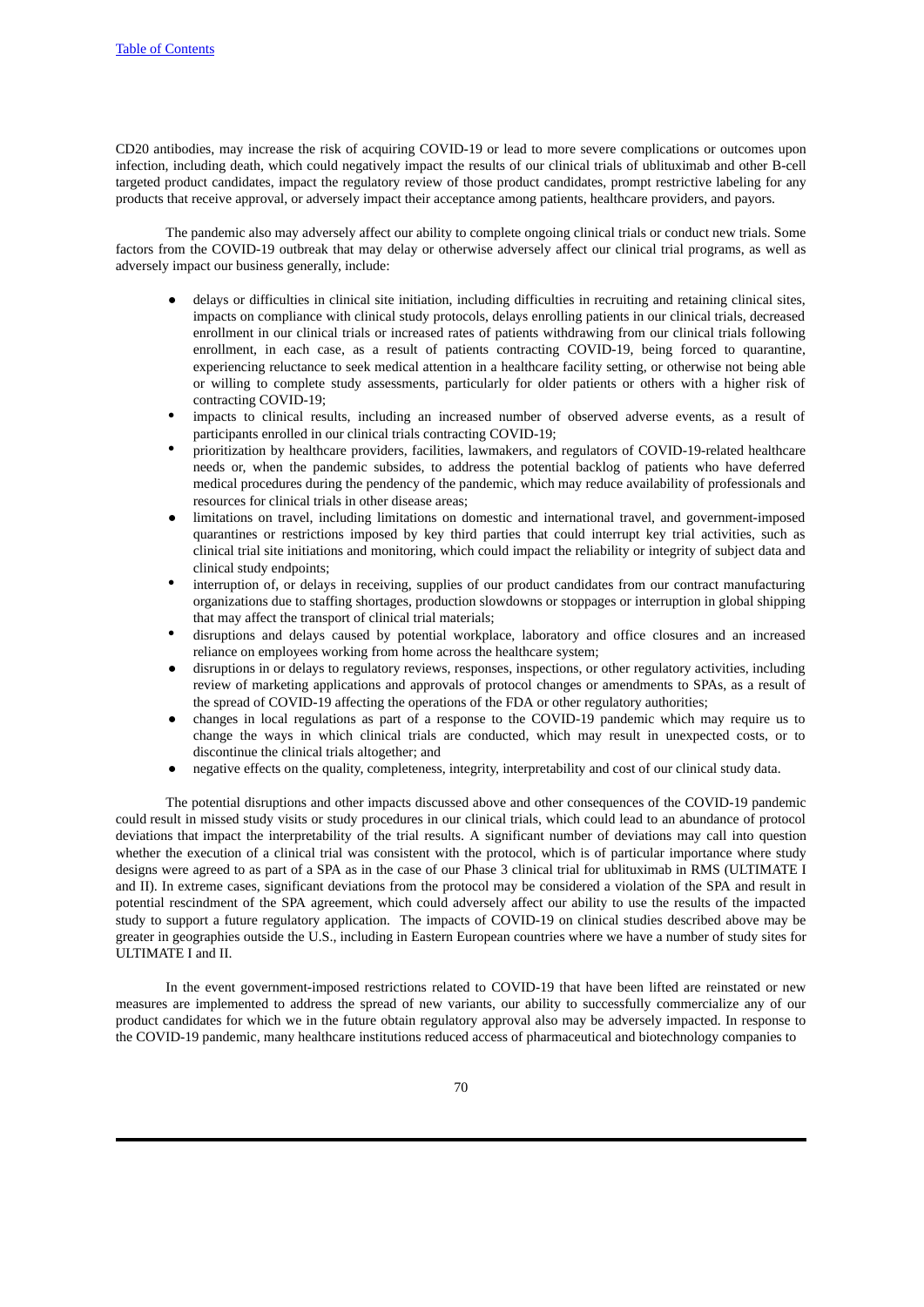CD20 antibodies, may increase the risk of acquiring COVID-19 or lead to more severe complications or outcomes upon infection, including death, which could negatively impact the results of our clinical trials of ublituximab and other B-cell targeted product candidates, impact the regulatory review of those product candidates, prompt restrictive labeling for any products that receive approval, or adversely impact their acceptance among patients, healthcare providers, and payors.

The pandemic also may adversely affect our ability to complete ongoing clinical trials or conduct new trials. Some factors from the COVID-19 outbreak that may delay or otherwise adversely affect our clinical trial programs, as well as adversely impact our business generally, include:

- delays or difficulties in clinical site initiation, including difficulties in recruiting and retaining clinical sites, impacts on compliance with clinical study protocols, delays enrolling patients in our clinical trials, decreased enrollment in our clinical trials or increased rates of patients withdrawing from our clinical trials following enrollment, in each case, as a result of patients contracting COVID-19, being forced to quarantine, experiencing reluctance to seek medical attention in a healthcare facility setting, or otherwise not being able or willing to complete study assessments, particularly for older patients or others with a higher risk of contracting COVID-19;
- impacts to clinical results, including an increased number of observed adverse events, as a result of participants enrolled in our clinical trials contracting COVID-19;
- prioritization by healthcare providers, facilities, lawmakers, and regulators of COVID-19-related healthcare needs or, when the pandemic subsides, to address the potential backlog of patients who have deferred medical procedures during the pendency of the pandemic, which may reduce availability of professionals and resources for clinical trials in other disease areas;
- limitations on travel, including limitations on domestic and international travel, and government-imposed quarantines or restrictions imposed by key third parties that could interrupt key trial activities, such as clinical trial site initiations and monitoring, which could impact the reliability or integrity of subject data and clinical study endpoints;
- interruption of, or delays in receiving, supplies of our product candidates from our contract manufacturing organizations due to staffing shortages, production slowdowns or stoppages or interruption in global shipping that may affect the transport of clinical trial materials;
- disruptions and delays caused by potential workplace, laboratory and office closures and an increased reliance on employees working from home across the healthcare system;
- disruptions in or delays to regulatory reviews, responses, inspections, or other regulatory activities, including review of marketing applications and approvals of protocol changes or amendments to SPAs, as a result of the spread of COVID-19 affecting the operations of the FDA or other regulatory authorities;
- changes in local regulations as part of a response to the COVID-19 pandemic which may require us to change the ways in which clinical trials are conducted, which may result in unexpected costs, or to discontinue the clinical trials altogether; and
- negative effects on the quality, completeness, integrity, interpretability and cost of our clinical study data.

The potential disruptions and other impacts discussed above and other consequences of the COVID-19 pandemic could result in missed study visits or study procedures in our clinical trials, which could lead to an abundance of protocol deviations that impact the interpretability of the trial results. A significant number of deviations may call into question whether the execution of a clinical trial was consistent with the protocol, which is of particular importance where study designs were agreed to as part of a SPA as in the case of our Phase 3 clinical trial for ublituximab in RMS (ULTIMATE I and II). In extreme cases, significant deviations from the protocol may be considered a violation of the SPA and result in potential rescindment of the SPA agreement, which could adversely affect our ability to use the results of the impacted study to support a future regulatory application. The impacts of COVID-19 on clinical studies described above may be greater in geographies outside the U.S., including in Eastern European countries where we have a number of study sites for ULTIMATE I and II.

In the event government-imposed restrictions related to COVID-19 that have been lifted are reinstated or new measures are implemented to address the spread of new variants, our ability to successfully commercialize any of our product candidates for which we in the future obtain regulatory approval also may be adversely impacted. In response to the COVID-19 pandemic, many healthcare institutions reduced access of pharmaceutical and biotechnology companies to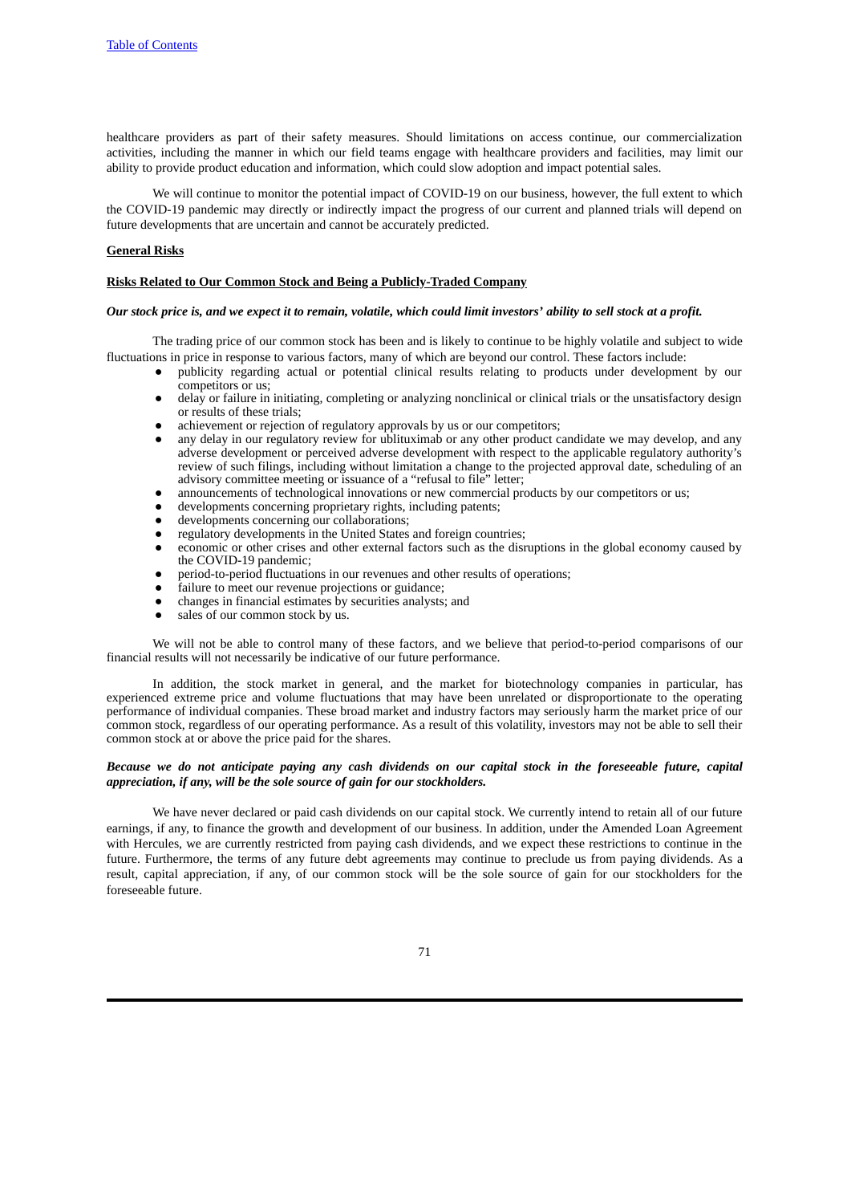healthcare providers as part of their safety measures. Should limitations on access continue, our commercialization activities, including the manner in which our field teams engage with healthcare providers and facilities, may limit our ability to provide product education and information, which could slow adoption and impact potential sales.

We will continue to monitor the potential impact of COVID-19 on our business, however, the full extent to which the COVID-19 pandemic may directly or indirectly impact the progress of our current and planned trials will depend on future developments that are uncertain and cannot be accurately predicted.

## General Risks

### Risks Related to Our Common Stock and Being a Publicly-Traded Company

***Our stock price is, and we expect it to remain, volatile, which could limit investors' ability to sell stock at a profit.***

The trading price of our common stock has been and is likely to continue to be highly volatile and subject to wide fluctuations in price in response to various factors, many of which are beyond our control. These factors include:

- publicity regarding actual or potential clinical results relating to products under development by our competitors or us;
- delay or failure in initiating, completing or analyzing nonclinical or clinical trials or the unsatisfactory design or results of these trials;
- achievement or rejection of regulatory approvals by us or our competitors;
- any delay in our regulatory review for ublituximab or any other product candidate we may develop, and any adverse development or perceived adverse development with respect to the applicable regulatory authority's review of such filings, including without limitation a change to the projected approval date, scheduling of an advisory committee meeting or issuance of a "refusal to file" letter;
- announcements of technological innovations or new commercial products by our competitors or us;
- developments concerning proprietary rights, including patents;
- developments concerning our collaborations;
- regulatory developments in the United States and foreign countries;
- economic or other crises and other external factors such as the disruptions in the global economy caused by the COVID-19 pandemic;
- period-to-period fluctuations in our revenues and other results of operations;
- failure to meet our revenue projections or guidance;
- changes in financial estimates by securities analysts; and
- sales of our common stock by us.

We will not be able to control many of these factors, and we believe that period-to-period comparisons of our financial results will not necessarily be indicative of our future performance.

In addition, the stock market in general, and the market for biotechnology companies in particular, has experienced extreme price and volume fluctuations that may have been unrelated or disproportionate to the operating performance of individual companies. These broad market and industry factors may seriously harm the market price of our common stock, regardless of our operating performance. As a result of this volatility, investors may not be able to sell their common stock at or above the price paid for the shares.

***Because we do not anticipate paying any cash dividends on our capital stock in the foreseeable future, capital appreciation, if any, will be the sole source of gain for our stockholders.***

We have never declared or paid cash dividends on our capital stock. We currently intend to retain all of our future earnings, if any, to finance the growth and development of our business. In addition, under the Amended Loan Agreement with Hercules, we are currently restricted from paying cash dividends, and we expect these restrictions to continue in the future. Furthermore, the terms of any future debt agreements may continue to preclude us from paying dividends. As a result, capital appreciation, if any, of our common stock will be the sole source of gain for our stockholders for the foreseeable future.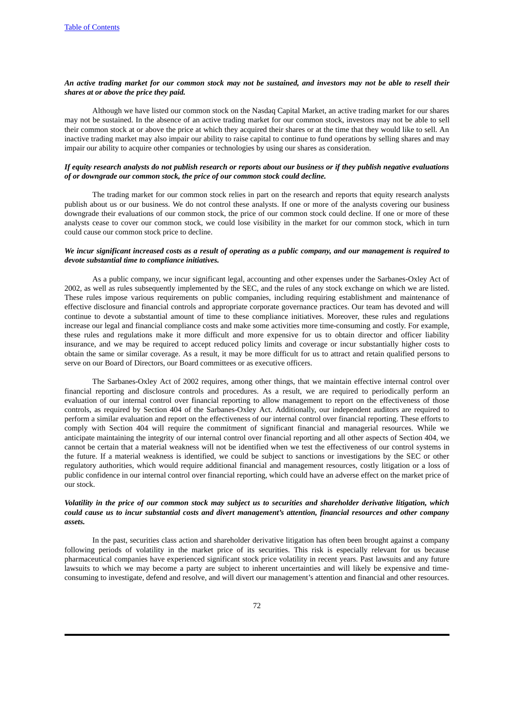***An active trading market for our common stock may not be sustained, and investors may not be able to resell their shares at or above the price they paid.***

Although we have listed our common stock on the Nasdaq Capital Market, an active trading market for our shares may not be sustained. In the absence of an active trading market for our common stock, investors may not be able to sell their common stock at or above the price at which they acquired their shares or at the time that they would like to sell. An inactive trading market may also impair our ability to raise capital to continue to fund operations by selling shares and may impair our ability to acquire other companies or technologies by using our shares as consideration.

***If equity research analysts do not publish research or reports about our business or if they publish negative evaluations of or downgrade our common stock, the price of our common stock could decline.***

The trading market for our common stock relies in part on the research and reports that equity research analysts publish about us or our business. We do not control these analysts. If one or more of the analysts covering our business downgrade their evaluations of our common stock, the price of our common stock could decline. If one or more of these analysts cease to cover our common stock, we could lose visibility in the market for our common stock, which in turn could cause our common stock price to decline.

***We incur significant increased costs as a result of operating as a public company, and our management is required to devote substantial time to compliance initiatives.***

As a public company, we incur significant legal, accounting and other expenses under the Sarbanes-Oxley Act of 2002, as well as rules subsequently implemented by the SEC, and the rules of any stock exchange on which we are listed. These rules impose various requirements on public companies, including requiring establishment and maintenance of effective disclosure and financial controls and appropriate corporate governance practices. Our team has devoted and will continue to devote a substantial amount of time to these compliance initiatives. Moreover, these rules and regulations increase our legal and financial compliance costs and make some activities more time-consuming and costly. For example, these rules and regulations make it more difficult and more expensive for us to obtain director and officer liability insurance, and we may be required to accept reduced policy limits and coverage or incur substantially higher costs to obtain the same or similar coverage. As a result, it may be more difficult for us to attract and retain qualified persons to serve on our Board of Directors, our Board committees or as executive officers.

The Sarbanes-Oxley Act of 2002 requires, among other things, that we maintain effective internal control over financial reporting and disclosure controls and procedures. As a result, we are required to periodically perform an evaluation of our internal control over financial reporting to allow management to report on the effectiveness of those controls, as required by Section 404 of the Sarbanes-Oxley Act. Additionally, our independent auditors are required to perform a similar evaluation and report on the effectiveness of our internal control over financial reporting. These efforts to comply with Section 404 will require the commitment of significant financial and managerial resources. While we anticipate maintaining the integrity of our internal control over financial reporting and all other aspects of Section 404, we cannot be certain that a material weakness will not be identified when we test the effectiveness of our control systems in the future. If a material weakness is identified, we could be subject to sanctions or investigations by the SEC or other regulatory authorities, which would require additional financial and management resources, costly litigation or a loss of public confidence in our internal control over financial reporting, which could have an adverse effect on the market price of our stock.

***Volatility in the price of our common stock may subject us to securities and shareholder derivative litigation, which could cause us to incur substantial costs and divert management's attention, financial resources and other company assets.***

In the past, securities class action and shareholder derivative litigation has often been brought against a company following periods of volatility in the market price of its securities. This risk is especially relevant for us because pharmaceutical companies have experienced significant stock price volatility in recent years. Past lawsuits and any future lawsuits to which we may become a party are subject to inherent uncertainties and will likely be expensive and time-consuming to investigate, defend and resolve, and will divert our management's attention and financial and other resources.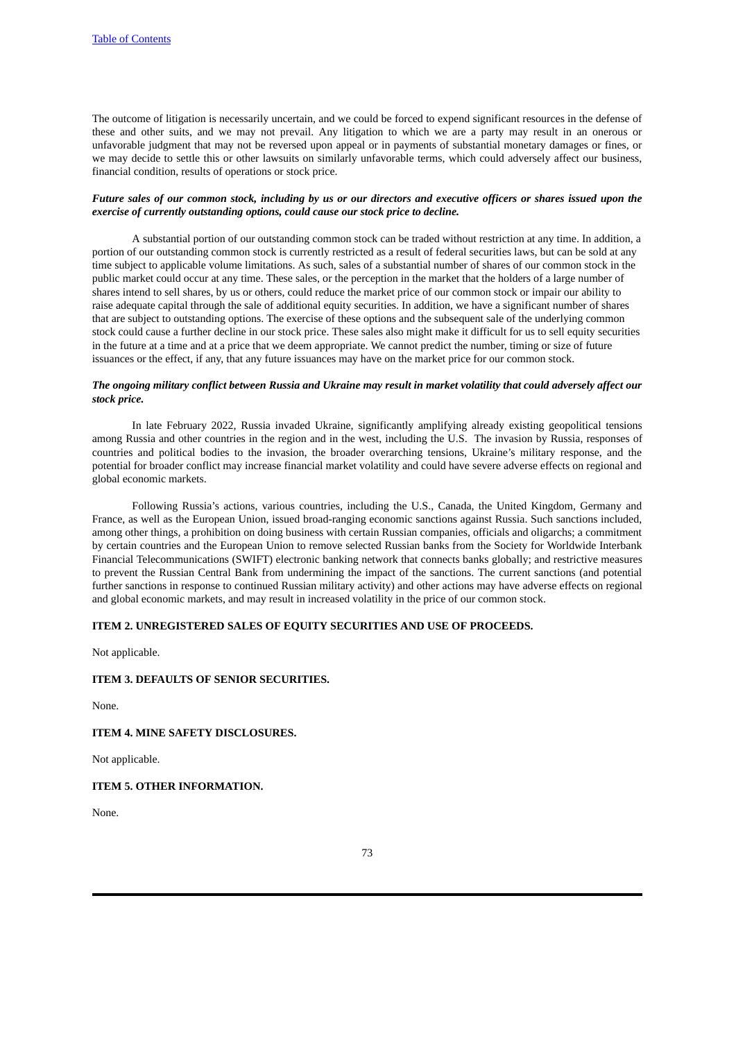The outcome of litigation is necessarily uncertain, and we could be forced to expend significant resources in the defense of these and other suits, and we may not prevail. Any litigation to which we are a party may result in an onerous or unfavorable judgment that may not be reversed upon appeal or in payments of substantial monetary damages or fines, or we may decide to settle this or other lawsuits on similarly unfavorable terms, which could adversely affect our business, financial condition, results of operations or stock price.

***Future sales of our common stock, including by us or our directors and executive officers or shares issued upon the exercise of currently outstanding options, could cause our stock price to decline.***

A substantial portion of our outstanding common stock can be traded without restriction at any time. In addition, a portion of our outstanding common stock is currently restricted as a result of federal securities laws, but can be sold at any time subject to applicable volume limitations. As such, sales of a substantial number of shares of our common stock in the public market could occur at any time. These sales, or the perception in the market that the holders of a large number of shares intend to sell shares, by us or others, could reduce the market price of our common stock or impair our ability to raise adequate capital through the sale of additional equity securities. In addition, we have a significant number of shares that are subject to outstanding options. The exercise of these options and the subsequent sale of the underlying common stock could cause a further decline in our stock price. These sales also might make it difficult for us to sell equity securities in the future at a time and at a price that we deem appropriate. We cannot predict the number, timing or size of future issuances or the effect, if any, that any future issuances may have on the market price for our common stock.

***The ongoing military conflict between Russia and Ukraine may result in market volatility that could adversely affect our stock price.***

In late February 2022, Russia invaded Ukraine, significantly amplifying already existing geopolitical tensions among Russia and other countries in the region and in the west, including the U.S. The invasion by Russia, responses of countries and political bodies to the invasion, the broader overarching tensions, Ukraine's military response, and the potential for broader conflict may increase financial market volatility and could have severe adverse effects on regional and global economic markets.

Following Russia's actions, various countries, including the U.S., Canada, the United Kingdom, Germany and France, as well as the European Union, issued broad-ranging economic sanctions against Russia. Such sanctions included, among other things, a prohibition on doing business with certain Russian companies, officials and oligarchs; a commitment by certain countries and the European Union to remove selected Russian banks from the Society for Worldwide Interbank Financial Telecommunications (SWIFT) electronic banking network that connects banks globally; and restrictive measures to prevent the Russian Central Bank from undermining the impact of the sanctions. The current sanctions (and potential further sanctions in response to continued Russian military activity) and other actions may have adverse effects on regional and global economic markets, and may result in increased volatility in the price of our common stock.

## ITEM 2. UNREGISTERED SALES OF EQUITY SECURITIES AND USE OF PROCEEDS.

Not applicable.

## ITEM 3. DEFAULTS OF SENIOR SECURITIES.

None.

## ITEM 4. MINE SAFETY DISCLOSURES.

Not applicable.

## ITEM 5. OTHER INFORMATION.

None.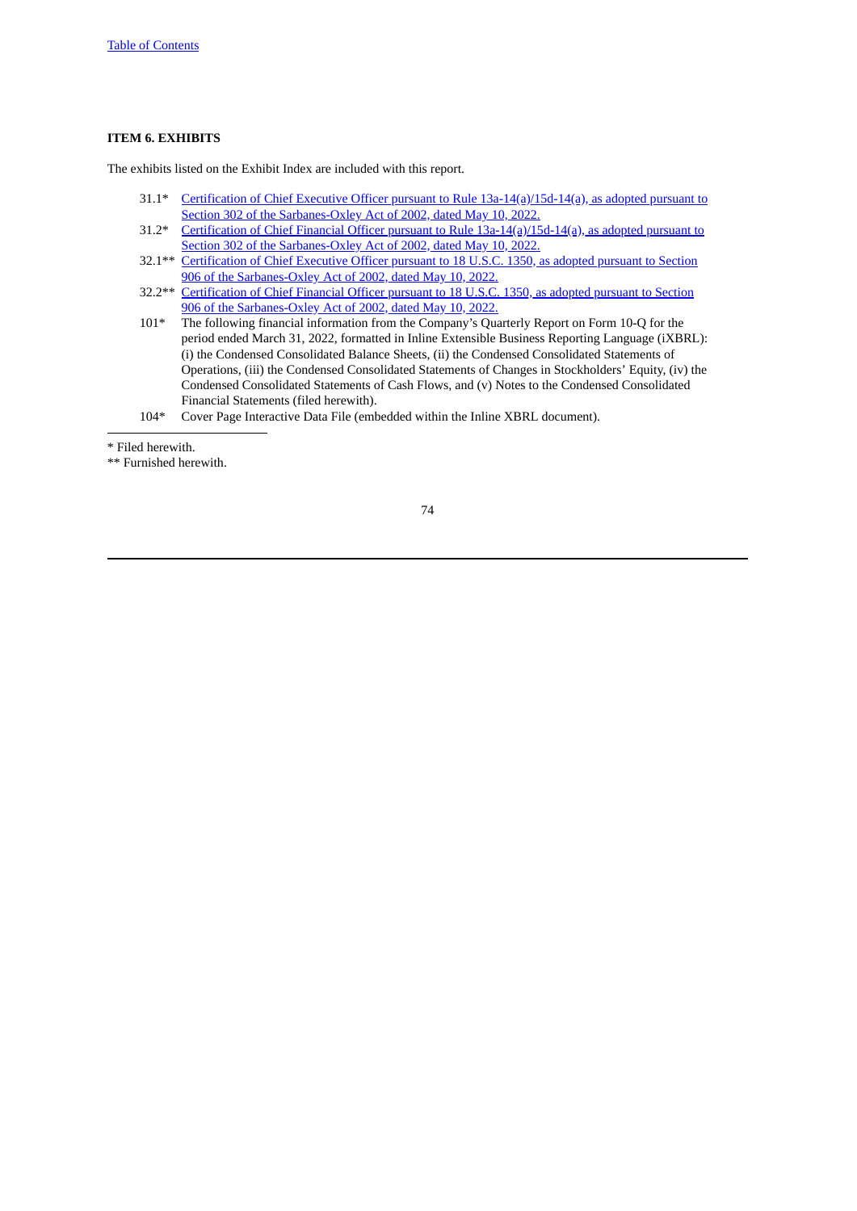### ITEM 6. EXHIBITS

The exhibits listed on the Exhibit Index are included with this report.

| | |
|---|---|
| 31.1* | Certification of Chief Executive Officer pursuant to Rule 13a-14(a)/15d-14(a), as adopted pursuant to Section 302 of the Sarbanes-Oxley Act of 2002, dated May 10, 2022. |
| 31.2* | Certification of Chief Financial Officer pursuant to Rule 13a-14(a)/15d-14(a), as adopted pursuant to Section 302 of the Sarbanes-Oxley Act of 2002, dated May 10, 2022. |
| 32.1** | Certification of Chief Executive Officer pursuant to 18 U.S.C. 1350, as adopted pursuant to Section 906 of the Sarbanes-Oxley Act of 2002, dated May 10, 2022. |
| 32.2** | Certification of Chief Financial Officer pursuant to 18 U.S.C. 1350, as adopted pursuant to Section 906 of the Sarbanes-Oxley Act of 2002, dated May 10, 2022. |
| 101* | The following financial information from the Company's Quarterly Report on Form 10-Q for the period ended March 31, 2022, formatted in Inline Extensible Business Reporting Language (iXBRL): (i) the Condensed Consolidated Balance Sheets, (ii) the Condensed Consolidated Statements of Operations, (iii) the Condensed Consolidated Statements of Changes in Stockholders' Equity, (iv) the Condensed Consolidated Statements of Cash Flows, and (v) Notes to the Condensed Consolidated Financial Statements (filed herewith). |
| 104* | Cover Page Interactive Data File (embedded within the Inline XBRL document). |

\* Filed herewith.

** Furnished herewith.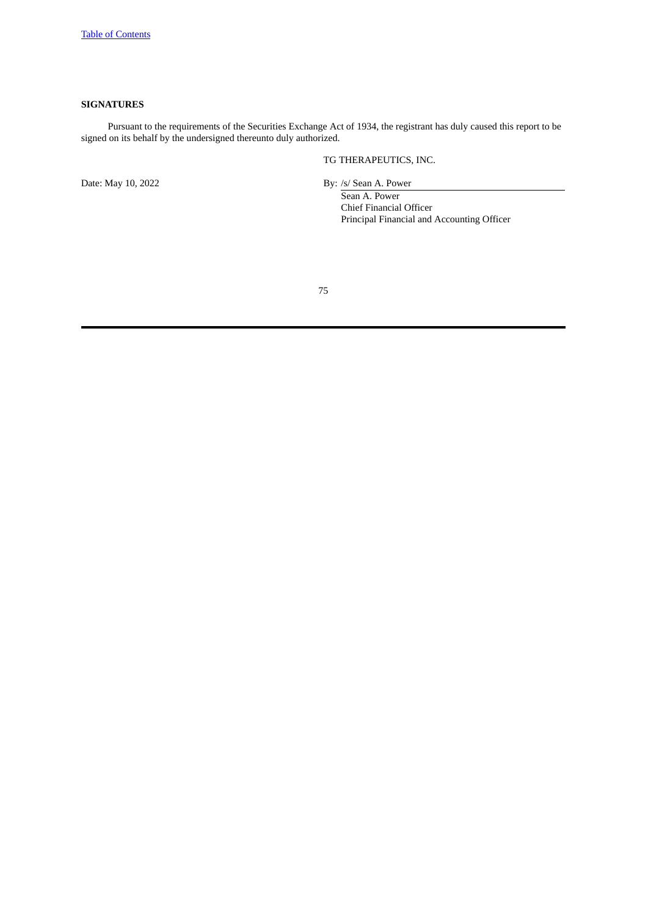**SIGNATURES**

Pursuant to the requirements of the Securities Exchange Act of 1934, the registrant has duly caused this report to be signed on its behalf by the undersigned thereunto duly authorized.

TG THERAPEUTICS, INC.

Date: May 10, 2022

By: /s/ Sean A. Power
Sean A. Power
Chief Financial Officer
Principal Financial and Accounting Officer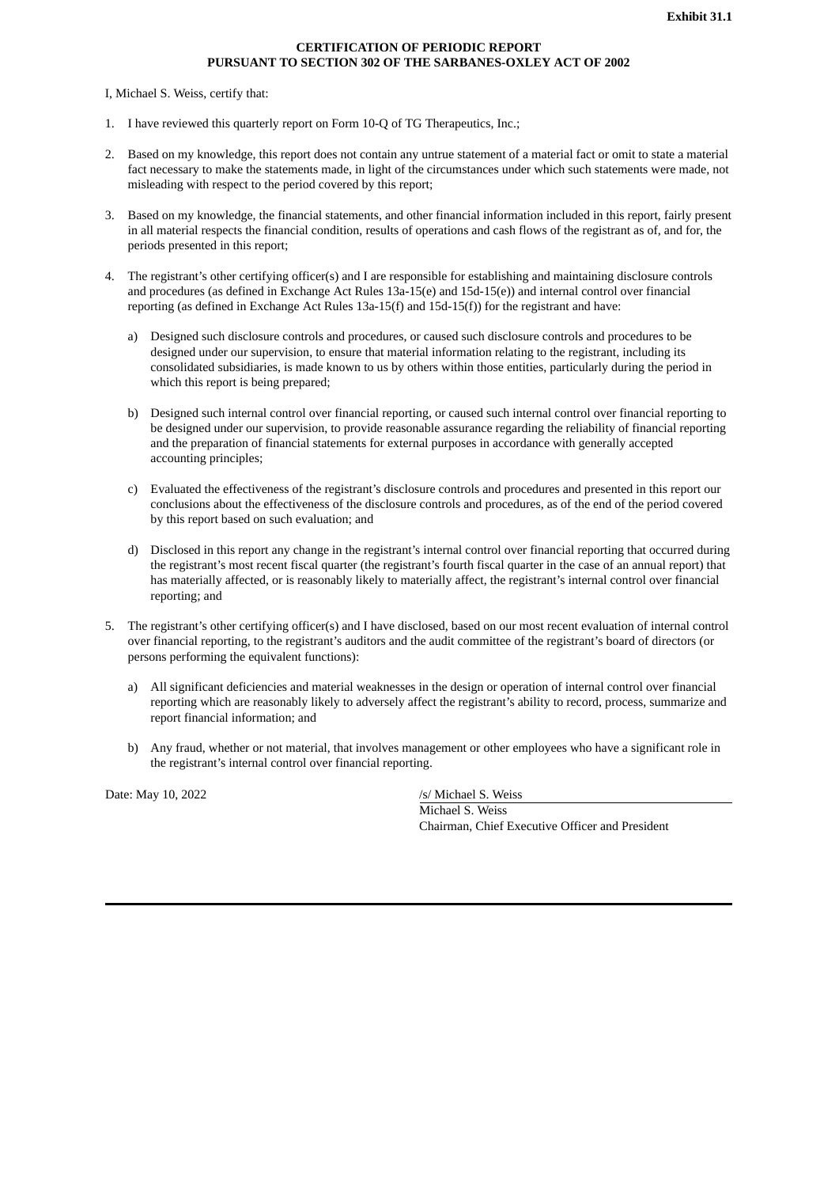**Exhibit 31.1**

**CERTIFICATION OF PERIODIC REPORT**
**PURSUANT TO SECTION 302 OF THE SARBANES-OXLEY ACT OF 2002**

I, Michael S. Weiss, certify that:

1. I have reviewed this quarterly report on Form 10-Q of TG Therapeutics, Inc.;

2. Based on my knowledge, this report does not contain any untrue statement of a material fact or omit to state a material fact necessary to make the statements made, in light of the circumstances under which such statements were made, not misleading with respect to the period covered by this report;

3. Based on my knowledge, the financial statements, and other financial information included in this report, fairly present in all material respects the financial condition, results of operations and cash flows of the registrant as of, and for, the periods presented in this report;

4. The registrant's other certifying officer(s) and I are responsible for establishing and maintaining disclosure controls and procedures (as defined in Exchange Act Rules 13a-15(e) and 15d-15(e)) and internal control over financial reporting (as defined in Exchange Act Rules 13a-15(f) and 15d-15(f)) for the registrant and have:

   a) Designed such disclosure controls and procedures, or caused such disclosure controls and procedures to be designed under our supervision, to ensure that material information relating to the registrant, including its consolidated subsidiaries, is made known to us by others within those entities, particularly during the period in which this report is being prepared;

   b) Designed such internal control over financial reporting, or caused such internal control over financial reporting to be designed under our supervision, to provide reasonable assurance regarding the reliability of financial reporting and the preparation of financial statements for external purposes in accordance with generally accepted accounting principles;

   c) Evaluated the effectiveness of the registrant's disclosure controls and procedures and presented in this report our conclusions about the effectiveness of the disclosure controls and procedures, as of the end of the period covered by this report based on such evaluation; and

   d) Disclosed in this report any change in the registrant's internal control over financial reporting that occurred during the registrant's most recent fiscal quarter (the registrant's fourth fiscal quarter in the case of an annual report) that has materially affected, or is reasonably likely to materially affect, the registrant's internal control over financial reporting; and

5. The registrant's other certifying officer(s) and I have disclosed, based on our most recent evaluation of internal control over financial reporting, to the registrant's auditors and the audit committee of the registrant's board of directors (or persons performing the equivalent functions):

   a) All significant deficiencies and material weaknesses in the design or operation of internal control over financial reporting which are reasonably likely to adversely affect the registrant's ability to record, process, summarize and report financial information; and

   b) Any fraud, whether or not material, that involves management or other employees who have a significant role in the registrant's internal control over financial reporting.

Date: May 10, 2022

/s/ Michael S. Weiss
Michael S. Weiss
Chairman, Chief Executive Officer and President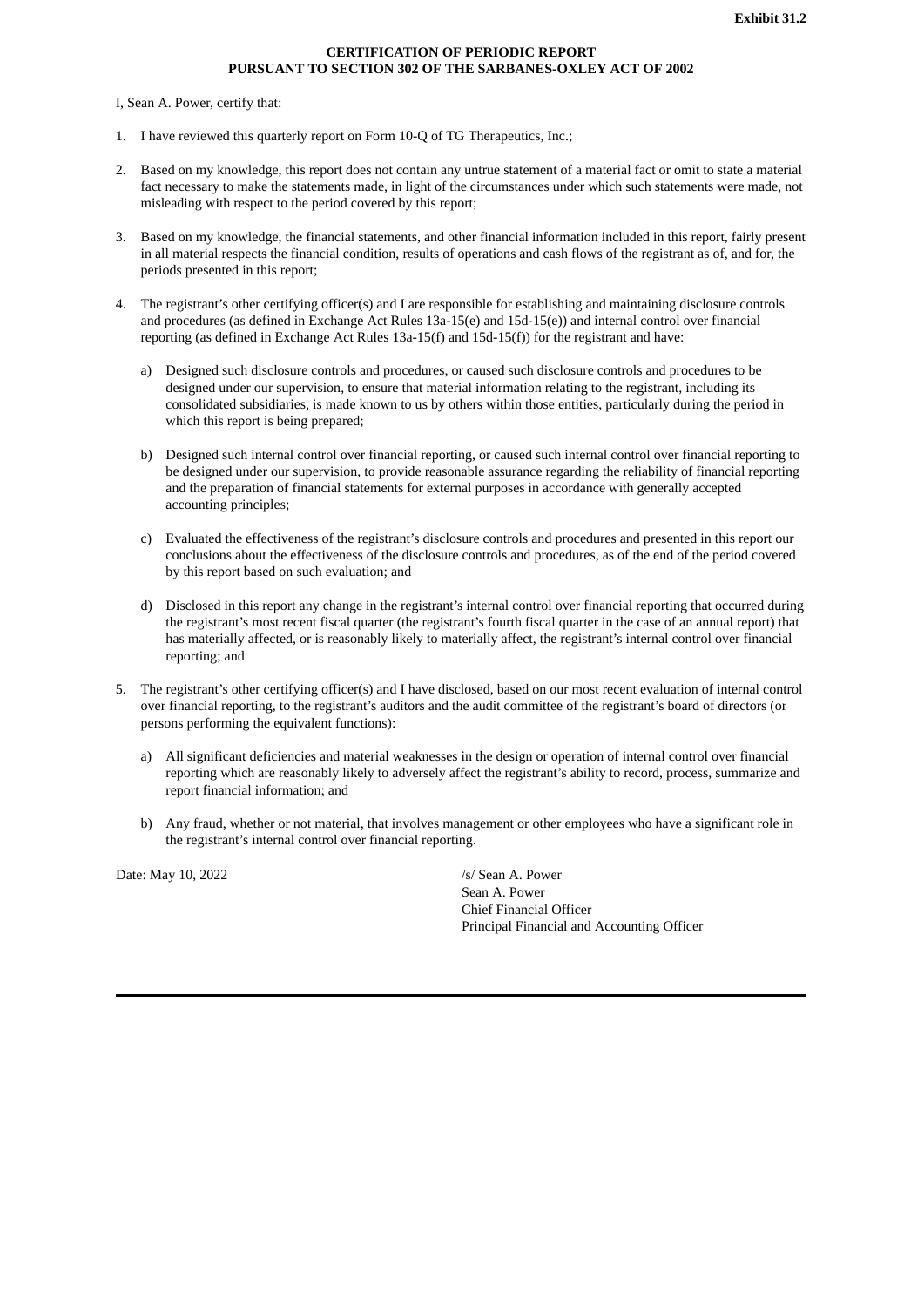**Exhibit 31.2**

**CERTIFICATION OF PERIODIC REPORT**
**PURSUANT TO SECTION 302 OF THE SARBANES-OXLEY ACT OF 2002**

I, Sean A. Power, certify that:

1. I have reviewed this quarterly report on Form 10-Q of TG Therapeutics, Inc.;

2. Based on my knowledge, this report does not contain any untrue statement of a material fact or omit to state a material fact necessary to make the statements made, in light of the circumstances under which such statements were made, not misleading with respect to the period covered by this report;

3. Based on my knowledge, the financial statements, and other financial information included in this report, fairly present in all material respects the financial condition, results of operations and cash flows of the registrant as of, and for, the periods presented in this report;

4. The registrant's other certifying officer(s) and I are responsible for establishing and maintaining disclosure controls and procedures (as defined in Exchange Act Rules 13a-15(e) and 15d-15(e)) and internal control over financial reporting (as defined in Exchange Act Rules 13a-15(f) and 15d-15(f)) for the registrant and have:

   a) Designed such disclosure controls and procedures, or caused such disclosure controls and procedures to be designed under our supervision, to ensure that material information relating to the registrant, including its consolidated subsidiaries, is made known to us by others within those entities, particularly during the period in which this report is being prepared;

   b) Designed such internal control over financial reporting, or caused such internal control over financial reporting to be designed under our supervision, to provide reasonable assurance regarding the reliability of financial reporting and the preparation of financial statements for external purposes in accordance with generally accepted accounting principles;

   c) Evaluated the effectiveness of the registrant's disclosure controls and procedures and presented in this report our conclusions about the effectiveness of the disclosure controls and procedures, as of the end of the period covered by this report based on such evaluation; and

   d) Disclosed in this report any change in the registrant's internal control over financial reporting that occurred during the registrant's most recent fiscal quarter (the registrant's fourth fiscal quarter in the case of an annual report) that has materially affected, or is reasonably likely to materially affect, the registrant's internal control over financial reporting; and

5. The registrant's other certifying officer(s) and I have disclosed, based on our most recent evaluation of internal control over financial reporting, to the registrant's auditors and the audit committee of the registrant's board of directors (or persons performing the equivalent functions):

   a) All significant deficiencies and material weaknesses in the design or operation of internal control over financial reporting which are reasonably likely to adversely affect the registrant's ability to record, process, summarize and report financial information; and

   b) Any fraud, whether or not material, that involves management or other employees who have a significant role in the registrant's internal control over financial reporting.

Date: May 10, 2022

/s/ Sean A. Power
Sean A. Power
Chief Financial Officer
Principal Financial and Accounting Officer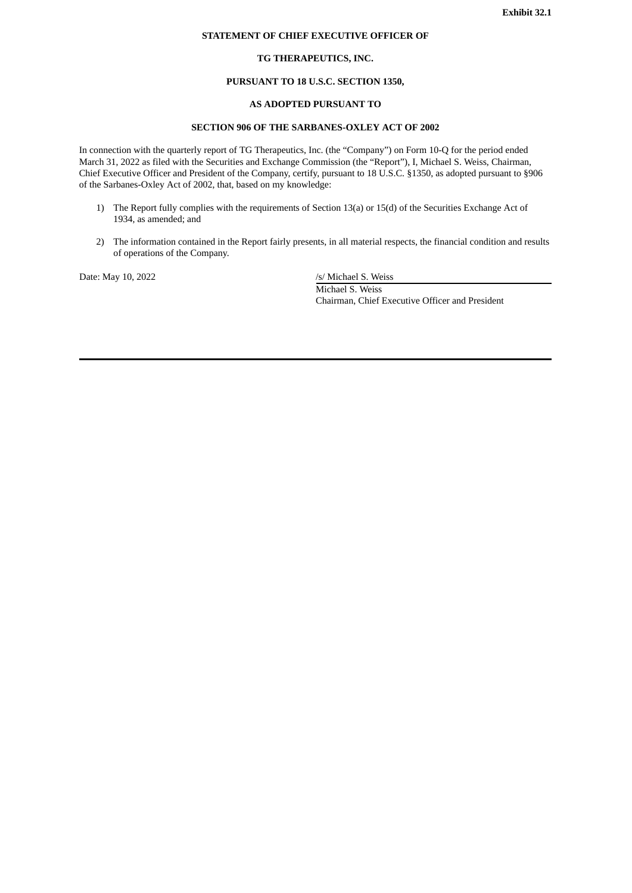**Exhibit 32.1**

**STATEMENT OF CHIEF EXECUTIVE OFFICER OF**

**TG THERAPEUTICS, INC.**

**PURSUANT TO 18 U.S.C. SECTION 1350,**

**AS ADOPTED PURSUANT TO**

**SECTION 906 OF THE SARBANES-OXLEY ACT OF 2002**

In connection with the quarterly report of TG Therapeutics, Inc. (the "Company") on Form 10-Q for the period ended March 31, 2022 as filed with the Securities and Exchange Commission (the "Report"), I, Michael S. Weiss, Chairman, Chief Executive Officer and President of the Company, certify, pursuant to 18 U.S.C. §1350, as adopted pursuant to §906 of the Sarbanes-Oxley Act of 2002, that, based on my knowledge:

1) The Report fully complies with the requirements of Section 13(a) or 15(d) of the Securities Exchange Act of 1934, as amended; and

2) The information contained in the Report fairly presents, in all material respects, the financial condition and results of operations of the Company.

Date: May 10, 2022

/s/ Michael S. Weiss

Michael S. Weiss

Chairman, Chief Executive Officer and President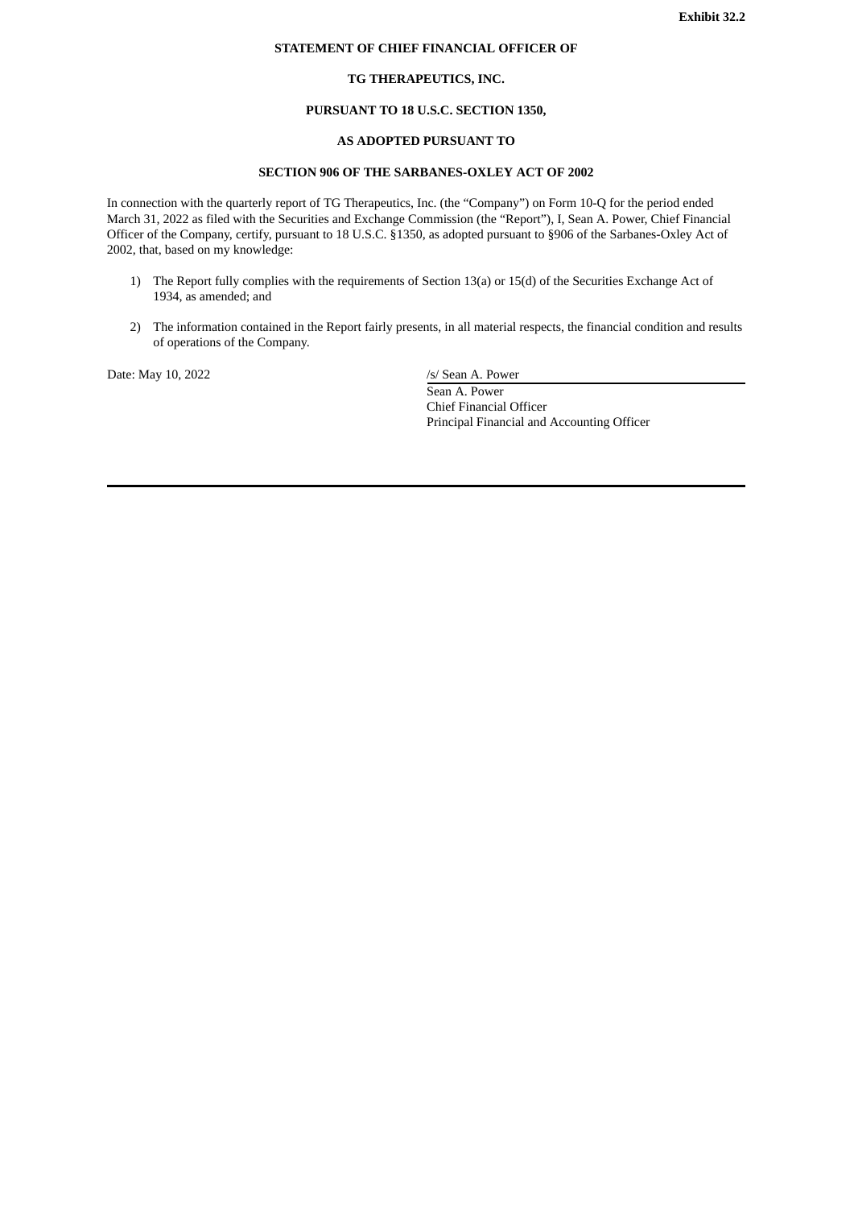**Exhibit 32.2**

**STATEMENT OF CHIEF FINANCIAL OFFICER OF**

**TG THERAPEUTICS, INC.**

**PURSUANT TO 18 U.S.C. SECTION 1350,**

**AS ADOPTED PURSUANT TO**

**SECTION 906 OF THE SARBANES-OXLEY ACT OF 2002**

In connection with the quarterly report of TG Therapeutics, Inc. (the "Company") on Form 10-Q for the period ended March 31, 2022 as filed with the Securities and Exchange Commission (the "Report"), I, Sean A. Power, Chief Financial Officer of the Company, certify, pursuant to 18 U.S.C. §1350, as adopted pursuant to §906 of the Sarbanes-Oxley Act of 2002, that, based on my knowledge:

1) The Report fully complies with the requirements of Section 13(a) or 15(d) of the Securities Exchange Act of 1934, as amended; and

2) The information contained in the Report fairly presents, in all material respects, the financial condition and results of operations of the Company.

Date: May 10, 2022

/s/ Sean A. Power

Sean A. Power
Chief Financial Officer
Principal Financial and Accounting Officer